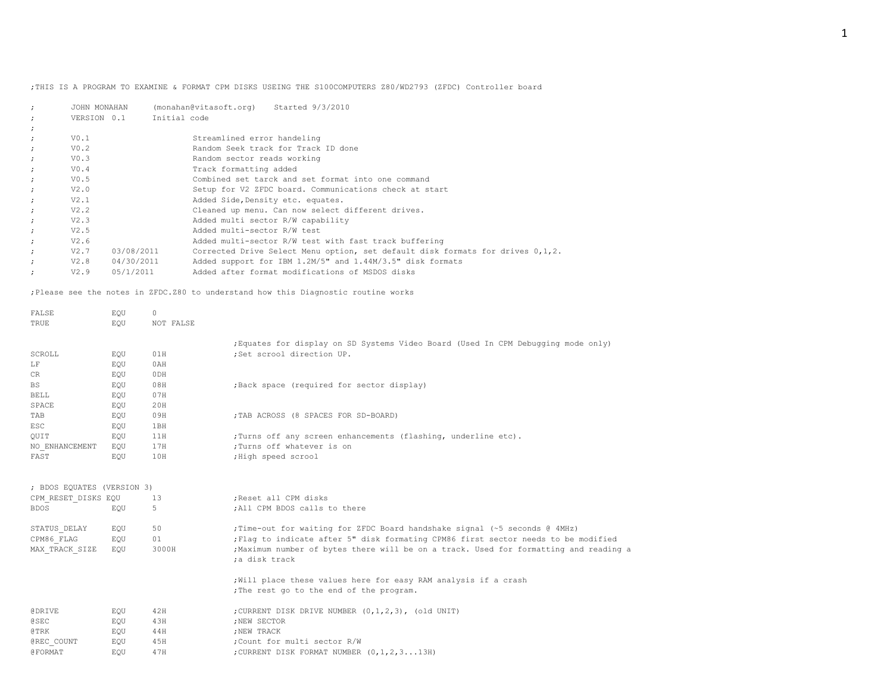```
;THIS IS A PROGRAM TO EXAMINE & FORMAT CPM DISKS USEING THE S100COMPUTERS Z80/WD2793 (ZFDC) Controller board

;       JOHN MONAHAN     (monahan@vitasoft.org)    Started 9/3/2010
;       VERSION 0.1      Initial code
;
;       V0.1                     Streamlined error handeling
;       V0.2                     Random Seek track for Track ID done
;       V0.3                     Random sector reads working
;       V0.4                     Track formatting added
;       V0.5                     Combined set tarck and set format into one command
;       V2.0                     Setup for V2 ZFDC board. Communications check at start
;       V2.1                     Added Side,Density etc. equates.
;       V2.2                     Cleaned up menu. Can now select different drives.
;       V2.3                     Added multi sector R/W capability
;       V2.5                     Added multi-sector R/W test
;       V2.6                     Added multi-sector R/W test with fast track buffering
;       V2.7    03/08/2011       Corrected Drive Select Menu option, set default disk formats for drives 0,1,2.
;       V2.8    04/30/2011       Added support for IBM 1.2M/5" and 1.44M/3.5" disk formats
;       V2.9    05/1/2011        Added after format modifications of MSDOS disks

;Please see the notes in ZFDC.Z80 to understand how this Diagnostic routine works

FALSE           EQU     0
TRUE            EQU     NOT FALSE

                                        ;Equates for display on SD Systems Video Board (Used In CPM Debugging mode only)
SCROLL          EQU     01H             ;Set scrool direction UP.
LF              EQU     0AH
CR              EQU     0DH
BS              EQU     08H             ;Back space (required for sector display)
BELL            EQU     07H
SPACE           EQU     20H
TAB             EQU     09H             ;TAB ACROSS (8 SPACES FOR SD-BOARD)
ESC             EQU     1BH
QUIT            EQU     11H             ;Turns off any screen enhancements (flashing, underline etc).
NO_ENHANCEMENT  EQU     17H             ;Turns off whatever is on
FAST            EQU     10H             ;High speed scrool


; BDOS EQUATES (VERSION 3)
CPM_RESET_DISKS EQU     13              ;Reset all CPM disks
BDOS            EQU     5               ;All CPM BDOS calls to there

STATUS_DELAY    EQU     50              ;Time-out for waiting for ZFDC Board handshake signal (~5 seconds @ 4MHz)
CPM86_FLAG      EQU     01              ;Flag to indicate after 5" disk formating CPM86 first sector needs to be modified
MAX_TRACK_SIZE  EQU     3000H           ;Maximum number of bytes there will be on a track. Used for formatting and reading a
                                        ;a disk track

                                        ;Will place these values here for easy RAM analysis if a crash
                                        ;The rest go to the end of the program.

@DRIVE          EQU     42H             ;CURRENT DISK DRIVE NUMBER (0,1,2,3), (old UNIT)
@SEC            EQU     43H             ;NEW SECTOR
@TRK            EQU     44H             ;NEW TRACK
@REC_COUNT      EQU     45H             ;Count for multi sector R/W
@FORMAT         EQU     47H             ;CURRENT DISK FORMAT NUMBER (0,1,2,3...13H)
```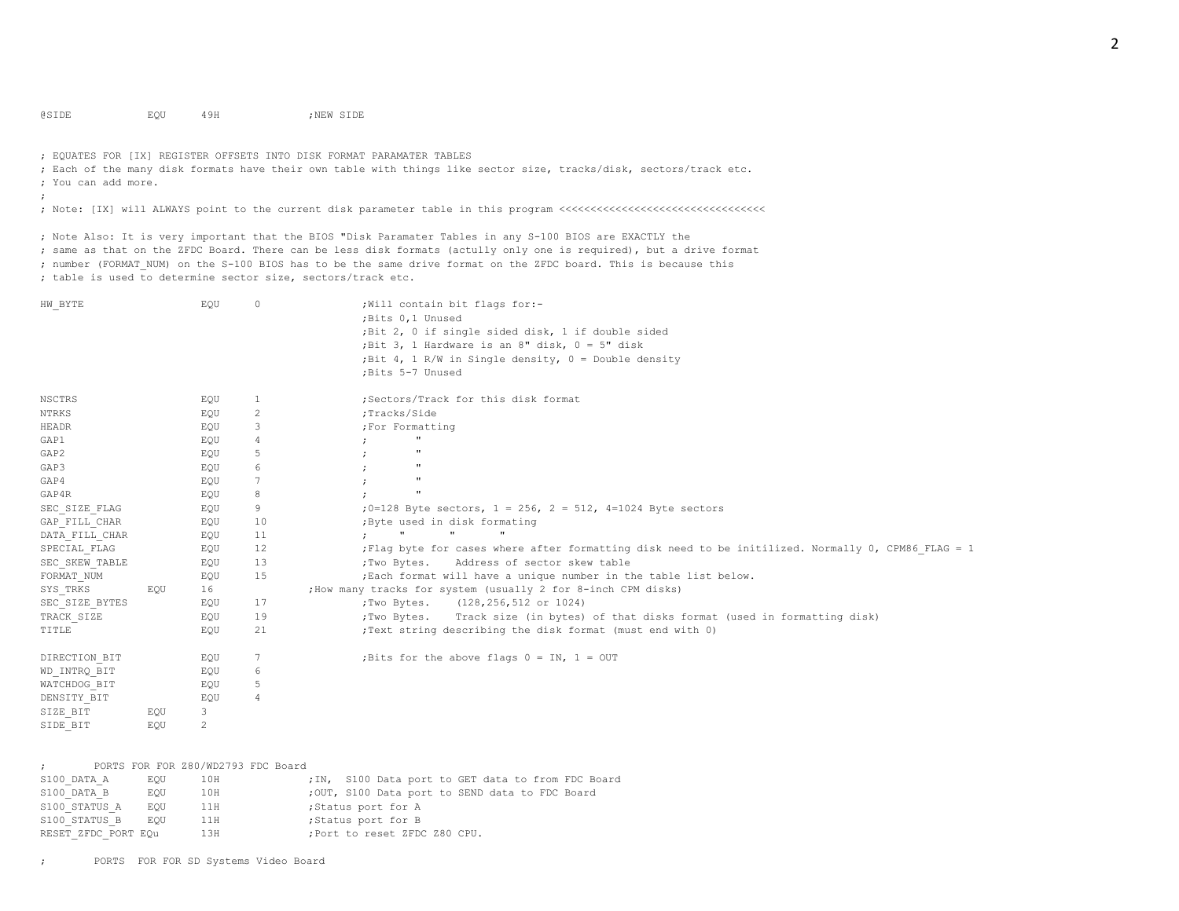```
@SIDE           EQU     49H             ;NEW SIDE


; EQUATES FOR [IX] REGISTER OFFSETS INTO DISK FORMAT PARAMATER TABLES
; Each of the many disk formats have their own table with things like sector size, tracks/disk, sectors/track etc.
; You can add more.
;
; Note: [IX] will ALWAYS point to the current disk parameter table in this program <<<<<<<<<<<<<<<<<<<<<<<<<<<<<<<<<

; Note Also: It is very important that the BIOS "Disk Paramater Tables in any S-100 BIOS are EXACTLY the
; same as that on the ZFDC Board. There can be less disk formats (actully only one is required), but a drive format
; number (FORMAT_NUM) on the S-100 BIOS has to be the same drive format on the ZFDC board. This is because this
; table is used to determine sector size, sectors/track etc.

HW_BYTE                 EQU     0               ;Will contain bit flags for:-
                                                ;Bits 0,1 Unused
                                                ;Bit 2, 0 if single sided disk, 1 if double sided
                                                ;Bit 3, 1 Hardware is an 8" disk, 0 = 5" disk
                                                ;Bit 4, 1 R/W in Single density, 0 = Double density
                                                ;Bits 5-7 Unused

NSCTRS                  EQU     1               ;Sectors/Track for this disk format
NTRKS                   EQU     2               ;Tracks/Side
HEADR                   EQU     3               ;For Formatting
GAP1                    EQU     4               ;       "
GAP2                    EQU     5               ;       "
GAP3                    EQU     6               ;       "
GAP4                    EQU     7               ;       "
GAP4R                   EQU     8               ;       "
SEC_SIZE_FLAG           EQU     9               ;0=128 Byte sectors, 1 = 256, 2 = 512, 4=1024 Byte sectors
GAP_FILL_CHAR           EQU     10              ;Byte used in disk formating
DATA_FILL_CHAR          EQU     11              ;    "       "       "
SPECIAL_FLAG            EQU     12              ;Flag byte for cases where after formatting disk need to be initilized. Normally 0, CPM86_FLAG = 1
SEC_SKEW_TABLE          EQU     13              ;Two Bytes.   Address of sector skew table
FORMAT_NUM              EQU     15              ;Each format will have a unique number in the table list below.
SYS_TRKS        EQU     16              ;How many tracks for system (usually 2 for 8-inch CPM disks)
SEC_SIZE_BYTES          EQU     17              ;Two Bytes.   (128,256,512 or 1024)
TRACK_SIZE              EQU     19              ;Two Bytes.   Track size (in bytes) of that disks format (used in formatting disk)
TITLE                   EQU     21              ;Text string describing the disk format (must end with 0)

DIRECTION_BIT           EQU     7               ;Bits for the above flags 0 = IN, 1 = OUT
WD_INTRQ_BIT            EQU     6
WATCHDOG_BIT            EQU     5
DENSITY_BIT             EQU     4
SIZE_BIT        EQU     3
SIDE_BIT        EQU     2


;       PORTS FOR FOR Z80/WD2793 FDC Board
S100_DATA_A     EQU     10H             ;IN,  S100 Data port to GET data to from FDC Board
S100_DATA_B     EQU     10H             ;OUT, S100 Data port to SEND data to FDC Board
S100_STATUS_A   EQU     11H             ;Status port for A
S100_STATUS_B   EQU     11H             ;Status port for B
RESET_ZFDC_PORT EQu     13H             ;Port to reset ZFDC Z80 CPU.

;       PORTS  FOR FOR SD Systems Video Board
```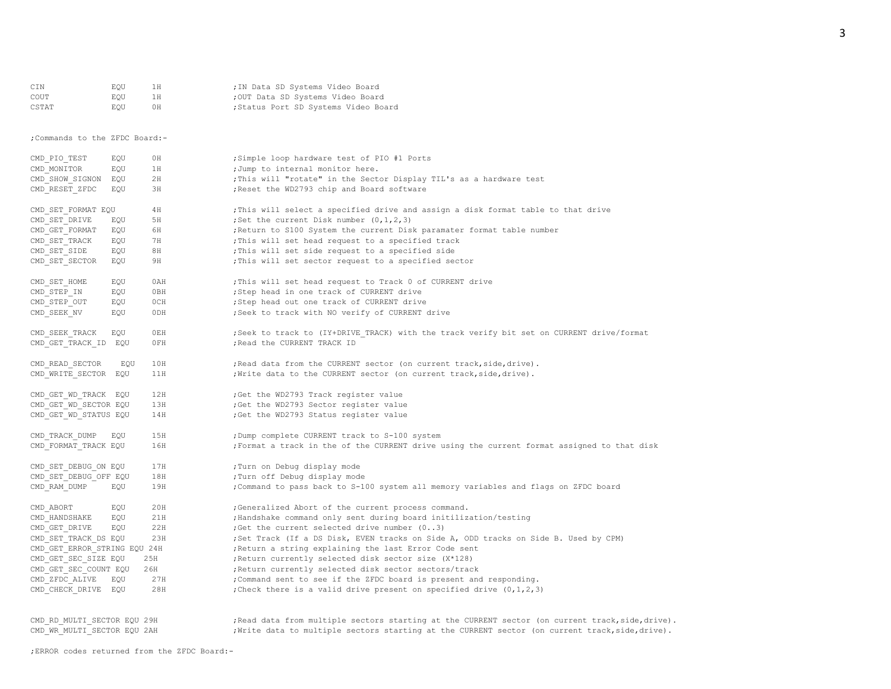```
CIN             EQU     1H              ;IN Data SD Systems Video Board
COUT            EQU     1H              ;OUT Data SD Systems Video Board
CSTAT           EQU     0H              ;Status Port SD Systems Video Board


;Commands to the ZFDC Board:-

CMD_PIO_TEST     EQU     0H             ;Simple loop hardware test of PIO #1 Ports
CMD_MONITOR      EQU     1H             ;Jump to internal monitor here.
CMD_SHOW_SIGNON  EQU     2H             ;This will "rotate" in the Sector Display TIL's as a hardware test
CMD_RESET_ZFDC   EQU     3H             ;Reset the WD2793 chip and Board software

CMD_SET_FORMAT EQU       4H             ;This will select a specified drive and assign a disk format table to that drive
CMD_SET_DRIVE    EQU     5H             ;Set the current Disk number (0,1,2,3)
CMD_GET_FORMAT   EQU     6H             ;Return to S100 System the current Disk paramater format table number
CMD_SET_TRACK    EQU     7H             ;This will set head request to a specified track
CMD_SET_SIDE     EQU     8H             ;This will set side request to a specified side
CMD_SET_SECTOR   EQU     9H             ;This will set sector request to a specified sector

CMD_SET_HOME     EQU     0AH            ;This will set head request to Track 0 of CURRENT drive
CMD_STEP_IN      EQU     0BH            ;Step head in one track of CURRENT drive
CMD_STEP_OUT     EQU     0CH            ;Step head out one track of CURRENT drive
CMD_SEEK_NV      EQU     0DH            ;Seek to track with NO verify of CURRENT drive

CMD_SEEK_TRACK   EQU     0EH            ;Seek to track to (IY+DRIVE_TRACK) with the track verify bit set on CURRENT drive/format
CMD_GET_TRACK_ID  EQU    0FH            ;Read the CURRENT TRACK ID

CMD_READ_SECTOR    EQU   10H            ;Read data from the CURRENT sector (on current track,side,drive).
CMD_WRITE_SECTOR  EQU    11H            ;Write data to the CURRENT sector (on current track,side,drive).

CMD_GET_WD_TRACK  EQU    12H            ;Get the WD2793 Track register value
CMD_GET_WD_SECTOR EQU    13H            ;Get the WD2793 Sector register value
CMD_GET_WD_STATUS EQU    14H            ;Get the WD2793 Status register value

CMD_TRACK_DUMP   EQU     15H            ;Dump complete CURRENT track to S-100 system
CMD_FORMAT_TRACK EQU     16H            ;Format a track in the of the CURRENT drive using the current format assigned to that disk

CMD_SET_DEBUG_ON EQU     17H            ;Turn on Debug display mode
CMD_SET_DEBUG_OFF EQU    18H            ;Turn off Debug display mode
CMD_RAM_DUMP     EQU     19H            ;Command to pass back to S-100 system all memory variables and flags on ZFDC board

CMD_ABORT        EQU     20H            ;Generalized Abort of the current process command.
CMD_HANDSHAKE    EQU     21H            ;Handshake command only sent during board initilization/testing
CMD_GET_DRIVE    EQU     22H            ;Get the current selected drive number (0..3)
CMD_SET_TRACK_DS EQU     23H            ;Set Track (If a DS Disk, EVEN tracks on Side A, ODD tracks on Side B. Used by CPM)
CMD_GET_ERROR_STRING EQU 24H            ;Return a string explaining the last Error Code sent
CMD_GET_SEC_SIZE EQU    25H             ;Return currently selected disk sector size (X*128)
CMD_GET_SEC_COUNT EQU   26H             ;Return currently selected disk sector sectors/track
CMD_ZFDC_ALIVE   EQU     27H            ;Command sent to see if the ZFDC board is present and responding.
CMD_CHECK_DRIVE  EQU     28H            ;Check there is a valid drive present on specified drive (0,1,2,3)


CMD_RD_MULTI_SECTOR EQU 29H             ;Read data from multiple sectors starting at the CURRENT sector (on current track,side,drive).
CMD_WR_MULTI_SECTOR EQU 2AH             ;Write data to multiple sectors starting at the CURRENT sector (on current track,side,drive).

;ERROR codes returned from the ZFDC Board:-
```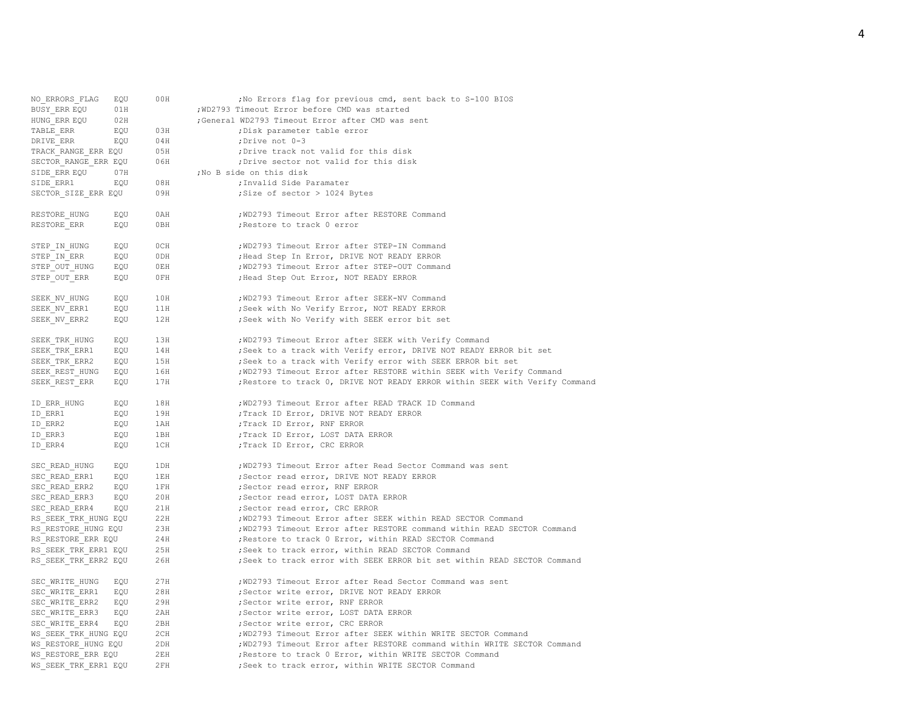```
NO_ERRORS_FLAG   EQU     00H             ;No Errors flag for previous cmd, sent back to S-100 BIOS
BUSY_ERR EQU     01H             ;WD2793 Timeout Error before CMD was started
HUNG_ERR EQU     02H             ;General WD2793 Timeout Error after CMD was sent
TABLE_ERR        EQU     03H             ;Disk parameter table error
DRIVE_ERR        EQU     04H             ;Drive not 0-3
TRACK_RANGE_ERR EQU      05H             ;Drive track not valid for this disk
SECTOR_RANGE_ERR EQU     06H             ;Drive sector not valid for this disk
SIDE_ERR EQU     07H             ;No B side on this disk
SIDE_ERR1        EQU     08H             ;Invalid Side Paramater
SECTOR_SIZE_ERR EQU      09H             ;Size of sector > 1024 Bytes

RESTORE_HUNG     EQU     0AH             ;WD2793 Timeout Error after RESTORE Command
RESTORE_ERR      EQU     0BH             ;Restore to track 0 error

STEP_IN_HUNG     EQU     0CH             ;WD2793 Timeout Error after STEP-IN Command
STEP_IN_ERR      EQU     0DH             ;Head Step In Error, DRIVE NOT READY ERROR
STEP_OUT_HUNG    EQU     0EH             ;WD2793 Timeout Error after STEP-OUT Command
STEP_OUT_ERR     EQU     0FH             ;Head Step Out Error, NOT READY ERROR

SEEK_NV_HUNG     EQU     10H             ;WD2793 Timeout Error after SEEK-NV Command
SEEK_NV_ERR1     EQU     11H             ;Seek with No Verify Error, NOT READY ERROR
SEEK_NV_ERR2     EQU     12H             ;Seek with No Verify with SEEK error bit set

SEEK_TRK_HUNG    EQU     13H             ;WD2793 Timeout Error after SEEK with Verify Command
SEEK_TRK_ERR1    EQU     14H             ;Seek to a track with Verify error, DRIVE NOT READY ERROR bit set
SEEK_TRK_ERR2    EQU     15H             ;Seek to a track with Verify error with SEEK ERROR bit set
SEEK_REST_HUNG   EQU     16H             ;WD2793 Timeout Error after RESTORE within SEEK with Verify Command
SEEK_REST_ERR    EQU     17H             ;Restore to track 0, DRIVE NOT READY ERROR within SEEK with Verify Command

ID_ERR_HUNG      EQU     18H             ;WD2793 Timeout Error after READ TRACK ID Command
ID_ERR1          EQU     19H             ;Track ID Error, DRIVE NOT READY ERROR
ID_ERR2          EQU     1AH             ;Track ID Error, RNF ERROR
ID_ERR3          EQU     1BH             ;Track ID Error, LOST DATA ERROR
ID_ERR4          EQU     1CH             ;Track ID Error, CRC ERROR

SEC_READ_HUNG    EQU     1DH             ;WD2793 Timeout Error after Read Sector Command was sent
SEC_READ_ERR1    EQU     1EH             ;Sector read error, DRIVE NOT READY ERROR
SEC_READ_ERR2    EQU     1FH             ;Sector read error, RNF ERROR
SEC_READ_ERR3    EQU     20H             ;Sector read error, LOST DATA ERROR
SEC_READ_ERR4    EQU     21H             ;Sector read error, CRC ERROR
RS_SEEK_TRK_HUNG EQU     22H             ;WD2793 Timeout Error after SEEK within READ SECTOR Command
RS_RESTORE_HUNG EQU      23H             ;WD2793 Timeout Error after RESTORE command within READ SECTOR Command
RS_RESTORE_ERR EQU       24H             ;Restore to track 0 Error, within READ SECTOR Command
RS_SEEK_TRK_ERR1 EQU     25H             ;Seek to track error, within READ SECTOR Command
RS_SEEK_TRK_ERR2 EQU     26H             ;Seek to track error with SEEK ERROR bit set within READ SECTOR Command

SEC_WRITE_HUNG   EQU     27H             ;WD2793 Timeout Error after Read Sector Command was sent
SEC_WRITE_ERR1   EQU     28H             ;Sector write error, DRIVE NOT READY ERROR
SEC_WRITE_ERR2   EQU     29H             ;Sector write error, RNF ERROR
SEC_WRITE_ERR3   EQU     2AH             ;Sector write error, LOST DATA ERROR
SEC_WRITE_ERR4   EQU     2BH             ;Sector write error, CRC ERROR
WS_SEEK_TRK_HUNG EQU     2CH             ;WD2793 Timeout Error after SEEK within WRITE SECTOR Command
WS_RESTORE_HUNG EQU      2DH             ;WD2793 Timeout Error after RESTORE command within WRITE SECTOR Command
WS_RESTORE_ERR EQU       2EH             ;Restore to track 0 Error, within WRITE SECTOR Command
WS_SEEK_TRK_ERR1 EQU     2FH             ;Seek to track error, within WRITE SECTOR Command
```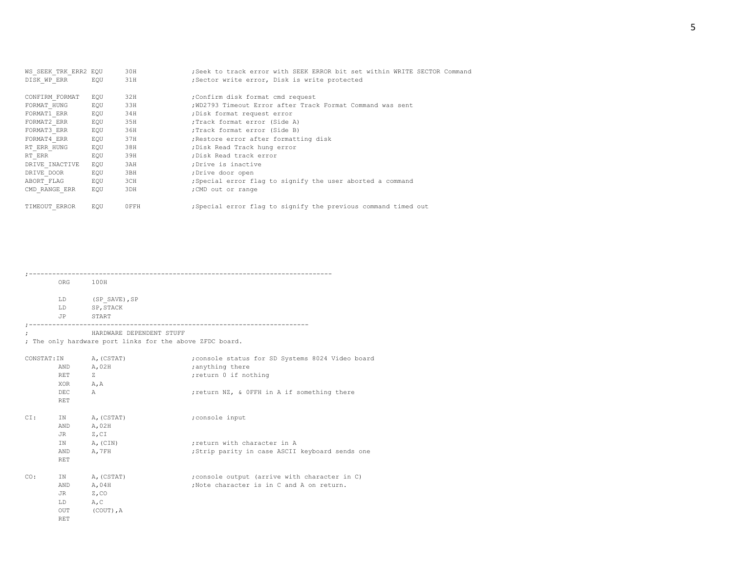```
WS_SEEK_TRK_ERR2 EQU      30H              ;Seek to track error with SEEK ERROR bit set within WRITE SECTOR Command
DISK_WP_ERR      EQU      31H              ;Sector write error, Disk is write protected

CONFIRM_FORMAT   EQU      32H              ;Confirm disk format cmd request
FORMAT_HUNG      EQU      33H              ;WD2793 Timeout Error after Track Format Command was sent
FORMAT1_ERR      EQU      34H              ;Disk format request error
FORMAT2_ERR      EQU      35H              ;Track format error (Side A)
FORMAT3_ERR      EQU      36H              ;Track format error (Side B)
FORMAT4_ERR      EQU      37H              ;Restore error after formatting disk
RT_ERR_HUNG      EQU      38H              ;Disk Read Track hung error
RT_ERR           EQU      39H              ;Disk Read track error
DRIVE_INACTIVE   EQU      3AH              ;Drive is inactive
DRIVE_DOOR       EQU      3BH              ;Drive door open
ABORT_FLAG       EQU      3CH              ;Special error flag to signify the user aborted a command
CMD_RANGE_ERR    EQU      3DH              ;CMD out or range

TIMEOUT_ERROR    EQU      0FFH             ;Special error flag to signify the previous command timed out




;-------------------------------------------------------------------------------
        ORG     100H

        LD      (SP_SAVE),SP
        LD      SP,STACK
        JP      START
;------------------------------------------------------------------------
;               HARDWARE DEPENDENT STUFF
; The only hardware port links for the above ZFDC board.

CONSTAT:IN      A,(CSTAT)               ;console status for SD Systems 8024 Video board
        AND     A,02H                   ;anything there
        RET     Z                       ;return 0 if nothing
        XOR     A,A
        DEC     A                       ;return NZ, & 0FFH in A if something there
        RET

CI:     IN      A,(CSTAT)               ;console input
        AND     A,02H
        JR      Z,CI
        IN      A,(CIN)                 ;return with character in A
        AND     A,7FH                   ;Strip parity in case ASCII keyboard sends one
        RET

CO:     IN      A,(CSTAT)               ;console output (arrive with character in C)
        AND     A,04H                   ;Note character is in C and A on return.
        JR      Z,CO
        LD      A,C
        OUT     (COUT),A
        RET
```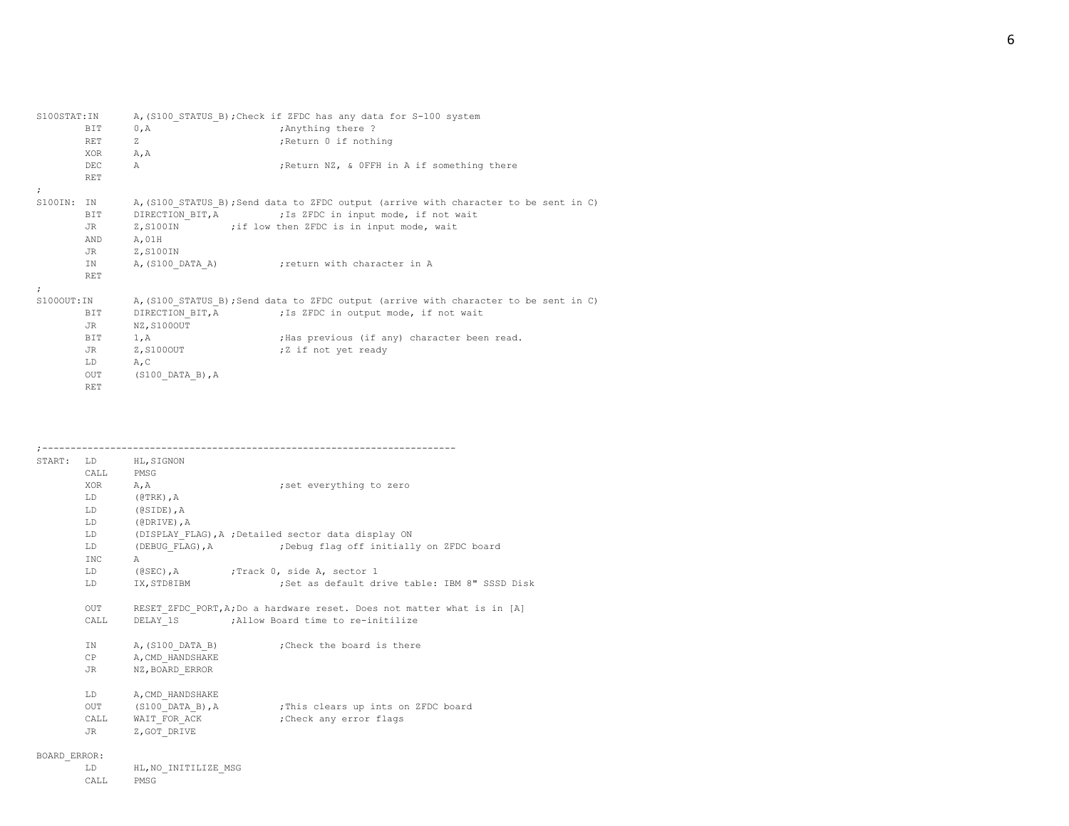```
S100STAT:IN      A,(S100_STATUS_B);Check if ZFDC has any data for S-100 system
        BIT      0,A                     ;Anything there ?
        RET      Z                       ;Return 0 if nothing
        XOR      A,A
        DEC      A                       ;Return NZ, & 0FFH in A if something there
        RET
;
S100IN: IN       A,(S100_STATUS_B);Send data to ZFDC output (arrive with character to be sent in C)
        BIT      DIRECTION_BIT,A         ;Is ZFDC in input mode, if not wait
        JR       Z,S100IN        ;if low then ZFDC is in input mode, wait
        AND      A,01H
        JR       Z,S100IN
        IN       A,(S100_DATA_A)         ;return with character in A
        RET
;
S100OUT:IN       A,(S100_STATUS_B);Send data to ZFDC output (arrive with character to be sent in C)
        BIT      DIRECTION_BIT,A         ;Is ZFDC in output mode, if not wait
        JR       NZ,S100OUT
        BIT      1,A                     ;Has previous (if any) character been read.
        JR       Z,S100OUT               ;Z if not yet ready
        LD       A,C
        OUT      (S100_DATA_B),A
        RET



;--------------------------------------------------------------------------
START:  LD       HL,SIGNON
        CALL     PMSG
        XOR      A,A                     ;set everything to zero
        LD       (@TRK),A
        LD       (@SIDE),A
        LD       (@DRIVE),A
        LD       (DISPLAY_FLAG),A ;Detailed sector data display ON
        LD       (DEBUG_FLAG),A          ;Debug flag off initially on ZFDC board
        INC      A
        LD       (@SEC),A        ;Track 0, side A, sector 1
        LD       IX,STD8IBM              ;Set as default drive table: IBM 8" SSSD Disk

        OUT      RESET_ZFDC_PORT,A;Do a hardware reset. Does not matter what is in [A]
        CALL     DELAY_1S        ;Allow Board time to re-initilize

        IN       A,(S100_DATA_B)         ;Check the board is there
        CP       A,CMD_HANDSHAKE
        JR       NZ,BOARD_ERROR

        LD       A,CMD_HANDSHAKE
        OUT      (S100_DATA_B),A         ;This clears up ints on ZFDC board
        CALL     WAIT_FOR_ACK            ;Check any error flags
        JR       Z,GOT_DRIVE

BOARD_ERROR:
        LD       HL,NO_INITILIZE_MSG
        CALL     PMSG
```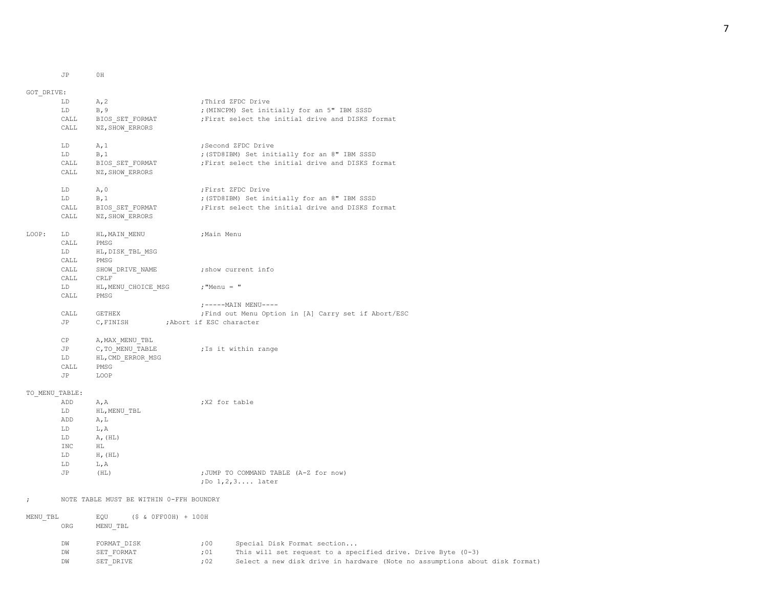```
        JP      0H

GOT_DRIVE:
        LD      A,2                     ;Third ZFDC Drive
        LD      B,9                     ;(MINCPM) Set initially for an 5" IBM SSSD
        CALL    BIOS_SET_FORMAT         ;First select the initial drive and DISKS format
        CALL    NZ,SHOW_ERRORS

        LD      A,1                     ;Second ZFDC Drive
        LD      B,1                     ;(STD8IBM) Set initially for an 8" IBM SSSD
        CALL    BIOS_SET_FORMAT         ;First select the initial drive and DISKS format
        CALL    NZ,SHOW_ERRORS

        LD      A,0                     ;First ZFDC Drive
        LD      B,1                     ;(STD8IBM) Set initially for an 8" IBM SSSD
        CALL    BIOS_SET_FORMAT         ;First select the initial drive and DISKS format
        CALL    NZ,SHOW_ERRORS

LOOP:   LD      HL,MAIN_MENU            ;Main Menu
        CALL    PMSG
        LD      HL,DISK_TBL_MSG
        CALL    PMSG
        CALL    SHOW_DRIVE_NAME         ;show current info
        CALL    CRLF
        LD      HL,MENU_CHOICE_MSG      ;"Menu = "
        CALL    PMSG
                                        ;-----MAIN MENU----
        CALL    GETHEX                  ;Find out Menu Option in [A] Carry set if Abort/ESC
        JP      C,FINISH        ;Abort if ESC character

        CP      A,MAX_MENU_TBL
        JP      C,TO_MENU_TABLE         ;Is it within range
        LD      HL,CMD_ERROR_MSG
        CALL    PMSG
        JP      LOOP

TO_MENU_TABLE:
        ADD     A,A                     ;X2 for table
        LD      HL,MENU_TBL
        ADD     A,L
        LD      L,A
        LD      A,(HL)
        INC     HL
        LD      H,(HL)
        LD      L,A
        JP      (HL)                    ;JUMP TO COMMAND TABLE (A-Z for now)
                                        ;Do 1,2,3.... later

;       NOTE TABLE MUST BE WITHIN 0-FFH BOUNDRY

MENU_TBL        EQU     ($ & 0FF00H) + 100H
        ORG     MENU_TBL

        DW      FORMAT_DISK             ;00     Special Disk Format section...
        DW      SET_FORMAT              ;01     This will set request to a specified drive. Drive Byte (0-3)
        DW      SET_DRIVE               ;02     Select a new disk drive in hardware (Note no assumptions about disk format)
```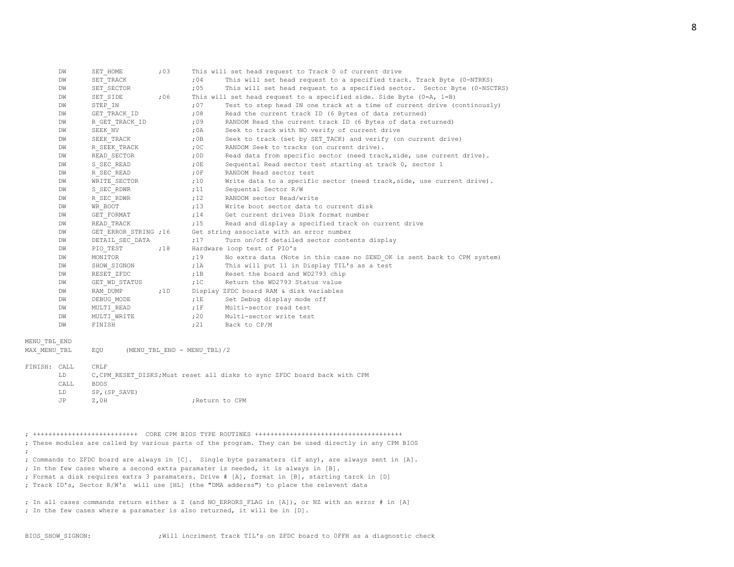```
        DW      SET_HOME        ;03     This will set head request to Track 0 of current drive
        DW      SET_TRACK               ;04     This will set head request to a specified track. Track Byte (0-NTRKS)
        DW      SET_SECTOR              ;05     This will set head request to a specified sector.  Sector Byte (0-NSCTRS)
        DW      SET_SIDE        ;06     This will set head request to a specified side. Side Byte (0=A, 1=B)
        DW      STEP_IN                 ;07     Test to step head IN one track at a time of current drive (continously)
        DW      GET_TRACK_ID            ;08     Read the current track ID (6 Bytes of data returned)
        DW      R_GET_TRACK_ID          ;09     RANDOM Read the current track ID (6 Bytes of data returned)
        DW      SEEK_NV                 ;0A     Seek to track with NO verify of current drive
        DW      SEEK_TRACK              ;0B     Seek to track (set by SET_TACK) and verify (on current drive)
        DW      R_SEEK_TRACK            ;0C     RANDOM Seek to tracks (on current drive).
        DW      READ_SECTOR             ;0D     Read data from specific sector (need track,side, use current drive).
        DW      S_SEC_READ              ;0E     Sequental Read sector test starting at track 0, sector 1
        DW      R_SEC_READ              ;0F     RANDOM Read sector test
        DW      WRITE_SECTOR            ;10     Write data to a specific sector (need track,side, use current drive).
        DW      S_SEC_RDWR              ;11     Sequental Sector R/W
        DW      R_SEC_RDWR              ;12     RANDOM sector Read/write
        DW      WR_BOOT                 ;13     Write boot sector data to current disk
        DW      GET_FORMAT              ;14     Get current drives Disk format number
        DW      READ_TRACK              ;15     Read and display a specified track on current drive
        DW      GET_ERROR_STRING ;16    Get string associate with an error number
        DW      DETAIL_SEC_DATA         ;17     Turn on/off detailed sector contents display
        DW      PIO_TEST        ;18     Hardware loop test of PIO's
        DW      MONITOR                 ;19     No extra data (Note in this case no SEND_OK is sent back to CPM system)
        DW      SHOW_SIGNON             ;1A     This will put 11 in Display TIL's as a test
        DW      RESET_ZFDC              ;1B     Reset the board and WD2793 chip
        DW      GET_WD_STATUS           ;1C     Return the WD2793 Status value
        DW      RAM_DUMP        ;1D     Display ZFDC board RAM & disk variables
        DW      DEBUG_MODE              ;1E     Set Debug display mode off
        DW      MULTI_READ              ;1F     Multi-sector read test
        DW      MULTI_WRITE             ;20     Multi-sector write test
        DW      FINISH                  ;21     Back to CP/M

MENU_TBL_END
MAX_MENU_TBL    EQU     (MENU_TBL_END - MENU_TBL)/2

FINISH: CALL    CRLF
        LD      C,CPM_RESET_DISKS;Must reset all disks to sync ZFDC board back with CPM
        CALL    BDOS
        LD      SP,(SP_SAVE)
        JP      Z,0H                    ;Return to CPM



; ++++++++++++++++++++++++++  CORE CPM BIOS TYPE ROUTINES +++++++++++++++++++++++++++++++++++++++
; These modules are called by various parts of the program. They can be used directly in any CPM BIOS
;
; Commands to ZFDC board are always in [C].  Single byte paramaters (if any), are always sent in [A].
; In the few cases where a second extra paramater is needed, it is always in [B].
; Format a disk requires extra 3 paramaters. Drive # [A], format in [B], starting tarck in [D]
; Track ID's, Sector R/W's  will use [HL] (the "DMA adderss") to place the relevent data

; In all cases commands return either a Z (and NO_ERRORS_FLAG in [A]), or NZ with an error # in [A]
; In the few cases where a paramater is also returned, it will be in [D].


BIOS_SHOW_SIGNON:               ;Will incriment Track TIL's on ZFDC board to 0FFH as a diagnostic check
```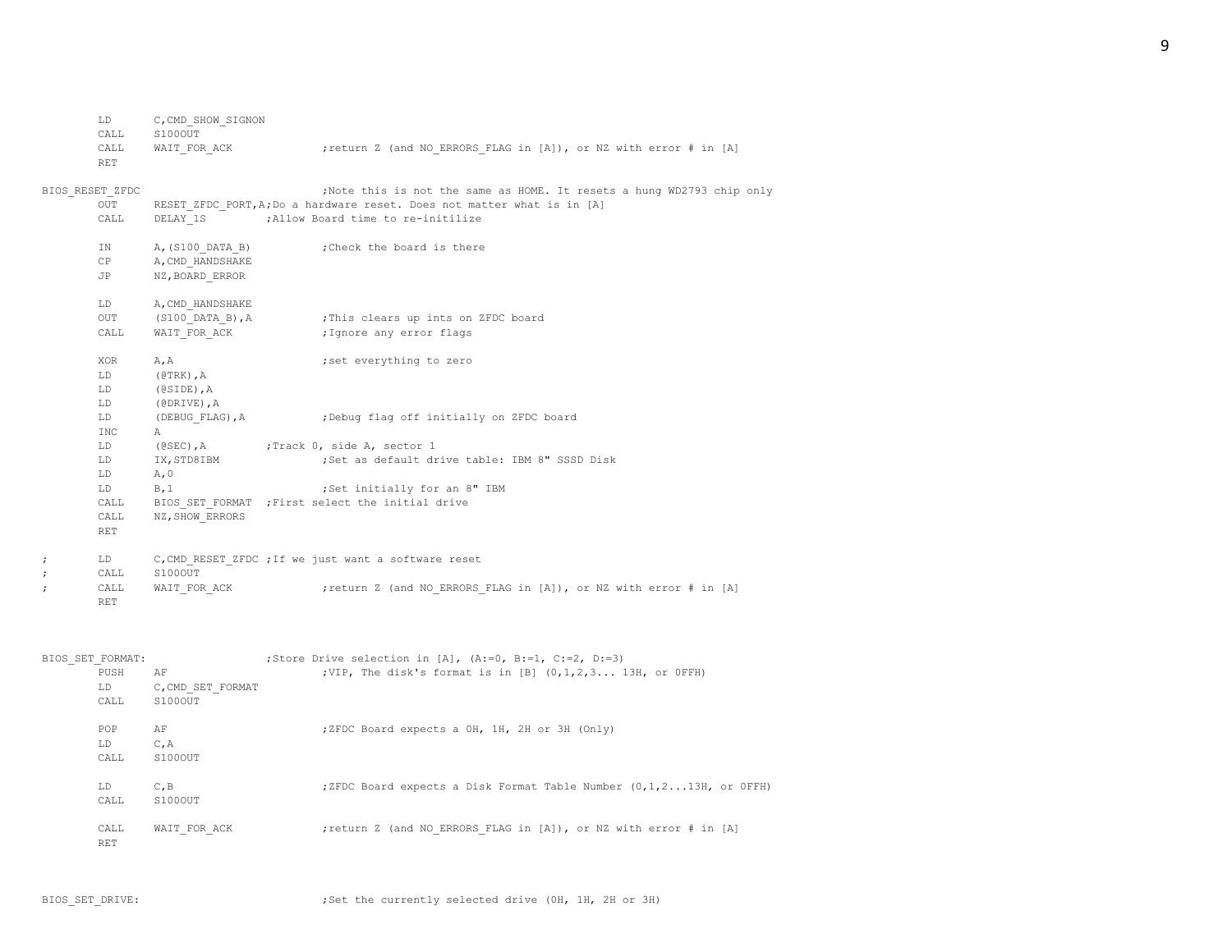```
        LD      C,CMD_SHOW_SIGNON
        CALL    S100OUT
        CALL    WAIT_FOR_ACK                ;return Z (and NO_ERRORS_FLAG in [A]), or NZ with error # in [A]
        RET

BIOS_RESET_ZFDC                             ;Note this is not the same as HOME. It resets a hung WD2793 chip only
        OUT     RESET_ZFDC_PORT,A;Do a hardware reset. Does not matter what is in [A]
        CALL    DELAY_1S            ;Allow Board time to re-initilize

        IN      A,(S100_DATA_B)             ;Check the board is there
        CP      A,CMD_HANDSHAKE
        JP      NZ,BOARD_ERROR

        LD      A,CMD_HANDSHAKE
        OUT     (S100_DATA_B),A             ;This clears up ints on ZFDC board
        CALL    WAIT_FOR_ACK                ;Ignore any error flags

        XOR     A,A                         ;set everything to zero
        LD      (@TRK),A
        LD      (@SIDE),A
        LD      (@DRIVE),A
        LD      (DEBUG_FLAG),A              ;Debug flag off initially on ZFDC board
        INC     A
        LD      (@SEC),A            ;Track 0, side A, sector 1
        LD      IX,STD8IBM                  ;Set as default drive table: IBM 8" SSSD Disk
        LD      A,0
        LD      B,1                         ;Set initially for an 8" IBM
        CALL    BIOS_SET_FORMAT   ;First select the initial drive
        CALL    NZ,SHOW_ERRORS
        RET

;       LD      C,CMD_RESET_ZFDC ;If we just want a software reset
;       CALL    S100OUT
;       CALL    WAIT_FOR_ACK                ;return Z (and NO_ERRORS_FLAG in [A]), or NZ with error # in [A]
        RET



BIOS_SET_FORMAT:                    ;Store Drive selection in [A], (A:=0, B:=1, C:=2, D:=3)
        PUSH    AF                          ;VIP, The disk's format is in [B] (0,1,2,3... 13H, or 0FFH)
        LD      C,CMD_SET_FORMAT
        CALL    S100OUT

        POP     AF                          ;ZFDC Board expects a 0H, 1H, 2H or 3H (Only)
        LD      C,A
        CALL    S100OUT

        LD      C,B                         ;ZFDC Board expects a Disk Format Table Number (0,1,2...13H, or 0FFH)
        CALL    S100OUT

        CALL    WAIT_FOR_ACK                ;return Z (and NO_ERRORS_FLAG in [A]), or NZ with error # in [A]
        RET



BIOS_SET_DRIVE:                             ;Set the currently selected drive (0H, 1H, 2H or 3H)
```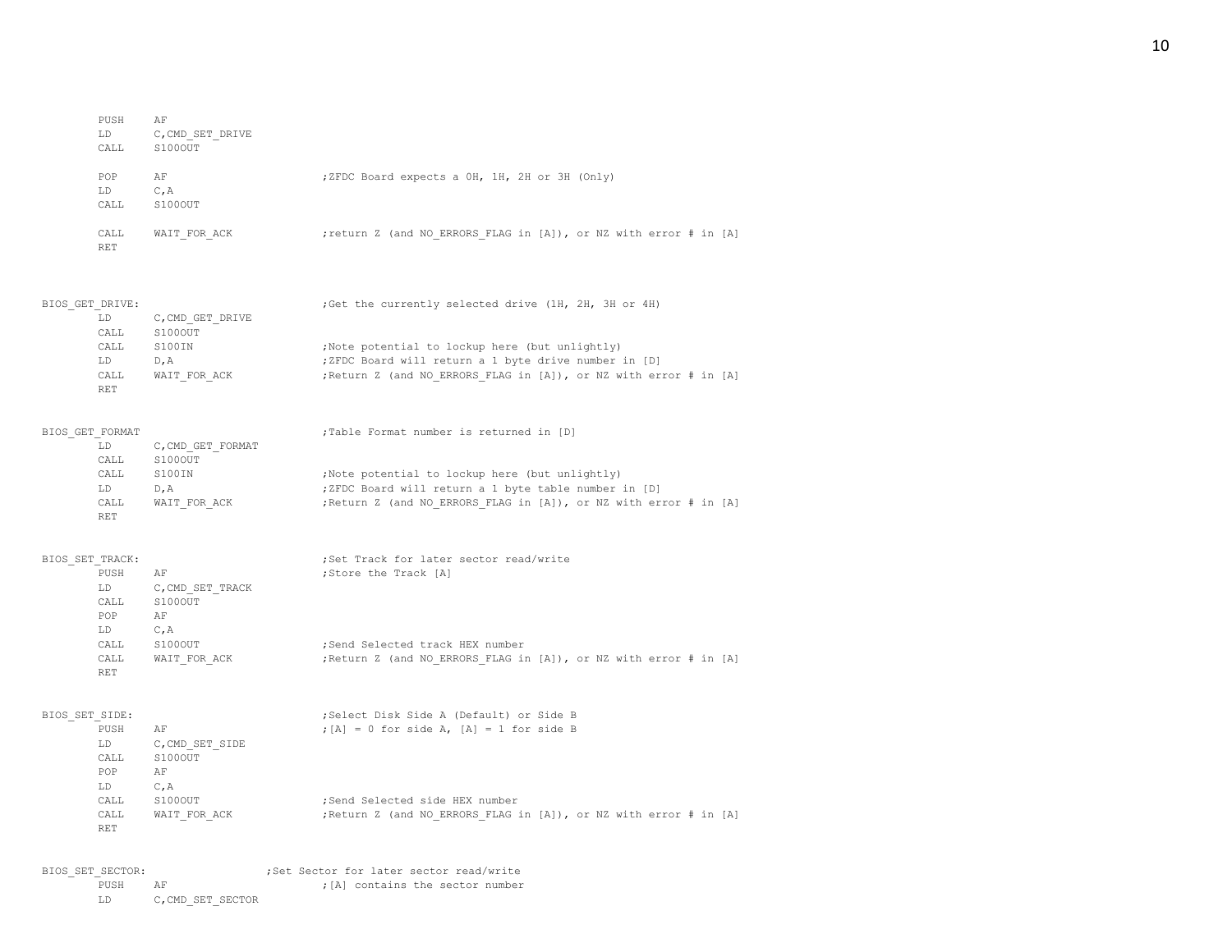```
        PUSH    AF
        LD      C,CMD_SET_DRIVE
        CALL    S100OUT

        POP     AF                      ;ZFDC Board expects a 0H, 1H, 2H or 3H (Only)
        LD      C,A
        CALL    S100OUT

        CALL    WAIT_FOR_ACK            ;return Z (and NO_ERRORS_FLAG in [A]), or NZ with error # in [A]
        RET



BIOS_GET_DRIVE:                         ;Get the currently selected drive (1H, 2H, 3H or 4H)
        LD      C,CMD_GET_DRIVE
        CALL    S100OUT
        CALL    S100IN                  ;Note potential to lockup here (but unlightly)
        LD      D,A                     ;ZFDC Board will return a 1 byte drive number in [D]
        CALL    WAIT_FOR_ACK            ;Return Z (and NO_ERRORS_FLAG in [A]), or NZ with error # in [A]
        RET


BIOS_GET_FORMAT                         ;Table Format number is returned in [D]
        LD      C,CMD_GET_FORMAT
        CALL    S100OUT
        CALL    S100IN                  ;Note potential to lockup here (but unlightly)
        LD      D,A                     ;ZFDC Board will return a 1 byte table number in [D]
        CALL    WAIT_FOR_ACK            ;Return Z (and NO_ERRORS_FLAG in [A]), or NZ with error # in [A]
        RET


BIOS_SET_TRACK:                         ;Set Track for later sector read/write
        PUSH    AF                      ;Store the Track [A]
        LD      C,CMD_SET_TRACK
        CALL    S100OUT
        POP     AF
        LD      C,A
        CALL    S100OUT                 ;Send Selected track HEX number
        CALL    WAIT_FOR_ACK            ;Return Z (and NO_ERRORS_FLAG in [A]), or NZ with error # in [A]
        RET


BIOS_SET_SIDE:                          ;Select Disk Side A (Default) or Side B
        PUSH    AF                      ;[A] = 0 for side A, [A] = 1 for side B
        LD      C,CMD_SET_SIDE
        CALL    S100OUT
        POP     AF
        LD      C,A
        CALL    S100OUT                 ;Send Selected side HEX number
        CALL    WAIT_FOR_ACK            ;Return Z (and NO_ERRORS_FLAG in [A]), or NZ with error # in [A]
        RET


BIOS_SET_SECTOR:                ;Set Sector for later sector read/write
        PUSH    AF                      ;[A] contains the sector number
        LD      C,CMD_SET_SECTOR
```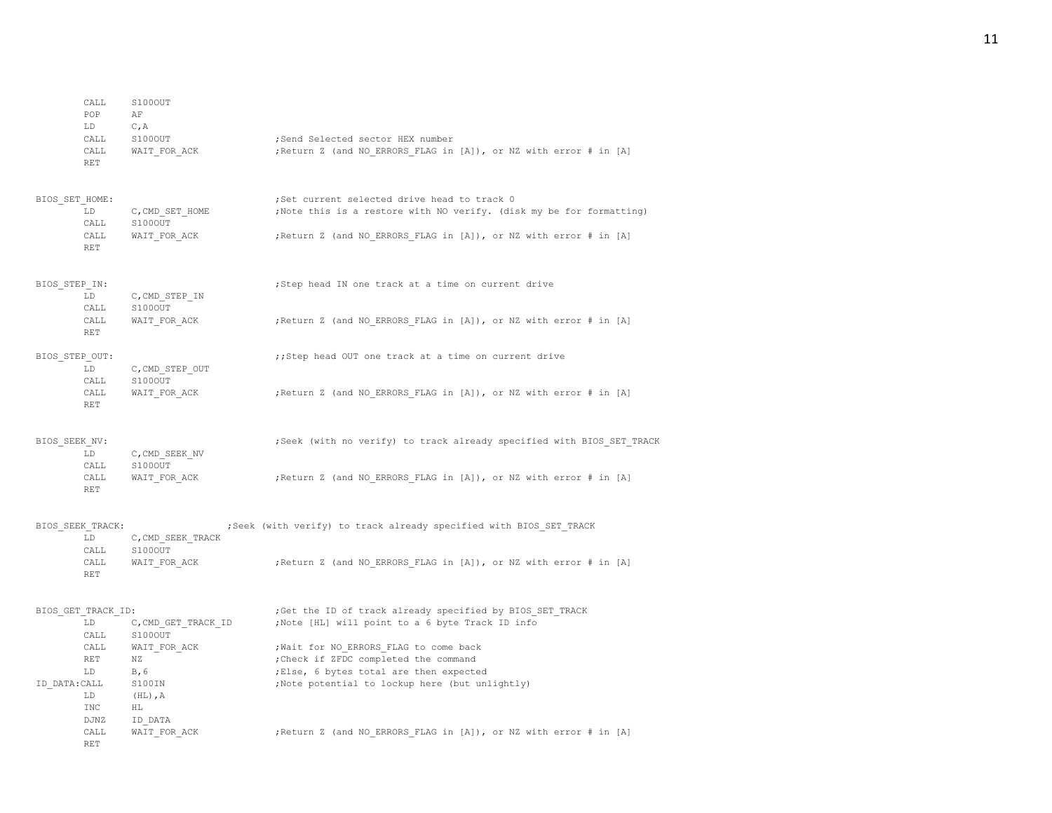```
        CALL    S100OUT
        POP     AF
        LD      C,A
        CALL    S100OUT                 ;Send Selected sector HEX number
        CALL    WAIT_FOR_ACK            ;Return Z (and NO_ERRORS_FLAG in [A]), or NZ with error # in [A]
        RET


BIOS_SET_HOME:                          ;Set current selected drive head to track 0
        LD      C,CMD_SET_HOME          ;Note this is a restore with NO verify. (disk my be for formatting)
        CALL    S100OUT
        CALL    WAIT_FOR_ACK            ;Return Z (and NO_ERRORS_FLAG in [A]), or NZ with error # in [A]
        RET


BIOS_STEP_IN:                           ;Step head IN one track at a time on current drive
        LD      C,CMD_STEP_IN
        CALL    S100OUT
        CALL    WAIT_FOR_ACK            ;Return Z (and NO_ERRORS_FLAG in [A]), or NZ with error # in [A]
        RET

BIOS_STEP_OUT:                          ;;Step head OUT one track at a time on current drive
        LD      C,CMD_STEP_OUT
        CALL    S100OUT
        CALL    WAIT_FOR_ACK            ;Return Z (and NO_ERRORS_FLAG in [A]), or NZ with error # in [A]
        RET


BIOS_SEEK_NV:                           ;Seek (with no verify) to track already specified with BIOS_SET_TRACK
        LD      C,CMD_SEEK_NV
        CALL    S100OUT
        CALL    WAIT_FOR_ACK            ;Return Z (and NO_ERRORS_FLAG in [A]), or NZ with error # in [A]
        RET


BIOS_SEEK_TRACK:                  ;Seek (with verify) to track already specified with BIOS_SET_TRACK
        LD      C,CMD_SEEK_TRACK
        CALL    S100OUT
        CALL    WAIT_FOR_ACK            ;Return Z (and NO_ERRORS_FLAG in [A]), or NZ with error # in [A]
        RET


BIOS_GET_TRACK_ID:                      ;Get the ID of track already specified by BIOS_SET_TRACK
        LD      C,CMD_GET_TRACK_ID      ;Note [HL] will point to a 6 byte Track ID info
        CALL    S100OUT
        CALL    WAIT_FOR_ACK            ;Wait for NO_ERRORS_FLAG to come back
        RET     NZ                      ;Check if ZFDC completed the command
        LD      B,6                     ;Else, 6 bytes total are then expected
ID_DATA:CALL    S100IN                  ;Note potential to lockup here (but unlightly)
        LD      (HL),A
        INC     HL
        DJNZ    ID_DATA
        CALL    WAIT_FOR_ACK            ;Return Z (and NO_ERRORS_FLAG in [A]), or NZ with error # in [A]
        RET
```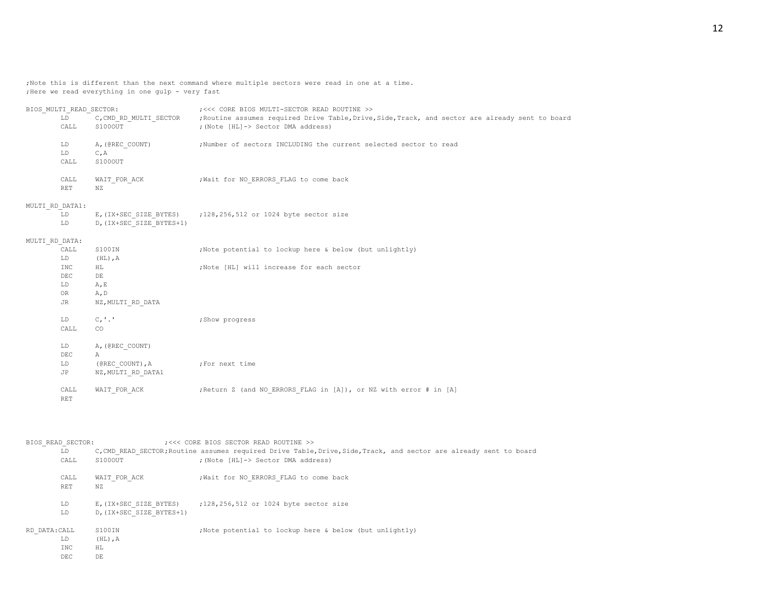```
;Note this is different than the next command where multiple sectors were read in one at a time.
;Here we read everything in one gulp - very fast

BIOS_MULTI_READ_SECTOR:                 ;<<< CORE BIOS MULTI-SECTOR READ ROUTINE >>
        LD      C,CMD_RD_MULTI_SECTOR   ;Routine assumes required Drive Table,Drive,Side,Track, and sector are already sent to board
        CALL    S100OUT                 ;(Note [HL]-> Sector DMA address)

        LD      A,(@REC_COUNT)          ;Number of sectors INCLUDING the current selected sector to read
        LD      C,A
        CALL    S100OUT

        CALL    WAIT_FOR_ACK            ;Wait for NO_ERRORS_FLAG to come back
        RET     NZ

MULTI_RD_DATA1:
        LD      E,(IX+SEC_SIZE_BYTES)   ;128,256,512 or 1024 byte sector size
        LD      D,(IX+SEC_SIZE_BYTES+1)

MULTI_RD_DATA:
        CALL    S100IN                  ;Note potential to lockup here & below (but unlightly)
        LD      (HL),A
        INC     HL                      ;Note [HL] will increase for each sector
        DEC     DE
        LD      A,E
        OR      A,D
        JR      NZ,MULTI_RD_DATA

        LD      C,'.'                   ;Show progress
        CALL    CO

        LD      A,(@REC_COUNT)
        DEC     A
        LD      (@REC_COUNT),A          ;For next time
        JP      NZ,MULTI_RD_DATA1

        CALL    WAIT_FOR_ACK            ;Return Z (and NO_ERRORS_FLAG in [A]), or NZ with error # in [A]
        RET



BIOS_READ_SECTOR:               ;<<< CORE BIOS SECTOR READ ROUTINE >>
        LD      C,CMD_READ_SECTOR;Routine assumes required Drive Table,Drive,Side,Track, and sector are already sent to board
        CALL    S100OUT                 ;(Note [HL]-> Sector DMA address)

        CALL    WAIT_FOR_ACK            ;Wait for NO_ERRORS_FLAG to come back
        RET     NZ

        LD      E,(IX+SEC_SIZE_BYTES)   ;128,256,512 or 1024 byte sector size
        LD      D,(IX+SEC_SIZE_BYTES+1)

RD_DATA:CALL    S100IN                  ;Note potential to lockup here & below (but unlightly)
        LD      (HL),A
        INC     HL
        DEC     DE
```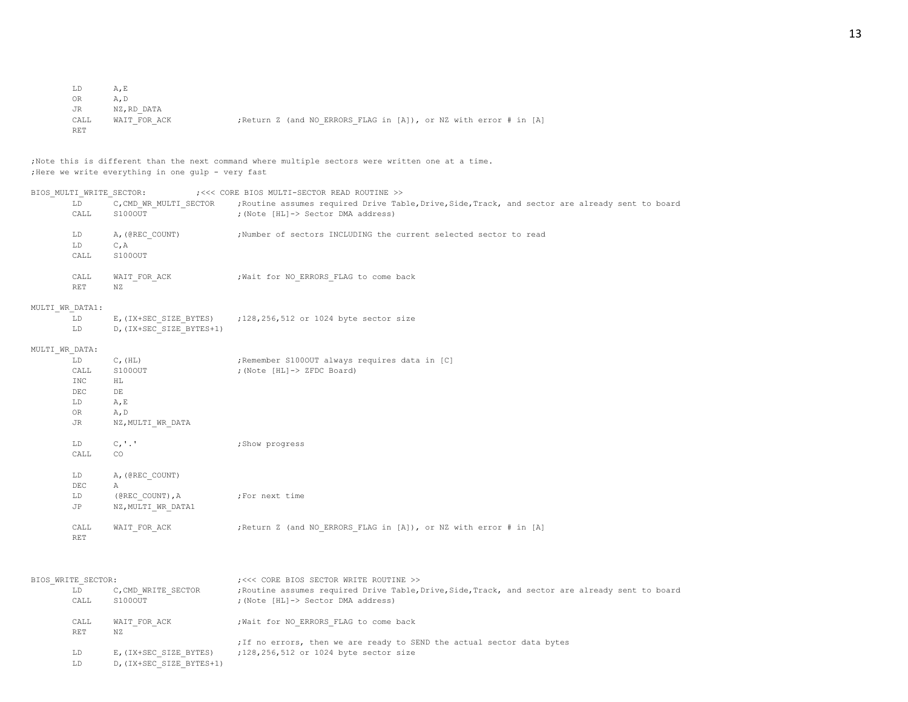```
        LD      A,E
        OR      A,D
        JR      NZ,RD_DATA
        CALL    WAIT_FOR_ACK            ;Return Z (and NO_ERRORS_FLAG in [A]), or NZ with error # in [A]
        RET


;Note this is different than the next command where multiple sectors were written one at a time.
;Here we write everything in one gulp - very fast

BIOS_MULTI_WRITE_SECTOR:        ;<<< CORE BIOS MULTI-SECTOR READ ROUTINE >>
        LD      C,CMD_WR_MULTI_SECTOR   ;Routine assumes required Drive Table,Drive,Side,Track, and sector are already sent to board
        CALL    S100OUT                 ;(Note [HL]-> Sector DMA address)

        LD      A,(@REC_COUNT)          ;Number of sectors INCLUDING the current selected sector to read
        LD      C,A
        CALL    S100OUT

        CALL    WAIT_FOR_ACK            ;Wait for NO_ERRORS_FLAG to come back
        RET     NZ

MULTI_WR_DATA1:
        LD      E,(IX+SEC_SIZE_BYTES)   ;128,256,512 or 1024 byte sector size
        LD      D,(IX+SEC_SIZE_BYTES+1)

MULTI_WR_DATA:
        LD      C,(HL)                  ;Remember S100OUT always requires data in [C]
        CALL    S100OUT                 ;(Note [HL]-> ZFDC Board)
        INC     HL
        DEC     DE
        LD      A,E
        OR      A,D
        JR      NZ,MULTI_WR_DATA

        LD      C,'.'                   ;Show progress
        CALL    CO

        LD      A,(@REC_COUNT)
        DEC     A
        LD      (@REC_COUNT),A          ;For next time
        JP      NZ,MULTI_WR_DATA1

        CALL    WAIT_FOR_ACK            ;Return Z (and NO_ERRORS_FLAG in [A]), or NZ with error # in [A]
        RET



BIOS_WRITE_SECTOR:                      ;<<< CORE BIOS SECTOR WRITE ROUTINE >>
        LD      C,CMD_WRITE_SECTOR      ;Routine assumes required Drive Table,Drive,Side,Track, and sector are already sent to board
        CALL    S100OUT                 ;(Note [HL]-> Sector DMA address)

        CALL    WAIT_FOR_ACK            ;Wait for NO_ERRORS_FLAG to come back
        RET     NZ
                                        ;If no errors, then we are ready to SEND the actual sector data bytes
        LD      E,(IX+SEC_SIZE_BYTES)   ;128,256,512 or 1024 byte sector size
        LD      D,(IX+SEC_SIZE_BYTES+1)
```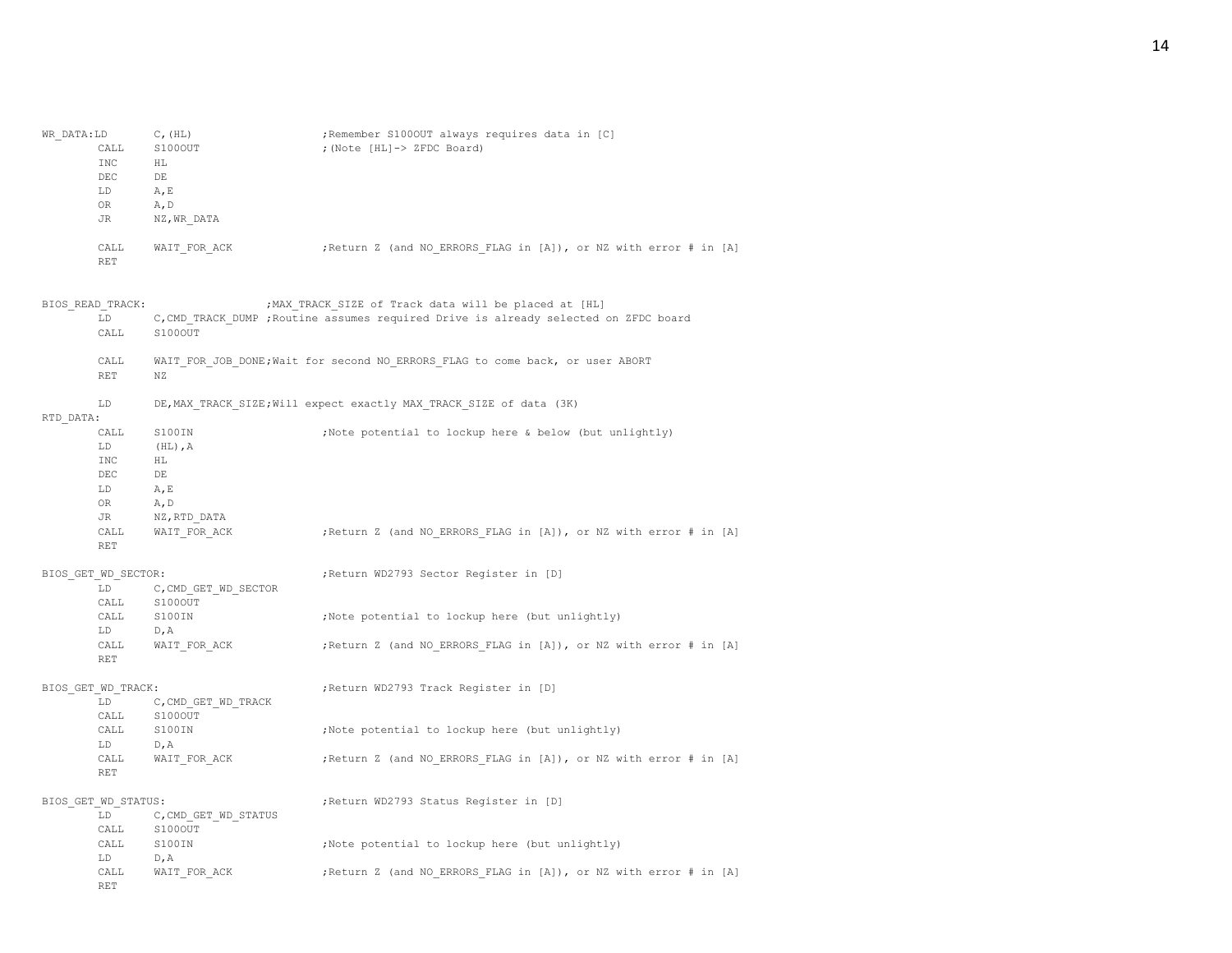```
WR_DATA:LD      C,(HL)                  ;Remember S100OUT always requires data in [C]
        CALL    S100OUT                 ;(Note [HL]-> ZFDC Board)
        INC     HL
        DEC     DE
        LD      A,E
        OR      A,D
        JR      NZ,WR_DATA

        CALL    WAIT_FOR_ACK            ;Return Z (and NO_ERRORS_FLAG in [A]), or NZ with error # in [A]
        RET


BIOS_READ_TRACK:                ;MAX_TRACK_SIZE of Track data will be placed at [HL]
        LD      C,CMD_TRACK_DUMP ;Routine assumes required Drive is already selected on ZFDC board
        CALL    S100OUT

        CALL    WAIT_FOR_JOB_DONE;Wait for second NO_ERRORS_FLAG to come back, or user ABORT
        RET     NZ

        LD      DE,MAX_TRACK_SIZE;Will expect exactly MAX_TRACK_SIZE of data (3K)
RTD_DATA:
        CALL    S100IN                  ;Note potential to lockup here & below (but unlightly)
        LD      (HL),A
        INC     HL
        DEC     DE
        LD      A,E
        OR      A,D
        JR      NZ,RTD_DATA
        CALL    WAIT_FOR_ACK            ;Return Z (and NO_ERRORS_FLAG in [A]), or NZ with error # in [A]
        RET

BIOS_GET_WD_SECTOR:                     ;Return WD2793 Sector Register in [D]
        LD      C,CMD_GET_WD_SECTOR
        CALL    S100OUT
        CALL    S100IN                  ;Note potential to lockup here (but unlightly)
        LD      D,A
        CALL    WAIT_FOR_ACK            ;Return Z (and NO_ERRORS_FLAG in [A]), or NZ with error # in [A]
        RET

BIOS_GET_WD_TRACK:                      ;Return WD2793 Track Register in [D]
        LD      C,CMD_GET_WD_TRACK
        CALL    S100OUT
        CALL    S100IN                  ;Note potential to lockup here (but unlightly)
        LD      D,A
        CALL    WAIT_FOR_ACK            ;Return Z (and NO_ERRORS_FLAG in [A]), or NZ with error # in [A]
        RET

BIOS_GET_WD_STATUS:                     ;Return WD2793 Status Register in [D]
        LD      C,CMD_GET_WD_STATUS
        CALL    S100OUT
        CALL    S100IN                  ;Note potential to lockup here (but unlightly)
        LD      D,A
        CALL    WAIT_FOR_ACK            ;Return Z (and NO_ERRORS_FLAG in [A]), or NZ with error # in [A]
        RET
```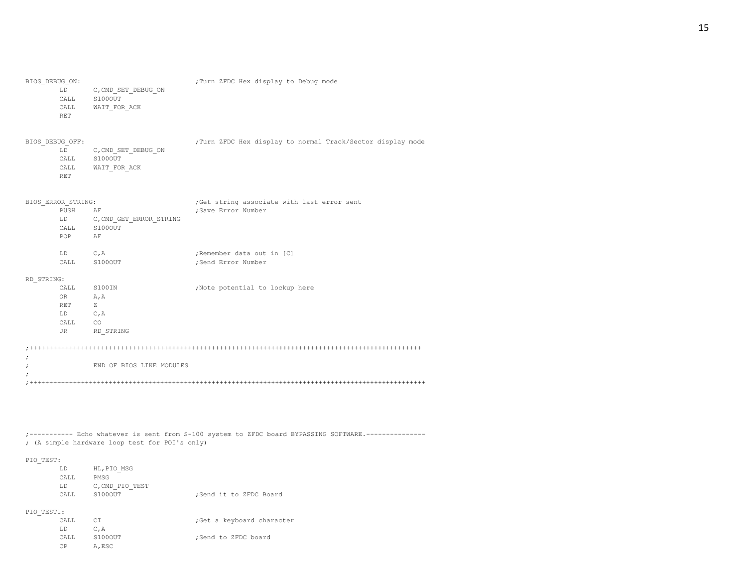```
BIOS_DEBUG_ON:                          ;Turn ZFDC Hex display to Debug mode
        LD      C,CMD_SET_DEBUG_ON
        CALL    S100OUT
        CALL    WAIT_FOR_ACK
        RET


BIOS_DEBUG_OFF:                         ;Turn ZFDC Hex display to normal Track/Sector display mode
        LD      C,CMD_SET_DEBUG_ON
        CALL    S100OUT
        CALL    WAIT_FOR_ACK
        RET


BIOS_ERROR_STRING:                      ;Get string associate with last error sent
        PUSH    AF                      ;Save Error Number
        LD      C,CMD_GET_ERROR_STRING
        CALL    S100OUT
        POP     AF

        LD      C,A                     ;Remember data out in [C]
        CALL    S100OUT                 ;Send Error Number

RD_STRING:
        CALL    S100IN                  ;Note potential to lockup here
        OR      A,A
        RET     Z
        LD      C,A
        CALL    CO
        JR      RD_STRING

;++++++++++++++++++++++++++++++++++++++++++++++++++++++++++++++++++++++++++++++++++++++++++++++++++
;
;               END OF BIOS LIKE MODULES
;
;++++++++++++++++++++++++++++++++++++++++++++++++++++++++++++++++++++++++++++++++++++++++++++++++++




;----------- Echo whatever is sent from S-100 system to ZFDC board BYPASSING SOFTWARE.---------------
; (A simple hardware loop test for POI's only)

PIO_TEST:
        LD      HL,PIO_MSG
        CALL    PMSG
        LD      C,CMD_PIO_TEST
        CALL    S100OUT                 ;Send it to ZFDC Board

PIO_TEST1:
        CALL    CI                      ;Get a keyboard character
        LD      C,A
        CALL    S100OUT                 ;Send to ZFDC board
        CP      A,ESC
```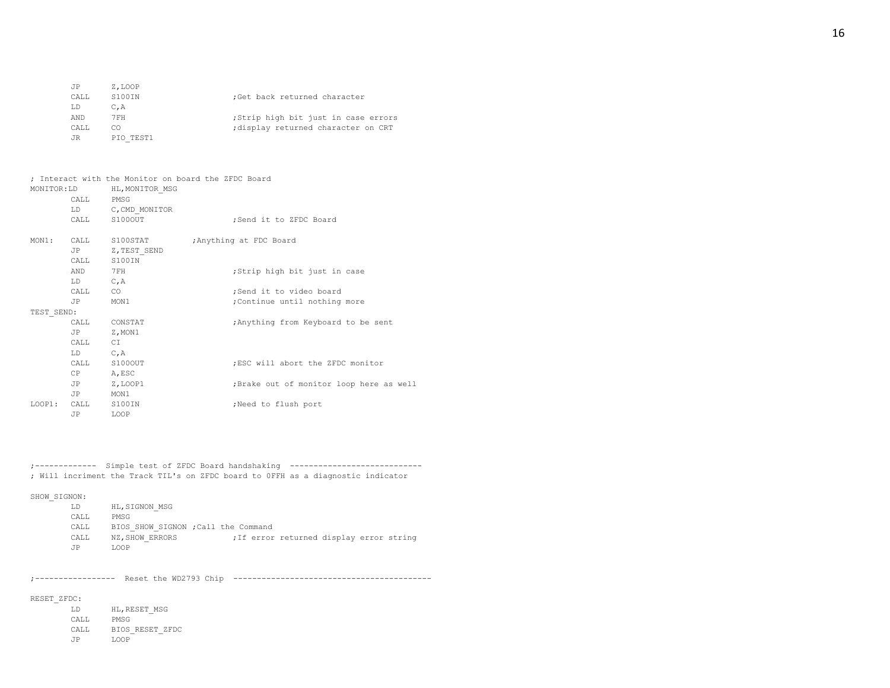```
        JP      Z,LOOP
        CALL    S100IN                  ;Get back returned character
        LD      C,A
        AND     7FH                     ;Strip high bit just in case errors
        CALL    CO                      ;display returned character on CRT
        JR      PIO_TEST1



; Interact with the Monitor on board the ZFDC Board
MONITOR:LD      HL,MONITOR_MSG
        CALL    PMSG
        LD      C,CMD_MONITOR
        CALL    S100OUT                 ;Send it to ZFDC Board

MON1:   CALL    S100STAT         ;Anything at FDC Board
        JP      Z,TEST_SEND
        CALL    S100IN
        AND     7FH                     ;Strip high bit just in case
        LD      C,A
        CALL    CO                      ;Send it to video board
        JP      MON1                    ;Continue until nothing more
TEST_SEND:
        CALL    CONSTAT                 ;Anything from Keyboard to be sent
        JP      Z,MON1
        CALL    CI
        LD      C,A
        CALL    S100OUT                 ;ESC will abort the ZFDC monitor
        CP      A,ESC
        JP      Z,LOOP1                 ;Brake out of monitor loop here as well
        JP      MON1
LOOP1:  CALL    S100IN                  ;Need to flush port
        JP      LOOP




;-------------  Simple test of ZFDC Board handshaking  ----------------------------
; Will incriment the Track TIL's on ZFDC board to 0FFH as a diagnostic indicator

SHOW_SIGNON:
        LD      HL,SIGNON_MSG
        CALL    PMSG
        CALL    BIOS_SHOW_SIGNON ;Call the Command
        CALL    NZ,SHOW_ERRORS          ;If error returned display error string
        JP      LOOP


;-----------------  Reset the WD2793 Chip  -----------------------------------------

RESET_ZFDC:
        LD      HL,RESET_MSG
        CALL    PMSG
        CALL    BIOS_RESET_ZFDC
        JP      LOOP
```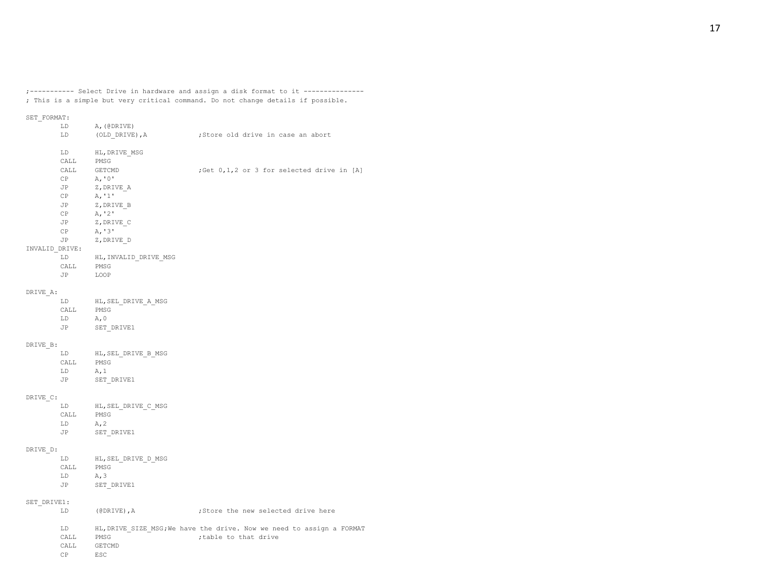```
;----------- Select Drive in hardware and assign a disk format to it ---------------
; This is a simple but very critical command. Do not change details if possible.

SET_FORMAT:
        LD      A,(@DRIVE)
        LD      (OLD_DRIVE),A           ;Store old drive in case an abort

        LD      HL,DRIVE_MSG
        CALL    PMSG
        CALL    GETCMD                  ;Get 0,1,2 or 3 for selected drive in [A]
        CP      A,'0'
        JP      Z,DRIVE_A
        CP      A,'1'
        JP      Z,DRIVE_B
        CP      A,'2'
        JP      Z,DRIVE_C
        CP      A,'3'
        JP      Z,DRIVE_D
INVALID_DRIVE:
        LD      HL,INVALID_DRIVE_MSG
        CALL    PMSG
        JP      LOOP

DRIVE_A:
        LD      HL,SEL_DRIVE_A_MSG
        CALL    PMSG
        LD      A,0
        JP      SET_DRIVE1

DRIVE_B:
        LD      HL,SEL_DRIVE_B_MSG
        CALL    PMSG
        LD      A,1
        JP      SET_DRIVE1

DRIVE_C:
        LD      HL,SEL_DRIVE_C_MSG
        CALL    PMSG
        LD      A,2
        JP      SET_DRIVE1

DRIVE_D:
        LD      HL,SEL_DRIVE_D_MSG
        CALL    PMSG
        LD      A,3
        JP      SET_DRIVE1

SET_DRIVE1:
        LD      (@DRIVE),A              ;Store the new selected drive here

        LD      HL,DRIVE_SIZE_MSG;We have the drive. Now we need to assign a FORMAT
        CALL    PMSG                    ;table to that drive
        CALL    GETCMD
        CP      ESC
```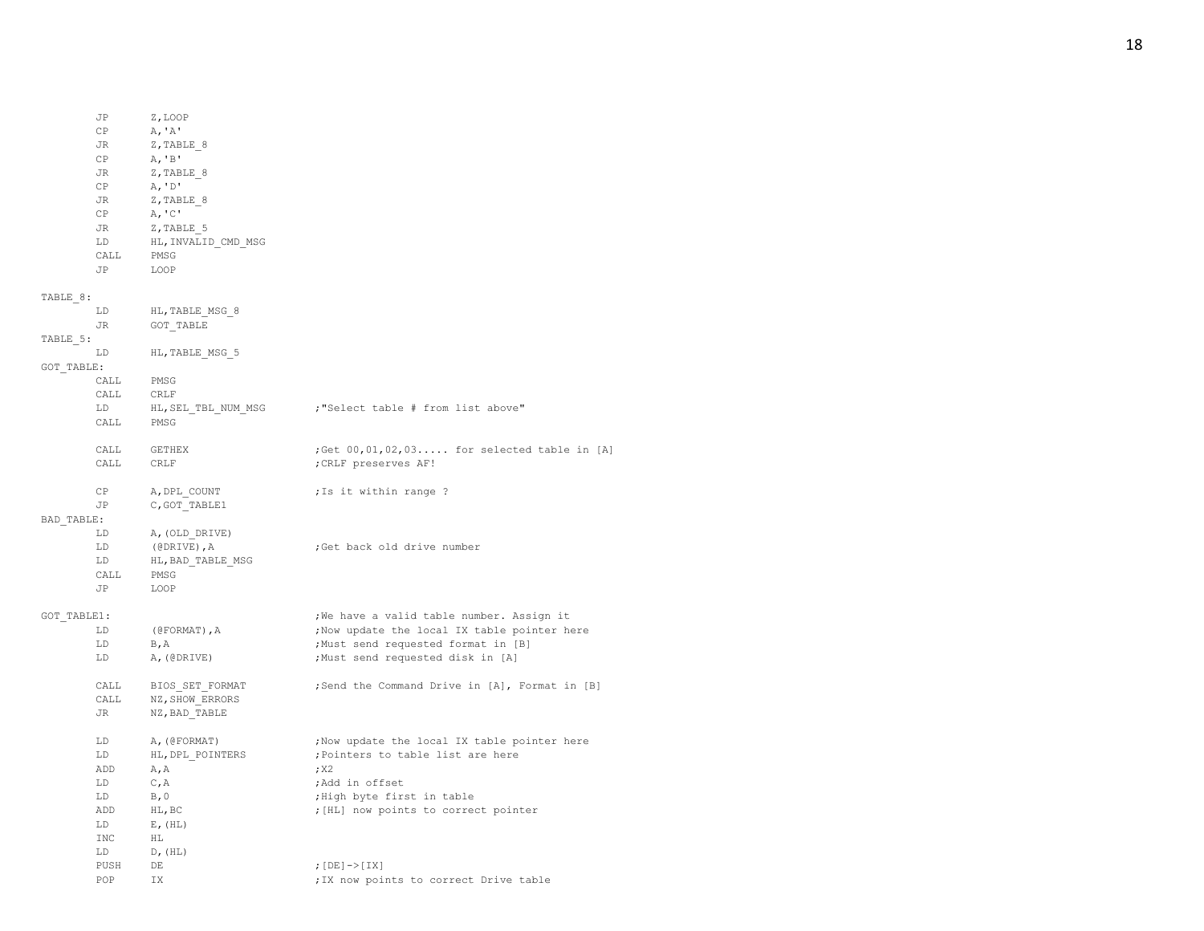```
        JP      Z,LOOP
        CP      A,'A'
        JR      Z,TABLE_8
        CP      A,'B'
        JR      Z,TABLE_8
        CP      A,'D'
        JR      Z,TABLE_8
        CP      A,'C'
        JR      Z,TABLE_5
        LD      HL,INVALID_CMD_MSG
        CALL    PMSG
        JP      LOOP

TABLE_8:
        LD      HL,TABLE_MSG_8
        JR      GOT_TABLE
TABLE_5:
        LD      HL,TABLE_MSG_5
GOT_TABLE:
        CALL    PMSG
        CALL    CRLF
        LD      HL,SEL_TBL_NUM_MSG          ;"Select table # from list above"
        CALL    PMSG

        CALL    GETHEX                      ;Get 00,01,02,03..... for selected table in [A]
        CALL    CRLF                        ;CRLF preserves AF!

        CP      A,DPL_COUNT                 ;Is it within range ?
        JP      C,GOT_TABLE1
BAD_TABLE:
        LD      A,(OLD_DRIVE)
        LD      (@DRIVE),A                  ;Get back old drive number
        LD      HL,BAD_TABLE_MSG
        CALL    PMSG
        JP      LOOP

GOT_TABLE1:                                 ;We have a valid table number. Assign it
        LD      (@FORMAT),A                 ;Now update the local IX table pointer here
        LD      B,A                         ;Must send requested format in [B]
        LD      A,(@DRIVE)                  ;Must send requested disk in [A]

        CALL    BIOS_SET_FORMAT             ;Send the Command Drive in [A], Format in [B]
        CALL    NZ,SHOW_ERRORS
        JR      NZ,BAD_TABLE

        LD      A,(@FORMAT)                 ;Now update the local IX table pointer here
        LD      HL,DPL_POINTERS             ;Pointers to table list are here
        ADD     A,A                         ;X2
        LD      C,A                         ;Add in offset
        LD      B,0                         ;High byte first in table
        ADD     HL,BC                       ;[HL] now points to correct pointer
        LD      E,(HL)
        INC     HL
        LD      D,(HL)
        PUSH    DE                          ;[DE]->[IX]
        POP     IX                          ;IX now points to correct Drive table
```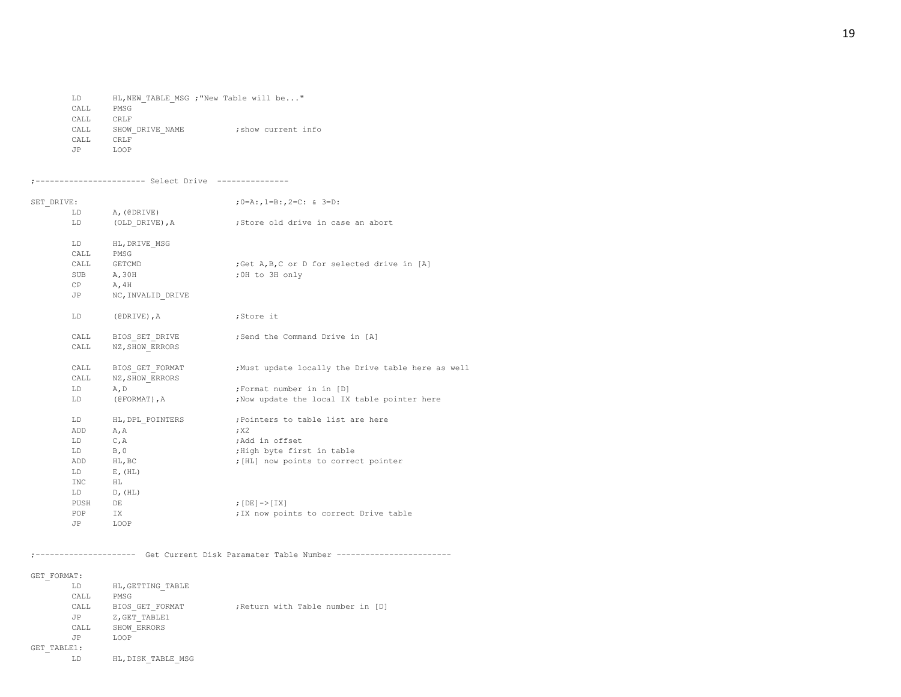```
        LD      HL,NEW_TABLE_MSG ;"New Table will be..."
        CALL    PMSG
        CALL    CRLF
        CALL    SHOW_DRIVE_NAME          ;show current info
        CALL    CRLF
        JP      LOOP


;----------------------- Select Drive  ---------------

SET_DRIVE:                               ;0=A:,1=B:,2=C: & 3=D:
        LD      A,(@DRIVE)
        LD      (OLD_DRIVE),A            ;Store old drive in case an abort

        LD      HL,DRIVE_MSG
        CALL    PMSG
        CALL    GETCMD                   ;Get A,B,C or D for selected drive in [A]
        SUB     A,30H                    ;0H to 3H only
        CP      A,4H
        JP      NC,INVALID_DRIVE

        LD      (@DRIVE),A               ;Store it

        CALL    BIOS_SET_DRIVE           ;Send the Command Drive in [A]
        CALL    NZ,SHOW_ERRORS

        CALL    BIOS_GET_FORMAT          ;Must update locally the Drive table here as well
        CALL    NZ,SHOW_ERRORS
        LD      A,D                      ;Format number in in [D]
        LD      (@FORMAT),A              ;Now update the local IX table pointer here

        LD      HL,DPL_POINTERS          ;Pointers to table list are here
        ADD     A,A                      ;X2
        LD      C,A                      ;Add in offset
        LD      B,0                      ;High byte first in table
        ADD     HL,BC                    ;[HL] now points to correct pointer
        LD      E,(HL)
        INC     HL
        LD      D,(HL)
        PUSH    DE                       ;[DE]->[IX]
        POP     IX                       ;IX now points to correct Drive table
        JP      LOOP


;---------------------  Get Current Disk Paramater Table Number ------------------------

GET_FORMAT:
        LD      HL,GETTING_TABLE
        CALL    PMSG
        CALL    BIOS_GET_FORMAT          ;Return with Table number in [D]
        JP      Z,GET_TABLE1
        CALL    SHOW_ERRORS
        JP      LOOP
GET_TABLE1:
        LD      HL,DISK_TABLE_MSG
```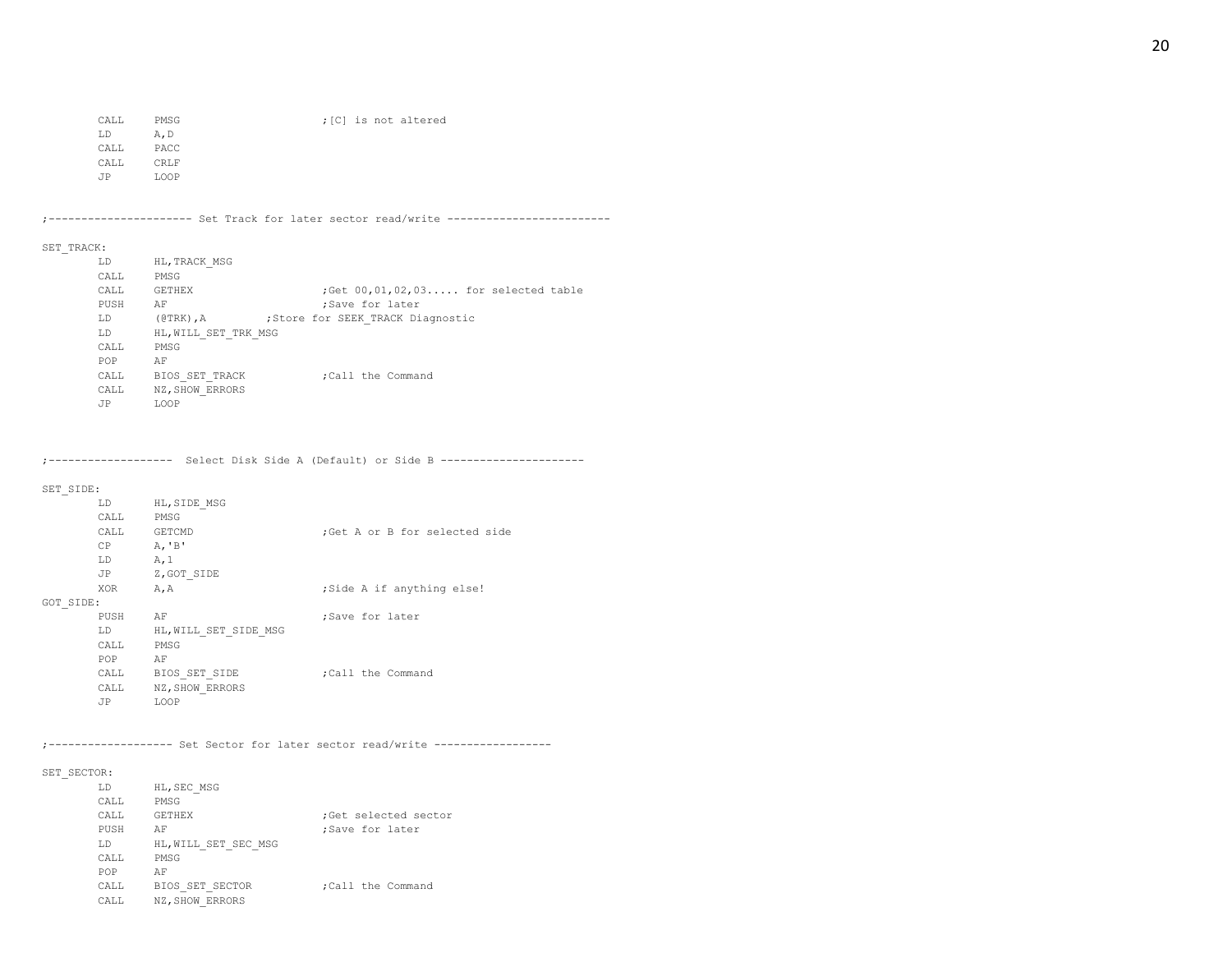```
        CALL    PMSG                    ;[C] is not altered
        LD      A,D
        CALL    PACC
        CALL    CRLF
        JP      LOOP


;---------------------- Set Track for later sector read/write -------------------------

SET_TRACK:
        LD      HL,TRACK_MSG
        CALL    PMSG
        CALL    GETHEX                  ;Get 00,01,02,03..... for selected table
        PUSH    AF                      ;Save for later
        LD      (@TRK),A        ;Store for SEEK_TRACK Diagnostic
        LD      HL,WILL_SET_TRK_MSG
        CALL    PMSG
        POP     AF
        CALL    BIOS_SET_TRACK          ;Call the Command
        CALL    NZ,SHOW_ERRORS
        JP      LOOP



;-------------------  Select Disk Side A (Default) or Side B ----------------------

SET_SIDE:
        LD      HL,SIDE_MSG
        CALL    PMSG
        CALL    GETCMD                  ;Get A or B for selected side
        CP      A,'B'
        LD      A,1
        JP      Z,GOT_SIDE
        XOR     A,A                     ;Side A if anything else!
GOT_SIDE:
        PUSH    AF                      ;Save for later
        LD      HL,WILL_SET_SIDE_MSG
        CALL    PMSG
        POP     AF
        CALL    BIOS_SET_SIDE           ;Call the Command
        CALL    NZ,SHOW_ERRORS
        JP      LOOP


;------------------- Set Sector for later sector read/write ------------------

SET_SECTOR:
        LD      HL,SEC_MSG
        CALL    PMSG
        CALL    GETHEX                  ;Get selected sector
        PUSH    AF                      ;Save for later
        LD      HL,WILL_SET_SEC_MSG
        CALL    PMSG
        POP     AF
        CALL    BIOS_SET_SECTOR         ;Call the Command
        CALL    NZ,SHOW_ERRORS
```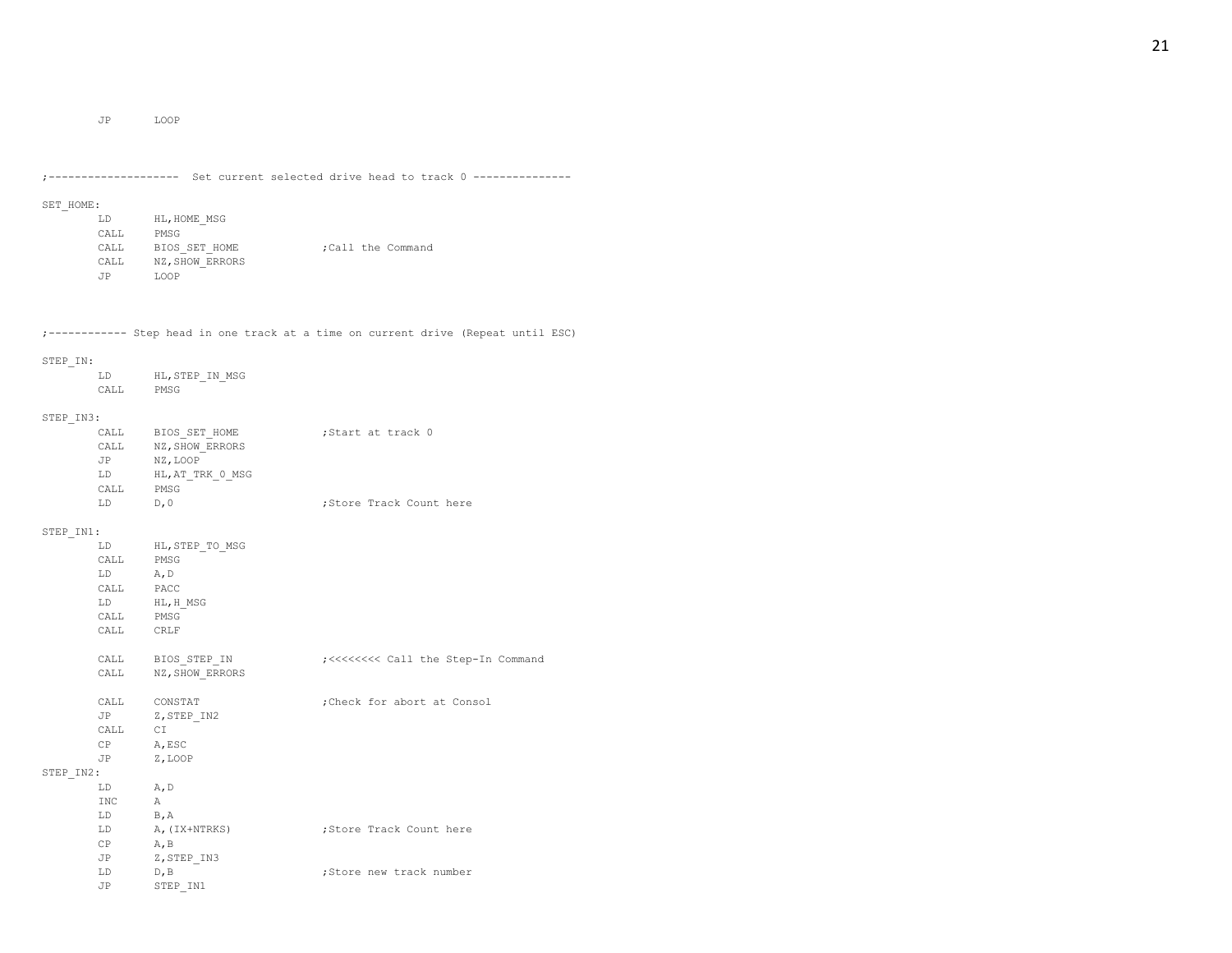```
        JP      LOOP



;--------------------  Set current selected drive head to track 0 ---------------

SET_HOME:
        LD      HL,HOME_MSG
        CALL    PMSG
        CALL    BIOS_SET_HOME           ;Call the Command
        CALL    NZ,SHOW_ERRORS
        JP      LOOP



;------------ Step head in one track at a time on current drive (Repeat until ESC)

STEP_IN:
        LD      HL,STEP_IN_MSG
        CALL    PMSG

STEP_IN3:
        CALL    BIOS_SET_HOME           ;Start at track 0
        CALL    NZ,SHOW_ERRORS
        JP      NZ,LOOP
        LD      HL,AT_TRK_0_MSG
        CALL    PMSG
        LD      D,0                     ;Store Track Count here

STEP_IN1:
        LD      HL,STEP_TO_MSG
        CALL    PMSG
        LD      A,D
        CALL    PACC
        LD      HL,H_MSG
        CALL    PMSG
        CALL    CRLF

        CALL    BIOS_STEP_IN            ;<<<<<<<< Call the Step-In Command
        CALL    NZ,SHOW_ERRORS

        CALL    CONSTAT                 ;Check for abort at Consol
        JP      Z,STEP_IN2
        CALL    CI
        CP      A,ESC
        JP      Z,LOOP
STEP_IN2:
        LD      A,D
        INC     A
        LD      B,A
        LD      A,(IX+NTRKS)            ;Store Track Count here
        CP      A,B
        JP      Z,STEP_IN3
        LD      D,B                     ;Store new track number
        JP      STEP_IN1
```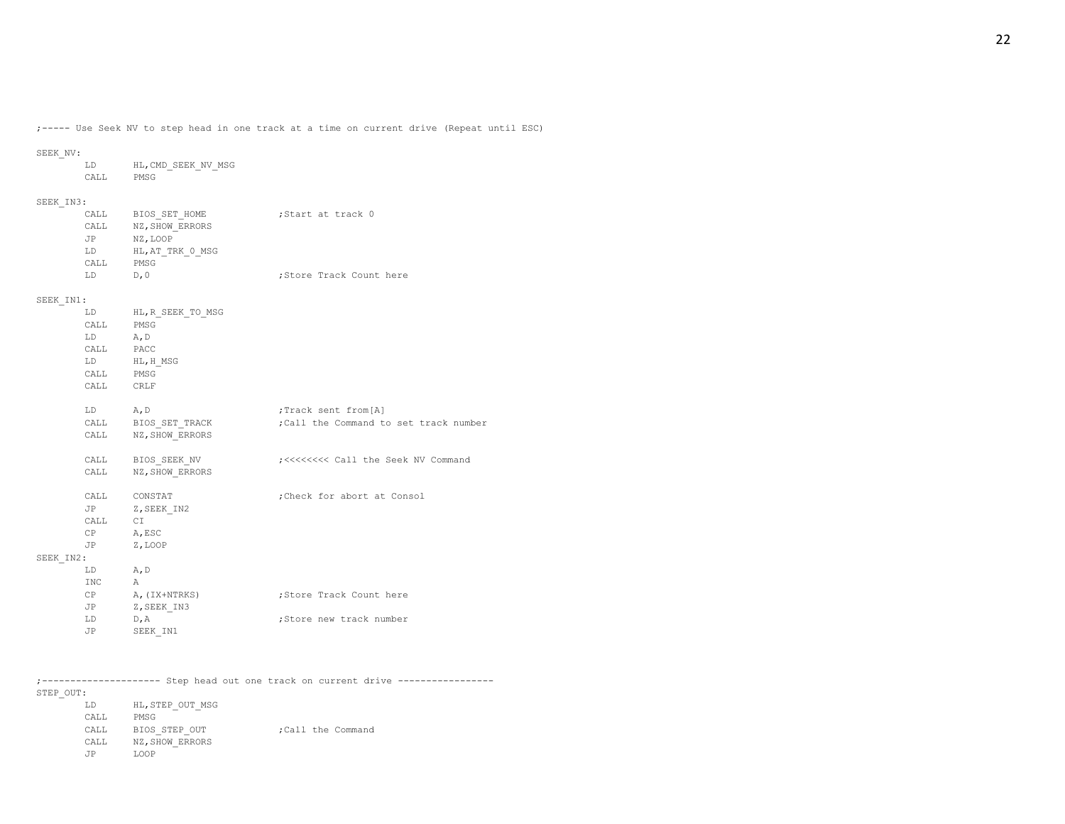```
;----- Use Seek NV to step head in one track at a time on current drive (Repeat until ESC)

SEEK_NV:
        LD      HL,CMD_SEEK_NV_MSG
        CALL    PMSG

SEEK_IN3:
        CALL    BIOS_SET_HOME           ;Start at track 0
        CALL    NZ,SHOW_ERRORS
        JP      NZ,LOOP
        LD      HL,AT_TRK_0_MSG
        CALL    PMSG
        LD      D,0                     ;Store Track Count here

SEEK_IN1:
        LD      HL,R_SEEK_TO_MSG
        CALL    PMSG
        LD      A,D
        CALL    PACC
        LD      HL,H_MSG
        CALL    PMSG
        CALL    CRLF

        LD      A,D                     ;Track sent from[A]
        CALL    BIOS_SET_TRACK          ;Call the Command to set track number
        CALL    NZ,SHOW_ERRORS

        CALL    BIOS_SEEK_NV            ;<<<<<<<< Call the Seek NV Command
        CALL    NZ,SHOW_ERRORS

        CALL    CONSTAT                 ;Check for abort at Consol
        JP      Z,SEEK_IN2
        CALL    CI
        CP      A,ESC
        JP      Z,LOOP
SEEK_IN2:
        LD      A,D
        INC     A
        CP      A,(IX+NTRKS)            ;Store Track Count here
        JP      Z,SEEK_IN3
        LD      D,A                     ;Store new track number
        JP      SEEK_IN1



;-------------------- Step head out one track on current drive -----------------
STEP_OUT:
        LD      HL,STEP_OUT_MSG
        CALL    PMSG
        CALL    BIOS_STEP_OUT           ;Call the Command
        CALL    NZ,SHOW_ERRORS
        JP      LOOP
```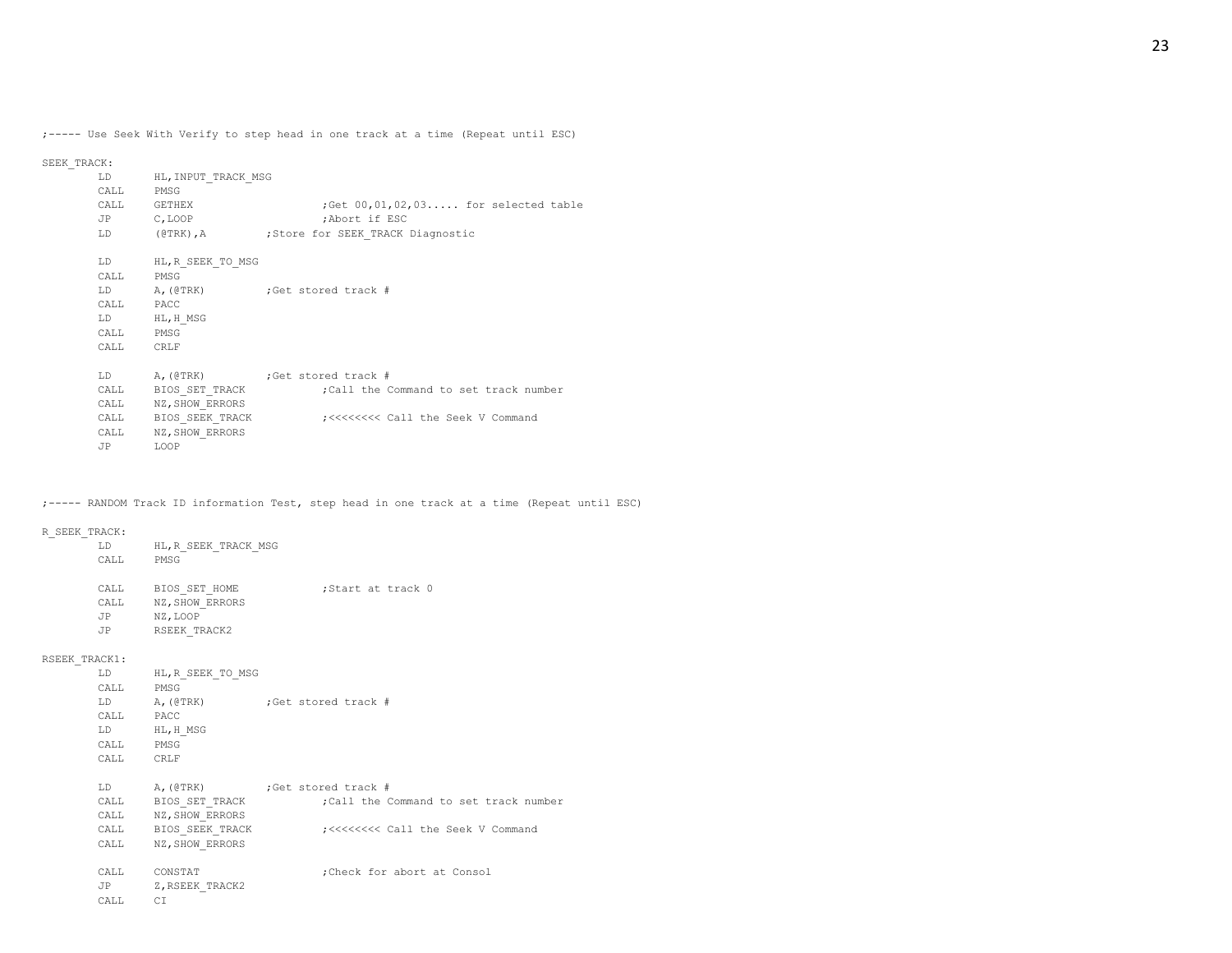```
;----- Use Seek With Verify to step head in one track at a time (Repeat until ESC)

SEEK_TRACK:
        LD      HL,INPUT_TRACK_MSG
        CALL    PMSG
        CALL    GETHEX                  ;Get 00,01,02,03..... for selected table
        JP      C,LOOP                  ;Abort if ESC
        LD      (@TRK),A        ;Store for SEEK_TRACK Diagnostic

        LD      HL,R_SEEK_TO_MSG
        CALL    PMSG
        LD      A,(@TRK)        ;Get stored track #
        CALL    PACC
        LD      HL,H_MSG
        CALL    PMSG
        CALL    CRLF

        LD      A,(@TRK)        ;Get stored track #
        CALL    BIOS_SET_TRACK          ;Call the Command to set track number
        CALL    NZ,SHOW_ERRORS
        CALL    BIOS_SEEK_TRACK         ;<<<<<<<< Call the Seek V Command
        CALL    NZ,SHOW_ERRORS
        JP      LOOP



;----- RANDOM Track ID information Test, step head in one track at a time (Repeat until ESC)

R_SEEK_TRACK:
        LD      HL,R_SEEK_TRACK_MSG
        CALL    PMSG

        CALL    BIOS_SET_HOME           ;Start at track 0
        CALL    NZ,SHOW_ERRORS
        JP      NZ,LOOP
        JP      RSEEK_TRACK2

RSEEK_TRACK1:
        LD      HL,R_SEEK_TO_MSG
        CALL    PMSG
        LD      A,(@TRK)        ;Get stored track #
        CALL    PACC
        LD      HL,H_MSG
        CALL    PMSG
        CALL    CRLF

        LD      A,(@TRK)        ;Get stored track #
        CALL    BIOS_SET_TRACK          ;Call the Command to set track number
        CALL    NZ,SHOW_ERRORS
        CALL    BIOS_SEEK_TRACK         ;<<<<<<<< Call the Seek V Command
        CALL    NZ,SHOW_ERRORS

        CALL    CONSTAT                 ;Check for abort at Consol
        JP      Z,RSEEK_TRACK2
        CALL    CI
```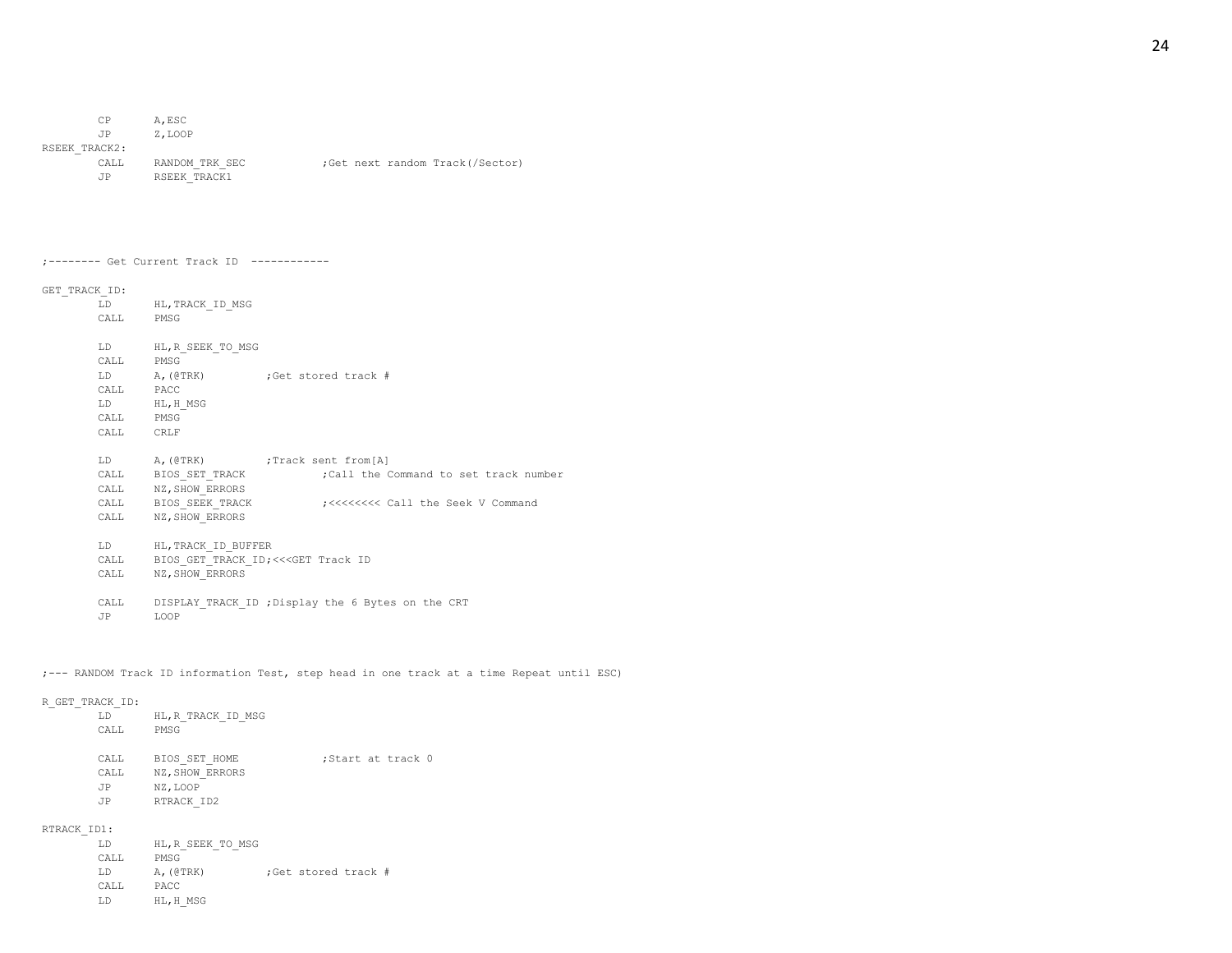```
        CP      A,ESC
        JP      Z,LOOP
RSEEK_TRACK2:
        CALL    RANDOM_TRK_SEC          ;Get next random Track(/Sector)
        JP      RSEEK_TRACK1




;-------- Get Current Track ID  ------------

GET_TRACK_ID:
        LD      HL,TRACK_ID_MSG
        CALL    PMSG

        LD      HL,R_SEEK_TO_MSG
        CALL    PMSG
        LD      A,(@TRK)        ;Get stored track #
        CALL    PACC
        LD      HL,H_MSG
        CALL    PMSG
        CALL    CRLF

        LD      A,(@TRK)        ;Track sent from[A]
        CALL    BIOS_SET_TRACK          ;Call the Command to set track number
        CALL    NZ,SHOW_ERRORS
        CALL    BIOS_SEEK_TRACK         ;<<<<<<<< Call the Seek V Command
        CALL    NZ,SHOW_ERRORS

        LD      HL,TRACK_ID_BUFFER
        CALL    BIOS_GET_TRACK_ID;<<<GET Track ID
        CALL    NZ,SHOW_ERRORS

        CALL    DISPLAY_TRACK_ID ;Display the 6 Bytes on the CRT
        JP      LOOP



;--- RANDOM Track ID information Test, step head in one track at a time Repeat until ESC)

R_GET_TRACK_ID:
        LD      HL,R_TRACK_ID_MSG
        CALL    PMSG

        CALL    BIOS_SET_HOME           ;Start at track 0
        CALL    NZ,SHOW_ERRORS
        JP      NZ,LOOP
        JP      RTRACK_ID2

RTRACK_ID1:
        LD      HL,R_SEEK_TO_MSG
        CALL    PMSG
        LD      A,(@TRK)        ;Get stored track #
        CALL    PACC
        LD      HL,H_MSG
```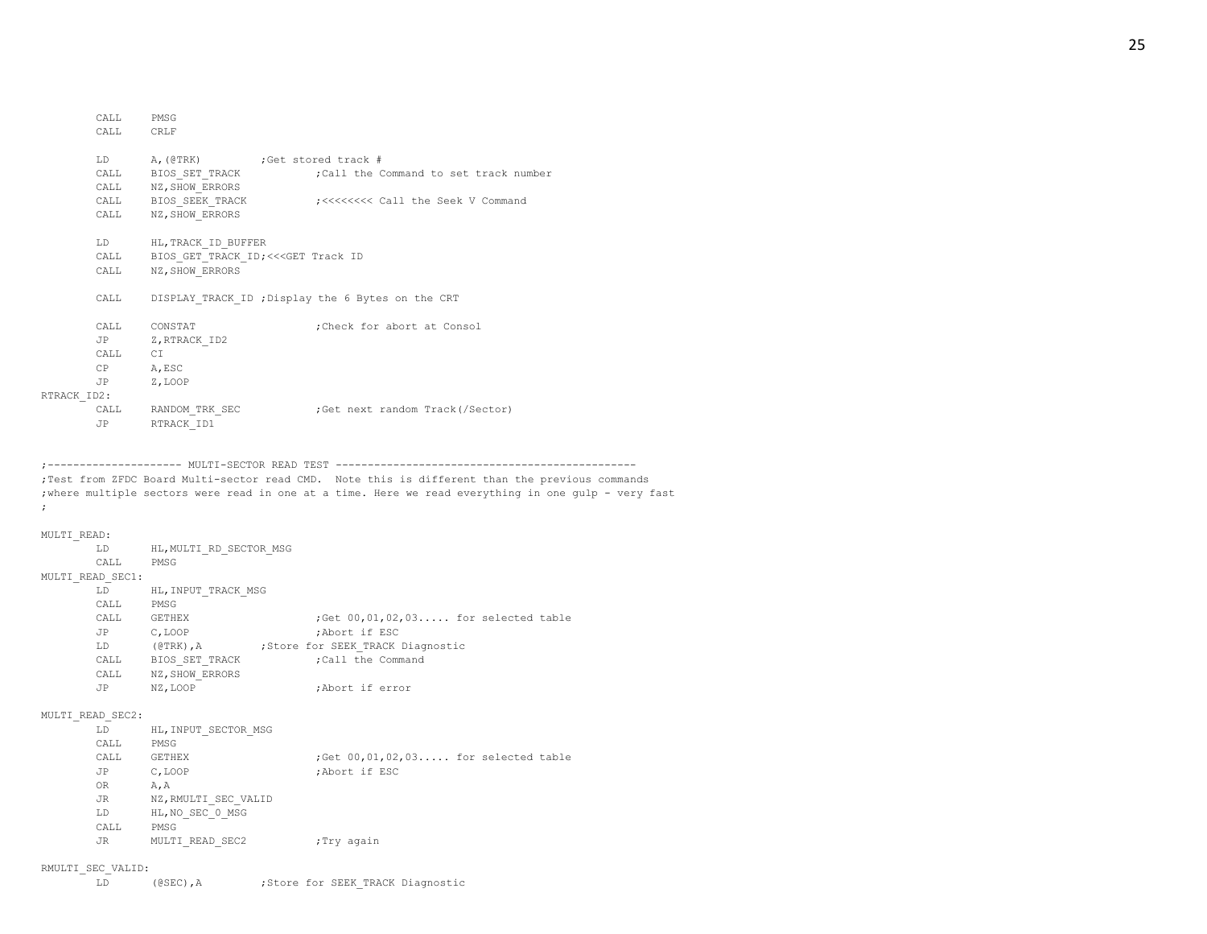```
        CALL    PMSG
        CALL    CRLF

        LD      A,(@TRK)        ;Get stored track #
        CALL    BIOS_SET_TRACK          ;Call the Command to set track number
        CALL    NZ,SHOW_ERRORS
        CALL    BIOS_SEEK_TRACK         ;<<<<<<<< Call the Seek V Command
        CALL    NZ,SHOW_ERRORS

        LD      HL,TRACK_ID_BUFFER
        CALL    BIOS_GET_TRACK_ID;<<<GET Track ID
        CALL    NZ,SHOW_ERRORS

        CALL    DISPLAY_TRACK_ID ;Display the 6 Bytes on the CRT

        CALL    CONSTAT                 ;Check for abort at Consol
        JP      Z,RTRACK_ID2
        CALL    CI
        CP      A,ESC
        JP      Z,LOOP
RTRACK_ID2:
        CALL    RANDOM_TRK_SEC          ;Get next random Track(/Sector)
        JP      RTRACK_ID1


;-------------------- MULTI-SECTOR READ TEST --------------------------------------------
;Test from ZFDC Board Multi-sector read CMD.  Note this is different than the previous commands
;where multiple sectors were read in one at a time. Here we read everything in one gulp - very fast
;

MULTI_READ:
        LD      HL,MULTI_RD_SECTOR_MSG
        CALL    PMSG
MULTI_READ_SEC1:
        LD      HL,INPUT_TRACK_MSG
        CALL    PMSG
        CALL    GETHEX                  ;Get 00,01,02,03..... for selected table
        JP      C,LOOP                  ;Abort if ESC
        LD      (@TRK),A        ;Store for SEEK_TRACK Diagnostic
        CALL    BIOS_SET_TRACK          ;Call the Command
        CALL    NZ,SHOW_ERRORS
        JP      NZ,LOOP                 ;Abort if error

MULTI_READ_SEC2:
        LD      HL,INPUT_SECTOR_MSG
        CALL    PMSG
        CALL    GETHEX                  ;Get 00,01,02,03..... for selected table
        JP      C,LOOP                  ;Abort if ESC
        OR      A,A
        JR      NZ,RMULTI_SEC_VALID
        LD      HL,NO_SEC_0_MSG
        CALL    PMSG
        JR      MULTI_READ_SEC2         ;Try again

RMULTI_SEC_VALID:
        LD      (@SEC),A        ;Store for SEEK_TRACK Diagnostic
```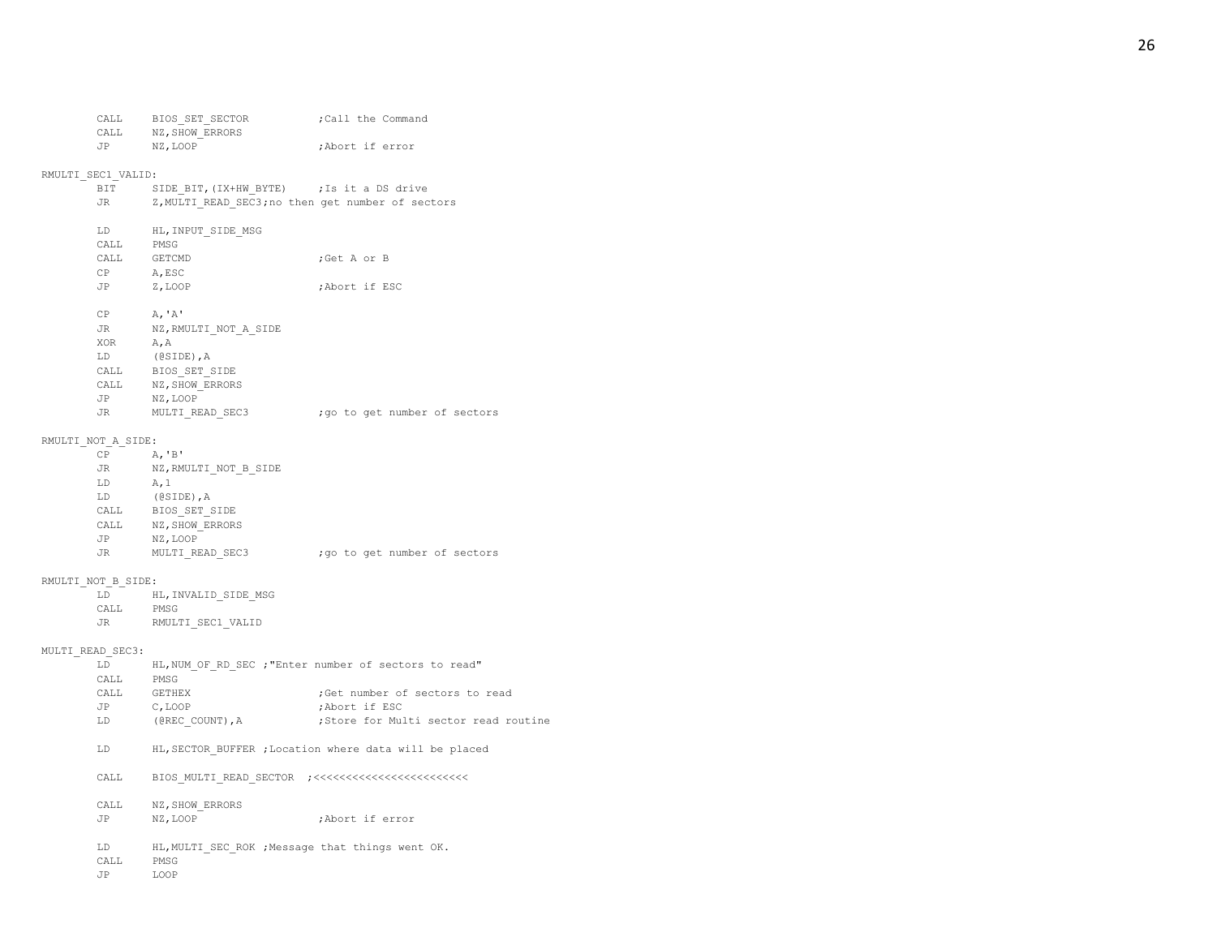```
        CALL    BIOS_SET_SECTOR          ;Call the Command
        CALL    NZ,SHOW_ERRORS
        JP      NZ,LOOP                  ;Abort if error

RMULTI_SEC1_VALID:
        BIT     SIDE_BIT,(IX+HW_BYTE)    ;Is it a DS drive
        JR      Z,MULTI_READ_SEC3;no then get number of sectors

        LD      HL,INPUT_SIDE_MSG
        CALL    PMSG
        CALL    GETCMD                   ;Get A or B
        CP      A,ESC
        JP      Z,LOOP                   ;Abort if ESC

        CP      A,'A'
        JR      NZ,RMULTI_NOT_A_SIDE
        XOR     A,A
        LD      (@SIDE),A
        CALL    BIOS_SET_SIDE
        CALL    NZ,SHOW_ERRORS
        JP      NZ,LOOP
        JR      MULTI_READ_SEC3          ;go to get number of sectors

RMULTI_NOT_A_SIDE:
        CP      A,'B'
        JR      NZ,RMULTI_NOT_B_SIDE
        LD      A,1
        LD      (@SIDE),A
        CALL    BIOS_SET_SIDE
        CALL    NZ,SHOW_ERRORS
        JP      NZ,LOOP
        JR      MULTI_READ_SEC3          ;go to get number of sectors

RMULTI_NOT_B_SIDE:
        LD      HL,INVALID_SIDE_MSG
        CALL    PMSG
        JR      RMULTI_SEC1_VALID

MULTI_READ_SEC3:
        LD      HL,NUM_OF_RD_SEC ;"Enter number of sectors to read"
        CALL    PMSG
        CALL    GETHEX                   ;Get number of sectors to read
        JP      C,LOOP                   ;Abort if ESC
        LD      (@REC_COUNT),A           ;Store for Multi sector read routine

        LD      HL,SECTOR_BUFFER ;Location where data will be placed

        CALL    BIOS_MULTI_READ_SECTOR  ;<<<<<<<<<<<<<<<<<<<<<<<<

        CALL    NZ,SHOW_ERRORS
        JP      NZ,LOOP                  ;Abort if error

        LD      HL,MULTI_SEC_ROK ;Message that things went OK.
        CALL    PMSG
        JP      LOOP
```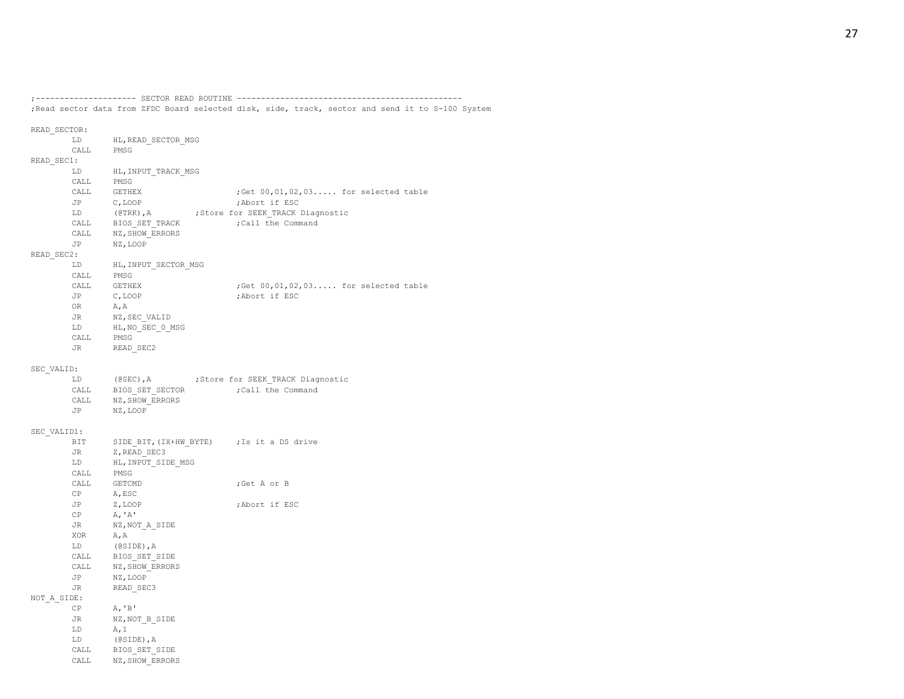```
;--------------------- SECTOR READ ROUTINE ----------------------------------------------
;Read sector data from ZFDC Board selected disk, side, track, sector and send it to S-100 System

READ_SECTOR:
        LD      HL,READ_SECTOR_MSG
        CALL    PMSG
READ_SEC1:
        LD      HL,INPUT_TRACK_MSG
        CALL    PMSG
        CALL    GETHEX                  ;Get 00,01,02,03..... for selected table
        JP      C,LOOP                  ;Abort if ESC
        LD      (@TRK),A        ;Store for SEEK_TRACK Diagnostic
        CALL    BIOS_SET_TRACK          ;Call the Command
        CALL    NZ,SHOW_ERRORS
        JP      NZ,LOOP
READ_SEC2:
        LD      HL,INPUT_SECTOR_MSG
        CALL    PMSG
        CALL    GETHEX                  ;Get 00,01,02,03..... for selected table
        JP      C,LOOP                  ;Abort if ESC
        OR      A,A
        JR      NZ,SEC_VALID
        LD      HL,NO_SEC_0_MSG
        CALL    PMSG
        JR      READ_SEC2

SEC_VALID:
        LD      (@SEC),A        ;Store for SEEK_TRACK Diagnostic
        CALL    BIOS_SET_SECTOR         ;Call the Command
        CALL    NZ,SHOW_ERRORS
        JP      NZ,LOOP

SEC_VALID1:
        BIT     SIDE_BIT,(IX+HW_BYTE)   ;Is it a DS drive
        JR      Z,READ_SEC3
        LD      HL,INPUT_SIDE_MSG
        CALL    PMSG
        CALL    GETCMD                  ;Get A or B
        CP      A,ESC
        JP      Z,LOOP                  ;Abort if ESC
        CP      A,'A'
        JR      NZ,NOT_A_SIDE
        XOR     A,A
        LD      (@SIDE),A
        CALL    BIOS_SET_SIDE
        CALL    NZ,SHOW_ERRORS
        JP      NZ,LOOP
        JR      READ_SEC3
NOT_A_SIDE:
        CP      A,'B'
        JR      NZ,NOT_B_SIDE
        LD      A,1
        LD      (@SIDE),A
        CALL    BIOS_SET_SIDE
        CALL    NZ,SHOW_ERRORS
```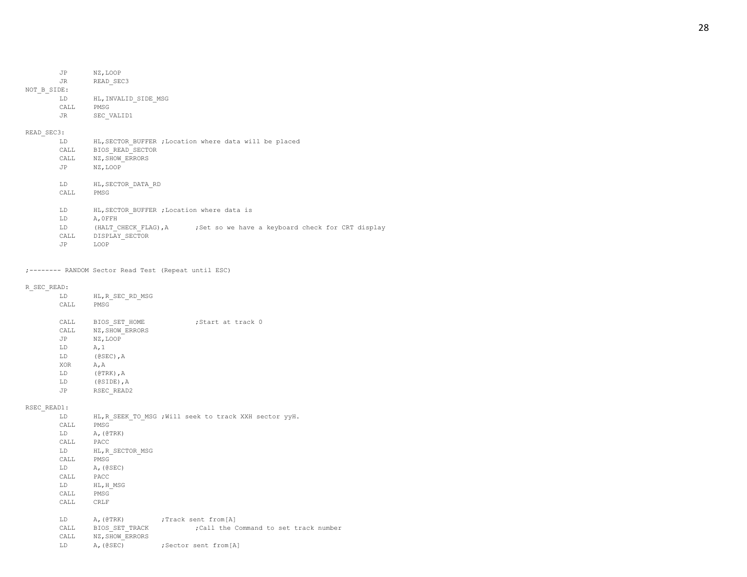```
        JP      NZ,LOOP
        JR      READ_SEC3
NOT_B_SIDE:
        LD      HL,INVALID_SIDE_MSG
        CALL    PMSG
        JR      SEC_VALID1

READ_SEC3:
        LD      HL,SECTOR_BUFFER ;Location where data will be placed
        CALL    BIOS_READ_SECTOR
        CALL    NZ,SHOW_ERRORS
        JP      NZ,LOOP

        LD      HL,SECTOR_DATA_RD
        CALL    PMSG

        LD      HL,SECTOR_BUFFER ;Location where data is
        LD      A,0FFH
        LD      (HALT_CHECK_FLAG),A       ;Set so we have a keyboard check for CRT display
        CALL    DISPLAY_SECTOR
        JP      LOOP


;-------- RANDOM Sector Read Test (Repeat until ESC)

R_SEC_READ:
        LD      HL,R_SEC_RD_MSG
        CALL    PMSG

        CALL    BIOS_SET_HOME             ;Start at track 0
        CALL    NZ,SHOW_ERRORS
        JP      NZ,LOOP
        LD      A,1
        LD      (@SEC),A
        XOR     A,A
        LD      (@TRK),A
        LD      (@SIDE),A
        JP      RSEC_READ2

RSEC_READ1:
        LD      HL,R_SEEK_TO_MSG ;Will seek to track XXH sector yyH.
        CALL    PMSG
        LD      A,(@TRK)
        CALL    PACC
        LD      HL,R_SECTOR_MSG
        CALL    PMSG
        LD      A,(@SEC)
        CALL    PACC
        LD      HL,H_MSG
        CALL    PMSG
        CALL    CRLF

        LD      A,(@TRK)          ;Track sent from[A]
        CALL    BIOS_SET_TRACK            ;Call the Command to set track number
        CALL    NZ,SHOW_ERRORS
        LD      A,(@SEC)          ;Sector sent from[A]
```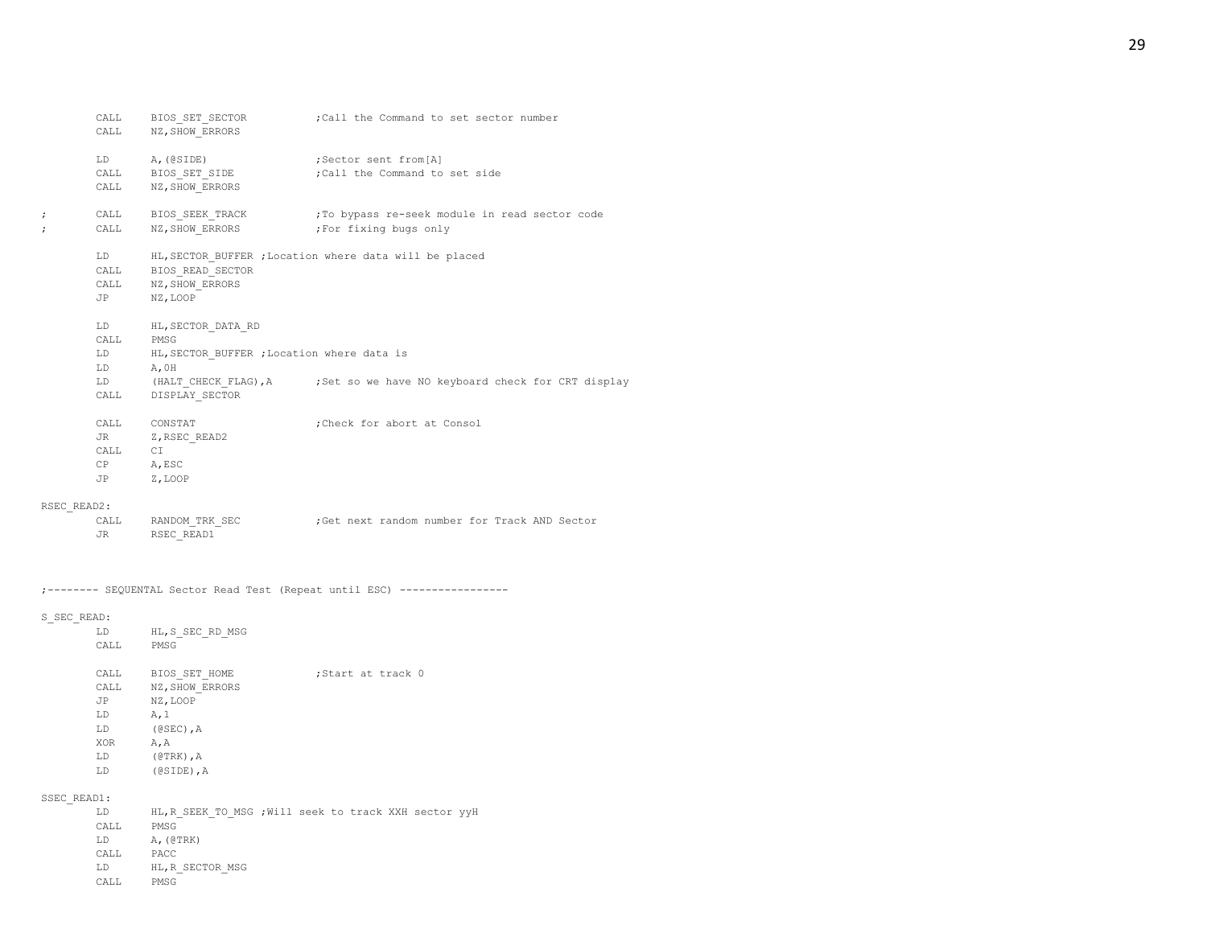```
        CALL    BIOS_SET_SECTOR           ;Call the Command to set sector number
        CALL    NZ,SHOW_ERRORS

        LD      A,(@SIDE)                 ;Sector sent from[A]
        CALL    BIOS_SET_SIDE             ;Call the Command to set side
        CALL    NZ,SHOW_ERRORS

;       CALL    BIOS_SEEK_TRACK           ;To bypass re-seek module in read sector code
;       CALL    NZ,SHOW_ERRORS            ;For fixing bugs only

        LD      HL,SECTOR_BUFFER ;Location where data will be placed
        CALL    BIOS_READ_SECTOR
        CALL    NZ,SHOW_ERRORS
        JP      NZ,LOOP

        LD      HL,SECTOR_DATA_RD
        CALL    PMSG
        LD      HL,SECTOR_BUFFER ;Location where data is
        LD      A,0H
        LD      (HALT_CHECK_FLAG),A       ;Set so we have NO keyboard check for CRT display
        CALL    DISPLAY_SECTOR

        CALL    CONSTAT                   ;Check for abort at Consol
        JR      Z,RSEC_READ2
        CALL    CI
        CP      A,ESC
        JP      Z,LOOP

RSEC_READ2:
        CALL    RANDOM_TRK_SEC            ;Get next random number for Track AND Sector
        JR      RSEC_READ1



;-------- SEQUENTAL Sector Read Test (Repeat until ESC) -----------------

S_SEC_READ:
        LD      HL,S_SEC_RD_MSG
        CALL    PMSG

        CALL    BIOS_SET_HOME             ;Start at track 0
        CALL    NZ,SHOW_ERRORS
        JP      NZ,LOOP
        LD      A,1
        LD      (@SEC),A
        XOR     A,A
        LD      (@TRK),A
        LD      (@SIDE),A

SSEC_READ1:
        LD      HL,R_SEEK_TO_MSG ;Will seek to track XXH sector yyH
        CALL    PMSG
        LD      A,(@TRK)
        CALL    PACC
        LD      HL,R_SECTOR_MSG
        CALL    PMSG
```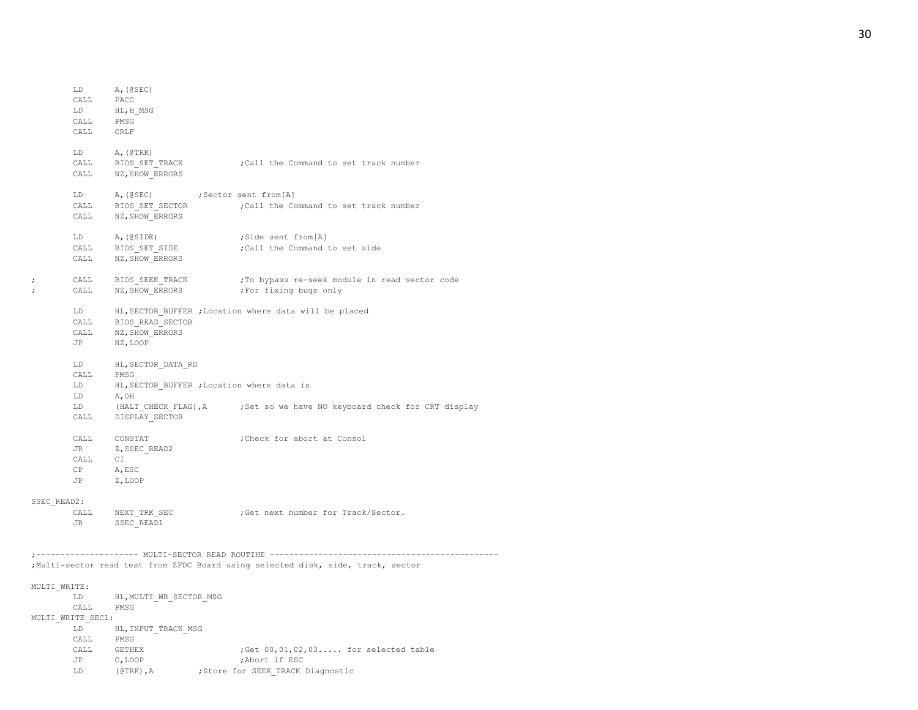```
        LD      A,(@SEC)
        CALL    PACC
        LD      HL,H_MSG
        CALL    PMSG
        CALL    CRLF

        LD      A,(@TRK)
        CALL    BIOS_SET_TRACK           ;Call the Command to set track number
        CALL    NZ,SHOW_ERRORS

        LD      A,(@SEC)         ;Sector sent from[A]
        CALL    BIOS_SET_SECTOR          ;Call the Command to set track number
        CALL    NZ,SHOW_ERRORS

        LD      A,(@SIDE)                ;Side sent from[A]
        CALL    BIOS_SET_SIDE            ;Call the Command to set side
        CALL    NZ,SHOW_ERRORS

;       CALL    BIOS_SEEK_TRACK          ;To bypass re-seek module in read sector code
;       CALL    NZ,SHOW_ERRORS           ;For fixing bugs only

        LD      HL,SECTOR_BUFFER ;Location where data will be placed
        CALL    BIOS_READ_SECTOR
        CALL    NZ,SHOW_ERRORS
        JP      NZ,LOOP

        LD      HL,SECTOR_DATA_RD
        CALL    PMSG
        LD      HL,SECTOR_BUFFER ;Location where data is
        LD      A,0H
        LD      (HALT_CHECK_FLAG),A      ;Set so we have NO keyboard check for CRT display
        CALL    DISPLAY_SECTOR

        CALL    CONSTAT                  ;Check for abort at Consol
        JR      Z,SSEC_READ2
        CALL    CI
        CP      A,ESC
        JP      Z,LOOP

SSEC_READ2:
        CALL    NEXT_TRK_SEC             ;Get next number for Track/Sector.
        JR      SSEC_READ1


;--------------------- MULTI-SECTOR READ ROUTINE ----------------------------------------------
;Multi-sector read test from ZFDC Board using selected disk, side, track, sector

MULTI_WRITE:
        LD      HL,MULTI_WR_SECTOR_MSG
        CALL    PMSG
MULTI_WRITE_SEC1:
        LD      HL,INPUT_TRACK_MSG
        CALL    PMSG
        CALL    GETHEX                   ;Get 00,01,02,03..... for selected table
        JP      C,LOOP                   ;Abort if ESC
        LD      (@TRK),A         ;Store for SEEK_TRACK Diagnostic
```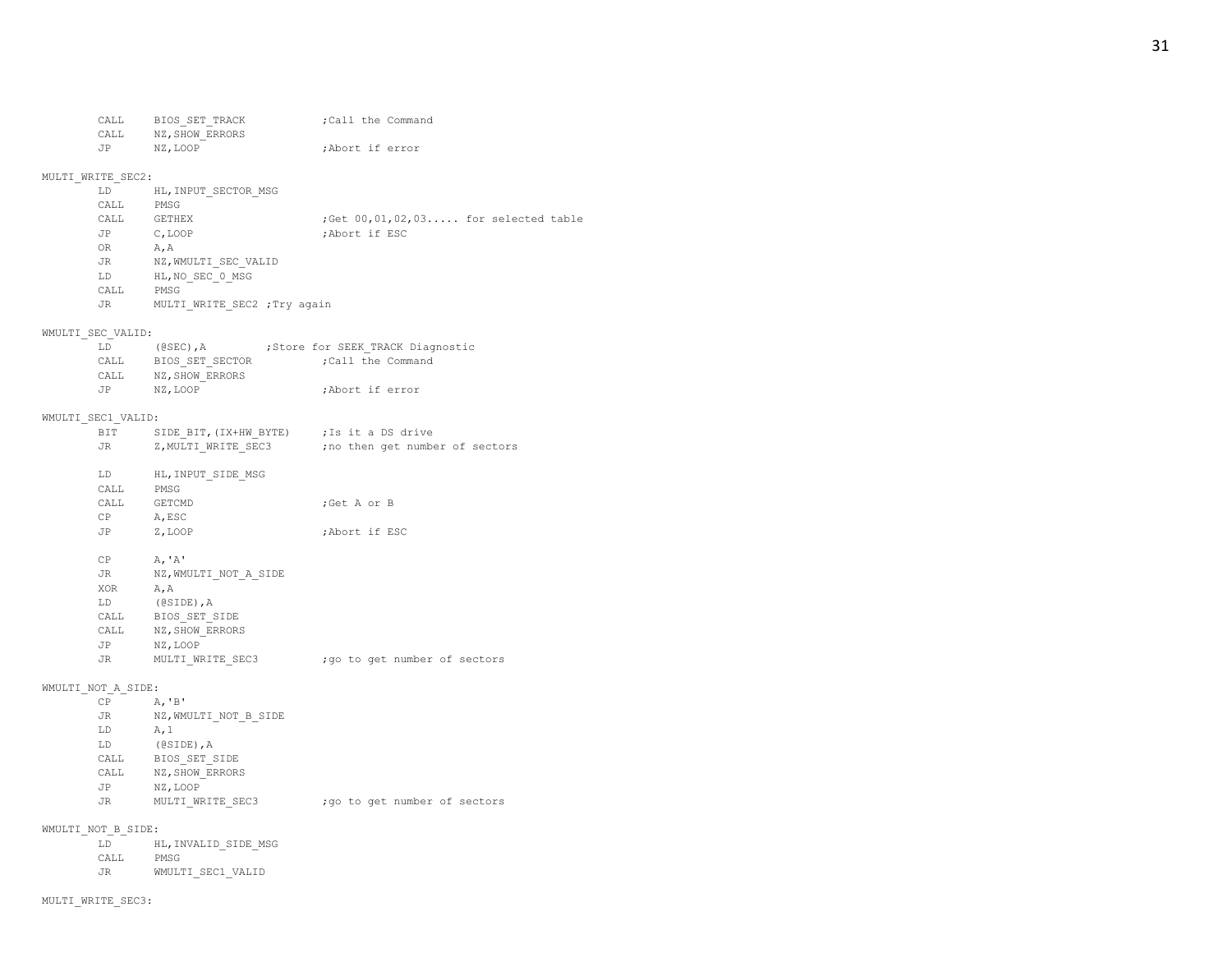```
        CALL    BIOS_SET_TRACK          ;Call the Command
        CALL    NZ,SHOW_ERRORS
        JP      NZ,LOOP                 ;Abort if error

MULTI_WRITE_SEC2:
        LD      HL,INPUT_SECTOR_MSG
        CALL    PMSG
        CALL    GETHEX                  ;Get 00,01,02,03..... for selected table
        JP      C,LOOP                  ;Abort if ESC
        OR      A,A
        JR      NZ,WMULTI_SEC_VALID
        LD      HL,NO_SEC_0_MSG
        CALL    PMSG
        JR      MULTI_WRITE_SEC2 ;Try again

WMULTI_SEC_VALID:
        LD      (@SEC),A        ;Store for SEEK_TRACK Diagnostic
        CALL    BIOS_SET_SECTOR         ;Call the Command
        CALL    NZ,SHOW_ERRORS
        JP      NZ,LOOP                 ;Abort if error

WMULTI_SEC1_VALID:
        BIT     SIDE_BIT,(IX+HW_BYTE)   ;Is it a DS drive
        JR      Z,MULTI_WRITE_SEC3      ;no then get number of sectors

        LD      HL,INPUT_SIDE_MSG
        CALL    PMSG
        CALL    GETCMD                  ;Get A or B
        CP      A,ESC
        JP      Z,LOOP                  ;Abort if ESC

        CP      A,'A'
        JR      NZ,WMULTI_NOT_A_SIDE
        XOR     A,A
        LD      (@SIDE),A
        CALL    BIOS_SET_SIDE
        CALL    NZ,SHOW_ERRORS
        JP      NZ,LOOP
        JR      MULTI_WRITE_SEC3        ;go to get number of sectors

WMULTI_NOT_A_SIDE:
        CP      A,'B'
        JR      NZ,WMULTI_NOT_B_SIDE
        LD      A,1
        LD      (@SIDE),A
        CALL    BIOS_SET_SIDE
        CALL    NZ,SHOW_ERRORS
        JP      NZ,LOOP
        JR      MULTI_WRITE_SEC3        ;go to get number of sectors

WMULTI_NOT_B_SIDE:
        LD      HL,INVALID_SIDE_MSG
        CALL    PMSG
        JR      WMULTI_SEC1_VALID

MULTI_WRITE_SEC3:
```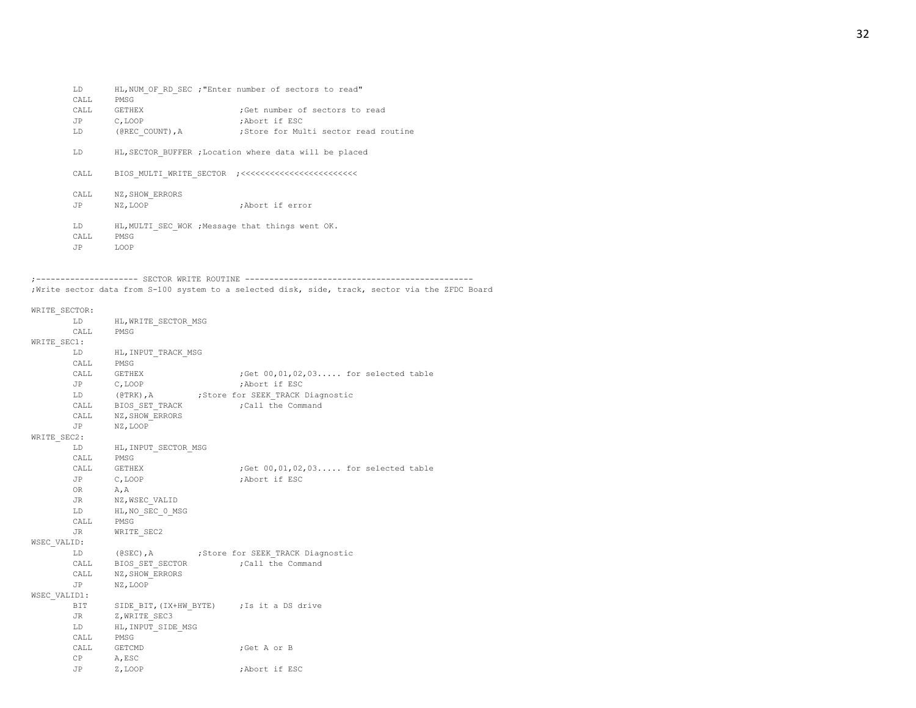```
        LD      HL,NUM_OF_RD_SEC ;"Enter number of sectors to read"
        CALL    PMSG
        CALL    GETHEX                  ;Get number of sectors to read
        JP      C,LOOP                  ;Abort if ESC
        LD      (@REC_COUNT),A          ;Store for Multi sector read routine

        LD      HL,SECTOR_BUFFER ;Location where data will be placed

        CALL    BIOS_MULTI_WRITE_SECTOR  ;<<<<<<<<<<<<<<<<<<<<<<<<

        CALL    NZ,SHOW_ERRORS
        JP      NZ,LOOP                 ;Abort if error

        LD      HL,MULTI_SEC_WOK ;Message that things went OK.
        CALL    PMSG
        JP      LOOP


;--------------------- SECTOR WRITE ROUTINE ---------------------------------------------
;Write sector data from S-100 system to a selected disk, side, track, sector via the ZFDC Board

WRITE_SECTOR:
        LD      HL,WRITE_SECTOR_MSG
        CALL    PMSG
WRITE_SEC1:
        LD      HL,INPUT_TRACK_MSG
        CALL    PMSG
        CALL    GETHEX                  ;Get 00,01,02,03..... for selected table
        JP      C,LOOP                  ;Abort if ESC
        LD      (@TRK),A        ;Store for SEEK_TRACK Diagnostic
        CALL    BIOS_SET_TRACK          ;Call the Command
        CALL    NZ,SHOW_ERRORS
        JP      NZ,LOOP
WRITE_SEC2:
        LD      HL,INPUT_SECTOR_MSG
        CALL    PMSG
        CALL    GETHEX                  ;Get 00,01,02,03..... for selected table
        JP      C,LOOP                  ;Abort if ESC
        OR      A,A
        JR      NZ,WSEC_VALID
        LD      HL,NO_SEC_0_MSG
        CALL    PMSG
        JR      WRITE_SEC2
WSEC_VALID:
        LD      (@SEC),A        ;Store for SEEK_TRACK Diagnostic
        CALL    BIOS_SET_SECTOR         ;Call the Command
        CALL    NZ,SHOW_ERRORS
        JP      NZ,LOOP
WSEC_VALID1:
        BIT     SIDE_BIT,(IX+HW_BYTE)    ;Is it a DS drive
        JR      Z,WRITE_SEC3
        LD      HL,INPUT_SIDE_MSG
        CALL    PMSG
        CALL    GETCMD                  ;Get A or B
        CP      A,ESC
        JP      Z,LOOP                  ;Abort if ESC
```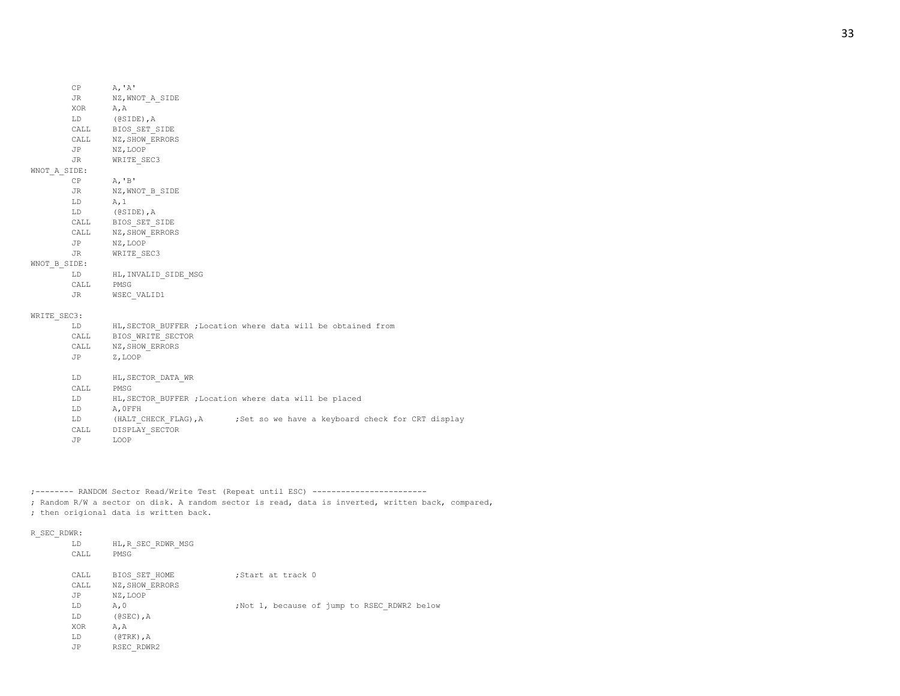```
        CP      A,'A'
        JR      NZ,WNOT_A_SIDE
        XOR     A,A
        LD      (@SIDE),A
        CALL    BIOS_SET_SIDE
        CALL    NZ,SHOW_ERRORS
        JP      NZ,LOOP
        JR      WRITE_SEC3
WNOT_A_SIDE:
        CP      A,'B'
        JR      NZ,WNOT_B_SIDE
        LD      A,1
        LD      (@SIDE),A
        CALL    BIOS_SET_SIDE
        CALL    NZ,SHOW_ERRORS
        JP      NZ,LOOP
        JR      WRITE_SEC3
WNOT_B_SIDE:
        LD      HL,INVALID_SIDE_MSG
        CALL    PMSG
        JR      WSEC_VALID1

WRITE_SEC3:
        LD      HL,SECTOR_BUFFER ;Location where data will be obtained from
        CALL    BIOS_WRITE_SECTOR
        CALL    NZ,SHOW_ERRORS
        JP      Z,LOOP

        LD      HL,SECTOR_DATA_WR
        CALL    PMSG
        LD      HL,SECTOR_BUFFER ;Location where data will be placed
        LD      A,0FFH
        LD      (HALT_CHECK_FLAG),A      ;Set so we have a keyboard check for CRT display
        CALL    DISPLAY_SECTOR
        JP      LOOP



;-------- RANDOM Sector Read/Write Test (Repeat until ESC) ------------------------
; Random R/W a sector on disk. A random sector is read, data is inverted, written back, compared,
; then origional data is written back.

R_SEC_RDWR:
        LD      HL,R_SEC_RDWR_MSG
        CALL    PMSG

        CALL    BIOS_SET_HOME            ;Start at track 0
        CALL    NZ,SHOW_ERRORS
        JP      NZ,LOOP
        LD      A,0                      ;Not 1, because of jump to RSEC_RDWR2 below
        LD      (@SEC),A
        XOR     A,A
        LD      (@TRK),A
        JP      RSEC_RDWR2
```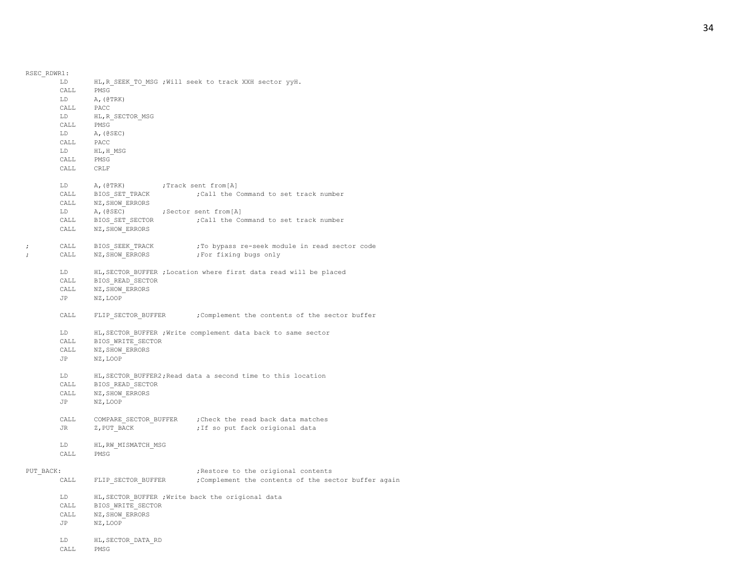```
RSEC_RDWR1:
        LD      HL,R_SEEK_TO_MSG ;Will seek to track XXH sector yyH.
        CALL    PMSG
        LD      A,(@TRK)
        CALL    PACC
        LD      HL,R_SECTOR_MSG
        CALL    PMSG
        LD      A,(@SEC)
        CALL    PACC
        LD      HL,H_MSG
        CALL    PMSG
        CALL    CRLF

        LD      A,(@TRK)         ;Track sent from[A]
        CALL    BIOS_SET_TRACK           ;Call the Command to set track number
        CALL    NZ,SHOW_ERRORS
        LD      A,(@SEC)         ;Sector sent from[A]
        CALL    BIOS_SET_SECTOR          ;Call the Command to set track number
        CALL    NZ,SHOW_ERRORS

;       CALL    BIOS_SEEK_TRACK          ;To bypass re-seek module in read sector code
;       CALL    NZ,SHOW_ERRORS           ;For fixing bugs only

        LD      HL,SECTOR_BUFFER ;Location where first data read will be placed
        CALL    BIOS_READ_SECTOR
        CALL    NZ,SHOW_ERRORS
        JP      NZ,LOOP

        CALL    FLIP_SECTOR_BUFFER       ;Complement the contents of the sector buffer

        LD      HL,SECTOR_BUFFER ;Write complement data back to same sector
        CALL    BIOS_WRITE_SECTOR
        CALL    NZ,SHOW_ERRORS
        JP      NZ,LOOP

        LD      HL,SECTOR_BUFFER2;Read data a second time to this location
        CALL    BIOS_READ_SECTOR
        CALL    NZ,SHOW_ERRORS
        JP      NZ,LOOP

        CALL    COMPARE_SECTOR_BUFFER    ;Check the read back data matches
        JR      Z,PUT_BACK               ;If so put fack origional data

        LD      HL,RW_MISMATCH_MSG
        CALL    PMSG

PUT_BACK:                                ;Restore to the origional contents
        CALL    FLIP_SECTOR_BUFFER       ;Complement the contents of the sector buffer again

        LD      HL,SECTOR_BUFFER ;Write back the origional data
        CALL    BIOS_WRITE_SECTOR
        CALL    NZ,SHOW_ERRORS
        JP      NZ,LOOP

        LD      HL,SECTOR_DATA_RD
        CALL    PMSG
```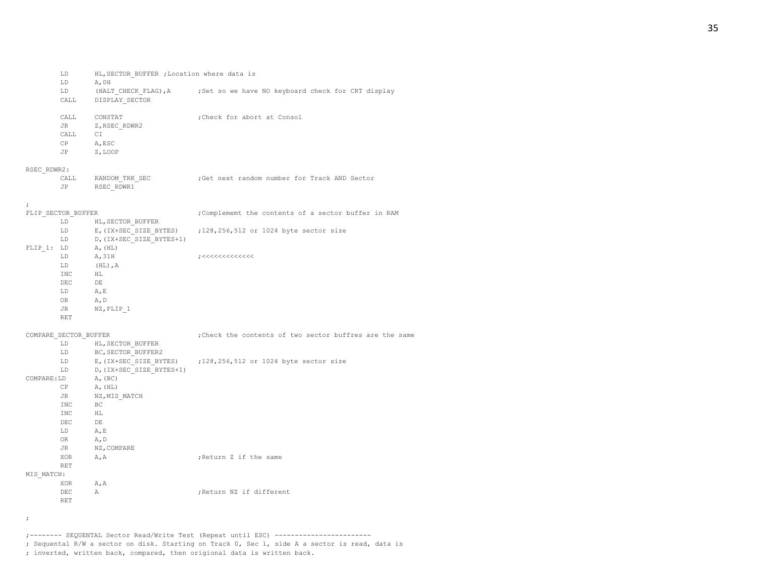```
        LD      HL,SECTOR_BUFFER ;Location where data is
        LD      A,0H
        LD      (HALT_CHECK_FLAG),A      ;Set so we have NO keyboard check for CRT display
        CALL    DISPLAY_SECTOR

        CALL    CONSTAT                  ;Check for abort at Consol
        JR      Z,RSEC_RDWR2
        CALL    CI
        CP      A,ESC
        JP      Z,LOOP

RSEC_RDWR2:
        CALL    RANDOM_TRK_SEC           ;Get next random number for Track AND Sector
        JP      RSEC_RDWR1

;
FLIP_SECTOR_BUFFER                       ;Complememt the contents of a sector buffer in RAM
        LD      HL,SECTOR_BUFFER
        LD      E,(IX+SEC_SIZE_BYTES)    ;128,256,512 or 1024 byte sector size
        LD      D,(IX+SEC_SIZE_BYTES+1)
FLIP_1: LD      A,(HL)
        LD      A,31H                    ;<<<<<<<<<<<<<
        LD      (HL),A
        INC     HL
        DEC     DE
        LD      A,E
        OR      A,D
        JR      NZ,FLIP_1
        RET

COMPARE_SECTOR_BUFFER                    ;Check the contents of two sector buffres are the same
        LD      HL,SECTOR_BUFFER
        LD      BC,SECTOR_BUFFER2
        LD      E,(IX+SEC_SIZE_BYTES)    ;128,256,512 or 1024 byte sector size
        LD      D,(IX+SEC_SIZE_BYTES+1)
COMPARE:LD      A,(BC)
        CP      A,(HL)
        JR      NZ,MIS_MATCH
        INC     BC
        INC     HL
        DEC     DE
        LD      A,E
        OR      A,D
        JR      NZ,COMPARE
        XOR     A,A                      ;Return Z if the same
        RET
MIS_MATCH:
        XOR     A,A
        DEC     A                        ;Return NZ if different
        RET

;

;-------- SEQUENTAL Sector Read/Write Test (Repeat until ESC) ------------------------
; Sequental R/W a sector on disk. Starting on Track 0, Sec 1, side A a sector is read, data is
; inverted, written back, compared, then origional data is written back.
```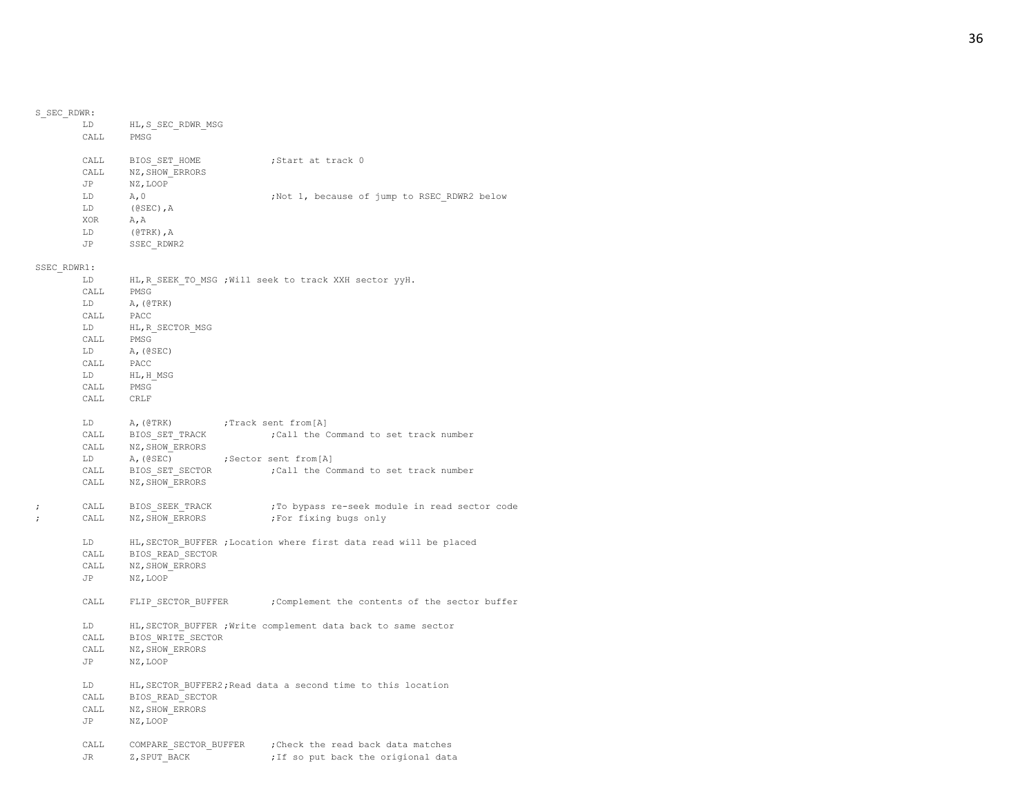```
S_SEC_RDWR:
        LD      HL,S_SEC_RDWR_MSG
        CALL    PMSG

        CALL    BIOS_SET_HOME           ;Start at track 0
        CALL    NZ,SHOW_ERRORS
        JP      NZ,LOOP
        LD      A,0                     ;Not 1, because of jump to RSEC_RDWR2 below
        LD      (@SEC),A
        XOR     A,A
        LD      (@TRK),A
        JP      SSEC_RDWR2

SSEC_RDWR1:
        LD      HL,R_SEEK_TO_MSG ;Will seek to track XXH sector yyH.
        CALL    PMSG
        LD      A,(@TRK)
        CALL    PACC
        LD      HL,R_SECTOR_MSG
        CALL    PMSG
        LD      A,(@SEC)
        CALL    PACC
        LD      HL,H_MSG
        CALL    PMSG
        CALL    CRLF

        LD      A,(@TRK)        ;Track sent from[A]
        CALL    BIOS_SET_TRACK          ;Call the Command to set track number
        CALL    NZ,SHOW_ERRORS
        LD      A,(@SEC)        ;Sector sent from[A]
        CALL    BIOS_SET_SECTOR         ;Call the Command to set track number
        CALL    NZ,SHOW_ERRORS

;       CALL    BIOS_SEEK_TRACK         ;To bypass re-seek module in read sector code
;       CALL    NZ,SHOW_ERRORS          ;For fixing bugs only

        LD      HL,SECTOR_BUFFER ;Location where first data read will be placed
        CALL    BIOS_READ_SECTOR
        CALL    NZ,SHOW_ERRORS
        JP      NZ,LOOP

        CALL    FLIP_SECTOR_BUFFER      ;Complement the contents of the sector buffer

        LD      HL,SECTOR_BUFFER ;Write complement data back to same sector
        CALL    BIOS_WRITE_SECTOR
        CALL    NZ,SHOW_ERRORS
        JP      NZ,LOOP

        LD      HL,SECTOR_BUFFER2;Read data a second time to this location
        CALL    BIOS_READ_SECTOR
        CALL    NZ,SHOW_ERRORS
        JP      NZ,LOOP

        CALL    COMPARE_SECTOR_BUFFER   ;Check the read back data matches
        JR      Z,SPUT_BACK             ;If so put back the origional data
```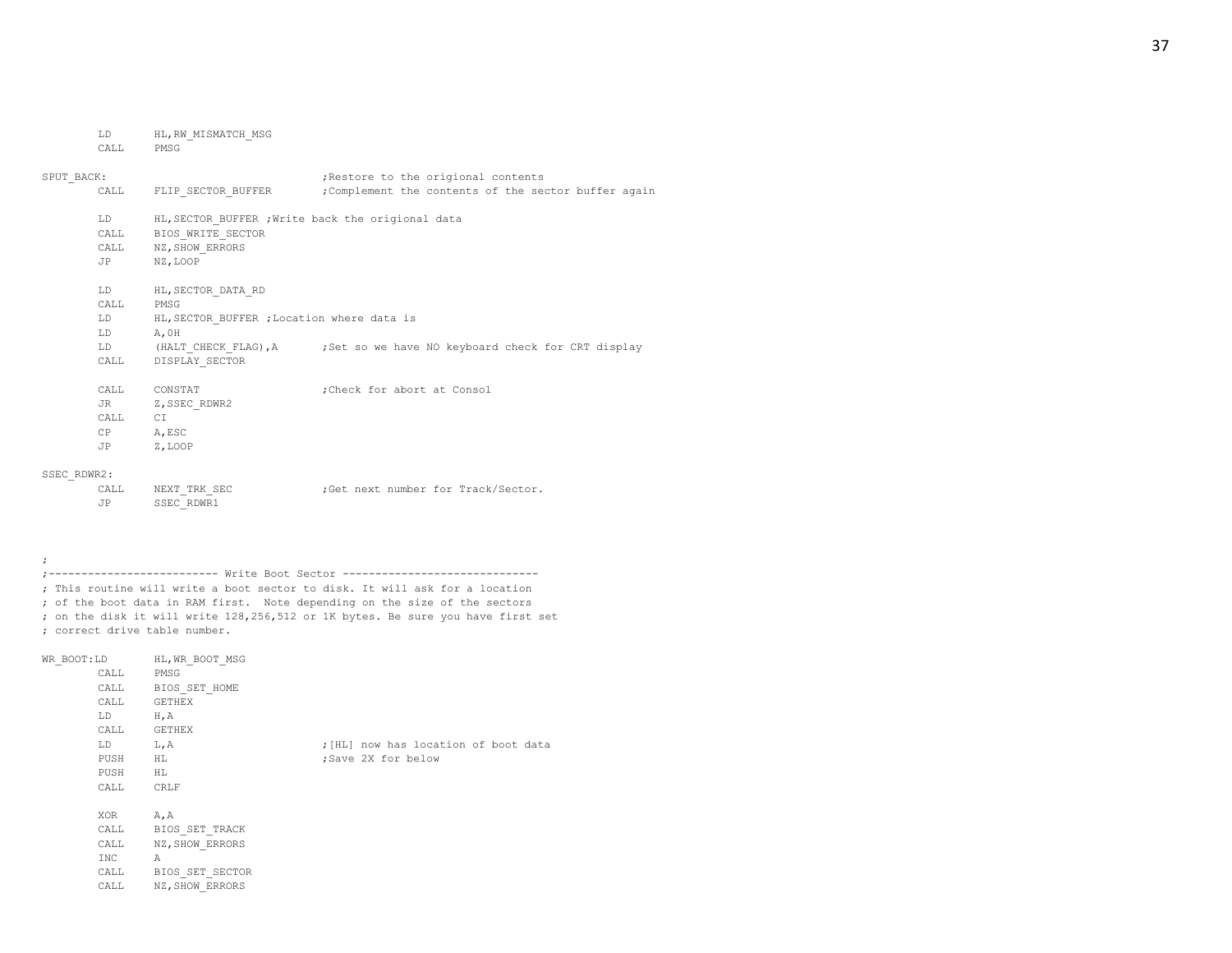```
        LD      HL,RW_MISMATCH_MSG
        CALL    PMSG

SPUT_BACK:                              ;Restore to the origional contents
        CALL    FLIP_SECTOR_BUFFER      ;Complement the contents of the sector buffer again

        LD      HL,SECTOR_BUFFER ;Write back the origional data
        CALL    BIOS_WRITE_SECTOR
        CALL    NZ,SHOW_ERRORS
        JP      NZ,LOOP

        LD      HL,SECTOR_DATA_RD
        CALL    PMSG
        LD      HL,SECTOR_BUFFER ;Location where data is
        LD      A,0H
        LD      (HALT_CHECK_FLAG),A     ;Set so we have NO keyboard check for CRT display
        CALL    DISPLAY_SECTOR

        CALL    CONSTAT                 ;Check for abort at Consol
        JR      Z,SSEC_RDWR2
        CALL    CI
        CP      A,ESC
        JP      Z,LOOP

SSEC_RDWR2:
        CALL    NEXT_TRK_SEC            ;Get next number for Track/Sector.
        JP      SSEC_RDWR1



;
;-------------------------- Write Boot Sector ------------------------------
; This routine will write a boot sector to disk. It will ask for a location
; of the boot data in RAM first.  Note depending on the size of the sectors
; on the disk it will write 128,256,512 or 1K bytes. Be sure you have first set
; correct drive table number.

WR_BOOT:LD      HL,WR_BOOT_MSG
        CALL    PMSG
        CALL    BIOS_SET_HOME
        CALL    GETHEX
        LD      H,A
        CALL    GETHEX
        LD      L,A                     ;[HL] now has location of boot data
        PUSH    HL                      ;Save 2X for below
        PUSH    HL
        CALL    CRLF

        XOR     A,A
        CALL    BIOS_SET_TRACK
        CALL    NZ,SHOW_ERRORS
        INC     A
        CALL    BIOS_SET_SECTOR
        CALL    NZ,SHOW_ERRORS
```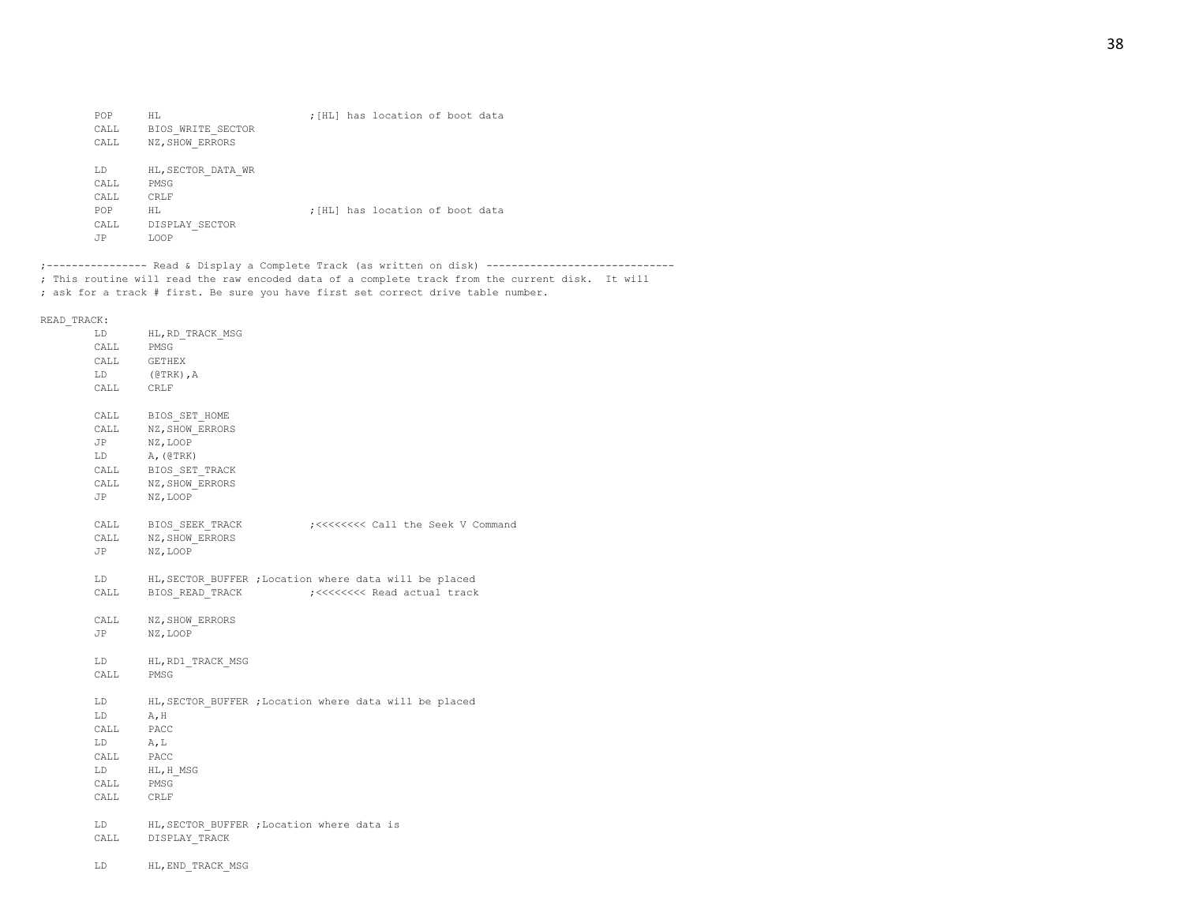```
        POP     HL                      ;[HL] has location of boot data
        CALL    BIOS_WRITE_SECTOR
        CALL    NZ,SHOW_ERRORS

        LD      HL,SECTOR_DATA_WR
        CALL    PMSG
        CALL    CRLF
        POP     HL                      ;[HL] has location of boot data
        CALL    DISPLAY_SECTOR
        JP      LOOP

;---------------- Read & Display a Complete Track (as written on disk) ------------------------------
; This routine will read the raw encoded data of a complete track from the current disk.  It will
; ask for a track # first. Be sure you have first set correct drive table number.

READ_TRACK:
        LD      HL,RD_TRACK_MSG
        CALL    PMSG
        CALL    GETHEX
        LD      (@TRK),A
        CALL    CRLF

        CALL    BIOS_SET_HOME
        CALL    NZ,SHOW_ERRORS
        JP      NZ,LOOP
        LD      A,(@TRK)
        CALL    BIOS_SET_TRACK
        CALL    NZ,SHOW_ERRORS
        JP      NZ,LOOP

        CALL    BIOS_SEEK_TRACK         ;<<<<<<<< Call the Seek V Command
        CALL    NZ,SHOW_ERRORS
        JP      NZ,LOOP

        LD      HL,SECTOR_BUFFER ;Location where data will be placed
        CALL    BIOS_READ_TRACK         ;<<<<<<<< Read actual track

        CALL    NZ,SHOW_ERRORS
        JP      NZ,LOOP

        LD      HL,RD1_TRACK_MSG
        CALL    PMSG

        LD      HL,SECTOR_BUFFER ;Location where data will be placed
        LD      A,H
        CALL    PACC
        LD      A,L
        CALL    PACC
        LD      HL,H_MSG
        CALL    PMSG
        CALL    CRLF

        LD      HL,SECTOR_BUFFER ;Location where data is
        CALL    DISPLAY_TRACK

        LD      HL,END_TRACK_MSG
```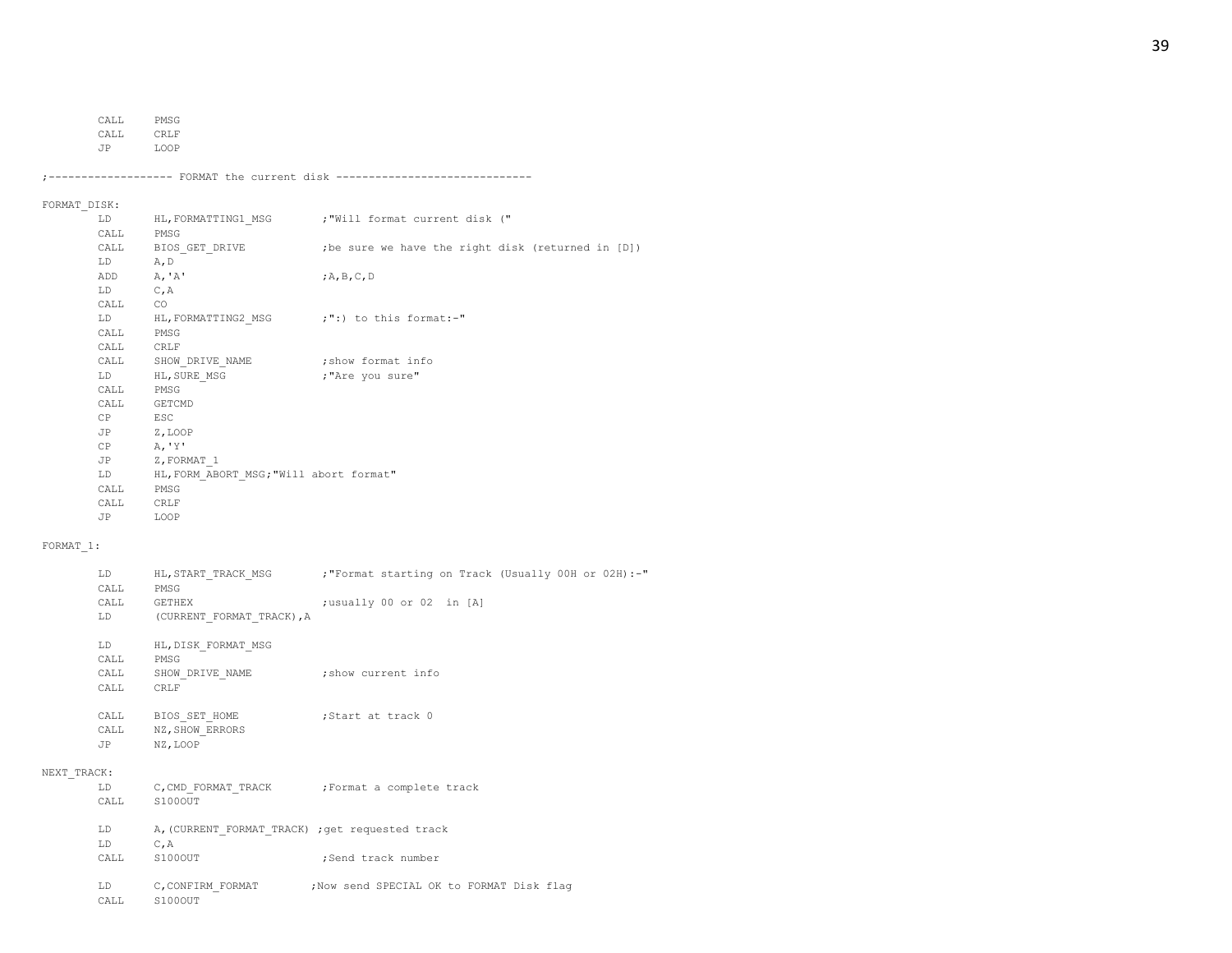```
        CALL    PMSG
        CALL    CRLF
        JP      LOOP

;------------------- FORMAT the current disk ------------------------------

FORMAT_DISK:
        LD      HL,FORMATTING1_MSG       ;"Will format current disk ("
        CALL    PMSG
        CALL    BIOS_GET_DRIVE           ;be sure we have the right disk (returned in [D])
        LD      A,D
        ADD     A,'A'                    ;A,B,C,D
        LD      C,A
        CALL    CO
        LD      HL,FORMATTING2_MSG       ;":) to this format:-"
        CALL    PMSG
        CALL    CRLF
        CALL    SHOW_DRIVE_NAME          ;show format info
        LD      HL,SURE_MSG              ;"Are you sure"
        CALL    PMSG
        CALL    GETCMD
        CP      ESC
        JP      Z,LOOP
        CP      A,'Y'
        JP      Z,FORMAT_1
        LD      HL,FORM_ABORT_MSG;"Will abort format"
        CALL    PMSG
        CALL    CRLF
        JP      LOOP

FORMAT_1:

        LD      HL,START_TRACK_MSG       ;"Format starting on Track (Usually 00H or 02H):-"
        CALL    PMSG
        CALL    GETHEX                   ;usually 00 or 02  in [A]
        LD      (CURRENT_FORMAT_TRACK),A

        LD      HL,DISK_FORMAT_MSG
        CALL    PMSG
        CALL    SHOW_DRIVE_NAME          ;show current info
        CALL    CRLF

        CALL    BIOS_SET_HOME            ;Start at track 0
        CALL    NZ,SHOW_ERRORS
        JP      NZ,LOOP

NEXT_TRACK:
        LD      C,CMD_FORMAT_TRACK       ;Format a complete track
        CALL    S100OUT

        LD      A,(CURRENT_FORMAT_TRACK) ;get requested track
        LD      C,A
        CALL    S100OUT                  ;Send track number

        LD      C,CONFIRM_FORMAT        ;Now send SPECIAL OK to FORMAT Disk flag
        CALL    S100OUT
```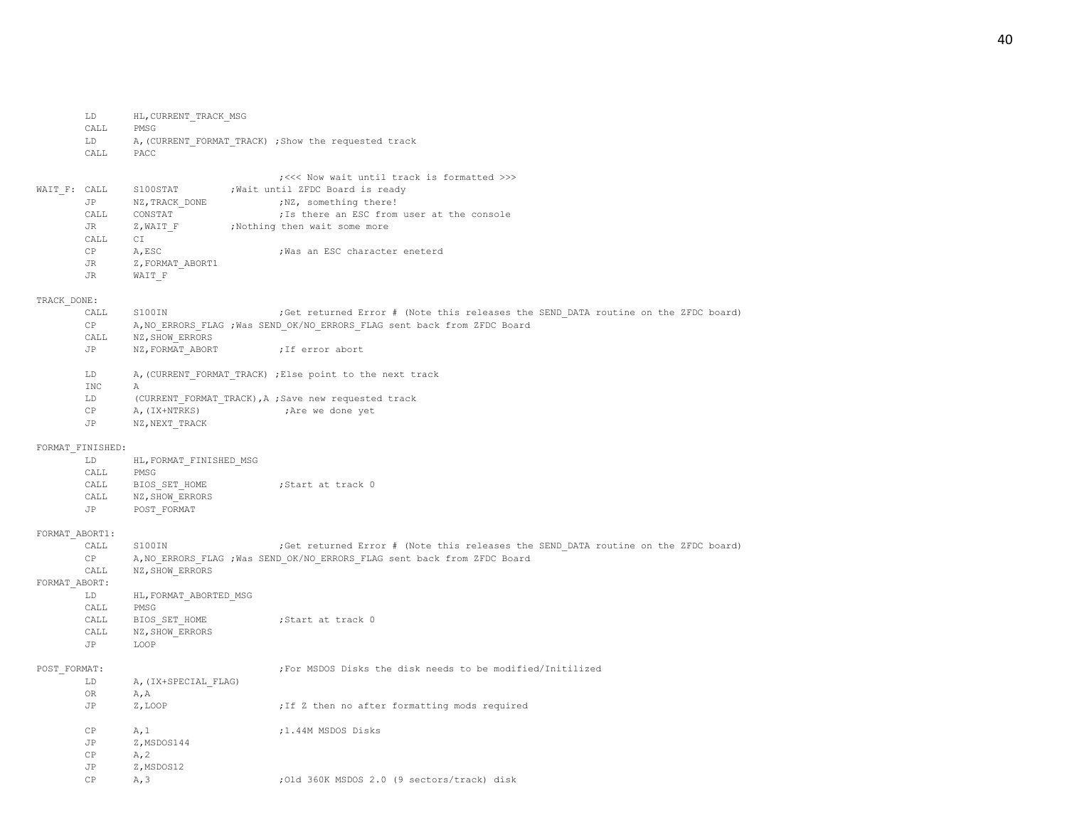```
        LD      HL,CURRENT_TRACK_MSG
        CALL    PMSG
        LD      A,(CURRENT_FORMAT_TRACK) ;Show the requested track
        CALL    PACC

                                        ;<<< Now wait until track is formatted >>>
WAIT_F: CALL    S100STAT        ;Wait until ZFDC Board is ready
        JP      NZ,TRACK_DONE           ;NZ, something there!
        CALL    CONSTAT                 ;Is there an ESC from user at the console
        JR      Z,WAIT_F        ;Nothing then wait some more
        CALL    CI
        CP      A,ESC                   ;Was an ESC character eneterd
        JR      Z,FORMAT_ABORT1
        JR      WAIT_F

TRACK_DONE:
        CALL    S100IN                  ;Get returned Error # (Note this releases the SEND_DATA routine on the ZFDC board)
        CP      A,NO_ERRORS_FLAG ;Was SEND_OK/NO_ERRORS_FLAG sent back from ZFDC Board
        CALL    NZ,SHOW_ERRORS
        JP      NZ,FORMAT_ABORT         ;If error abort

        LD      A,(CURRENT_FORMAT_TRACK) ;Else point to the next track
        INC     A
        LD      (CURRENT_FORMAT_TRACK),A ;Save new requested track
        CP      A,(IX+NTRKS)             ;Are we done yet
        JP      NZ,NEXT_TRACK

FORMAT_FINISHED:
        LD      HL,FORMAT_FINISHED_MSG
        CALL    PMSG
        CALL    BIOS_SET_HOME           ;Start at track 0
        CALL    NZ,SHOW_ERRORS
        JP      POST_FORMAT

FORMAT_ABORT1:
        CALL    S100IN                  ;Get returned Error # (Note this releases the SEND_DATA routine on the ZFDC board)
        CP      A,NO_ERRORS_FLAG ;Was SEND_OK/NO_ERRORS_FLAG sent back from ZFDC Board
        CALL    NZ,SHOW_ERRORS
FORMAT_ABORT:
        LD      HL,FORMAT_ABORTED_MSG
        CALL    PMSG
        CALL    BIOS_SET_HOME           ;Start at track 0
        CALL    NZ,SHOW_ERRORS
        JP      LOOP

POST_FORMAT:                            ;For MSDOS Disks the disk needs to be modified/Initilized
        LD      A,(IX+SPECIAL_FLAG)
        OR      A,A
        JP      Z,LOOP                  ;If Z then no after formatting mods required

        CP      A,1                     ;1.44M MSDOS Disks
        JP      Z,MSDOS144
        CP      A,2
        JP      Z,MSDOS12
        CP      A,3                     ;Old 360K MSDOS 2.0 (9 sectors/track) disk
```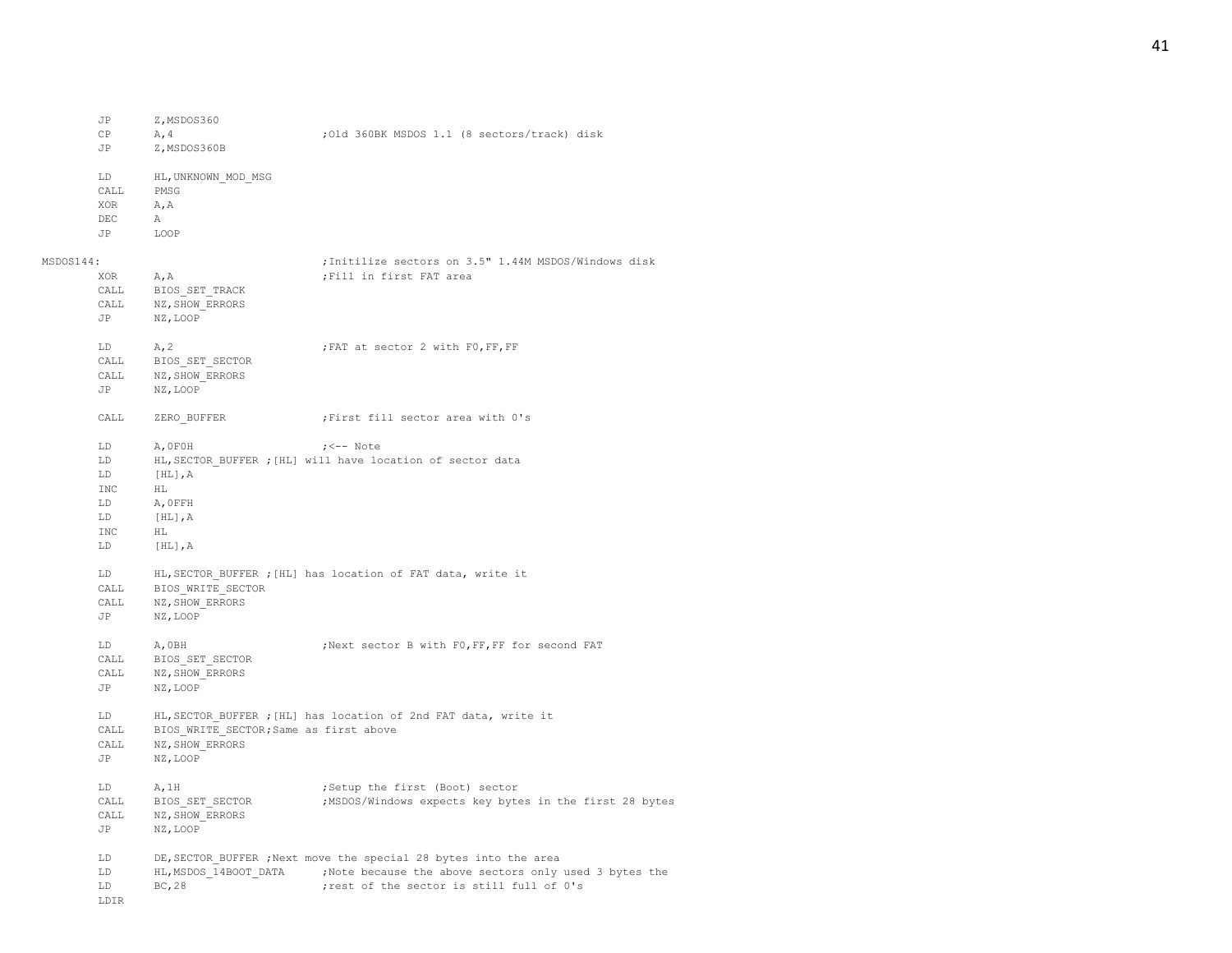```
        JP      Z,MSDOS360
        CP      A,4                     ;Old 360BK MSDOS 1.1 (8 sectors/track) disk
        JP      Z,MSDOS360B

        LD      HL,UNKNOWN_MOD_MSG
        CALL    PMSG
        XOR     A,A
        DEC     A
        JP      LOOP

MSDOS144:                               ;Initilize sectors on 3.5" 1.44M MSDOS/Windows disk
        XOR     A,A                     ;Fill in first FAT area
        CALL    BIOS_SET_TRACK
        CALL    NZ,SHOW_ERRORS
        JP      NZ,LOOP

        LD      A,2                     ;FAT at sector 2 with F0,FF,FF
        CALL    BIOS_SET_SECTOR
        CALL    NZ,SHOW_ERRORS
        JP      NZ,LOOP

        CALL    ZERO_BUFFER             ;First fill sector area with 0's

        LD      A,0F0H                  ;<-- Note
        LD      HL,SECTOR_BUFFER ;[HL] will have location of sector data
        LD      [HL],A
        INC     HL
        LD      A,0FFH
        LD      [HL],A
        INC     HL
        LD      [HL],A

        LD      HL,SECTOR_BUFFER ;[HL] has location of FAT data, write it
        CALL    BIOS_WRITE_SECTOR
        CALL    NZ,SHOW_ERRORS
        JP      NZ,LOOP

        LD      A,0BH                   ;Next sector B with F0,FF,FF for second FAT
        CALL    BIOS_SET_SECTOR
        CALL    NZ,SHOW_ERRORS
        JP      NZ,LOOP

        LD      HL,SECTOR_BUFFER ;[HL] has location of 2nd FAT data, write it
        CALL    BIOS_WRITE_SECTOR;Same as first above
        CALL    NZ,SHOW_ERRORS
        JP      NZ,LOOP

        LD      A,1H                    ;Setup the first (Boot) sector
        CALL    BIOS_SET_SECTOR         ;MSDOS/Windows expects key bytes in the first 28 bytes
        CALL    NZ,SHOW_ERRORS
        JP      NZ,LOOP

        LD      DE,SECTOR_BUFFER ;Next move the special 28 bytes into the area
        LD      HL,MSDOS_14BOOT_DATA    ;Note because the above sectors only used 3 bytes the
        LD      BC,28                   ;rest of the sector is still full of 0's
        LDIR
```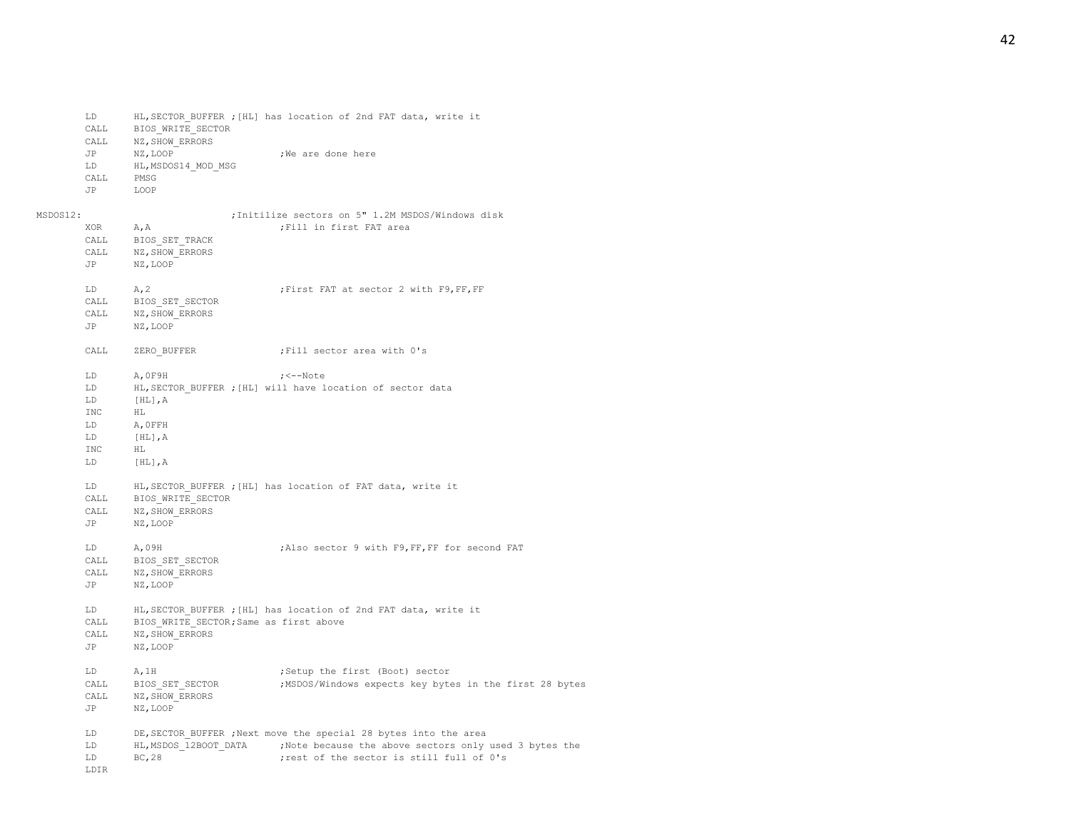```
        LD      HL,SECTOR_BUFFER ;[HL] has location of 2nd FAT data, write it
        CALL    BIOS_WRITE_SECTOR
        CALL    NZ,SHOW_ERRORS
        JP      NZ,LOOP                 ;We are done here
        LD      HL,MSDOS14_MOD_MSG
        CALL    PMSG
        JP      LOOP

MSDOS12:                        ;Initilize sectors on 5" 1.2M MSDOS/Windows disk
        XOR     A,A                     ;Fill in first FAT area
        CALL    BIOS_SET_TRACK
        CALL    NZ,SHOW_ERRORS
        JP      NZ,LOOP

        LD      A,2                     ;First FAT at sector 2 with F9,FF,FF
        CALL    BIOS_SET_SECTOR
        CALL    NZ,SHOW_ERRORS
        JP      NZ,LOOP

        CALL    ZERO_BUFFER             ;Fill sector area with 0's

        LD      A,0F9H                  ;<--Note
        LD      HL,SECTOR_BUFFER ;[HL] will have location of sector data
        LD      [HL],A
        INC     HL
        LD      A,0FFH
        LD      [HL],A
        INC     HL
        LD      [HL],A

        LD      HL,SECTOR_BUFFER ;[HL] has location of FAT data, write it
        CALL    BIOS_WRITE_SECTOR
        CALL    NZ,SHOW_ERRORS
        JP      NZ,LOOP

        LD      A,09H                   ;Also sector 9 with F9,FF,FF for second FAT
        CALL    BIOS_SET_SECTOR
        CALL    NZ,SHOW_ERRORS
        JP      NZ,LOOP

        LD      HL,SECTOR_BUFFER ;[HL] has location of 2nd FAT data, write it
        CALL    BIOS_WRITE_SECTOR;Same as first above
        CALL    NZ,SHOW_ERRORS
        JP      NZ,LOOP

        LD      A,1H                    ;Setup the first (Boot) sector
        CALL    BIOS_SET_SECTOR         ;MSDOS/Windows expects key bytes in the first 28 bytes
        CALL    NZ,SHOW_ERRORS
        JP      NZ,LOOP

        LD      DE,SECTOR_BUFFER ;Next move the special 28 bytes into the area
        LD      HL,MSDOS_12BOOT_DATA    ;Note because the above sectors only used 3 bytes the
        LD      BC,28                   ;rest of the sector is still full of 0's
        LDIR
```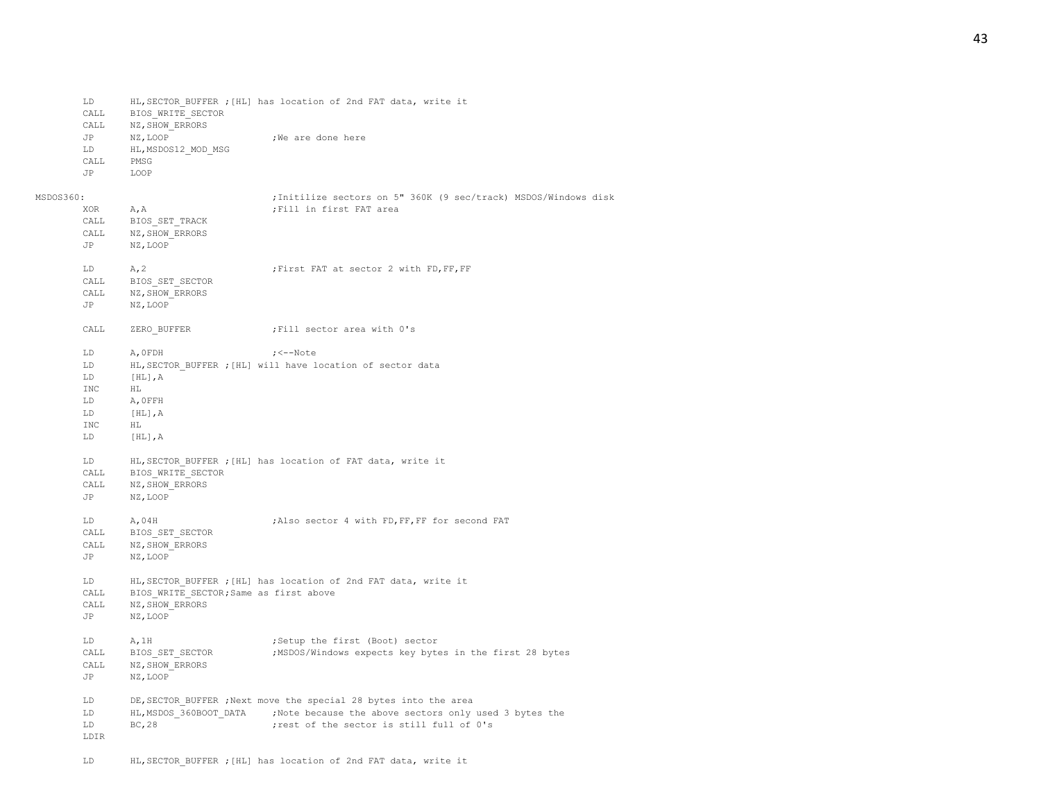```
        LD      HL,SECTOR_BUFFER ;[HL] has location of 2nd FAT data, write it
        CALL    BIOS_WRITE_SECTOR
        CALL    NZ,SHOW_ERRORS
        JP      NZ,LOOP                 ;We are done here
        LD      HL,MSDOS12_MOD_MSG
        CALL    PMSG
        JP      LOOP

MSDOS360:                               ;Initilize sectors on 5" 360K (9 sec/track) MSDOS/Windows disk
        XOR     A,A                     ;Fill in first FAT area
        CALL    BIOS_SET_TRACK
        CALL    NZ,SHOW_ERRORS
        JP      NZ,LOOP

        LD      A,2                     ;First FAT at sector 2 with FD,FF,FF
        CALL    BIOS_SET_SECTOR
        CALL    NZ,SHOW_ERRORS
        JP      NZ,LOOP

        CALL    ZERO_BUFFER             ;Fill sector area with 0's

        LD      A,0FDH                  ;<--Note
        LD      HL,SECTOR_BUFFER ;[HL] will have location of sector data
        LD      [HL],A
        INC     HL
        LD      A,0FFH
        LD      [HL],A
        INC     HL
        LD      [HL],A

        LD      HL,SECTOR_BUFFER ;[HL] has location of FAT data, write it
        CALL    BIOS_WRITE_SECTOR
        CALL    NZ,SHOW_ERRORS
        JP      NZ,LOOP

        LD      A,04H                   ;Also sector 4 with FD,FF,FF for second FAT
        CALL    BIOS_SET_SECTOR
        CALL    NZ,SHOW_ERRORS
        JP      NZ,LOOP

        LD      HL,SECTOR_BUFFER ;[HL] has location of 2nd FAT data, write it
        CALL    BIOS_WRITE_SECTOR;Same as first above
        CALL    NZ,SHOW_ERRORS
        JP      NZ,LOOP

        LD      A,1H                    ;Setup the first (Boot) sector
        CALL    BIOS_SET_SECTOR         ;MSDOS/Windows expects key bytes in the first 28 bytes
        CALL    NZ,SHOW_ERRORS
        JP      NZ,LOOP

        LD      DE,SECTOR_BUFFER ;Next move the special 28 bytes into the area
        LD      HL,MSDOS_360BOOT_DATA   ;Note because the above sectors only used 3 bytes the
        LD      BC,28                   ;rest of the sector is still full of 0's
        LDIR

        LD      HL,SECTOR_BUFFER ;[HL] has location of 2nd FAT data, write it
```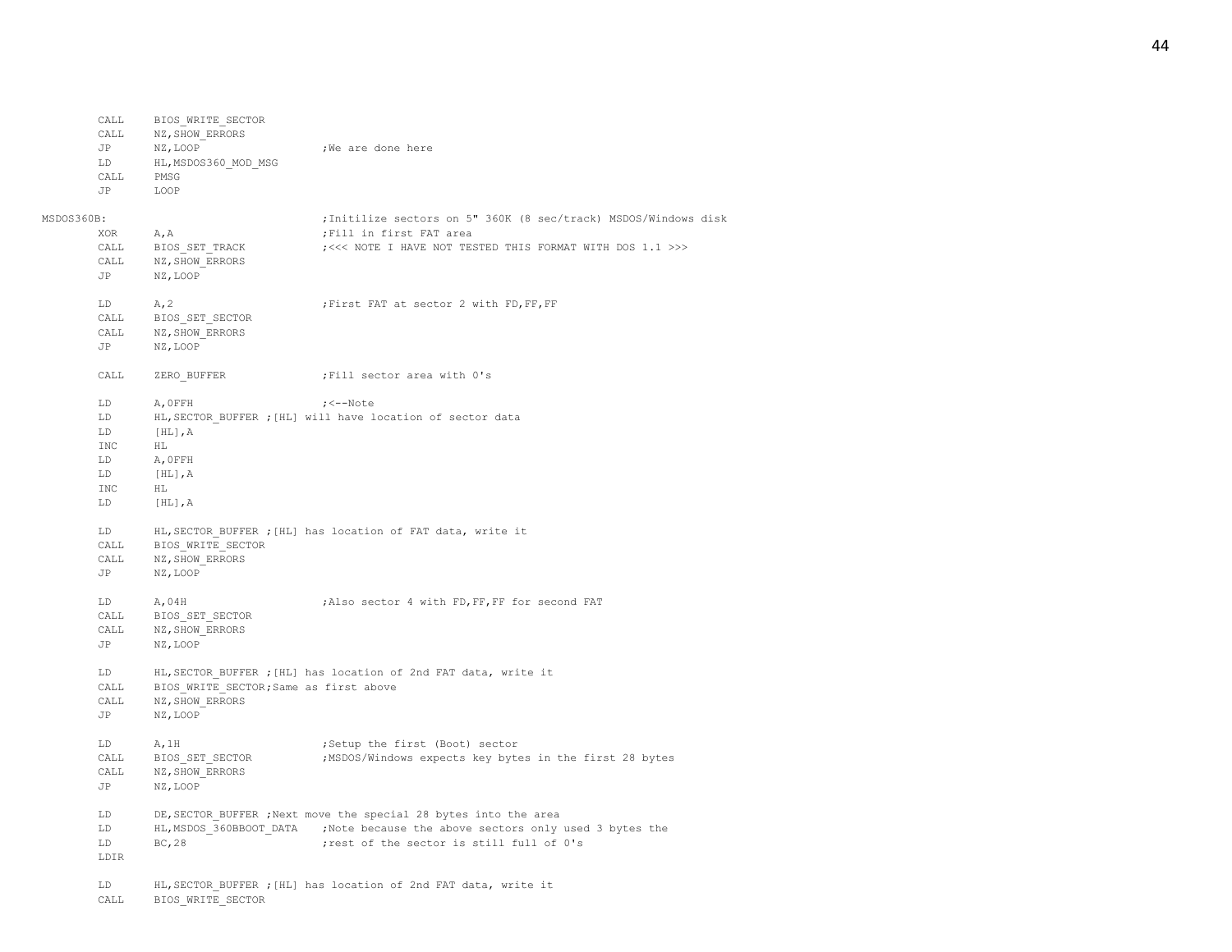```
        CALL    BIOS_WRITE_SECTOR
        CALL    NZ,SHOW_ERRORS
        JP      NZ,LOOP                 ;We are done here
        LD      HL,MSDOS360_MOD_MSG
        CALL    PMSG
        JP      LOOP

MSDOS360B:                              ;Initilize sectors on 5" 360K (8 sec/track) MSDOS/Windows disk
        XOR     A,A                     ;Fill in first FAT area
        CALL    BIOS_SET_TRACK          ;<<< NOTE I HAVE NOT TESTED THIS FORMAT WITH DOS 1.1 >>>
        CALL    NZ,SHOW_ERRORS
        JP      NZ,LOOP

        LD      A,2                     ;First FAT at sector 2 with FD,FF,FF
        CALL    BIOS_SET_SECTOR
        CALL    NZ,SHOW_ERRORS
        JP      NZ,LOOP

        CALL    ZERO_BUFFER             ;Fill sector area with 0's

        LD      A,0FFH                  ;<--Note
        LD      HL,SECTOR_BUFFER ;[HL] will have location of sector data
        LD      [HL],A
        INC     HL
        LD      A,0FFH
        LD      [HL],A
        INC     HL
        LD      [HL],A

        LD      HL,SECTOR_BUFFER ;[HL] has location of FAT data, write it
        CALL    BIOS_WRITE_SECTOR
        CALL    NZ,SHOW_ERRORS
        JP      NZ,LOOP

        LD      A,04H                   ;Also sector 4 with FD,FF,FF for second FAT
        CALL    BIOS_SET_SECTOR
        CALL    NZ,SHOW_ERRORS
        JP      NZ,LOOP

        LD      HL,SECTOR_BUFFER ;[HL] has location of 2nd FAT data, write it
        CALL    BIOS_WRITE_SECTOR;Same as first above
        CALL    NZ,SHOW_ERRORS
        JP      NZ,LOOP

        LD      A,1H                    ;Setup the first (Boot) sector
        CALL    BIOS_SET_SECTOR         ;MSDOS/Windows expects key bytes in the first 28 bytes
        CALL    NZ,SHOW_ERRORS
        JP      NZ,LOOP

        LD      DE,SECTOR_BUFFER ;Next move the special 28 bytes into the area
        LD      HL,MSDOS_360BBOOT_DATA  ;Note because the above sectors only used 3 bytes the
        LD      BC,28                   ;rest of the sector is still full of 0's
        LDIR

        LD      HL,SECTOR_BUFFER ;[HL] has location of 2nd FAT data, write it
        CALL    BIOS_WRITE_SECTOR
```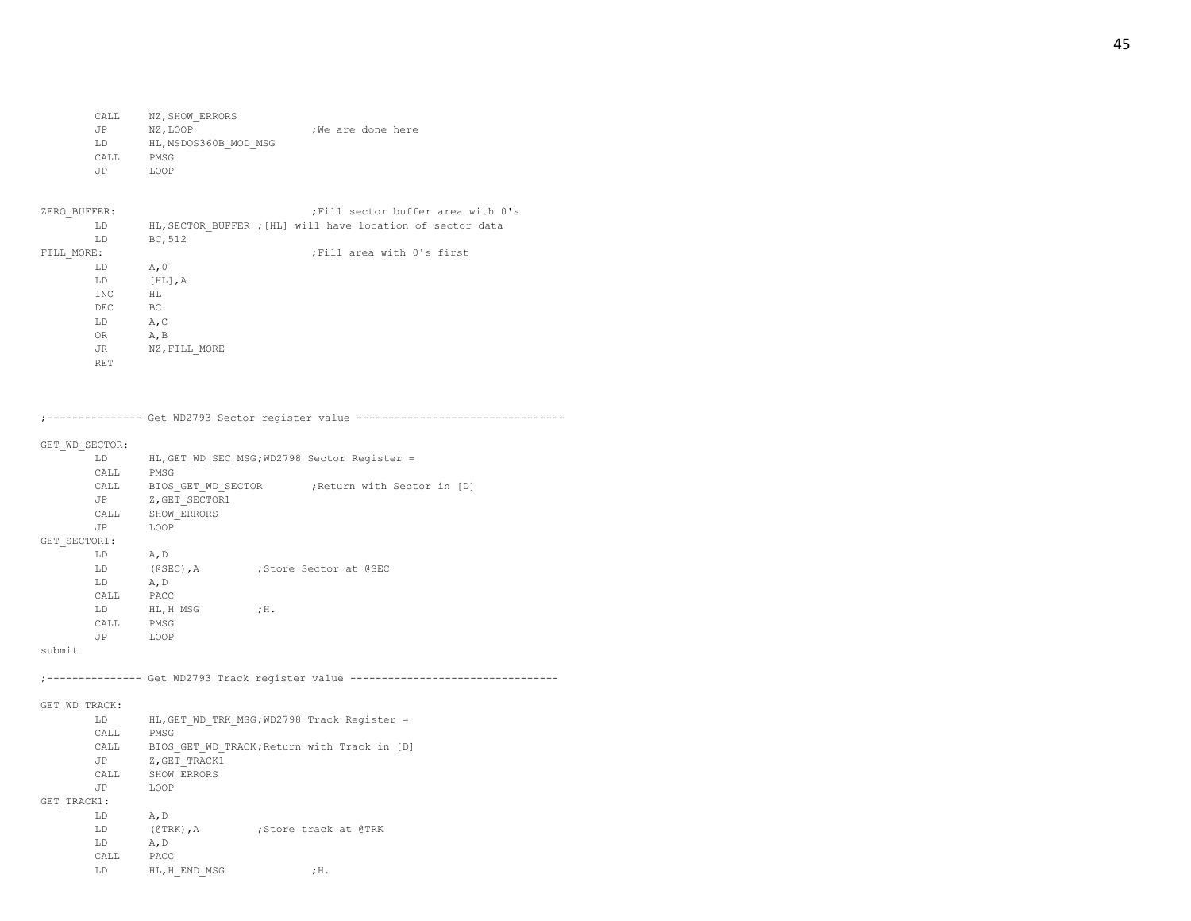```
        CALL     NZ,SHOW_ERRORS
        JP       NZ,LOOP                  ;We are done here
        LD       HL,MSDOS360B_MOD_MSG
        CALL     PMSG
        JP       LOOP


ZERO_BUFFER:                              ;Fill sector buffer area with 0's
        LD       HL,SECTOR_BUFFER ;[HL] will have location of sector data
        LD       BC,512
FILL_MORE:                                ;Fill area with 0's first
        LD       A,0
        LD       [HL],A
        INC      HL
        DEC      BC
        LD       A,C
        OR       A,B
        JR       NZ,FILL_MORE
        RET



;--------------- Get WD2793 Sector register value ---------------------------------

GET_WD_SECTOR:
        LD       HL,GET_WD_SEC_MSG;WD2798 Sector Register =
        CALL     PMSG
        CALL     BIOS_GET_WD_SECTOR       ;Return with Sector in [D]
        JP       Z,GET_SECTOR1
        CALL     SHOW_ERRORS
        JP       LOOP
GET_SECTOR1:
        LD       A,D
        LD       (@SEC),A         ;Store Sector at @SEC
        LD       A,D
        CALL     PACC
        LD       HL,H_MSG         ;H.
        CALL     PMSG
        JP       LOOP
submit

;--------------- Get WD2793 Track register value ---------------------------------

GET_WD_TRACK:
        LD       HL,GET_WD_TRK_MSG;WD2798 Track Register =
        CALL     PMSG
        CALL     BIOS_GET_WD_TRACK;Return with Track in [D]
        JP       Z,GET_TRACK1
        CALL     SHOW_ERRORS
        JP       LOOP
GET_TRACK1:
        LD       A,D
        LD       (@TRK),A         ;Store track at @TRK
        LD       A,D
        CALL     PACC
        LD       HL,H_END_MSG             ;H.
```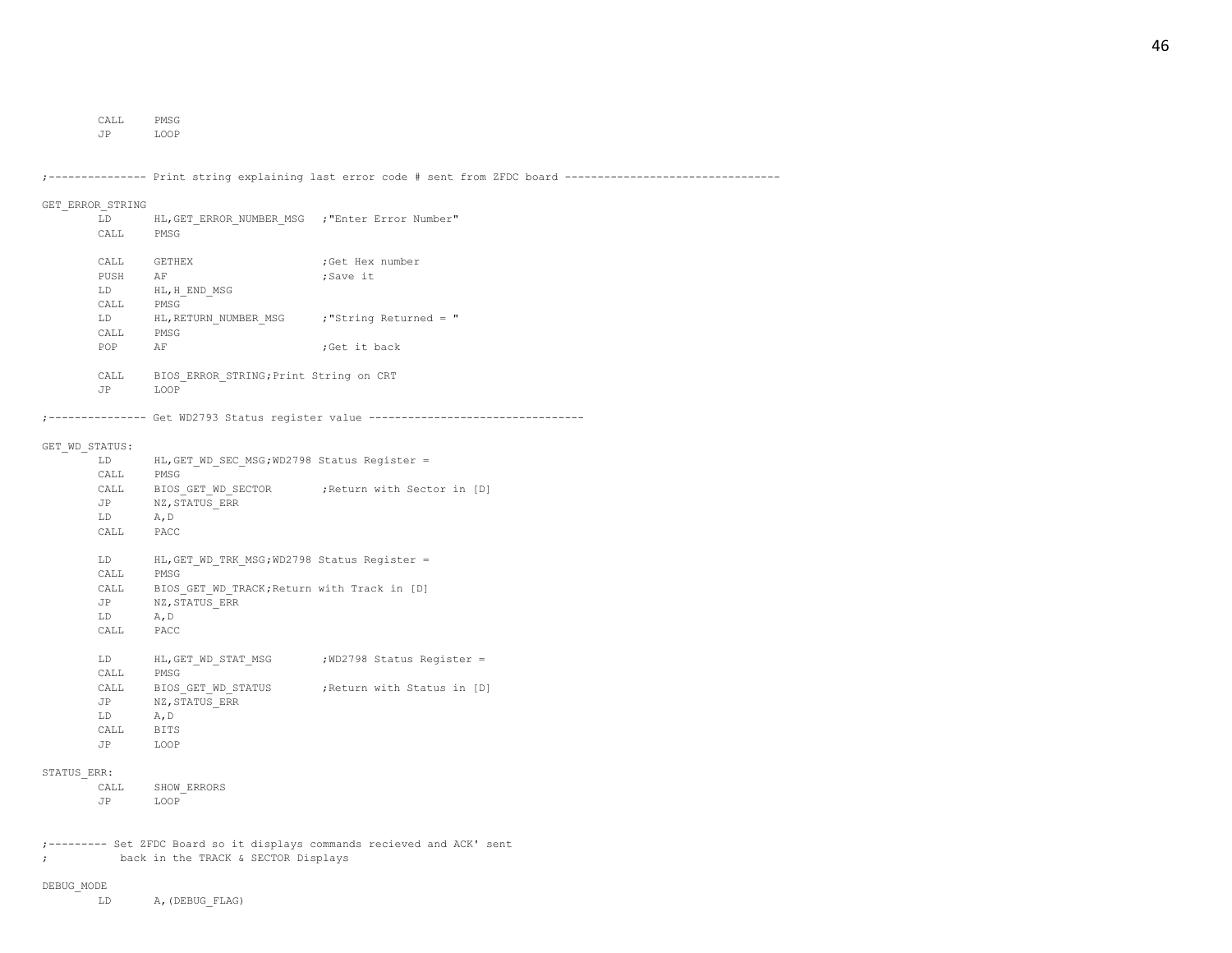```
        CALL    PMSG
        JP      LOOP


;--------------- Print string explaining last error code # sent from ZFDC board ---------------------------------

GET_ERROR_STRING
        LD      HL,GET_ERROR_NUMBER_MSG   ;"Enter Error Number"
        CALL    PMSG

        CALL    GETHEX                    ;Get Hex number
        PUSH    AF                        ;Save it
        LD      HL,H_END_MSG
        CALL    PMSG
        LD      HL,RETURN_NUMBER_MSG      ;"String Returned = "
        CALL    PMSG
        POP     AF                        ;Get it back

        CALL    BIOS_ERROR_STRING;Print String on CRT
        JP      LOOP

;--------------- Get WD2793 Status register value ---------------------------------

GET_WD_STATUS:
        LD      HL,GET_WD_SEC_MSG;WD2798 Status Register =
        CALL    PMSG
        CALL    BIOS_GET_WD_SECTOR        ;Return with Sector in [D]
        JP      NZ,STATUS_ERR
        LD      A,D
        CALL    PACC

        LD      HL,GET_WD_TRK_MSG;WD2798 Status Register =
        CALL    PMSG
        CALL    BIOS_GET_WD_TRACK;Return with Track in [D]
        JP      NZ,STATUS_ERR
        LD      A,D
        CALL    PACC

        LD      HL,GET_WD_STAT_MSG        ;WD2798 Status Register =
        CALL    PMSG
        CALL    BIOS_GET_WD_STATUS        ;Return with Status in [D]
        JP      NZ,STATUS_ERR
        LD      A,D
        CALL    BITS
        JP      LOOP

STATUS_ERR:
        CALL    SHOW_ERRORS
        JP      LOOP


;--------- Set ZFDC Board so it displays commands recieved and ACK' sent
;           back in the TRACK & SECTOR Displays

DEBUG_MODE
        LD      A,(DEBUG_FLAG)
```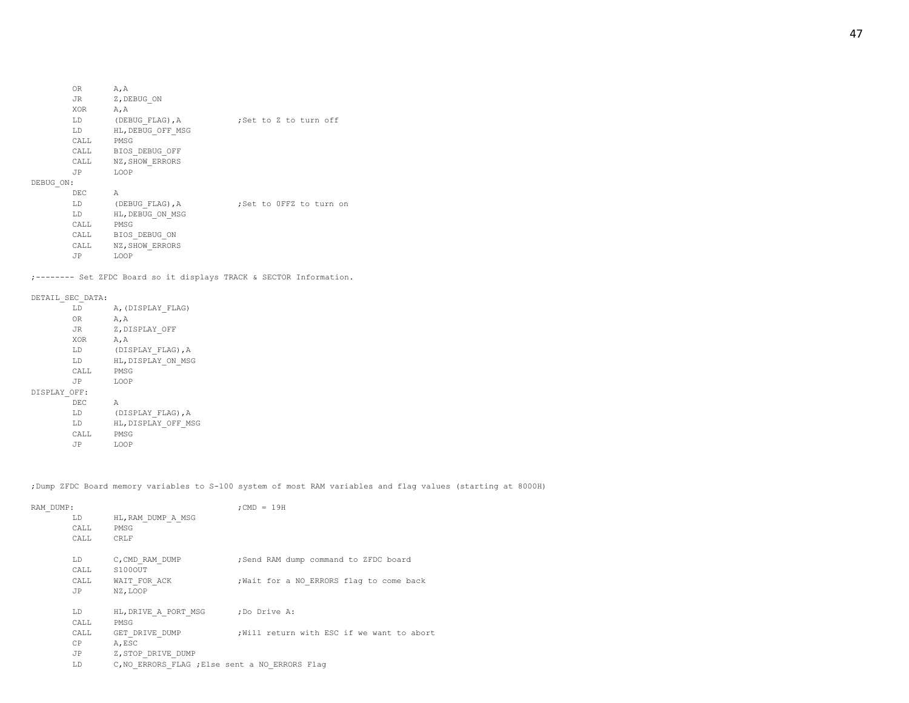```
        OR      A,A
        JR      Z,DEBUG_ON
        XOR     A,A
        LD      (DEBUG_FLAG),A          ;Set to Z to turn off
        LD      HL,DEBUG_OFF_MSG
        CALL    PMSG
        CALL    BIOS_DEBUG_OFF
        CALL    NZ,SHOW_ERRORS
        JP      LOOP
DEBUG_ON:
        DEC     A
        LD      (DEBUG_FLAG),A          ;Set to 0FFZ to turn on
        LD      HL,DEBUG_ON_MSG
        CALL    PMSG
        CALL    BIOS_DEBUG_ON
        CALL    NZ,SHOW_ERRORS
        JP      LOOP

;-------- Set ZFDC Board so it displays TRACK & SECTOR Information.

DETAIL_SEC_DATA:
        LD      A,(DISPLAY_FLAG)
        OR      A,A
        JR      Z,DISPLAY_OFF
        XOR     A,A
        LD      (DISPLAY_FLAG),A
        LD      HL,DISPLAY_ON_MSG
        CALL    PMSG
        JP      LOOP
DISPLAY_OFF:
        DEC     A
        LD      (DISPLAY_FLAG),A
        LD      HL,DISPLAY_OFF_MSG
        CALL    PMSG
        JP      LOOP



;Dump ZFDC Board memory variables to S-100 system of most RAM variables and flag values (starting at 8000H)

RAM_DUMP:                               ;CMD = 19H
        LD      HL,RAM_DUMP_A_MSG
        CALL    PMSG
        CALL    CRLF

        LD      C,CMD_RAM_DUMP          ;Send RAM dump command to ZFDC board
        CALL    S100OUT
        CALL    WAIT_FOR_ACK            ;Wait for a NO_ERRORS flag to come back
        JP      NZ,LOOP

        LD      HL,DRIVE_A_PORT_MSG     ;Do Drive A:
        CALL    PMSG
        CALL    GET_DRIVE_DUMP          ;Will return with ESC if we want to abort
        CP      A,ESC
        JP      Z,STOP_DRIVE_DUMP
        LD      C,NO_ERRORS_FLAG ;Else sent a NO_ERRORS Flag
```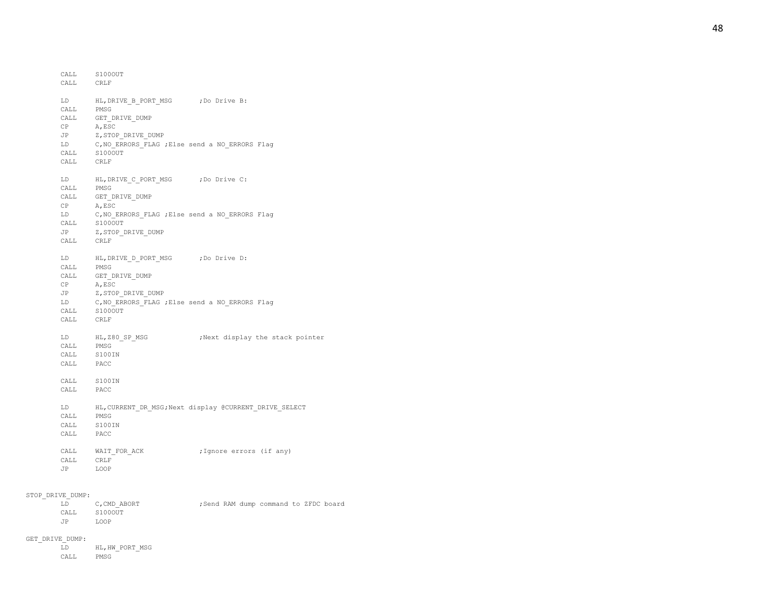```
        CALL    S100OUT
        CALL    CRLF

        LD      HL,DRIVE_B_PORT_MSG       ;Do Drive B:
        CALL    PMSG
        CALL    GET_DRIVE_DUMP
        CP      A,ESC
        JP      Z,STOP_DRIVE_DUMP
        LD      C,NO_ERRORS_FLAG ;Else send a NO_ERRORS Flag
        CALL    S100OUT
        CALL    CRLF

        LD      HL,DRIVE_C_PORT_MSG       ;Do Drive C:
        CALL    PMSG
        CALL    GET_DRIVE_DUMP
        CP      A,ESC
        LD      C,NO_ERRORS_FLAG ;Else send a NO_ERRORS Flag
        CALL    S100OUT
        JP      Z,STOP_DRIVE_DUMP
        CALL    CRLF

        LD      HL,DRIVE_D_PORT_MSG       ;Do Drive D:
        CALL    PMSG
        CALL    GET_DRIVE_DUMP
        CP      A,ESC
        JP      Z,STOP_DRIVE_DUMP
        LD      C,NO_ERRORS_FLAG ;Else send a NO_ERRORS Flag
        CALL    S100OUT
        CALL    CRLF

        LD      HL,Z80_SP_MSG             ;Next display the stack pointer
        CALL    PMSG
        CALL    S100IN
        CALL    PACC

        CALL    S100IN
        CALL    PACC

        LD      HL,CURRENT_DR_MSG;Next display @CURRENT_DRIVE_SELECT
        CALL    PMSG
        CALL    S100IN
        CALL    PACC

        CALL    WAIT_FOR_ACK              ;Ignore errors (if any)
        CALL    CRLF
        JP      LOOP


STOP_DRIVE_DUMP:
        LD      C,CMD_ABORT               ;Send RAM dump command to ZFDC board
        CALL    S100OUT
        JP      LOOP

GET_DRIVE_DUMP:
        LD      HL,HW_PORT_MSG
        CALL    PMSG
```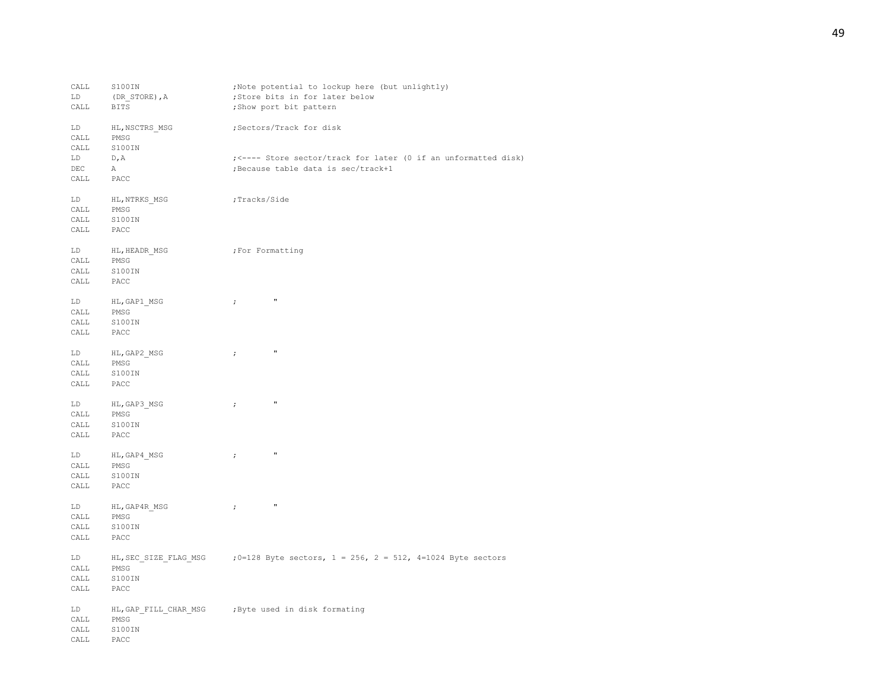```
        CALL    S100IN                  ;Note potential to lockup here (but unlightly)
        LD      (DR_STORE),A            ;Store bits in for later below
        CALL    BITS                    ;Show port bit pattern

        LD      HL,NSCTRS_MSG           ;Sectors/Track for disk
        CALL    PMSG
        CALL    S100IN
        LD      D,A                     ;<---- Store sector/track for later (0 if an unformatted disk)
        DEC     A                       ;Because table data is sec/track+1
        CALL    PACC

        LD      HL,NTRKS_MSG            ;Tracks/Side
        CALL    PMSG
        CALL    S100IN
        CALL    PACC

        LD      HL,HEADR_MSG            ;For Formatting
        CALL    PMSG
        CALL    S100IN
        CALL    PACC

        LD      HL,GAP1_MSG             ;       "
        CALL    PMSG
        CALL    S100IN
        CALL    PACC

        LD      HL,GAP2_MSG             ;       "
        CALL    PMSG
        CALL    S100IN
        CALL    PACC

        LD      HL,GAP3_MSG             ;       "
        CALL    PMSG
        CALL    S100IN
        CALL    PACC

        LD      HL,GAP4_MSG             ;       "
        CALL    PMSG
        CALL    S100IN
        CALL    PACC

        LD      HL,GAP4R_MSG            ;       "
        CALL    PMSG
        CALL    S100IN
        CALL    PACC

        LD      HL,SEC_SIZE_FLAG_MSG    ;0=128 Byte sectors, 1 = 256, 2 = 512, 4=1024 Byte sectors
        CALL    PMSG
        CALL    S100IN
        CALL    PACC

        LD      HL,GAP_FILL_CHAR_MSG    ;Byte used in disk formating
        CALL    PMSG
        CALL    S100IN
        CALL    PACC
```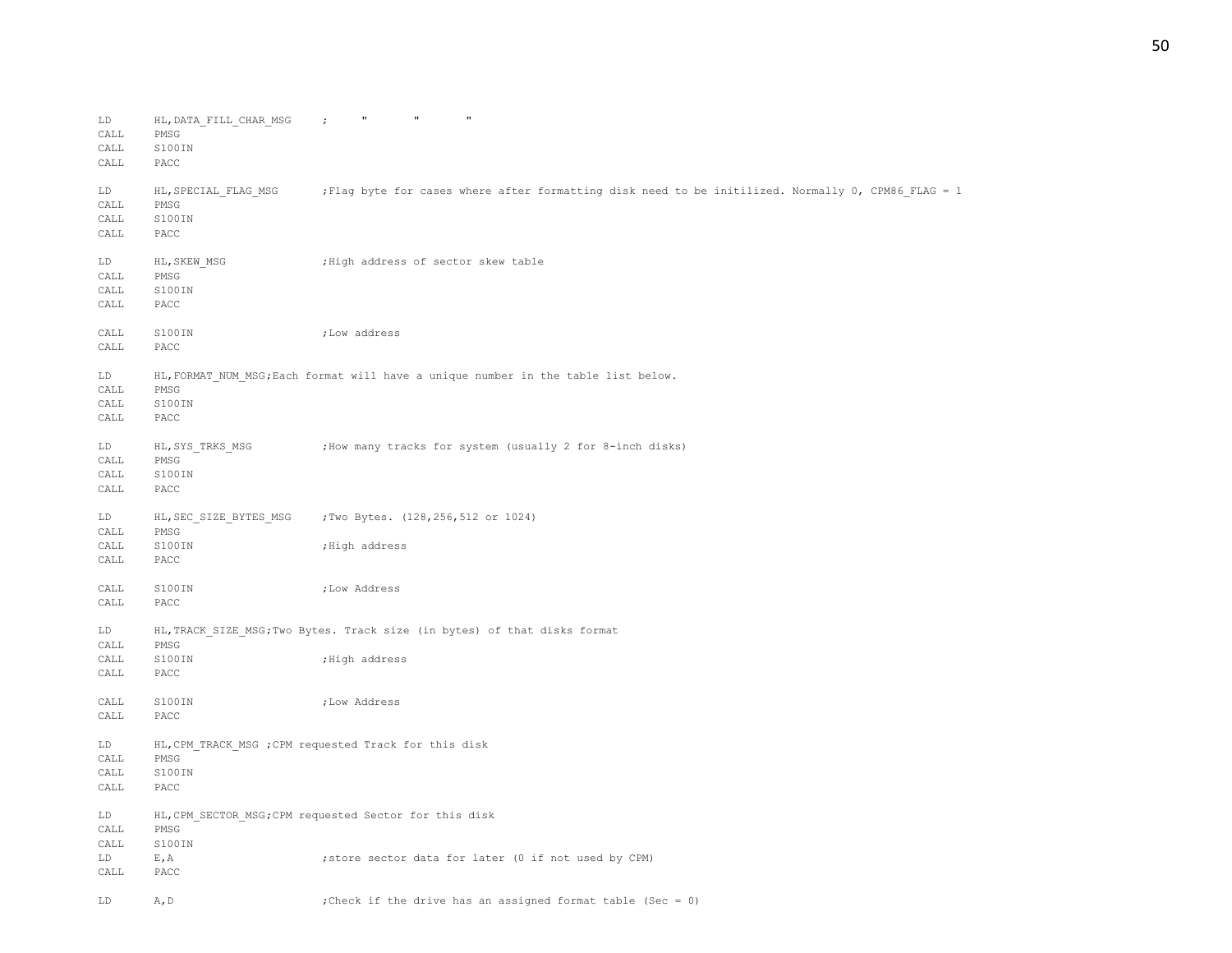```
LD      HL,DATA_FILL_CHAR_MSG     ;     "       "       "
CALL    PMSG
CALL    S100IN
CALL    PACC

LD      HL,SPECIAL_FLAG_MSG       ;Flag byte for cases where after formatting disk need to be initilized. Normally 0, CPM86_FLAG = 1
CALL    PMSG
CALL    S100IN
CALL    PACC

LD      HL,SKEW_MSG               ;High address of sector skew table
CALL    PMSG
CALL    S100IN
CALL    PACC

CALL    S100IN                    ;Low address
CALL    PACC

LD      HL,FORMAT_NUM_MSG;Each format will have a unique number in the table list below.
CALL    PMSG
CALL    S100IN
CALL    PACC

LD      HL,SYS_TRKS_MSG           ;How many tracks for system (usually 2 for 8-inch disks)
CALL    PMSG
CALL    S100IN
CALL    PACC

LD      HL,SEC_SIZE_BYTES_MSG     ;Two Bytes. (128,256,512 or 1024)
CALL    PMSG
CALL    S100IN                    ;High address
CALL    PACC

CALL    S100IN                    ;Low Address
CALL    PACC

LD      HL,TRACK_SIZE_MSG;Two Bytes. Track size (in bytes) of that disks format
CALL    PMSG
CALL    S100IN                    ;High address
CALL    PACC

CALL    S100IN                    ;Low Address
CALL    PACC

LD      HL,CPM_TRACK_MSG ;CPM requested Track for this disk
CALL    PMSG
CALL    S100IN
CALL    PACC

LD      HL,CPM_SECTOR_MSG;CPM requested Sector for this disk
CALL    PMSG
CALL    S100IN
LD      E,A                       ;store sector data for later (0 if not used by CPM)
CALL    PACC

LD      A,D                       ;Check if the drive has an assigned format table (Sec = 0)
```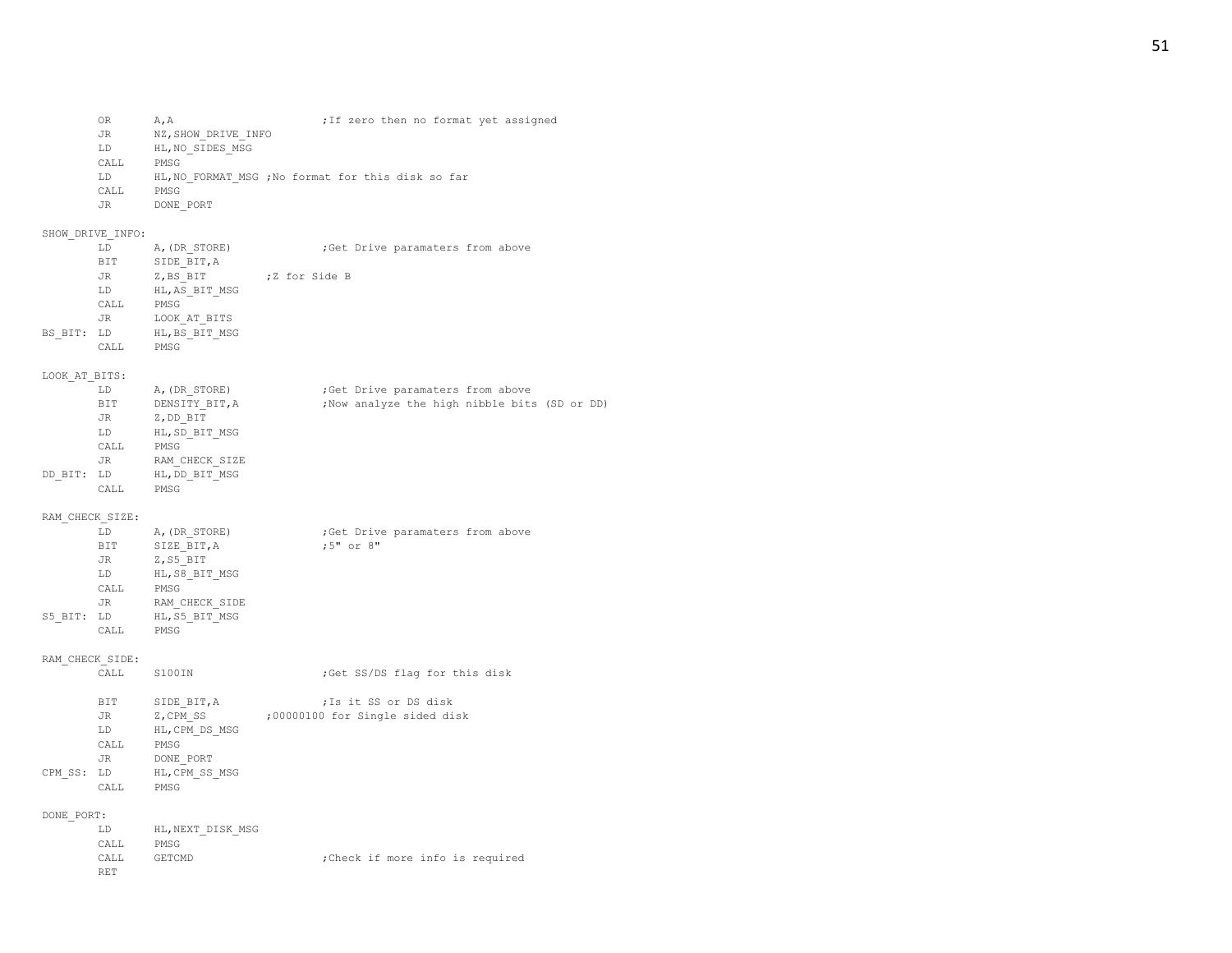```
        OR      A,A                     ;If zero then no format yet assigned
        JR      NZ,SHOW_DRIVE_INFO
        LD      HL,NO_SIDES_MSG
        CALL    PMSG
        LD      HL,NO_FORMAT_MSG ;No format for this disk so far
        CALL    PMSG
        JR      DONE_PORT

SHOW_DRIVE_INFO:
        LD      A,(DR_STORE)            ;Get Drive paramaters from above
        BIT     SIDE_BIT,A
        JR      Z,BS_BIT        ;Z for Side B
        LD      HL,AS_BIT_MSG
        CALL    PMSG
        JR      LOOK_AT_BITS
BS_BIT: LD      HL,BS_BIT_MSG
        CALL    PMSG

LOOK_AT_BITS:
        LD      A,(DR_STORE)            ;Get Drive paramaters from above
        BIT     DENSITY_BIT,A           ;Now analyze the high nibble bits (SD or DD)
        JR      Z,DD_BIT
        LD      HL,SD_BIT_MSG
        CALL    PMSG
        JR      RAM_CHECK_SIZE
DD_BIT: LD      HL,DD_BIT_MSG
        CALL    PMSG

RAM_CHECK_SIZE:
        LD      A,(DR_STORE)            ;Get Drive paramaters from above
        BIT     SIZE_BIT,A              ;5" or 8"
        JR      Z,S5_BIT
        LD      HL,S8_BIT_MSG
        CALL    PMSG
        JR      RAM_CHECK_SIDE
S5_BIT: LD      HL,S5_BIT_MSG
        CALL    PMSG

RAM_CHECK_SIDE:
        CALL    S100IN                  ;Get SS/DS flag for this disk

        BIT     SIDE_BIT,A              ;Is it SS or DS disk
        JR      Z,CPM_SS        ;00000100 for Single sided disk
        LD      HL,CPM_DS_MSG
        CALL    PMSG
        JR      DONE_PORT
CPM_SS: LD      HL,CPM_SS_MSG
        CALL    PMSG

DONE_PORT:
        LD      HL,NEXT_DISK_MSG
        CALL    PMSG
        CALL    GETCMD                  ;Check if more info is required
        RET
```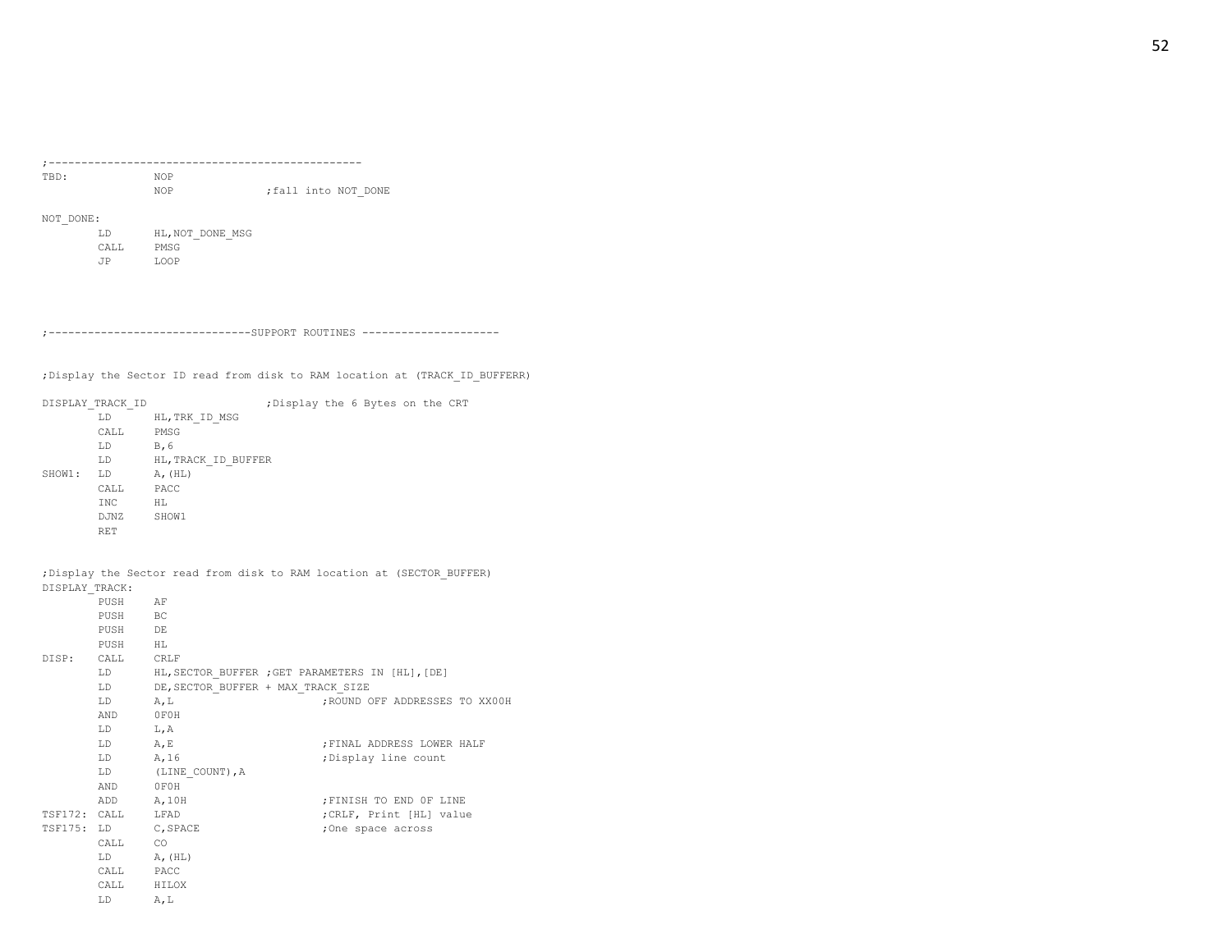```
;------------------------------------------------
TBD:            NOP
                NOP             ;fall into NOT_DONE

NOT_DONE:
        LD      HL,NOT_DONE_MSG
        CALL    PMSG
        JP      LOOP




;-------------------------------SUPPORT ROUTINES ---------------------


;Display the Sector ID read from disk to RAM location at (TRACK_ID_BUFFERR)

DISPLAY_TRACK_ID                ;Display the 6 Bytes on the CRT
        LD      HL,TRK_ID_MSG
        CALL    PMSG
        LD      B,6
        LD      HL,TRACK_ID_BUFFER
SHOW1:  LD      A,(HL)
        CALL    PACC
        INC     HL
        DJNZ    SHOW1
        RET


;Display the Sector read from disk to RAM location at (SECTOR_BUFFER)
DISPLAY_TRACK:
        PUSH    AF
        PUSH    BC
        PUSH    DE
        PUSH    HL
DISP:   CALL    CRLF
        LD      HL,SECTOR_BUFFER ;GET PARAMETERS IN [HL],[DE]
        LD      DE,SECTOR_BUFFER + MAX_TRACK_SIZE
        LD      A,L                     ;ROUND OFF ADDRESSES TO XX00H
        AND     0F0H
        LD      L,A
        LD      A,E                     ;FINAL ADDRESS LOWER HALF
        LD      A,16                    ;Display line count
        LD      (LINE_COUNT),A
        AND     0F0H
        ADD     A,10H                   ;FINISH TO END 0F LINE
TSF172: CALL    LFAD                    ;CRLF, Print [HL] value
TSF175: LD      C,SPACE                 ;One space across
        CALL    CO
        LD      A,(HL)
        CALL    PACC
        CALL    HILOX
        LD      A,L
```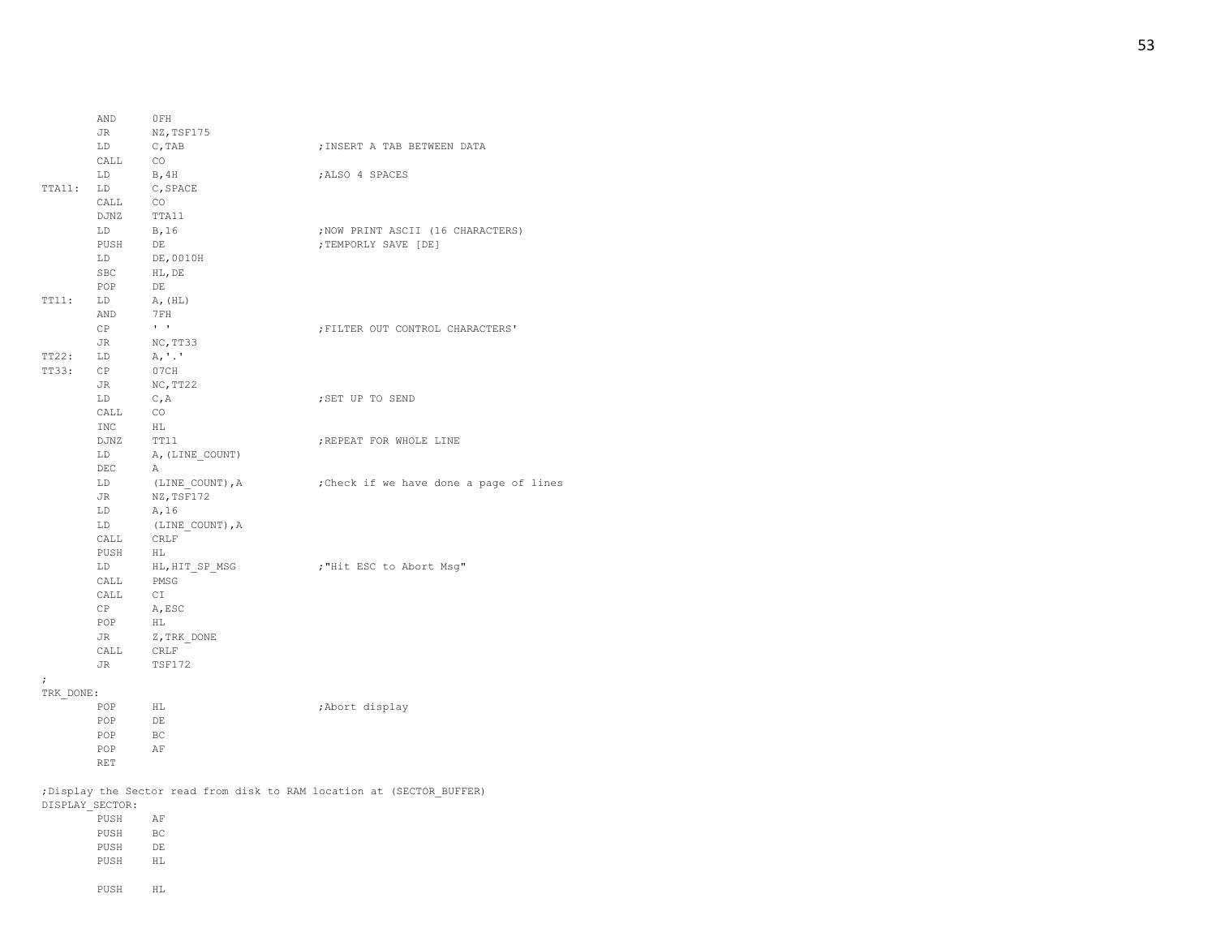```
        AND     0FH
        JR      NZ,TSF175
        LD      C,TAB                   ;INSERT A TAB BETWEEN DATA
        CALL    CO
        LD      B,4H                    ;ALSO 4 SPACES
TTA11:  LD      C,SPACE
        CALL    CO
        DJNZ    TTA11
        LD      B,16                    ;NOW PRINT ASCII (16 CHARACTERS)
        PUSH    DE                      ;TEMPORLY SAVE [DE]
        LD      DE,0010H
        SBC     HL,DE
        POP     DE
TT11:   LD      A,(HL)
        AND     7FH
        CP      ' '                     ;FILTER OUT CONTROL CHARACTERS'
        JR      NC,TT33
TT22:   LD      A,'.'
TT33:   CP      07CH
        JR      NC,TT22
        LD      C,A                     ;SET UP TO SEND
        CALL    CO
        INC     HL
        DJNZ    TT11                    ;REPEAT FOR WHOLE LINE
        LD      A,(LINE_COUNT)
        DEC     A
        LD      (LINE_COUNT),A          ;Check if we have done a page of lines
        JR      NZ,TSF172
        LD      A,16
        LD      (LINE_COUNT),A
        CALL    CRLF
        PUSH    HL
        LD      HL,HIT_SP_MSG           ;"Hit ESC to Abort Msg"
        CALL    PMSG
        CALL    CI
        CP      A,ESC
        POP     HL
        JR      Z,TRK_DONE
        CALL    CRLF
        JR      TSF172
;
TRK_DONE:
        POP     HL                      ;Abort display
        POP     DE
        POP     BC
        POP     AF
        RET

;Display the Sector read from disk to RAM location at (SECTOR_BUFFER)
DISPLAY_SECTOR:
        PUSH    AF
        PUSH    BC
        PUSH    DE
        PUSH    HL

        PUSH    HL
```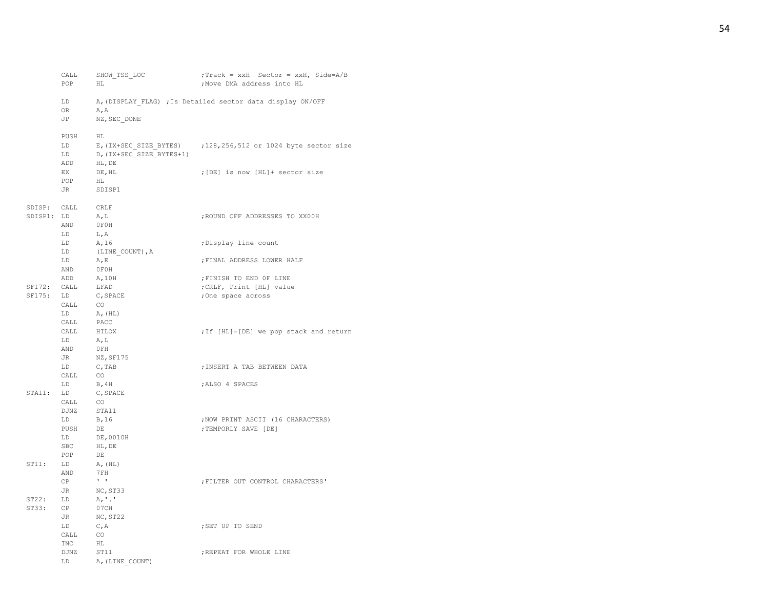```
        CALL    SHOW_TSS_LOC            ;Track = xxH  Sector = xxH, Side=A/B
        POP     HL                      ;Move DMA address into HL

        LD      A,(DISPLAY_FLAG) ;Is Detailed sector data display ON/OFF
        OR      A,A
        JP      NZ,SEC_DONE

        PUSH    HL
        LD      E,(IX+SEC_SIZE_BYTES)     ;128,256,512 or 1024 byte sector size
        LD      D,(IX+SEC_SIZE_BYTES+1)
        ADD     HL,DE
        EX      DE,HL                   ;[DE] is now [HL]+ sector size
        POP     HL
        JR      SDISP1

SDISP:  CALL    CRLF
SDISP1: LD      A,L                     ;ROUND OFF ADDRESSES TO XX00H
        AND     0F0H
        LD      L,A
        LD      A,16                    ;Display line count
        LD      (LINE_COUNT),A
        LD      A,E                     ;FINAL ADDRESS LOWER HALF
        AND     0F0H
        ADD     A,10H                   ;FINISH TO END 0F LINE
SF172:  CALL    LFAD                    ;CRLF, Print [HL] value
SF175:  LD      C,SPACE                 ;One space across
        CALL    CO
        LD      A,(HL)
        CALL    PACC
        CALL    HILOX                   ;If [HL]=[DE] we pop stack and return
        LD      A,L
        AND     0FH
        JR      NZ,SF175
        LD      C,TAB                   ;INSERT A TAB BETWEEN DATA
        CALL    CO
        LD      B,4H                    ;ALSO 4 SPACES
STA11:  LD      C,SPACE
        CALL    CO
        DJNZ    STA11
        LD      B,16                    ;NOW PRINT ASCII (16 CHARACTERS)
        PUSH    DE                      ;TEMPORLY SAVE [DE]
        LD      DE,0010H
        SBC     HL,DE
        POP     DE
ST11:   LD      A,(HL)
        AND     7FH
        CP      ' '                     ;FILTER OUT CONTROL CHARACTERS'
        JR      NC,ST33
ST22:   LD      A,'.'
ST33:   CP      07CH
        JR      NC,ST22
        LD      C,A                     ;SET UP TO SEND
        CALL    CO
        INC     HL
        DJNZ    ST11                    ;REPEAT FOR WHOLE LINE
        LD      A,(LINE_COUNT)
```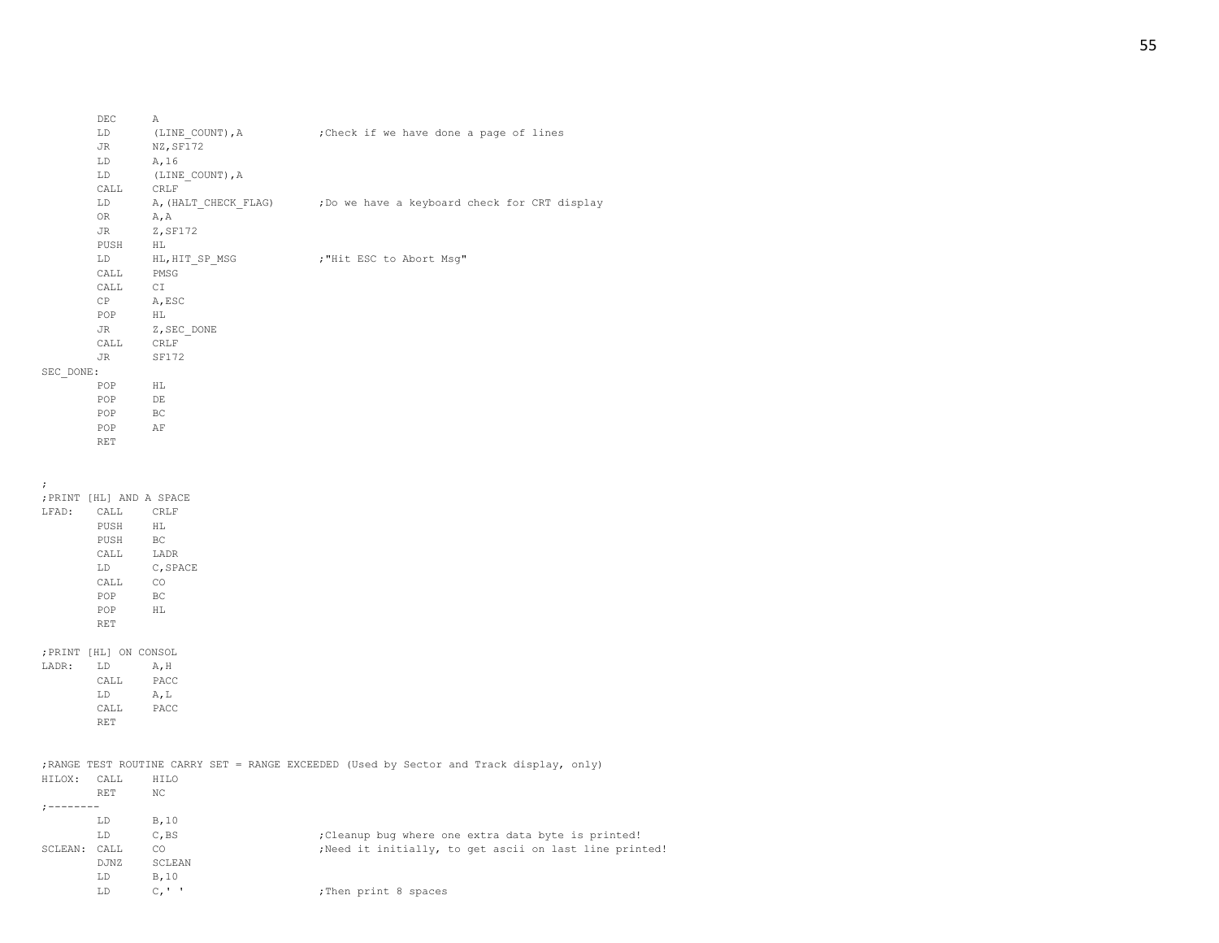```
        DEC     A
        LD      (LINE_COUNT),A          ;Check if we have done a page of lines
        JR      NZ,SF172
        LD      A,16
        LD      (LINE_COUNT),A
        CALL    CRLF
        LD      A,(HALT_CHECK_FLAG)     ;Do we have a keyboard check for CRT display
        OR      A,A
        JR      Z,SF172
        PUSH    HL
        LD      HL,HIT_SP_MSG           ;"Hit ESC to Abort Msg"
        CALL    PMSG
        CALL    CI
        CP      A,ESC
        POP     HL
        JR      Z,SEC_DONE
        CALL    CRLF
        JR      SF172
SEC_DONE:
        POP     HL
        POP     DE
        POP     BC
        POP     AF
        RET


;
;PRINT [HL] AND A SPACE
LFAD:   CALL    CRLF
        PUSH    HL
        PUSH    BC
        CALL    LADR
        LD      C,SPACE
        CALL    CO
        POP     BC
        POP     HL
        RET

;PRINT [HL] ON CONSOL
LADR:   LD      A,H
        CALL    PACC
        LD      A,L
        CALL    PACC
        RET


;RANGE TEST ROUTINE CARRY SET = RANGE EXCEEDED (Used by Sector and Track display, only)
HILOX:  CALL    HILO
        RET     NC
;--------
        LD      B,10
        LD      C,BS                    ;Cleanup bug where one extra data byte is printed!
SCLEAN: CALL    CO                      ;Need it initially, to get ascii on last line printed!
        DJNZ    SCLEAN
        LD      B,10
        LD      C,' '                   ;Then print 8 spaces
```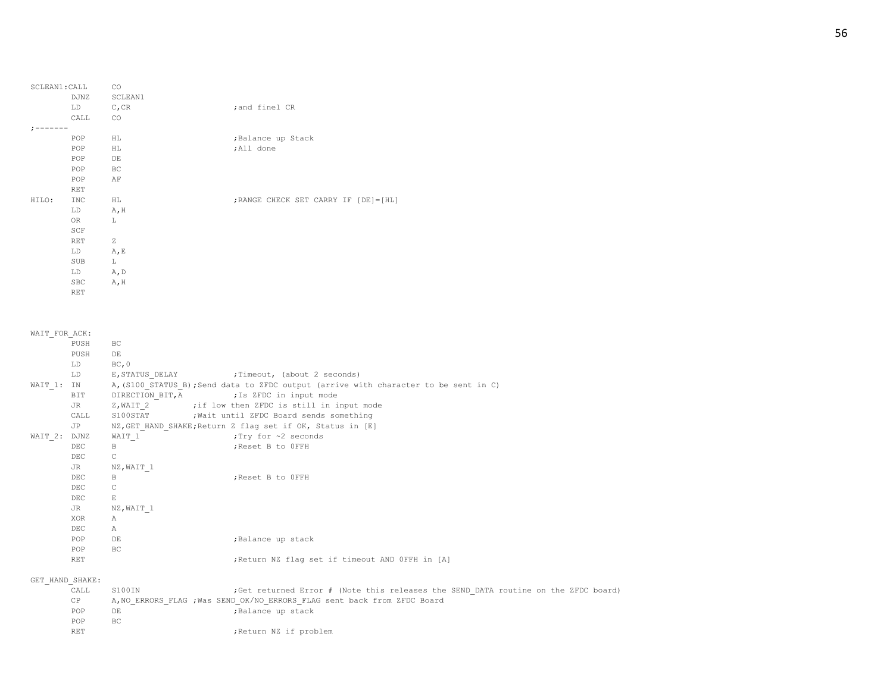```
SCLEAN1:CALL     CO
        DJNZ     SCLEAN1
        LD       C,CR                       ;and finel CR
        CALL     CO
;-------
        POP      HL                         ;Balance up Stack
        POP      HL                         ;All done
        POP      DE
        POP      BC
        POP      AF
        RET
HILO:   INC      HL                         ;RANGE CHECK SET CARRY IF [DE]=[HL]
        LD       A,H
        OR       L
        SCF
        RET      Z
        LD       A,E
        SUB      L
        LD       A,D
        SBC      A,H
        RET



WAIT_FOR_ACK:
        PUSH     BC
        PUSH     DE
        LD       BC,0
        LD       E,STATUS_DELAY             ;Timeout, (about 2 seconds)
WAIT_1: IN       A,(S100_STATUS_B);Send data to ZFDC output (arrive with character to be sent in C)
        BIT      DIRECTION_BIT,A            ;Is ZFDC in input mode
        JR       Z,WAIT_2          ;if low then ZFDC is still in input mode
        CALL     S100STAT          ;Wait until ZFDC Board sends something
        JP       NZ,GET_HAND_SHAKE;Return Z flag set if OK, Status in [E]
WAIT_2: DJNZ     WAIT_1                     ;Try for ~2 seconds
        DEC      B                          ;Reset B to 0FFH
        DEC      C
        JR       NZ,WAIT_1
        DEC      B                          ;Reset B to 0FFH
        DEC      C
        DEC      E
        JR       NZ,WAIT_1
        XOR      A
        DEC      A
        POP      DE                         ;Balance up stack
        POP      BC
        RET                                 ;Return NZ flag set if timeout AND 0FFH in [A]

GET_HAND_SHAKE:
        CALL     S100IN                     ;Get returned Error # (Note this releases the SEND_DATA routine on the ZFDC board)
        CP       A,NO_ERRORS_FLAG ;Was SEND_OK/NO_ERRORS_FLAG sent back from ZFDC Board
        POP      DE                         ;Balance up stack
        POP      BC
        RET                                 ;Return NZ if problem
```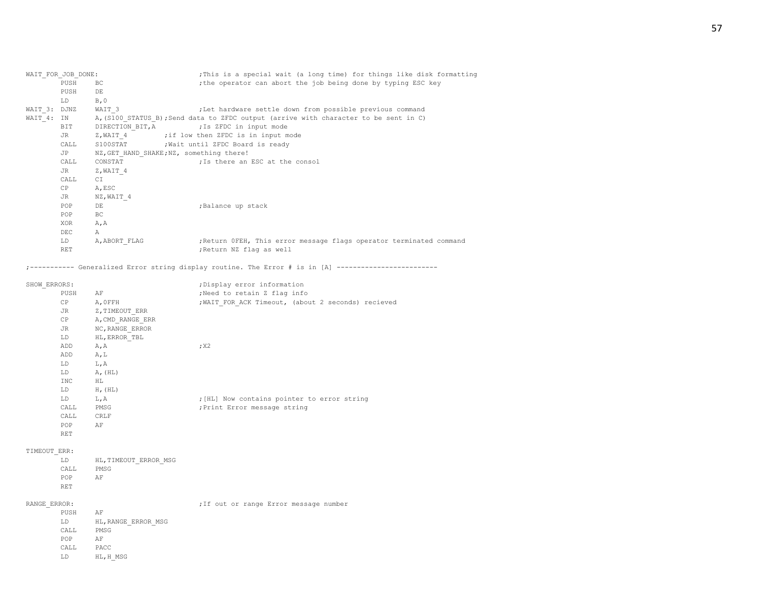```
WAIT_FOR_JOB_DONE:                          ;This is a special wait (a long time) for things like disk formatting
        PUSH    BC                          ;the operator can abort the job being done by typing ESC key
        PUSH    DE
        LD      B,0
WAIT_3: DJNZ    WAIT_3                      ;Let hardware settle down from possible previous command
WAIT_4: IN      A,(S100_STATUS_B);Send data to ZFDC output (arrive with character to be sent in C)
        BIT     DIRECTION_BIT,A             ;Is ZFDC in input mode
        JR      Z,WAIT_4          ;if low then ZFDC is in input mode
        CALL    S100STAT          ;Wait until ZFDC Board is ready
        JP      NZ,GET_HAND_SHAKE;NZ, something there!
        CALL    CONSTAT                     ;Is there an ESC at the consol
        JR      Z,WAIT_4
        CALL    CI
        CP      A,ESC
        JR      NZ,WAIT_4
        POP     DE                          ;Balance up stack
        POP     BC
        XOR     A,A
        DEC     A
        LD      A,ABORT_FLAG                ;Return 0FEH, This error message flags operator terminated command
        RET                                 ;Return NZ flag as well

;----------- Generalized Error string display routine. The Error # is in [A] -------------------------

SHOW_ERRORS:                                ;Display error information
        PUSH    AF                          ;Need to retain Z flag info
        CP      A,0FFH                      ;WAIT_FOR_ACK Timeout, (about 2 seconds) recieved
        JR      Z,TIMEOUT_ERR
        CP      A,CMD_RANGE_ERR
        JR      NC,RANGE_ERROR
        LD      HL,ERROR_TBL
        ADD     A,A                         ;X2
        ADD     A,L
        LD      L,A
        LD      A,(HL)
        INC     HL
        LD      H,(HL)
        LD      L,A                         ;[HL] Now contains pointer to error string
        CALL    PMSG                        ;Print Error message string
        CALL    CRLF
        POP     AF
        RET

TIMEOUT_ERR:
        LD      HL,TIMEOUT_ERROR_MSG
        CALL    PMSG
        POP     AF
        RET

RANGE_ERROR:                                ;If out or range Error message number
        PUSH    AF
        LD      HL,RANGE_ERROR_MSG
        CALL    PMSG
        POP     AF
        CALL    PACC
        LD      HL,H_MSG
```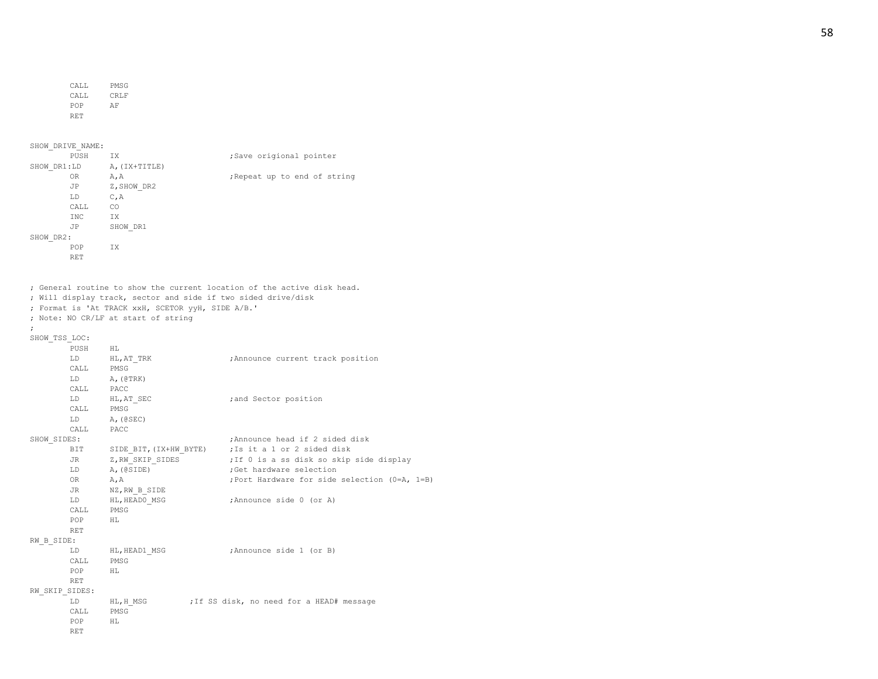```
        CALL    PMSG
        CALL    CRLF
        POP     AF
        RET


SHOW_DRIVE_NAME:
        PUSH    IX                      ;Save origional pointer
SHOW_DR1:LD     A,(IX+TITLE)
        OR      A,A                     ;Repeat up to end of string
        JP      Z,SHOW_DR2
        LD      C,A
        CALL    CO
        INC     IX
        JP      SHOW_DR1
SHOW_DR2:
        POP     IX
        RET


; General routine to show the current location of the active disk head.
; Will display track, sector and side if two sided drive/disk
; Format is 'At TRACK xxH, SCETOR yyH, SIDE A/B.'
; Note: NO CR/LF at start of string
;
SHOW_TSS_LOC:
        PUSH    HL
        LD      HL,AT_TRK               ;Announce current track position
        CALL    PMSG
        LD      A,(@TRK)
        CALL    PACC
        LD      HL,AT_SEC               ;and Sector position
        CALL    PMSG
        LD      A,(@SEC)
        CALL    PACC
SHOW_SIDES:                             ;Announce head if 2 sided disk
        BIT     SIDE_BIT,(IX+HW_BYTE)   ;Is it a 1 or 2 sided disk
        JR      Z,RW_SKIP_SIDES         ;If 0 is a ss disk so skip side display
        LD      A,(@SIDE)               ;Get hardware selection
        OR      A,A                     ;Port Hardware for side selection (0=A, 1=B)
        JR      NZ,RW_B_SIDE
        LD      HL,HEAD0_MSG            ;Announce side 0 (or A)
        CALL    PMSG
        POP     HL
        RET
RW_B_SIDE:
        LD      HL,HEAD1_MSG            ;Announce side 1 (or B)
        CALL    PMSG
        POP     HL
        RET
RW_SKIP_SIDES:
        LD      HL,H_MSG        ;If SS disk, no need for a HEAD# message
        CALL    PMSG
        POP     HL
        RET
```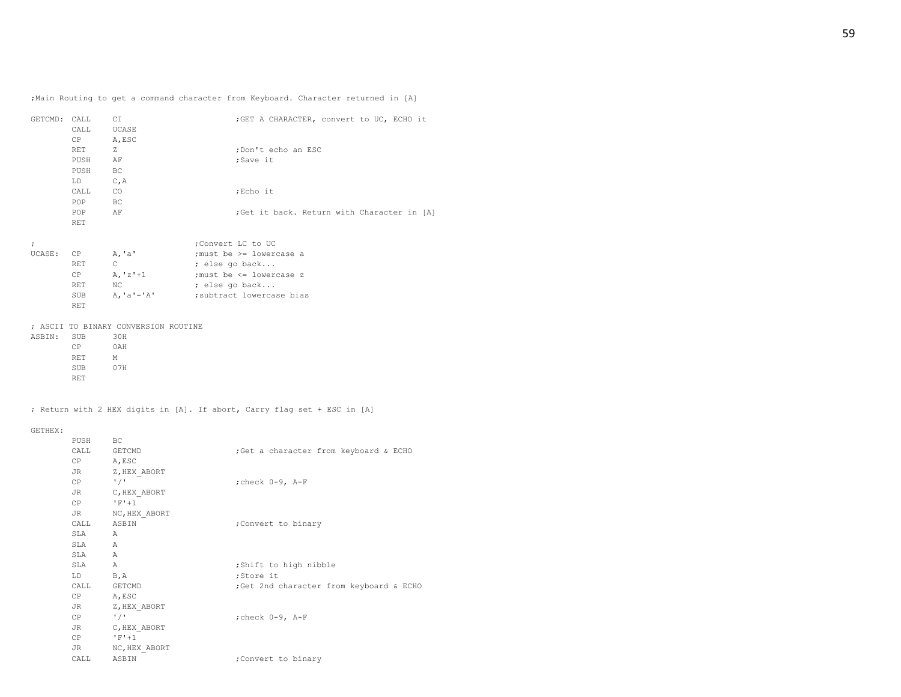```
;Main Routing to get a command character from Keyboard. Character returned in [A]

GETCMD: CALL    CI                      ;GET A CHARACTER, convert to UC, ECHO it
        CALL    UCASE
        CP      A,ESC
        RET     Z                       ;Don't echo an ESC
        PUSH    AF                      ;Save it
        PUSH    BC
        LD      C,A
        CALL    CO                      ;Echo it
        POP     BC
        POP     AF                      ;Get it back. Return with Character in [A]
        RET

;                               ;Convert LC to UC
UCASE:  CP      A,'a'           ;must be >= lowercase a
        RET     C               ; else go back...
        CP      A,'z'+1         ;must be <= lowercase z
        RET     NC              ; else go back...
        SUB     A,'a'-'A'       ;subtract lowercase bias
        RET

; ASCII TO BINARY CONVERSION ROUTINE
ASBIN:  SUB     30H
        CP      0AH
        RET     M
        SUB     07H
        RET


; Return with 2 HEX digits in [A]. If abort, Carry flag set + ESC in [A]

GETHEX:
        PUSH    BC
        CALL    GETCMD                  ;Get a character from keyboard & ECHO
        CP      A,ESC
        JR      Z,HEX_ABORT
        CP      '/'                     ;check 0-9, A-F
        JR      C,HEX_ABORT
        CP      'F'+1
        JR      NC,HEX_ABORT
        CALL    ASBIN                   ;Convert to binary
        SLA     A
        SLA     A
        SLA     A
        SLA     A                       ;Shift to high nibble
        LD      B,A                     ;Store it
        CALL    GETCMD                  ;Get 2nd character from keyboard & ECHO
        CP      A,ESC
        JR      Z,HEX_ABORT
        CP      '/'                     ;check 0-9, A-F
        JR      C,HEX_ABORT
        CP      'F'+1
        JR      NC,HEX_ABORT
        CALL    ASBIN                   ;Convert to binary
```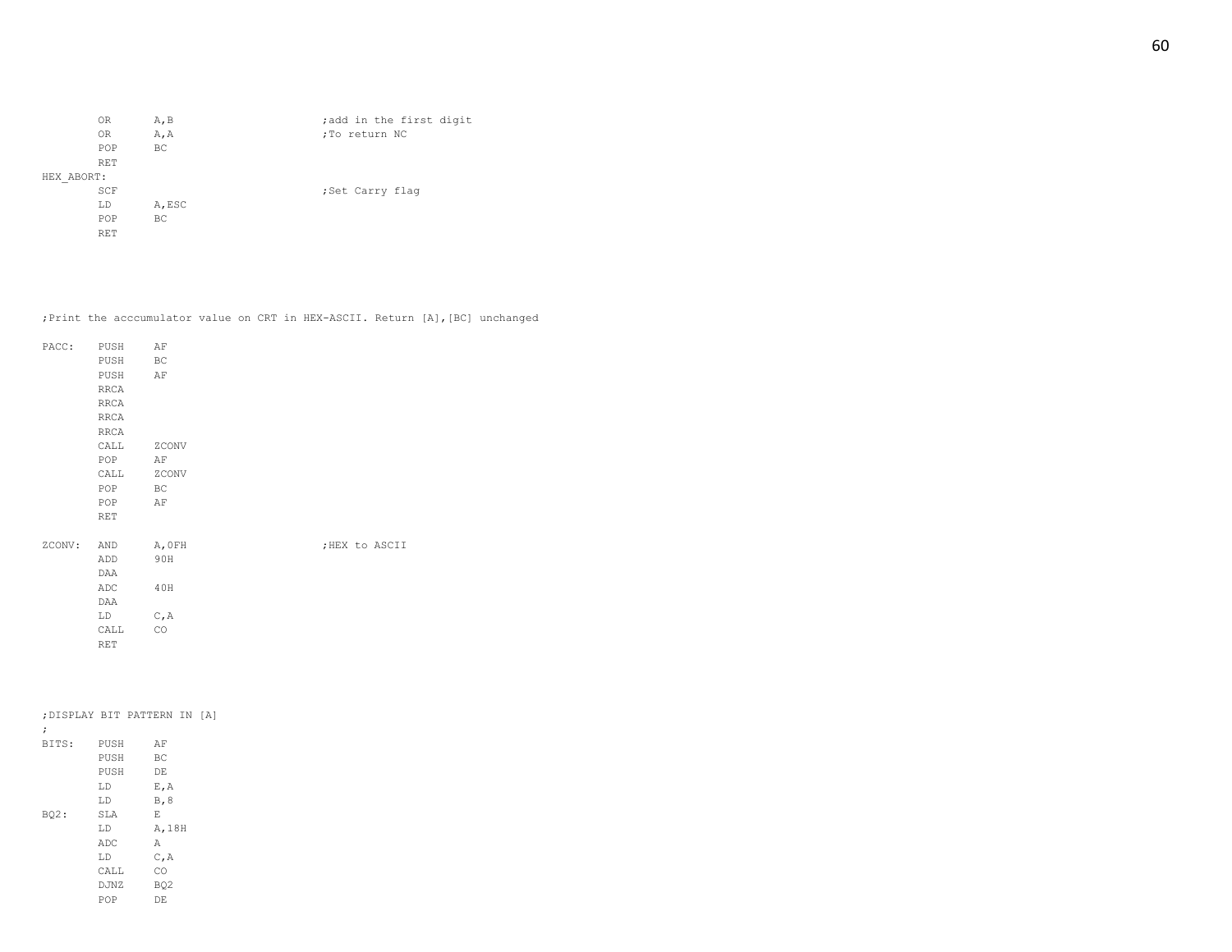```
        OR      A,B                     ;add in the first digit
        OR      A,A                     ;To return NC
        POP     BC
        RET
HEX_ABORT:
        SCF                             ;Set Carry flag
        LD      A,ESC
        POP     BC
        RET




;Print the acccumulator value on CRT in HEX-ASCII. Return [A],[BC] unchanged

PACC:   PUSH    AF
        PUSH    BC
        PUSH    AF
        RRCA
        RRCA
        RRCA
        RRCA
        CALL    ZCONV
        POP     AF
        CALL    ZCONV
        POP     BC
        POP     AF
        RET

ZCONV:  AND     A,0FH                   ;HEX to ASCII
        ADD     90H
        DAA
        ADC     40H
        DAA
        LD      C,A
        CALL    CO
        RET




;DISPLAY BIT PATTERN IN [A]
;
BITS:   PUSH    AF
        PUSH    BC
        PUSH    DE
        LD      E,A
        LD      B,8
BQ2:    SLA     E
        LD      A,18H
        ADC     A
        LD      C,A
        CALL    CO
        DJNZ    BQ2
        POP     DE
```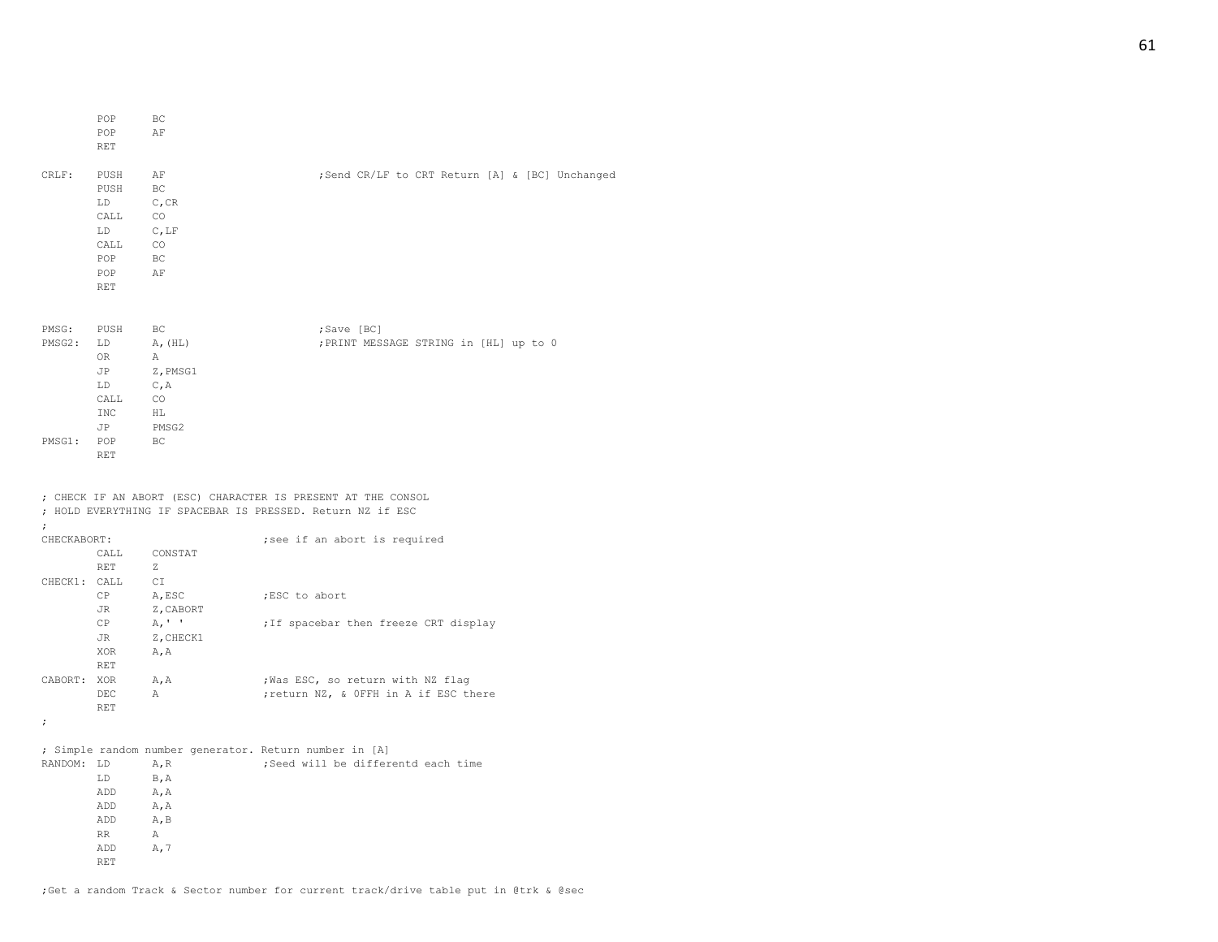```
        POP     BC
        POP     AF
        RET

CRLF:   PUSH    AF                      ;Send CR/LF to CRT Return [A] & [BC] Unchanged
        PUSH    BC
        LD      C,CR
        CALL    CO
        LD      C,LF
        CALL    CO
        POP     BC
        POP     AF
        RET


PMSG:   PUSH    BC                      ;Save [BC]
PMSG2:  LD      A,(HL)                  ;PRINT MESSAGE STRING in [HL] up to 0
        OR      A
        JP      Z,PMSG1
        LD      C,A
        CALL    CO
        INC     HL
        JP      PMSG2
PMSG1:  POP     BC
        RET


; CHECK IF AN ABORT (ESC) CHARACTER IS PRESENT AT THE CONSOL
; HOLD EVERYTHING IF SPACEBAR IS PRESSED. Return NZ if ESC
;
CHECKABORT:                     ;see if an abort is required
        CALL    CONSTAT
        RET     Z
CHECK1: CALL    CI
        CP      A,ESC           ;ESC to abort
        JR      Z,CABORT
        CP      A,' '           ;If spacebar then freeze CRT display
        JR      Z,CHECK1
        XOR     A,A
        RET
CABORT: XOR     A,A             ;Was ESC, so return with NZ flag
        DEC     A               ;return NZ, & 0FFH in A if ESC there
        RET
;

; Simple random number generator. Return number in [A]
RANDOM: LD      A,R             ;Seed will be differentd each time
        LD      B,A
        ADD     A,A
        ADD     A,A
        ADD     A,B
        RR      A
        ADD     A,7
        RET

;Get a random Track & Sector number for current track/drive table put in @trk & @sec
```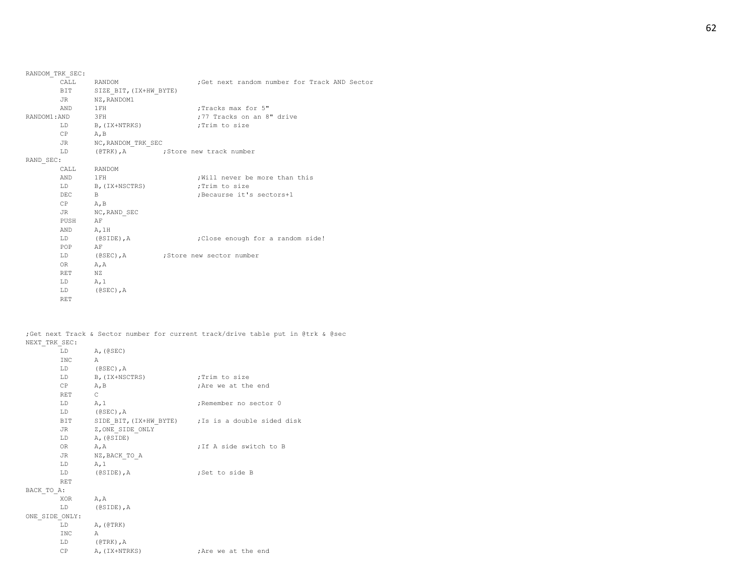```
RANDOM_TRK_SEC:
        CALL    RANDOM                  ;Get next random number for Track AND Sector
        BIT     SIZE_BIT,(IX+HW_BYTE)
        JR      NZ,RANDOM1
        AND     1FH                     ;Tracks max for 5"
RANDOM1:AND     3FH                     ;77 Tracks on an 8" drive
        LD      B,(IX+NTRKS)            ;Trim to size
        CP      A,B
        JR      NC,RANDOM_TRK_SEC
        LD      (@TRK),A        ;Store new track number
RAND_SEC:
        CALL    RANDOM
        AND     1FH                     ;Will never be more than this
        LD      B,(IX+NSCTRS)           ;Trim to size
        DEC     B                       ;Becaurse it's sectors+1
        CP      A,B
        JR      NC,RAND_SEC
        PUSH    AF
        AND     A,1H
        LD      (@SIDE),A               ;Close enough for a random side!
        POP     AF
        LD      (@SEC),A        ;Store new sector number
        OR      A,A
        RET     NZ
        LD      A,1
        LD      (@SEC),A
        RET



;Get next Track & Sector number for current track/drive table put in @trk & @sec
NEXT_TRK_SEC:
        LD      A,(@SEC)
        INC     A
        LD      (@SEC),A
        LD      B,(IX+NSCTRS)           ;Trim to size
        CP      A,B                     ;Are we at the end
        RET     C
        LD      A,1                     ;Remember no sector 0
        LD      (@SEC),A
        BIT     SIDE_BIT,(IX+HW_BYTE)   ;Is is a double sided disk
        JR      Z,ONE_SIDE_ONLY
        LD      A,(@SIDE)
        OR      A,A                     ;If A side switch to B
        JR      NZ,BACK_TO_A
        LD      A,1
        LD      (@SIDE),A               ;Set to side B
        RET
BACK_TO_A:
        XOR     A,A
        LD      (@SIDE),A
ONE_SIDE_ONLY:
        LD      A,(@TRK)
        INC     A
        LD      (@TRK),A
        CP      A,(IX+NTRKS)            ;Are we at the end
```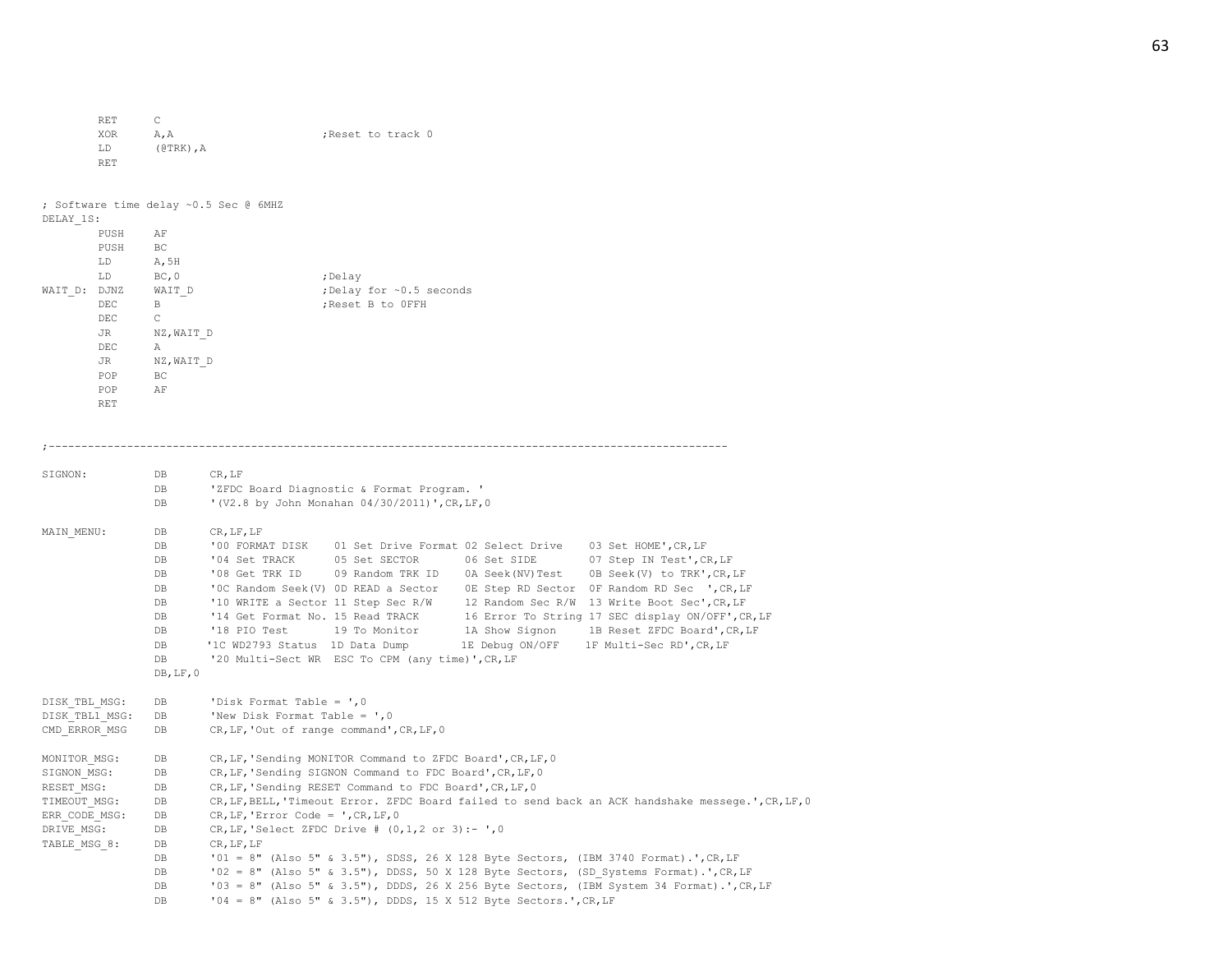```
        RET     C
        XOR     A,A                     ;Reset to track 0
        LD      (@TRK),A
        RET


; Software time delay ~0.5 Sec @ 6MHZ
DELAY_1S:
        PUSH    AF
        PUSH    BC
        LD      A,5H
        LD      BC,0                    ;Delay
WAIT_D: DJNZ    WAIT_D                  ;Delay for ~0.5 seconds
        DEC     B                       ;Reset B to 0FFH
        DEC     C
        JR      NZ,WAIT_D
        DEC     A
        JR      NZ,WAIT_D
        POP     BC
        POP     AF
        RET


;------------------------------------------------------------------------------------------------------

SIGNON:         DB      CR,LF
                DB      'ZFDC Board Diagnostic & Format Program. '
                DB      '(V2.8 by John Monahan 04/30/2011)',CR,LF,0

MAIN_MENU:      DB      CR,LF,LF
                DB      '00 FORMAT DISK    01 Set Drive Format 02 Select Drive    03 Set HOME',CR,LF
                DB      '04 Set TRACK      05 Set SECTOR       06 Set SIDE        07 Step IN Test',CR,LF
                DB      '08 Get TRK ID     09 Random TRK ID    0A Seek(NV)Test    0B Seek(V) to TRK',CR,LF
                DB      '0C Random Seek(V) 0D READ a Sector    0E Step RD Sector  0F Random RD Sec  ',CR,LF
                DB      '10 WRITE a Sector 11 Step Sec R/W     12 Random Sec R/W  13 Write Boot Sec',CR,LF
                DB      '14 Get Format No. 15 Read TRACK       16 Error To String 17 SEC display ON/OFF',CR,LF
                DB      '18 PIO Test       19 To Monitor       1A Show Signon     1B Reset ZFDC Board',CR,LF
                DB      '1C WD2793 Status  1D Data Dump        1E Debug ON/OFF    1F Multi-Sec RD',CR,LF
                DB      '20 Multi-Sect WR  ESC To CPM (any time)',CR,LF
                DB,LF,0

DISK_TBL_MSG:   DB      'Disk Format Table = ',0
DISK_TBL1_MSG:  DB      'New Disk Format Table = ',0
CMD_ERROR_MSG   DB      CR,LF,'Out of range command',CR,LF,0

MONITOR_MSG:    DB      CR,LF,'Sending MONITOR Command to ZFDC Board',CR,LF,0
SIGNON_MSG:     DB      CR,LF,'Sending SIGNON Command to FDC Board',CR,LF,0
RESET_MSG:      DB      CR,LF,'Sending RESET Command to FDC Board',CR,LF,0
TIMEOUT_MSG:    DB      CR,LF,BELL,'Timeout Error. ZFDC Board failed to send back an ACK handshake messege.',CR,LF,0
ERR_CODE_MSG:   DB      CR,LF,'Error Code = ',CR,LF,0
DRIVE_MSG:      DB      CR,LF,'Select ZFDC Drive # (0,1,2 or 3):- ',0
TABLE_MSG_8:    DB      CR,LF,LF
                DB      '01 = 8" (Also 5" & 3.5"), SDSS, 26 X 128 Byte Sectors, (IBM 3740 Format).',CR,LF
                DB      '02 = 8" (Also 5" & 3.5"), DDSS, 50 X 128 Byte Sectors, (SD_Systems Format).',CR,LF
                DB      '03 = 8" (Also 5" & 3.5"), DDDS, 26 X 256 Byte Sectors, (IBM System 34 Format).',CR,LF
                DB      '04 = 8" (Also 5" & 3.5"), DDDS, 15 X 512 Byte Sectors.',CR,LF
```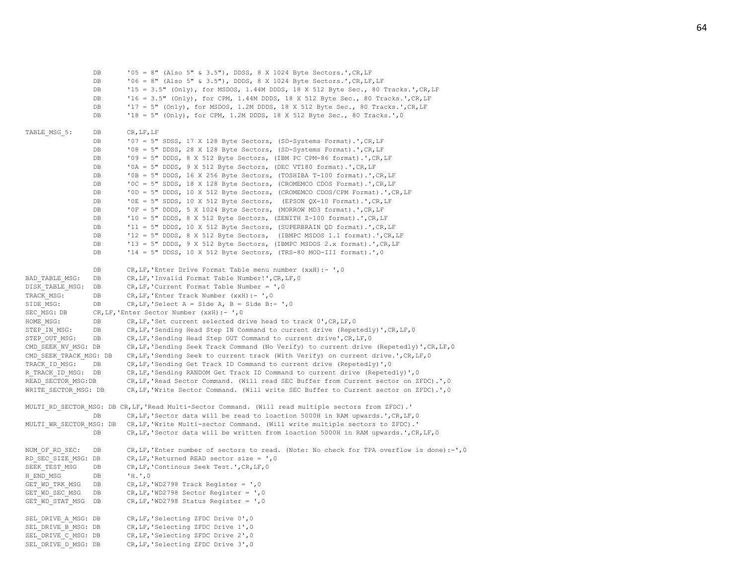```
                DB      '05 = 8" (Also 5" & 3.5"), DDSS, 8 X 1024 Byte Sectors.',CR,LF
                DB      '06 = 8" (Also 5" & 3.5"), DDDS, 8 X 1024 Byte Sectors.',CR,LF,LF
                DB      '15 = 3.5" (Only), for MSDOS, 1.44M DDDS, 18 X 512 Byte Sec., 80 Tracks.',CR,LF
                DB      '16 = 3.5" (Only), for CPM, 1.44M DDDS, 18 X 512 Byte Sec., 80 Tracks.',CR,LF
                DB      '17 = 5" (Only), for MSDOS, 1.2M DDDS, 18 X 512 Byte Sec., 80 Tracks.',CR,LF
                DB      '18 = 5" (Only), for CPM, 1.2M DDDS, 18 X 512 Byte Sec., 80 Tracks.',0

TABLE_MSG_5:    DB      CR,LF,LF
                DB      '07 = 5" SDSS, 17 X 128 Byte Sectors, (SD-Systems Format).',CR,LF
                DB      '08 = 5" DDSS, 28 X 128 Byte Sectors, (SD-Systems Format).',CR,LF
                DB      '09 = 5" DDDS, 8 X 512 Byte Sectors, (IBM PC CPM-86 format).',CR,LF
                DB      '0A = 5" DDDS, 9 X 512 Byte Sectors, (DEC VT180 format).',CR,LF
                DB      '0B = 5" DDDS, 16 X 256 Byte Sectors, (TOSHIBA T-100 format).',CR,LF
                DB      '0C = 5" SDDS, 18 X 128 Byte Sectors, (CROMEMCO CDOS Format).',CR,LF
                DB      '0D = 5" DDDS, 10 X 512 Byte Sectors, (CROMEMCO CDOS/CPM Format).',CR,LF
                DB      '0E = 5" SDDS, 10 X 512 Byte Sectors,  (EPSON QX-10 Format).',CR,LF
                DB      '0F = 5" DDDS, 5 X 1024 Byte Sectors, (MORROW MD3 format).',CR,LF
                DB      '10 = 5" DDDS, 8 X 512 Byte Sectors, (ZENITH Z-100 format).',CR,LF
                DB      '11 = 5" DDDS, 10 X 512 Byte Sectors, (SUPERBRAIN QD format).',CR,LF
                DB      '12 = 5" DDDS, 8 X 512 Byte Sectors,  (IBMPC MSDOS 1.1 format).',CR,LF
                DB      '13 = 5" DDDS, 9 X 512 Byte Sectors, (IBMPC MSDOS 2.x format).',CR,LF
                DB      '14 = 5" DDSS, 10 X 512 Byte Sectors, (TRS-80 MOD-III format).',0

                DB      CR,LF,'Enter Drive Format Table menu number (xxH):- ',0
BAD_TABLE_MSG:  DB      CR,LF,'Invalid Format Table Number!',CR,LF,0
DISK_TABLE_MSG: DB      CR,LF,'Current Format Table Number = ',0
TRACK_MSG:      DB      CR,LF,'Enter Track Number (xxH):- ',0
SIDE_MSG:       DB      CR,LF,'Select A = Side A, B = Side B:- ',0
SEC_MSG: DB     CR,LF,'Enter Sector Number (xxH):- ',0
HOME_MSG:       DB      CR,LF,'Set current selected drive head to track 0',CR,LF,0
STEP_IN_MSG:    DB      CR,LF,'Sending Head Step IN Command to current drive (Repetedly)',CR,LF,0
STEP_OUT_MSG:   DB      CR,LF,'Sending Head Step OUT Command to current drive',CR,LF,0
CMD_SEEK_NV_MSG: DB     CR,LF,'Sending Seek Track Command (No Verify) to current drive (Repetedly)',CR,LF,0
CMD_SEEK_TRACK_MSG: DB  CR,LF,'Sending Seek to current track (With Verify) on current drive.',CR,LF,0
TRACK_ID_MSG:   DB      CR,LF,'Sending Get Track ID Command to current drive (Repetedly)',0
R_TRACK_ID_MSG: DB      CR,LF,'Sending RANDOM Get Track ID Command to current drive (Repetedly)',0
READ_SECTOR_MSG:DB      CR,LF,'Read Sector Command. (Will read SEC Buffer from Current sector on ZFDC).',0
WRITE_SECTOR_MSG: DB    CR,LF,'Write Sector Command. (Will write SEC Buffer to Current sector on ZFDC).',0

MULTI_RD_SECTOR_MSG: DB CR,LF,'Read Multi-Sector Command. (Will read multiple sectors from ZFDC).'
                DB      CR,LF,'Sector data will be read to loaction 5000H in RAM upwards.',CR,LF,0
MULTI_WR_SECTOR_MSG: DB CR,LF,'Write Multi-sector Command. (Will write multiple sectors to ZFDC).'
                DB      CR,LF,'Sector data will be written from loaction 5000H in RAM upwards.',CR,LF,0

NUM_OF_RD_SEC:  DB      CR,LF,'Enter number of sectors to read. (Note: No check for TPA overflow is done):-',0
RD_SEC_SIZE_MSG: DB     CR,LF,'Returned READ sector size = ',0
SEEK_TEST_MSG   DB      CR,LF,'Continous Seek Test.',CR,LF,0
H_END_MSG       DB      'H.',0
GET_WD_TRK_MSG  DB      CR,LF,'WD2798 Track Register = ',0
GET_WD_SEC_MSG  DB      CR,LF,'WD2798 Sector Register = ',0
GET_WD_STAT_MSG DB      CR,LF,'WD2798 Status Register = ',0

SEL_DRIVE_A_MSG: DB     CR,LF,'Selecting ZFDC Drive 0',0
SEL_DRIVE_B_MSG: DB     CR,LF,'Selecting ZFDC Drive 1',0
SEL_DRIVE_C_MSG: DB     CR,LF,'Selecting ZFDC Drive 2',0
SEL_DRIVE_D_MSG: DB     CR,LF,'Selecting ZFDC Drive 3',0
```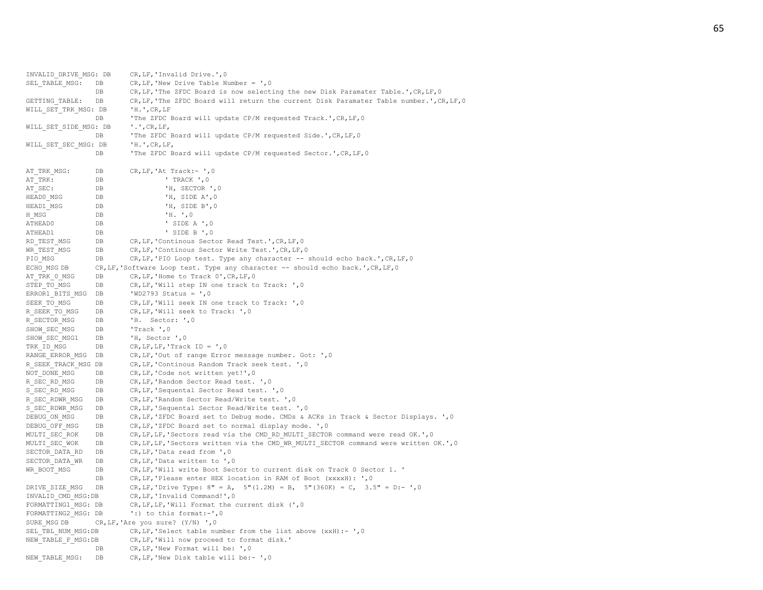```
INVALID_DRIVE_MSG: DB     CR,LF,'Invalid Drive.',0
SEL_TABLE_MSG:   DB       CR,LF,'New Drive Table Number = ',0
                 DB       CR,LF,'The ZFDC Board is now selecting the new Disk Paramater Table.',CR,LF,0
GETTING_TABLE:   DB       CR,LF,'The ZFDC Board will return the current Disk Paramater Table number.',CR,LF,0
WILL_SET_TRK_MSG: DB      'H.',CR,LF
                 DB       'The ZFDC Board will update CP/M requested Track.',CR,LF,0
WILL_SET_SIDE_MSG: DB     '.',CR,LF,
                 DB       'The ZFDC Board will update CP/M requested Side.',CR,LF,0
WILL_SET_SEC_MSG: DB      'H.',CR,LF,
                 DB       'The ZFDC Board will update CP/M requested Sector.',CR,LF,0

AT_TRK_MSG:      DB       CR,LF,'At Track:- ',0
AT_TRK:          DB                ' TRACK ',0
AT_SEC:          DB                'H, SECTOR ',0
HEAD0_MSG        DB                'H, SIDE A',0
HEAD1_MSG        DB                'H, SIDE B',0
H_MSG            DB                'H. ',0
ATHEAD0          DB                ' SIDE A ',0
ATHEAD1          DB                ' SIDE B ',0
RD_TEST_MSG      DB       CR,LF,'Continous Sector Read Test.',CR,LF,0
WR_TEST_MSG      DB       CR,LF,'Continous Sector Write Test.',CR,LF,0
PIO_MSG          DB       CR,LF,'PIO Loop test. Type any character -- should echo back.',CR,LF,0
ECHO_MSG DB      CR,LF,'Software Loop test. Type any character -- should echo back.',CR,LF,0
AT_TRK_0_MSG     DB       CR,LF,'Home to Track 0',CR,LF,0
STEP_TO_MSG      DB       CR,LF,'Will step IN one track to Track: ',0
ERROR1_BITS_MSG  DB       'WD2793 Status = ',0
SEEK_TO_MSG      DB       CR,LF,'Will seek IN one track to Track: ',0
R_SEEK_TO_MSG    DB       CR,LF,'Will seek to Track: ',0
R_SECTOR_MSG     DB       'H.  Sector: ',0
SHOW_SEC_MSG     DB       'Track ',0
SHOW_SEC_MSG1    DB       'H, Sector ',0
TRK_ID_MSG       DB       CR,LF,LF,'Track ID = ',0
RANGE_ERROR_MSG  DB       CR,LF,'Out of range Error message number. Got: ',0
R_SEEK_TRACK_MSG DB       CR,LF,'Continous Random Track seek test. ',0
NOT_DONE_MSG     DB       CR,LF,'Code not written yet!',0
R_SEC_RD_MSG     DB       CR,LF,'Random Sector Read test. ',0
S_SEC_RD_MSG     DB       CR,LF,'Sequental Sector Read test. ',0
R_SEC_RDWR_MSG   DB       CR,LF,'Random Sector Read/Write test. ',0
S_SEC_RDWR_MSG   DB       CR,LF,'Sequental Sector Read/Write test. ',0
DEBUG_ON_MSG     DB       CR,LF,'ZFDC Board set to Debug mode. CMDs & ACKs in Track & Sector Displays. ',0
DEBUG_OFF_MSG    DB       CR,LF,'ZFDC Board set to normal display mode. ',0
MULTI_SEC_ROK    DB       CR,LF,LF,'Sectors read via the CMD_RD_MULTI_SECTOR command were read OK.',0
MULTI_SEC_WOK    DB       CR,LF,LF,'Sectors written via the CMD_WR_MULTI_SECTOR command were written OK.',0
SECTOR_DATA_RD   DB       CR,LF,'Data read from ',0
SECTOR_DATA_WR   DB       CR,LF,'Data written to ',0
WR_BOOT_MSG      DB       CR,LF,'Will write Boot Sector to current disk on Track 0 Sector 1. '
                 DB       CR,LF,'Please enter HEX location in RAM of Boot (xxxxH): ',0
DRIVE_SIZE_MSG   DB       CR,LF,'Drive Type: 8" = A,  5"(1.2M) = B,  5"(360K) = C,  3.5" = D:- ',0
INVALID_CMD_MSG:DB        CR,LF,'Invalid Command!',0
FORMATTING1_MSG: DB       CR,LF,LF,'Will Format the current disk (',0
FORMATTING2_MSG: DB       ':) to this format:-',0
SURE_MSG DB      CR,LF,'Are you sure? (Y/N) ',0
SEL_TBL_NUM_MSG:DB        CR,LF,'Select table number from the list above (xxH):- ',0
NEW_TABLE_F_MSG:DB        CR,LF,'Will now proceed to format disk.'
                 DB       CR,LF,'New Format will be: ',0
NEW_TABLE_MSG:   DB       CR,LF,'New Disk table will be:- ',0
```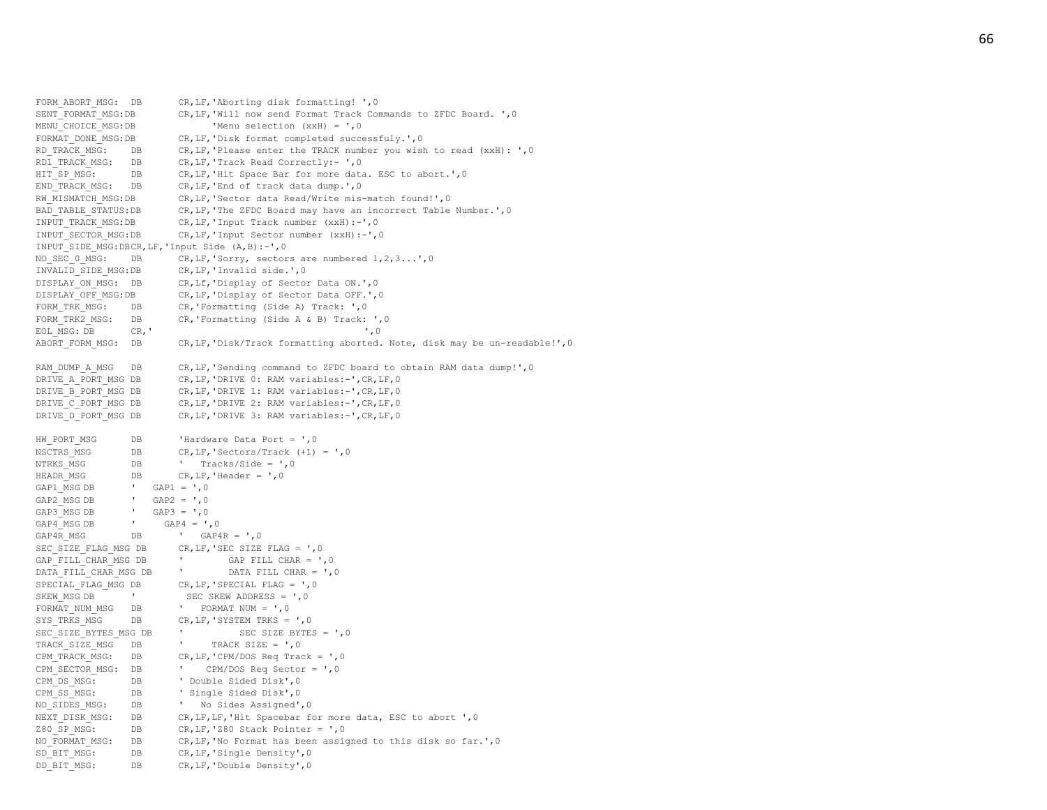```
FORM_ABORT_MSG:  DB       CR,LF,'Aborting disk formatting! ',0
SENT_FORMAT_MSG:DB        CR,LF,'Will now send Format Track Commands to ZFDC Board. ',0
MENU_CHOICE_MSG:DB              'Menu selection (xxH) = ',0
FORMAT_DONE_MSG:DB        CR,LF,'Disk format completed successfuly.',0
RD_TRACK_MSG:    DB       CR,LF,'Please enter the TRACK number you wish to read (xxH): ',0
RD1_TRACK_MSG:   DB       CR,LF,'Track Read Correctly:- ',0
HIT_SP_MSG:      DB       CR,LF,'Hit Space Bar for more data. ESC to abort.',0
END_TRACK_MSG:   DB       CR,LF,'End of track data dump.',0
RW_MISMATCH_MSG:DB        CR,LF,'Sector data Read/Write mis-match found!',0
BAD_TABLE_STATUS:DB       CR,LF,'The ZFDC Board may have an incorrect Table Number.',0
INPUT_TRACK_MSG:DB        CR,LF,'Input Track number (xxH):-',0
INPUT_SECTOR_MSG:DB       CR,LF,'Input Sector number (xxH):-',0
INPUT_SIDE_MSG:DBCR,LF,'Input Side (A,B):-',0
NO_SEC_0_MSG:    DB       CR,LF,'Sorry, sectors are numbered 1,2,3...',0
INVALID_SIDE_MSG:DB       CR,LF,'Invalid side.',0
DISPLAY_ON_MSG:  DB       CR,Lf,'Display of Sector Data ON.',0
DISPLAY_OFF_MSG:DB        CR,LF,'Display of Sector Data OFF.',0
FORM_TRK_MSG:    DB       CR,'Formatting (Side A) Track: ',0
FORM_TRK2_MSG:   DB       CR,'Formatting (Side A & B) Track: ',0
EOL_MSG: DB      CR,'                                     ',0
ABORT_FORM_MSG:  DB       CR,LF,'Disk/Track formatting aborted. Note, disk may be un-readable!',0

RAM_DUMP_A_MSG   DB       CR,LF,'Sending command to ZFDC board to obtain RAM data dump!',0
DRIVE_A_PORT_MSG DB       CR,LF,'DRIVE 0: RAM variables:-',CR,LF,0
DRIVE_B_PORT_MSG DB       CR,LF,'DRIVE 1: RAM variables:-',CR,LF,0
DRIVE_C_PORT_MSG DB       CR,LF,'DRIVE 2: RAM variables:-',CR,LF,0
DRIVE_D_PORT_MSG DB       CR,LF,'DRIVE 3: RAM variables:-',CR,LF,0

HW_PORT_MSG      DB       'Hardware Data Port = ',0
NSCTRS_MSG       DB       CR,LF,'Sectors/Track (+1) = ',0
NTRKS_MSG        DB       '   Tracks/Side = ',0
HEADR_MSG        DB       CR,LF,'Header = ',0
GAP1_MSG DB      '   GAP1 = ',0
GAP2_MSG DB      '   GAP2 = ',0
GAP3_MSG DB      '   GAP3 = ',0
GAP4_MSG DB      '     GAP4 = ',0
GAP4R_MSG        DB       '   GAP4R = ',0
SEC_SIZE_FLAG_MSG DB      CR,LF,'SEC SIZE FLAG = ',0
GAP_FILL_CHAR_MSG DB      '        GAP FILL CHAR = ',0
DATA_FILL_CHAR_MSG DB     '        DATA FILL CHAR = ',0
SPECIAL_FLAG_MSG DB       CR,LF,'SPECIAL FLAG = ',0
SKEW_MSG DB      '         SEC SKEW ADDRESS = ',0
FORMAT_NUM_MSG   DB       '   FORMAT NUM = ',0
SYS_TRKS_MSG     DB       CR,LF,'SYSTEM TRKS = ',0
SEC_SIZE_BYTES_MSG DB     '          SEC SIZE BYTES = ',0
TRACK_SIZE_MSG   DB       '     TRACK SIZE = ',0
CPM_TRACK_MSG:   DB       CR,LF,'CPM/DOS Req Track = ',0
CPM_SECTOR_MSG:  DB       '    CPM/DOS Req Sector = ',0
CPM_DS_MSG:      DB       ' Double Sided Disk',0
CPM_SS_MSG:      DB       ' Single Sided Disk',0
NO_SIDES_MSG:    DB       '   No Sides Assigned',0
NEXT_DISK_MSG:   DB       CR,LF,LF,'Hit Spacebar for more data, ESC to abort ',0
Z80_SP_MSG:      DB       CR,LF,'Z80 Stack Pointer = ',0
NO_FORMAT_MSG:   DB       CR,LF,'No Format has been assigned to this disk so far.',0
SD_BIT_MSG:      DB       CR,LF,'Single Density',0
DD_BIT_MSG:      DB       CR,LF,'Double Density',0
```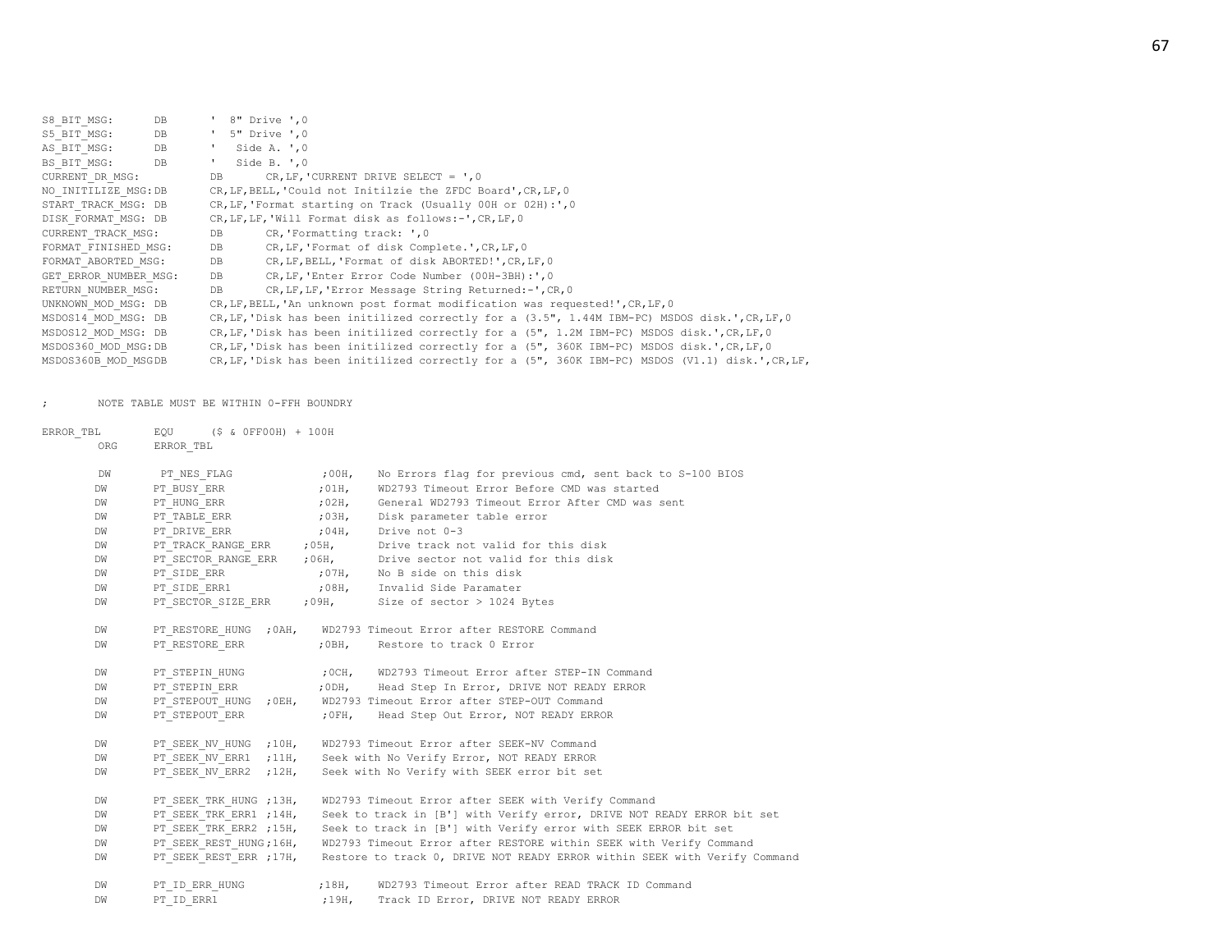```
S8_BIT_MSG:      DB      '  8" Drive ',0
S5_BIT_MSG:      DB      '  5" Drive ',0
AS_BIT_MSG:      DB      '   Side A. ',0
BS_BIT_MSG:      DB      '   Side B. ',0
CURRENT_DR_MSG:          DB      CR,LF,'CURRENT DRIVE SELECT = ',0
NO_INITILIZE_MSG:DB      CR,LF,BELL,'Could not Initilzie the ZFDC Board',CR,LF,0
START_TRACK_MSG: DB      CR,LF,'Format starting on Track (Usually 00H or 02H):',0
DISK_FORMAT_MSG: DB      CR,LF,LF,'Will Format disk as follows:-',CR,LF,0
CURRENT_TRACK_MSG:       DB      CR,'Formatting track: ',0
FORMAT_FINISHED_MSG:     DB      CR,LF,'Format of disk Complete.',CR,LF,0
FORMAT_ABORTED_MSG:      DB      CR,LF,BELL,'Format of disk ABORTED!',CR,LF,0
GET_ERROR_NUMBER_MSG:    DB      CR,LF,'Enter Error Code Number (00H-3BH):',0
RETURN_NUMBER_MSG:       DB      CR,LF,LF,'Error Message String Returned:-',CR,0
UNKNOWN_MOD_MSG: DB      CR,LF,BELL,'An unknown post format modification was requested!',CR,LF,0
MSDOS14_MOD_MSG: DB      CR,LF,'Disk has been initilized correctly for a (3.5", 1.44M IBM-PC) MSDOS disk.',CR,LF,0
MSDOS12_MOD_MSG: DB      CR,LF,'Disk has been initilized correctly for a (5", 1.2M IBM-PC) MSDOS disk.',CR,LF,0
MSDOS360_MOD_MSG:DB      CR,LF,'Disk has been initilized correctly for a (5", 360K IBM-PC) MSDOS disk.',CR,LF,0
MSDOS360B_MOD_MSGDB      CR,LF,'Disk has been initilized correctly for a (5", 360K IBM-PC) MSDOS (V1.1) disk.',CR,LF,


;       NOTE TABLE MUST BE WITHIN 0-FFH BOUNDRY

ERROR_TBL       EQU     ($ & 0FF00H) + 100H
        ORG     ERROR_TBL

        DW       PT_NES_FLAG            ;00H,   No Errors flag for previous cmd, sent back to S-100 BIOS
        DW      PT_BUSY_ERR             ;01H,   WD2793 Timeout Error Before CMD was started
        DW      PT_HUNG_ERR             ;02H,   General WD2793 Timeout Error After CMD was sent
        DW      PT_TABLE_ERR            ;03H,   Disk parameter table error
        DW      PT_DRIVE_ERR            ;04H,   Drive not 0-3
        DW      PT_TRACK_RANGE_ERR     ;05H,    Drive track not valid for this disk
        DW      PT_SECTOR_RANGE_ERR    ;06H,    Drive sector not valid for this disk
        DW      PT_SIDE_ERR             ;07H,   No B side on this disk
        DW      PT_SIDE_ERR1            ;08H,   Invalid Side Paramater
        DW      PT_SECTOR_SIZE_ERR     ;09H,    Size of sector > 1024 Bytes

        DW      PT_RESTORE_HUNG  ;0AH,   WD2793 Timeout Error after RESTORE Command
        DW      PT_RESTORE_ERR          ;0BH,   Restore to track 0 Error

        DW      PT_STEPIN_HUNG          ;0CH,   WD2793 Timeout Error after STEP-IN Command
        DW      PT_STEPIN_ERR           ;0DH,   Head Step In Error, DRIVE NOT READY ERROR
        DW      PT_STEPOUT_HUNG  ;0EH,   WD2793 Timeout Error after STEP-OUT Command
        DW      PT_STEPOUT_ERR          ;0FH,   Head Step Out Error, NOT READY ERROR

        DW      PT_SEEK_NV_HUNG  ;10H,   WD2793 Timeout Error after SEEK-NV Command
        DW      PT_SEEK_NV_ERR1  ;11H,   Seek with No Verify Error, NOT READY ERROR
        DW      PT_SEEK_NV_ERR2  ;12H,   Seek with No Verify with SEEK error bit set

        DW      PT_SEEK_TRK_HUNG ;13H,   WD2793 Timeout Error after SEEK with Verify Command
        DW      PT_SEEK_TRK_ERR1 ;14H,   Seek to track in [B'] with Verify error, DRIVE NOT READY ERROR bit set
        DW      PT_SEEK_TRK_ERR2 ;15H,   Seek to track in [B'] with Verify error with SEEK ERROR bit set
        DW      PT_SEEK_REST_HUNG;16H,   WD2793 Timeout Error after RESTORE within SEEK with Verify Command
        DW      PT_SEEK_REST_ERR ;17H,   Restore to track 0, DRIVE NOT READY ERROR within SEEK with Verify Command

        DW      PT_ID_ERR_HUNG          ;18H,   WD2793 Timeout Error after READ TRACK ID Command
        DW      PT_ID_ERR1              ;19H,   Track ID Error, DRIVE NOT READY ERROR
```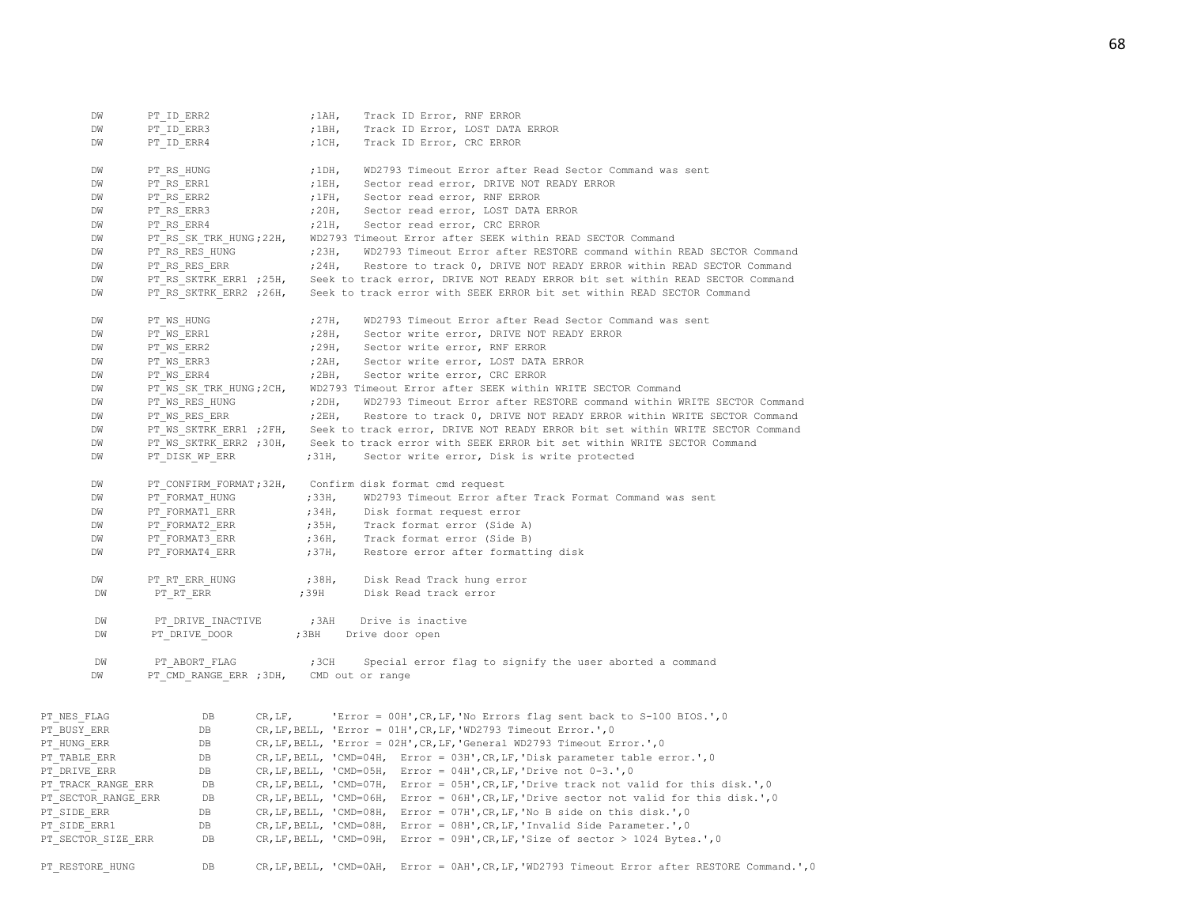```
        DW      PT_ID_ERR2              ;1AH,   Track ID Error, RNF ERROR
        DW      PT_ID_ERR3              ;1BH,   Track ID Error, LOST DATA ERROR
        DW      PT_ID_ERR4              ;1CH,   Track ID Error, CRC ERROR

        DW      PT_RS_HUNG              ;1DH,   WD2793 Timeout Error after Read Sector Command was sent
        DW      PT_RS_ERR1              ;1EH,   Sector read error, DRIVE NOT READY ERROR
        DW      PT_RS_ERR2              ;1FH,   Sector read error, RNF ERROR
        DW      PT_RS_ERR3              ;20H,   Sector read error, LOST DATA ERROR
        DW      PT_RS_ERR4              ;21H,   Sector read error, CRC ERROR
        DW      PT_RS_SK_TRK_HUNG;22H,  WD2793 Timeout Error after SEEK within READ SECTOR Command
        DW      PT_RS_RES_HUNG          ;23H,   WD2793 Timeout Error after RESTORE command within READ SECTOR Command
        DW      PT_RS_RES_ERR           ;24H,   Restore to track 0, DRIVE NOT READY ERROR within READ SECTOR Command
        DW      PT_RS_SKTRK_ERR1 ;25H,  Seek to track error, DRIVE NOT READY ERROR bit set within READ SECTOR Command
        DW      PT_RS_SKTRK_ERR2 ;26H,  Seek to track error with SEEK ERROR bit set within READ SECTOR Command

        DW      PT_WS_HUNG              ;27H,   WD2793 Timeout Error after Read Sector Command was sent
        DW      PT_WS_ERR1              ;28H,   Sector write error, DRIVE NOT READY ERROR
        DW      PT_WS_ERR2              ;29H,   Sector write error, RNF ERROR
        DW      PT_WS_ERR3              ;2AH,   Sector write error, LOST DATA ERROR
        DW      PT_WS_ERR4              ;2BH,   Sector write error, CRC ERROR
        DW      PT_WS_SK_TRK_HUNG;2CH,  WD2793 Timeout Error after SEEK within WRITE SECTOR Command
        DW      PT_WS_RES_HUNG          ;2DH,   WD2793 Timeout Error after RESTORE command within WRITE SECTOR Command
        DW      PT_WS_RES_ERR           ;2EH,   Restore to track 0, DRIVE NOT READY ERROR within WRITE SECTOR Command
        DW      PT_WS_SKTRK_ERR1 ;2FH,  Seek to track error, DRIVE NOT READY ERROR bit set within WRITE SECTOR Command
        DW      PT_WS_SKTRK_ERR2 ;30H,  Seek to track error with SEEK ERROR bit set within WRITE SECTOR Command
        DW      PT_DISK_WP_ERR          ;31H,   Sector write error, Disk is write protected

        DW      PT_CONFIRM_FORMAT;32H,  Confirm disk format cmd request
        DW      PT_FORMAT_HUNG          ;33H,   WD2793 Timeout Error after Track Format Command was sent
        DW      PT_FORMAT1_ERR          ;34H,   Disk format request error
        DW      PT_FORMAT2_ERR          ;35H,   Track format error (Side A)
        DW      PT_FORMAT3_ERR          ;36H,   Track format error (Side B)
        DW      PT_FORMAT4_ERR          ;37H,   Restore error after formatting disk

        DW      PT_RT_ERR_HUNG          ;38H,   Disk Read Track hung error
        DW      PT_RT_ERR               ;39H    Disk Read track error

        DW      PT_DRIVE_INACTIVE       ;3AH    Drive is inactive
        DW      PT_DRIVE_DOOR           ;3BH    Drive door open

        DW      PT_ABORT_FLAG           ;3CH    Special error flag to signify the user aborted a command
        DW      PT_CMD_RANGE_ERR ;3DH,  CMD out or range


PT_NES_FLAG             DB      CR,LF,      'Error = 00H',CR,LF,'No Errors flag sent back to S-100 BIOS.',0
PT_BUSY_ERR             DB      CR,LF,BELL, 'Error = 01H',CR,LF,'WD2793 Timeout Error.',0
PT_HUNG_ERR             DB      CR,LF,BELL, 'Error = 02H',CR,LF,'General WD2793 Timeout Error.',0
PT_TABLE_ERR            DB      CR,LF,BELL, 'CMD=04H,  Error = 03H',CR,LF,'Disk parameter table error.',0
PT_DRIVE_ERR            DB      CR,LF,BELL, 'CMD=05H,  Error = 04H',CR,LF,'Drive not 0-3.',0
PT_TRACK_RANGE_ERR      DB      CR,LF,BELL, 'CMD=07H,  Error = 05H',CR,LF,'Drive track not valid for this disk.',0
PT_SECTOR_RANGE_ERR     DB      CR,LF,BELL, 'CMD=06H,  Error = 06H',CR,LF,'Drive sector not valid for this disk.',0
PT_SIDE_ERR             DB      CR,LF,BELL, 'CMD=08H,  Error = 07H',CR,LF,'No B side on this disk.',0
PT_SIDE_ERR1            DB      CR,LF,BELL, 'CMD=08H,  Error = 08H',CR,LF,'Invalid Side Parameter.',0
PT_SECTOR_SIZE_ERR      DB      CR,LF,BELL, 'CMD=09H,  Error = 09H',CR,LF,'Size of sector > 1024 Bytes.',0

PT_RESTORE_HUNG         DB      CR,LF,BELL, 'CMD=0AH,  Error = 0AH',CR,LF,'WD2793 Timeout Error after RESTORE Command.',0
```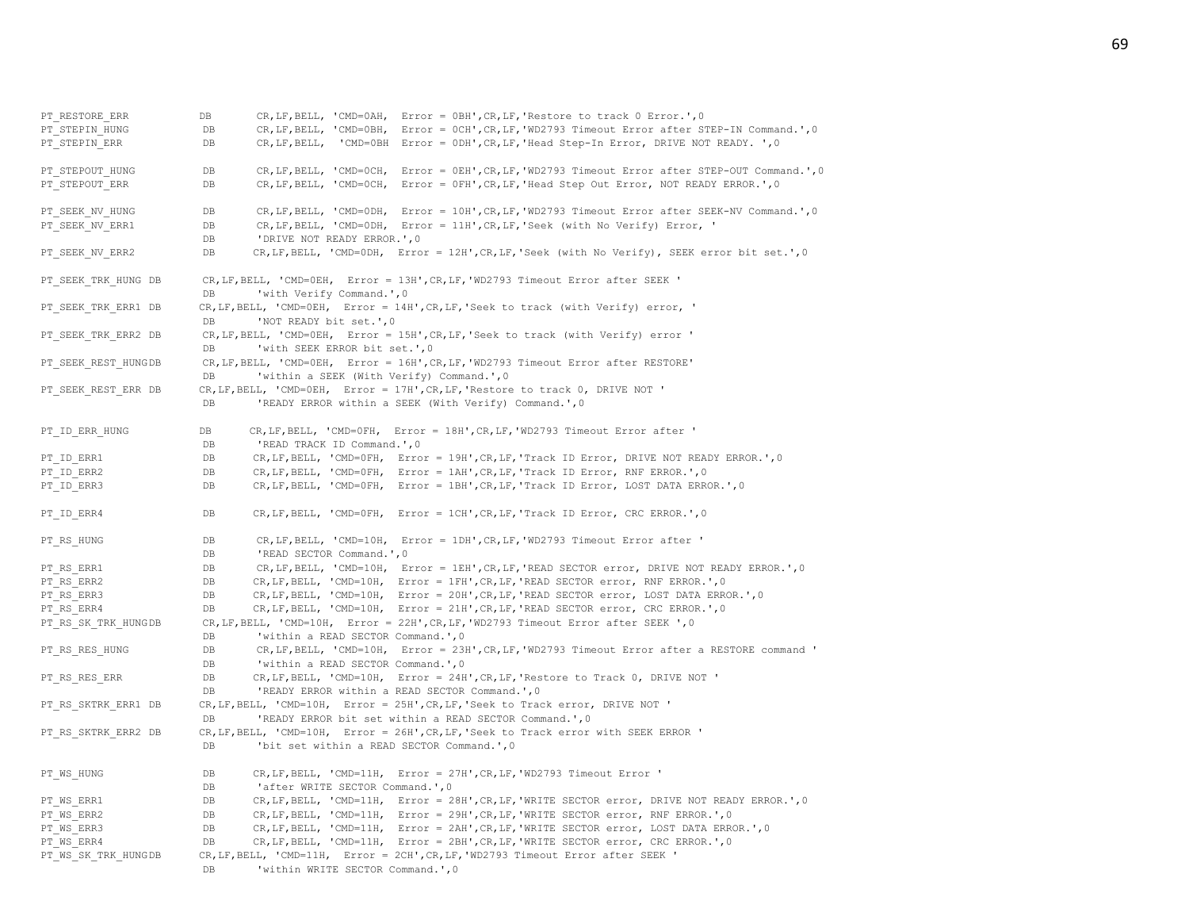```
PT_RESTORE_ERR          DB      CR,LF,BELL, 'CMD=0AH,  Error = 0BH',CR,LF,'Restore to track 0 Error.',0
PT_STEPIN_HUNG          DB      CR,LF,BELL, 'CMD=0BH,  Error = 0CH',CR,LF,'WD2793 Timeout Error after STEP-IN Command.',0
PT_STEPIN_ERR           DB      CR,LF,BELL,  'CMD=0BH  Error = 0DH',CR,LF,'Head Step-In Error, DRIVE NOT READY. ',0

PT_STEPOUT_HUNG         DB      CR,LF,BELL, 'CMD=0CH,  Error = 0EH',CR,LF,'WD2793 Timeout Error after STEP-OUT Command.',0
PT_STEPOUT_ERR          DB      CR,LF,BELL, 'CMD=0CH,  Error = 0FH',CR,LF,'Head Step Out Error, NOT READY ERROR.',0

PT_SEEK_NV_HUNG         DB      CR,LF,BELL, 'CMD=0DH,  Error = 10H',CR,LF,'WD2793 Timeout Error after SEEK-NV Command.',0
PT_SEEK_NV_ERR1         DB      CR,LF,BELL, 'CMD=0DH,  Error = 11H',CR,LF,'Seek (with No Verify) Error, '
                        DB      'DRIVE NOT READY ERROR.',0
PT_SEEK_NV_ERR2         DB      CR,LF,BELL, 'CMD=0DH,  Error = 12H',CR,LF,'Seek (with No Verify), SEEK error bit set.',0

PT_SEEK_TRK_HUNG DB     CR,LF,BELL, 'CMD=0EH,  Error = 13H',CR,LF,'WD2793 Timeout Error after SEEK '
                        DB      'with Verify Command.',0
PT_SEEK_TRK_ERR1 DB     CR,LF,BELL, 'CMD=0EH,  Error = 14H',CR,LF,'Seek to track (with Verify) error, '
                        DB      'NOT READY bit set.',0
PT_SEEK_TRK_ERR2 DB     CR,LF,BELL, 'CMD=0EH,  Error = 15H',CR,LF,'Seek to track (with Verify) error '
                        DB      'with SEEK ERROR bit set.',0
PT_SEEK_REST_HUNGDB     CR,LF,BELL, 'CMD=0EH,  Error = 16H',CR,LF,'WD2793 Timeout Error after RESTORE'
                        DB      'within a SEEK (With Verify) Command.',0
PT_SEEK_REST_ERR DB     CR,LF,BELL, 'CMD=0EH,  Error = 17H',CR,LF,'Restore to track 0, DRIVE NOT '
                        DB      'READY ERROR within a SEEK (With Verify) Command.',0

PT_ID_ERR_HUNG          DB      CR,LF,BELL, 'CMD=0FH,  Error = 18H',CR,LF,'WD2793 Timeout Error after '
                        DB      'READ TRACK ID Command.',0
PT_ID_ERR1              DB      CR,LF,BELL, 'CMD=0FH,  Error = 19H',CR,LF,'Track ID Error, DRIVE NOT READY ERROR.',0
PT_ID_ERR2              DB      CR,LF,BELL, 'CMD=0FH,  Error = 1AH',CR,LF,'Track ID Error, RNF ERROR.',0
PT_ID_ERR3              DB      CR,LF,BELL, 'CMD=0FH,  Error = 1BH',CR,LF,'Track ID Error, LOST DATA ERROR.',0

PT_ID_ERR4              DB      CR,LF,BELL, 'CMD=0FH,  Error = 1CH',CR,LF,'Track ID Error, CRC ERROR.',0

PT_RS_HUNG              DB      CR,LF,BELL, 'CMD=10H,  Error = 1DH',CR,LF,'WD2793 Timeout Error after '
                        DB      'READ SECTOR Command.',0
PT_RS_ERR1              DB      CR,LF,BELL, 'CMD=10H,  Error = 1EH',CR,LF,'READ SECTOR error, DRIVE NOT READY ERROR.',0
PT_RS_ERR2              DB      CR,LF,BELL, 'CMD=10H,  Error = 1FH',CR,LF,'READ SECTOR error, RNF ERROR.',0
PT_RS_ERR3              DB      CR,LF,BELL, 'CMD=10H,  Error = 20H',CR,LF,'READ SECTOR error, LOST DATA ERROR.',0
PT_RS_ERR4              DB      CR,LF,BELL, 'CMD=10H,  Error = 21H',CR,LF,'READ SECTOR error, CRC ERROR.',0
PT_RS_SK_TRK_HUNGDB     CR,LF,BELL, 'CMD=10H,  Error = 22H',CR,LF,'WD2793 Timeout Error after SEEK ',0
                        DB      'within a READ SECTOR Command.',0
PT_RS_RES_HUNG          DB      CR,LF,BELL, 'CMD=10H,  Error = 23H',CR,LF,'WD2793 Timeout Error after a RESTORE command '
                        DB      'within a READ SECTOR Command.',0
PT_RS_RES_ERR           DB      CR,LF,BELL, 'CMD=10H,  Error = 24H',CR,LF,'Restore to Track 0, DRIVE NOT '
                        DB      'READY ERROR within a READ SECTOR Command.',0
PT_RS_SKTRK_ERR1 DB     CR,LF,BELL, 'CMD=10H,  Error = 25H',CR,LF,'Seek to Track error, DRIVE NOT '
                        DB      'READY ERROR bit set within a READ SECTOR Command.',0
PT_RS_SKTRK_ERR2 DB     CR,LF,BELL, 'CMD=10H,  Error = 26H',CR,LF,'Seek to Track error with SEEK ERROR '
                        DB      'bit set within a READ SECTOR Command.',0

PT_WS_HUNG              DB      CR,LF,BELL, 'CMD=11H,  Error = 27H',CR,LF,'WD2793 Timeout Error '
                        DB      'after WRITE SECTOR Command.',0
PT_WS_ERR1              DB      CR,LF,BELL, 'CMD=11H,  Error = 28H',CR,LF,'WRITE SECTOR error, DRIVE NOT READY ERROR.',0
PT_WS_ERR2              DB      CR,LF,BELL, 'CMD=11H,  Error = 29H',CR,LF,'WRITE SECTOR error, RNF ERROR.',0
PT_WS_ERR3              DB      CR,LF,BELL, 'CMD=11H,  Error = 2AH',CR,LF,'WRITE SECTOR error, LOST DATA ERROR.',0
PT_WS_ERR4              DB      CR,LF,BELL, 'CMD=11H,  Error = 2BH',CR,LF,'WRITE SECTOR error, CRC ERROR.',0
PT_WS_SK_TRK_HUNGDB     CR,LF,BELL, 'CMD=11H,  Error = 2CH',CR,LF,'WD2793 Timeout Error after SEEK '
                        DB      'within WRITE SECTOR Command.',0
```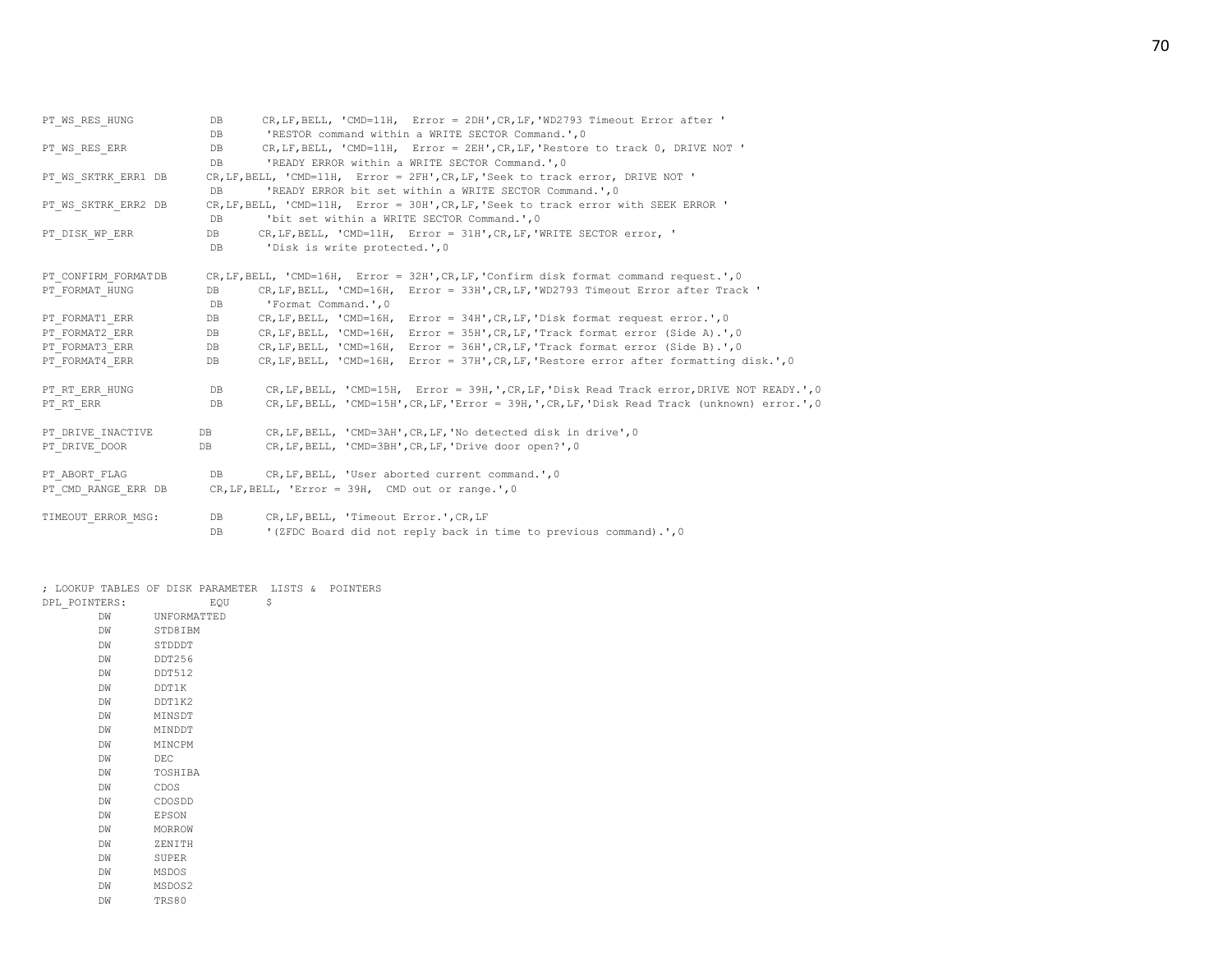```
PT_WS_RES_HUNG           DB      CR,LF,BELL, 'CMD=11H,  Error = 2DH',CR,LF,'WD2793 Timeout Error after '
                         DB      'RESTOR command within a WRITE SECTOR Command.',0
PT_WS_RES_ERR            DB      CR,LF,BELL, 'CMD=11H,  Error = 2EH',CR,LF,'Restore to track 0, DRIVE NOT '
                         DB      'READY ERROR within a WRITE SECTOR Command.',0
PT_WS_SKTRK_ERR1 DB      CR,LF,BELL, 'CMD=11H,  Error = 2FH',CR,LF,'Seek to track error, DRIVE NOT '
                         DB      'READY ERROR bit set within a WRITE SECTOR Command.',0
PT_WS_SKTRK_ERR2 DB      CR,LF,BELL, 'CMD=11H,  Error = 30H',CR,LF,'Seek to track error with SEEK ERROR '
                         DB      'bit set within a WRITE SECTOR Command.',0
PT_DISK_WP_ERR           DB      CR,LF,BELL, 'CMD=11H,  Error = 31H',CR,LF,'WRITE SECTOR error, '
                         DB      'Disk is write protected.',0

PT_CONFIRM_FORMATDB      CR,LF,BELL, 'CMD=16H,  Error = 32H',CR,LF,'Confirm disk format command request.',0
PT_FORMAT_HUNG           DB      CR,LF,BELL, 'CMD=16H,  Error = 33H',CR,LF,'WD2793 Timeout Error after Track '
                         DB      'Format Command.',0
PT_FORMAT1_ERR           DB      CR,LF,BELL, 'CMD=16H,  Error = 34H',CR,LF,'Disk format request error.',0
PT_FORMAT2_ERR           DB      CR,LF,BELL, 'CMD=16H,  Error = 35H',CR,LF,'Track format error (Side A).',0
PT_FORMAT3_ERR           DB      CR,LF,BELL, 'CMD=16H,  Error = 36H',CR,LF,'Track format error (Side B).',0
PT_FORMAT4_ERR           DB      CR,LF,BELL, 'CMD=16H,  Error = 37H',CR,LF,'Restore error after formatting disk.',0

PT_RT_ERR_HUNG           DB      CR,LF,BELL, 'CMD=15H,  Error = 39H,',CR,LF,'Disk Read Track error,DRIVE NOT READY.',0
PT_RT_ERR                DB      CR,LF,BELL, 'CMD=15H',CR,LF,'Error = 39H,',CR,LF,'Disk Read Track (unknown) error.',0

PT_DRIVE_INACTIVE        DB      CR,LF,BELL, 'CMD=3AH',CR,LF,'No detected disk in drive',0
PT_DRIVE_DOOR            DB      CR,LF,BELL, 'CMD=3BH',CR,LF,'Drive door open?',0

PT_ABORT_FLAG            DB      CR,LF,BELL, 'User aborted current command.',0
PT_CMD_RANGE_ERR DB      CR,LF,BELL, 'Error = 39H,  CMD out or range.',0

TIMEOUT_ERROR_MSG:       DB      CR,LF,BELL, 'Timeout Error.',CR,LF
                         DB      '(ZFDC Board did not reply back in time to previous command).',0


; LOOKUP TABLES OF DISK PARAMETER  LISTS &  POINTERS
DPL_POINTERS:            EQU     $
        DW      UNFORMATTED
        DW      STD8IBM
        DW      STDDDT
        DW      DDT256
        DW      DDT512
        DW      DDT1K
        DW      DDT1K2
        DW      MINSDT
        DW      MINDDT
        DW      MINCPM
        DW      DEC
        DW      TOSHIBA
        DW      CDOS
        DW      CDOSDD
        DW      EPSON
        DW      MORROW
        DW      ZENITH
        DW      SUPER
        DW      MSDOS
        DW      MSDOS2
        DW      TRS80
```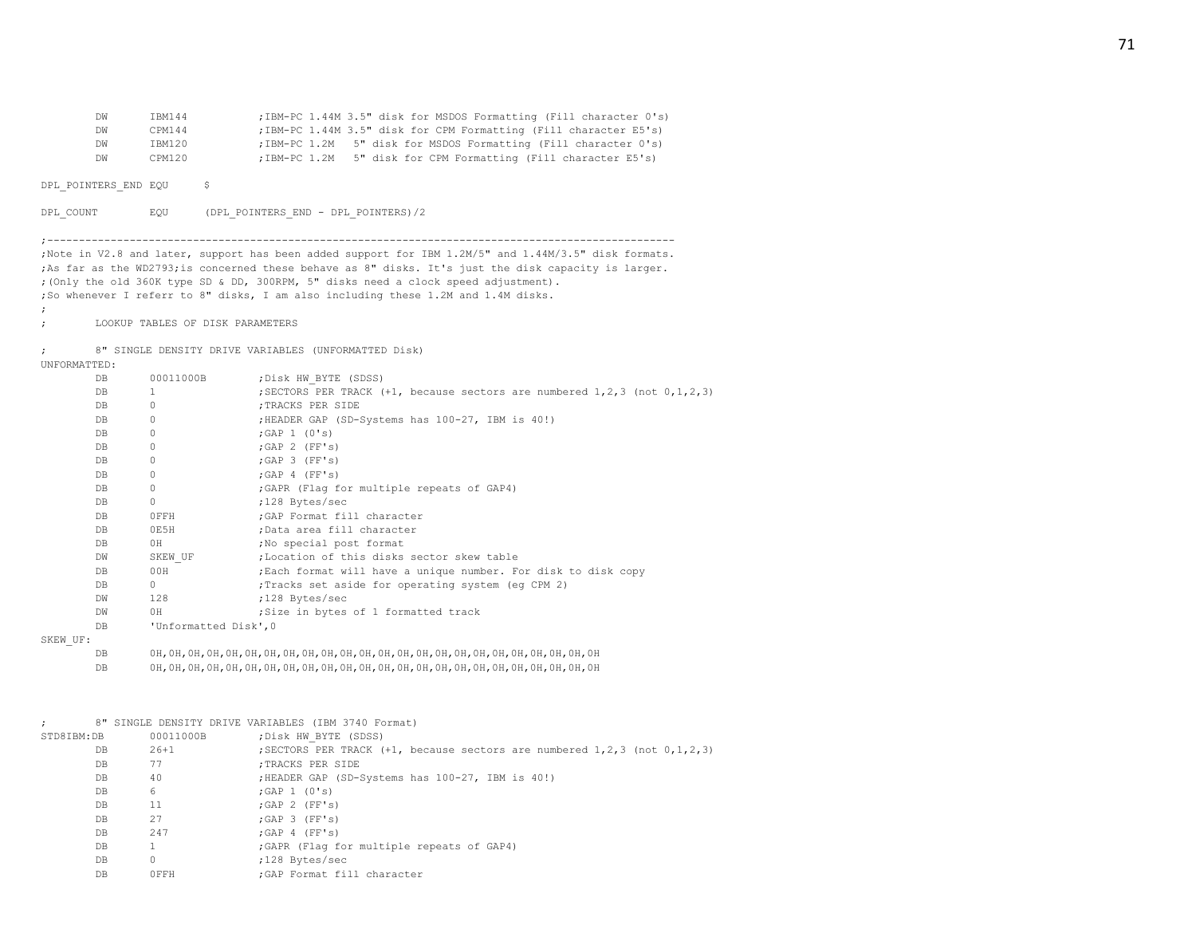```
        DW      IBM144          ;IBM-PC 1.44M 3.5" disk for MSDOS Formatting (Fill character 0's)
        DW      CPM144          ;IBM-PC 1.44M 3.5" disk for CPM Formatting (Fill character E5's)
        DW      IBM120          ;IBM-PC 1.2M   5" disk for MSDOS Formatting (Fill character 0's)
        DW      CPM120          ;IBM-PC 1.2M   5" disk for CPM Formatting (Fill character E5's)

DPL_POINTERS_END EQU    $

DPL_COUNT       EQU     (DPL_POINTERS_END - DPL_POINTERS)/2

;---------------------------------------------------------------------------------------------------
;Note in V2.8 and later, support has been added support for IBM 1.2M/5" and 1.44M/3.5" disk formats.
;As far as the WD2793;is concerned these behave as 8" disks. It's just the disk capacity is larger.
;(Only the old 360K type SD & DD, 300RPM, 5" disks need a clock speed adjustment).
;So whenever I referr to 8" disks, I am also including these 1.2M and 1.4M disks.
;
;       LOOKUP TABLES OF DISK PARAMETERS

;       8" SINGLE DENSITY DRIVE VARIABLES (UNFORMATTED Disk)
UNFORMATTED:
        DB      00011000B       ;Disk HW_BYTE (SDSS)
        DB      1               ;SECTORS PER TRACK (+1, because sectors are numbered 1,2,3 (not 0,1,2,3)
        DB      0               ;TRACKS PER SIDE
        DB      0               ;HEADER GAP (SD-Systems has 100-27, IBM is 40!)
        DB      0               ;GAP 1 (0's)
        DB      0               ;GAP 2 (FF's)
        DB      0               ;GAP 3 (FF's)
        DB      0               ;GAP 4 (FF's)
        DB      0               ;GAPR (Flag for multiple repeats of GAP4)
        DB      0               ;128 Bytes/sec
        DB      0FFH            ;GAP Format fill character
        DB      0E5H            ;Data area fill character
        DB      0H              ;No special post format
        DW      SKEW_UF         ;Location of this disks sector skew table
        DB      00H             ;Each format will have a unique number. For disk to disk copy
        DB      0               ;Tracks set aside for operating system (eg CPM 2)
        DW      128             ;128 Bytes/sec
        DW      0H              ;Size in bytes of 1 formatted track
        DB      'Unformatted Disk',0
SKEW_UF:
        DB      0H,0H,0H,0H,0H,0H,0H,0H,0H,0H,0H,0H,0H,0H,0H,0H,0H,0H,0H,0H,0H,0H,0H,0H,0H,0H
        DB      0H,0H,0H,0H,0H,0H,0H,0H,0H,0H,0H,0H,0H,0H,0H,0H,0H,0H,0H,0H,0H,0H,0H,0H,0H,0H



;       8" SINGLE DENSITY DRIVE VARIABLES (IBM 3740 Format)
STD8IBM:DB      00011000B       ;Disk HW_BYTE (SDSS)
        DB      26+1            ;SECTORS PER TRACK (+1, because sectors are numbered 1,2,3 (not 0,1,2,3)
        DB      77              ;TRACKS PER SIDE
        DB      40              ;HEADER GAP (SD-Systems has 100-27, IBM is 40!)
        DB      6               ;GAP 1 (0's)
        DB      11              ;GAP 2 (FF's)
        DB      27              ;GAP 3 (FF's)
        DB      247             ;GAP 4 (FF's)
        DB      1               ;GAPR (Flag for multiple repeats of GAP4)
        DB      0               ;128 Bytes/sec
        DB      0FFH            ;GAP Format fill character
```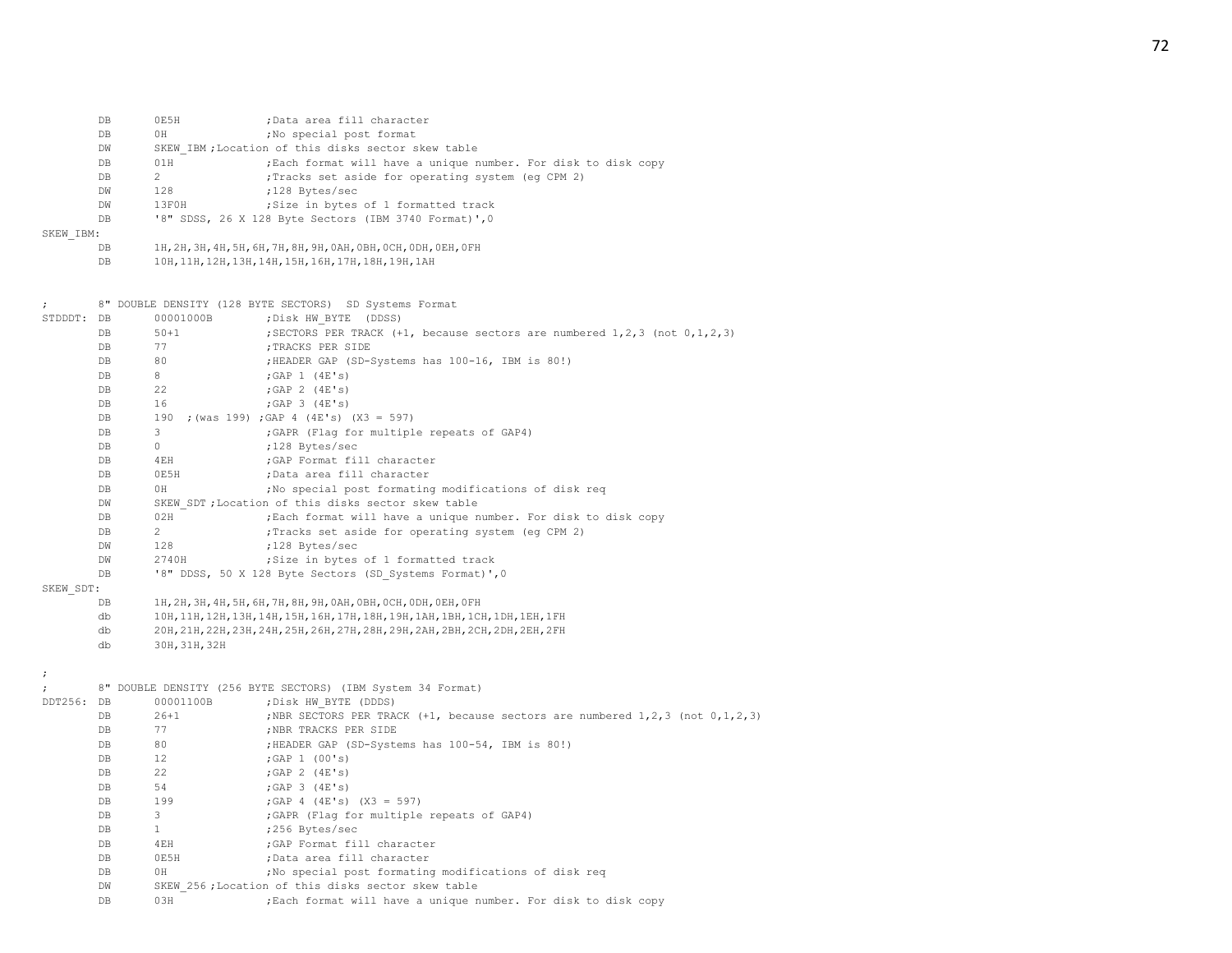```
        DB      0E5H            ;Data area fill character
        DB      0H              ;No special post format
        DW      SKEW_IBM ;Location of this disks sector skew table
        DB      01H             ;Each format will have a unique number. For disk to disk copy
        DB      2               ;Tracks set aside for operating system (eg CPM 2)
        DW      128             ;128 Bytes/sec
        DW      13F0H           ;Size in bytes of 1 formatted track
        DB      '8" SDSS, 26 X 128 Byte Sectors (IBM 3740 Format)',0
SKEW_IBM:
        DB      1H,2H,3H,4H,5H,6H,7H,8H,9H,0AH,0BH,0CH,0DH,0EH,0FH
        DB      10H,11H,12H,13H,14H,15H,16H,17H,18H,19H,1AH


;       8" DOUBLE DENSITY (128 BYTE SECTORS)  SD Systems Format
STDDDT: DB      00001000B       ;Disk HW_BYTE  (DDSS)
        DB      50+1            ;SECTORS PER TRACK (+1, because sectors are numbered 1,2,3 (not 0,1,2,3)
        DB      77              ;TRACKS PER SIDE
        DB      80              ;HEADER GAP (SD-Systems has 100-16, IBM is 80!)
        DB      8               ;GAP 1 (4E's)
        DB      22              ;GAP 2 (4E's)
        DB      16              ;GAP 3 (4E's)
        DB      190  ;(was 199) ;GAP 4 (4E's) (X3 = 597)
        DB      3               ;GAPR (Flag for multiple repeats of GAP4)
        DB      0               ;128 Bytes/sec
        DB      4EH             ;GAP Format fill character
        DB      0E5H            ;Data area fill character
        DB      0H              ;No special post formating modifications of disk req
        DW      SKEW_SDT ;Location of this disks sector skew table
        DB      02H             ;Each format will have a unique number. For disk to disk copy
        DB      2               ;Tracks set aside for operating system (eg CPM 2)
        DW      128             ;128 Bytes/sec
        DW      2740H           ;Size in bytes of 1 formatted track
        DB      '8" DDSS, 50 X 128 Byte Sectors (SD_Systems Format)',0
SKEW_SDT:
        DB      1H,2H,3H,4H,5H,6H,7H,8H,9H,0AH,0BH,0CH,0DH,0EH,0FH
        db      10H,11H,12H,13H,14H,15H,16H,17H,18H,19H,1AH,1BH,1CH,1DH,1EH,1FH
        db      20H,21H,22H,23H,24H,25H,26H,27H,28H,29H,2AH,2BH,2CH,2DH,2EH,2FH
        db      30H,31H,32H

;
;       8" DOUBLE DENSITY (256 BYTE SECTORS) (IBM System 34 Format)
DDT256: DB      00001100B       ;Disk HW_BYTE (DDDS)
        DB      26+1            ;NBR SECTORS PER TRACK (+1, because sectors are numbered 1,2,3 (not 0,1,2,3)
        DB      77              ;NBR TRACKS PER SIDE
        DB      80              ;HEADER GAP (SD-Systems has 100-54, IBM is 80!)
        DB      12              ;GAP 1 (00's)
        DB      22              ;GAP 2 (4E's)
        DB      54              ;GAP 3 (4E's)
        DB      199             ;GAP 4 (4E's) (X3 = 597)
        DB      3               ;GAPR (Flag for multiple repeats of GAP4)
        DB      1               ;256 Bytes/sec
        DB      4EH             ;GAP Format fill character
        DB      0E5H            ;Data area fill character
        DB      0H              ;No special post formating modifications of disk req
        DW      SKEW_256 ;Location of this disks sector skew table
        DB      03H             ;Each format will have a unique number. For disk to disk copy
```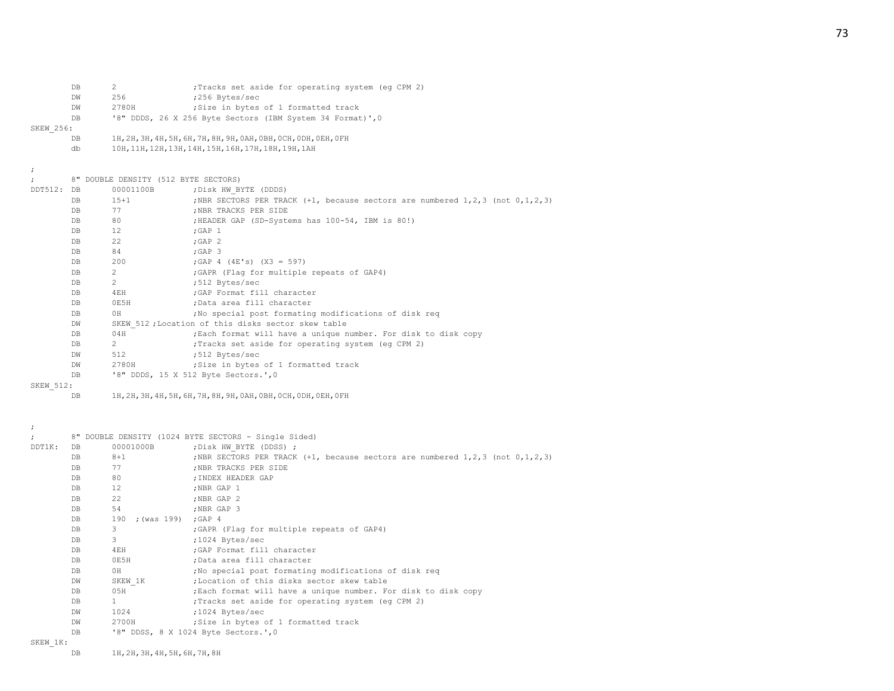```
        DB      2               ;Tracks set aside for operating system (eg CPM 2)
        DW      256             ;256 Bytes/sec
        DW      2780H           ;Size in bytes of 1 formatted track
        DB      '8" DDDS, 26 X 256 Byte Sectors (IBM System 34 Format)',0
SKEW_256:
        DB      1H,2H,3H,4H,5H,6H,7H,8H,9H,0AH,0BH,0CH,0DH,0EH,0FH
        db      10H,11H,12H,13H,14H,15H,16H,17H,18H,19H,1AH

;
;       8" DOUBLE DENSITY (512 BYTE SECTORS)
DDT512: DB      00001100B       ;Disk HW_BYTE (DDDS)
        DB      15+1            ;NBR SECTORS PER TRACK (+1, because sectors are numbered 1,2,3 (not 0,1,2,3)
        DB      77              ;NBR TRACKS PER SIDE
        DB      80              ;HEADER GAP (SD-Systems has 100-54, IBM is 80!)
        DB      12              ;GAP 1
        DB      22              ;GAP 2
        DB      84              ;GAP 3
        DB      200             ;GAP 4 (4E's) (X3 = 597)
        DB      2               ;GAPR (Flag for multiple repeats of GAP4)
        DB      2               ;512 Bytes/sec
        DB      4EH             ;GAP Format fill character
        DB      0E5H            ;Data area fill character
        DB      0H              ;No special post formating modifications of disk req
        DW      SKEW_512 ;Location of this disks sector skew table
        DB      04H             ;Each format will have a unique number. For disk to disk copy
        DB      2               ;Tracks set aside for operating system (eg CPM 2)
        DW      512             ;512 Bytes/sec
        DW      2780H           ;Size in bytes of 1 formatted track
        DB      '8" DDDS, 15 X 512 Byte Sectors.',0
SKEW_512:
        DB      1H,2H,3H,4H,5H,6H,7H,8H,9H,0AH,0BH,0CH,0DH,0EH,0FH


;
;       8" DOUBLE DENSITY (1024 BYTE SECTORS - Single Sided)
DDT1K:  DB      00001000B       ;Disk HW_BYTE (DDSS) ;
        DB      8+1             ;NBR SECTORS PER TRACK (+1, because sectors are numbered 1,2,3 (not 0,1,2,3)
        DB      77              ;NBR TRACKS PER SIDE
        DB      80              ;INDEX HEADER GAP
        DB      12              ;NBR GAP 1
        DB      22              ;NBR GAP 2
        DB      54              ;NBR GAP 3
        DB      190  ;(was 199) ;GAP 4
        DB      3               ;GAPR (Flag for multiple repeats of GAP4)
        DB      3               ;1024 Bytes/sec
        DB      4EH             ;GAP Format fill character
        DB      0E5H            ;Data area fill character
        DB      0H              ;No special post formating modifications of disk req
        DW      SKEW_1K         ;Location of this disks sector skew table
        DB      05H             ;Each format will have a unique number. For disk to disk copy
        DB      1               ;Tracks set aside for operating system (eg CPM 2)
        DW      1024            ;1024 Bytes/sec
        DW      2700H           ;Size in bytes of 1 formatted track
        DB      '8" DDSS, 8 X 1024 Byte Sectors.',0
SKEW_1K:
        DB      1H,2H,3H,4H,5H,6H,7H,8H
```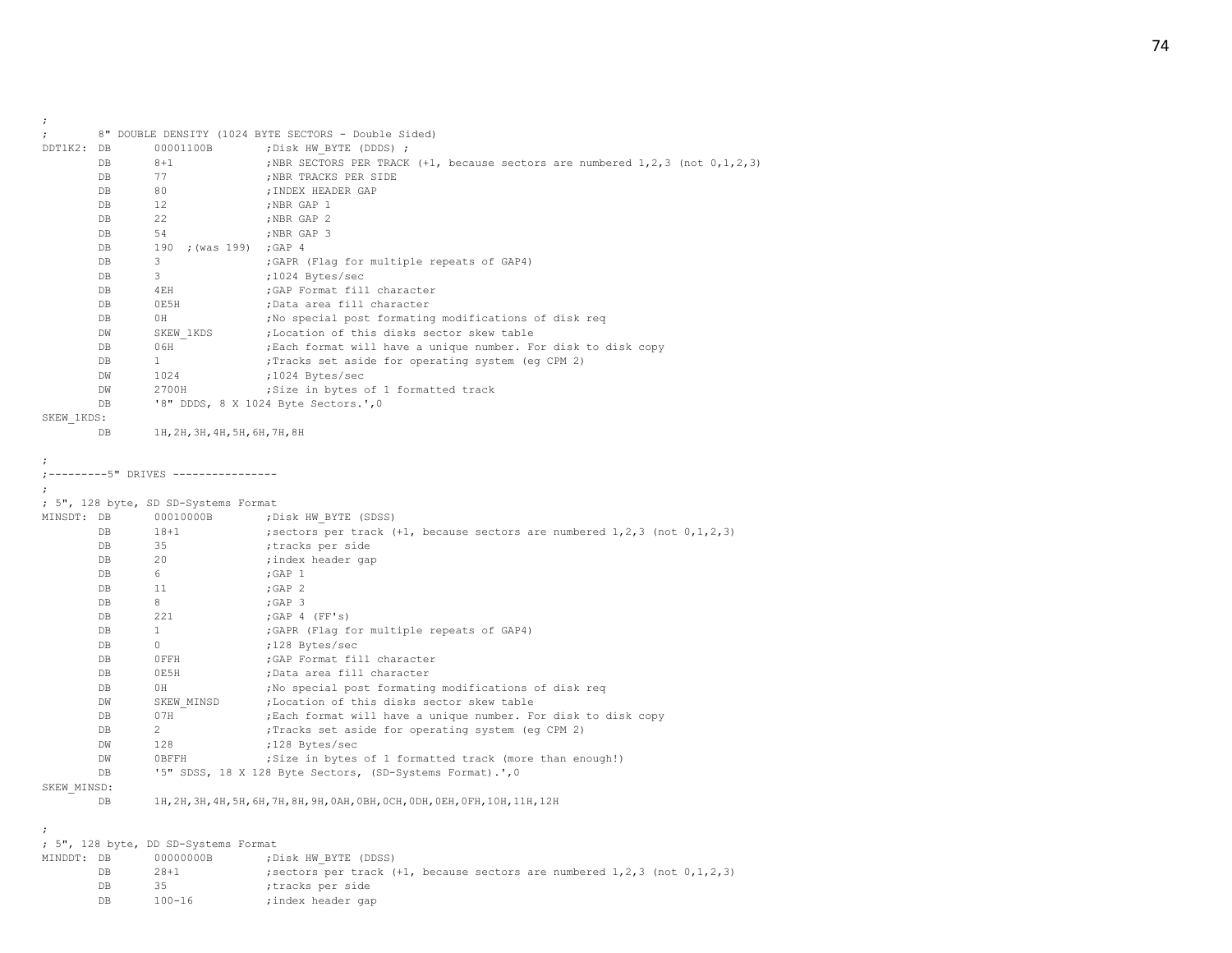```
;
;       8" DOUBLE DENSITY (1024 BYTE SECTORS - Double Sided)
DDT1K2: DB      00001100B       ;Disk HW_BYTE (DDDS) ;
        DB      8+1             ;NBR SECTORS PER TRACK (+1, because sectors are numbered 1,2,3 (not 0,1,2,3)
        DB      77              ;NBR TRACKS PER SIDE
        DB      80              ;INDEX HEADER GAP
        DB      12              ;NBR GAP 1
        DB      22              ;NBR GAP 2
        DB      54              ;NBR GAP 3
        DB      190  ;(was 199) ;GAP 4
        DB      3               ;GAPR (Flag for multiple repeats of GAP4)
        DB      3               ;1024 Bytes/sec
        DB      4EH             ;GAP Format fill character
        DB      0E5H            ;Data area fill character
        DB      0H              ;No special post formating modifications of disk req
        DW      SKEW_1KDS       ;Location of this disks sector skew table
        DB      06H             ;Each format will have a unique number. For disk to disk copy
        DB      1               ;Tracks set aside for operating system (eg CPM 2)
        DW      1024            ;1024 Bytes/sec
        DW      2700H           ;Size in bytes of 1 formatted track
        DB      '8" DDDS, 8 X 1024 Byte Sectors.',0
SKEW_1KDS:
        DB      1H,2H,3H,4H,5H,6H,7H,8H

;
;---------5" DRIVES ----------------
;
; 5", 128 byte, SD SD-Systems Format
MINSDT: DB      00010000B       ;Disk HW_BYTE (SDSS)
        DB      18+1            ;sectors per track (+1, because sectors are numbered 1,2,3 (not 0,1,2,3)
        DB      35              ;tracks per side
        DB      20              ;index header gap
        DB      6               ;GAP 1
        DB      11              ;GAP 2
        DB      8               ;GAP 3
        DB      221             ;GAP 4 (FF's)
        DB      1               ;GAPR (Flag for multiple repeats of GAP4)
        DB      0               ;128 Bytes/sec
        DB      0FFH            ;GAP Format fill character
        DB      0E5H            ;Data area fill character
        DB      0H              ;No special post formating modifications of disk req
        DW      SKEW_MINSD      ;Location of this disks sector skew table
        DB      07H             ;Each format will have a unique number. For disk to disk copy
        DB      2               ;Tracks set aside for operating system (eg CPM 2)
        DW      128             ;128 Bytes/sec
        DW      0BFFH           ;Size in bytes of 1 formatted track (more than enough!)
        DB      '5" SDSS, 18 X 128 Byte Sectors, (SD-Systems Format).',0
SKEW_MINSD:
        DB      1H,2H,3H,4H,5H,6H,7H,8H,9H,0AH,0BH,0CH,0DH,0EH,0FH,10H,11H,12H

;
; 5", 128 byte, DD SD-Systems Format
MINDDT: DB      00000000B       ;Disk HW_BYTE (DDSS)
        DB      28+1            ;sectors per track (+1, because sectors are numbered 1,2,3 (not 0,1,2,3)
        DB      35              ;tracks per side
        DB      100-16          ;index header gap
```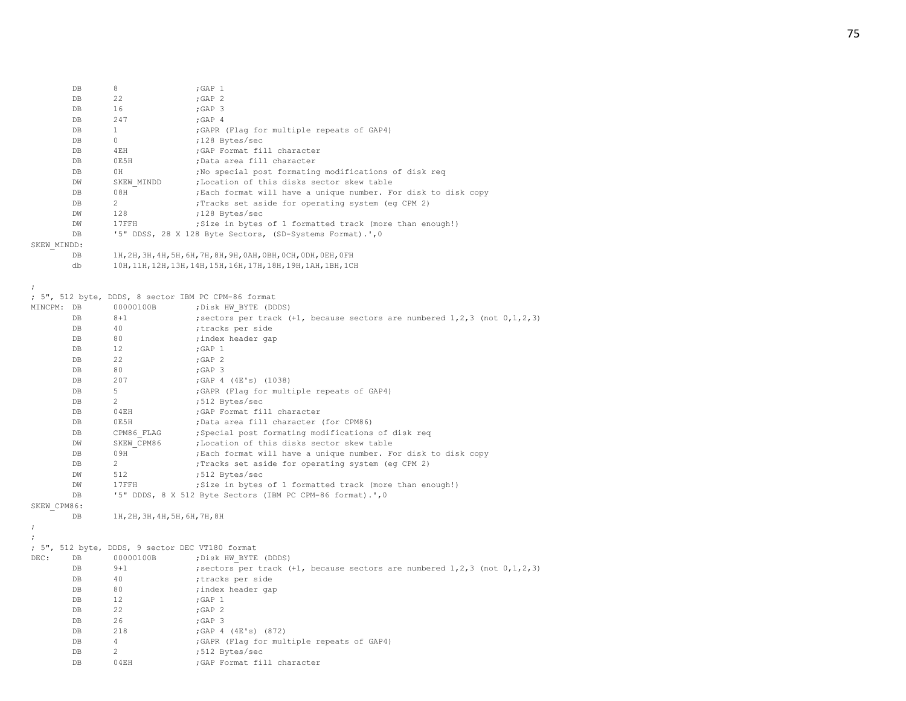```
        DB      8               ;GAP 1
        DB      22              ;GAP 2
        DB      16              ;GAP 3
        DB      247             ;GAP 4
        DB      1               ;GAPR (Flag for multiple repeats of GAP4)
        DB      0               ;128 Bytes/sec
        DB      4EH             ;GAP Format fill character
        DB      0E5H            ;Data area fill character
        DB      0H              ;No special post formating modifications of disk req
        DW      SKEW_MINDD      ;Location of this disks sector skew table
        DB      08H             ;Each format will have a unique number. For disk to disk copy
        DB      2               ;Tracks set aside for operating system (eg CPM 2)
        DW      128             ;128 Bytes/sec
        DW      17FFH           ;Size in bytes of 1 formatted track (more than enough!)
        DB      '5" DDSS, 28 X 128 Byte Sectors, (SD-Systems Format).',0
SKEW_MINDD:
        DB      1H,2H,3H,4H,5H,6H,7H,8H,9H,0AH,0BH,0CH,0DH,0EH,0FH
        db      10H,11H,12H,13H,14H,15H,16H,17H,18H,19H,1AH,1BH,1CH

;
; 5", 512 byte, DDDS, 8 sector IBM PC CPM-86 format
MINCPM: DB      00000100B       ;Disk HW_BYTE (DDDS)
        DB      8+1             ;sectors per track (+1, because sectors are numbered 1,2,3 (not 0,1,2,3)
        DB      40              ;tracks per side
        DB      80              ;index header gap
        DB      12              ;GAP 1
        DB      22              ;GAP 2
        DB      80              ;GAP 3
        DB      207             ;GAP 4 (4E's) (1038)
        DB      5               ;GAPR (Flag for multiple repeats of GAP4)
        DB      2               ;512 Bytes/sec
        DB      04EH            ;GAP Format fill character
        DB      0E5H            ;Data area fill character (for CPM86)
        DB      CPM86_FLAG      ;Special post formating modifications of disk req
        DW      SKEW_CPM86      ;Location of this disks sector skew table
        DB      09H             ;Each format will have a unique number. For disk to disk copy
        DB      2               ;Tracks set aside for operating system (eg CPM 2)
        DW      512             ;512 Bytes/sec
        DW      17FFH           ;Size in bytes of 1 formatted track (more than enough!)
        DB      '5" DDDS, 8 X 512 Byte Sectors (IBM PC CPM-86 format).',0
SKEW_CPM86:
        DB      1H,2H,3H,4H,5H,6H,7H,8H
;
;
; 5", 512 byte, DDDS, 9 sector DEC VT180 format
DEC:    DB      00000100B       ;Disk HW_BYTE (DDDS)
        DB      9+1             ;sectors per track (+1, because sectors are numbered 1,2,3 (not 0,1,2,3)
        DB      40              ;tracks per side
        DB      80              ;index header gap
        DB      12              ;GAP 1
        DB      22              ;GAP 2
        DB      26              ;GAP 3
        DB      218             ;GAP 4 (4E's) (872)
        DB      4               ;GAPR (Flag for multiple repeats of GAP4)
        DB      2               ;512 Bytes/sec
        DB      04EH            ;GAP Format fill character
```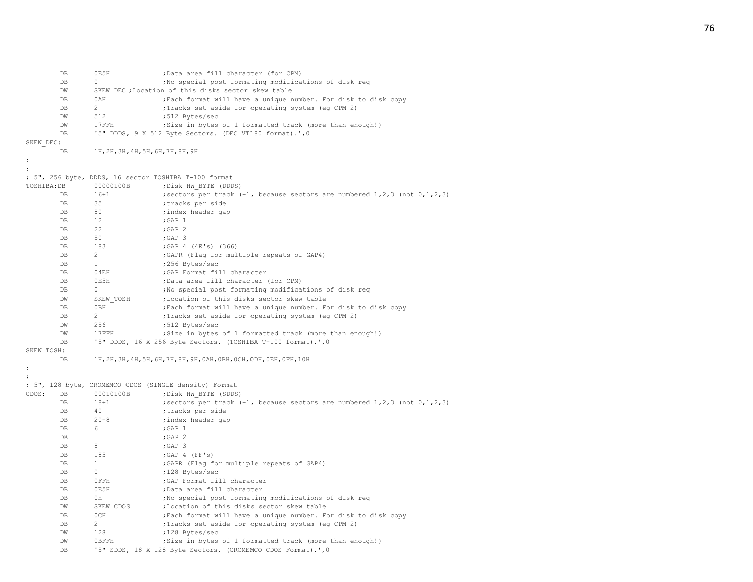```
        DB      0E5H            ;Data area fill character (for CPM)
        DB      0               ;No special post formating modifications of disk req
        DW      SKEW_DEC ;Location of this disks sector skew table
        DB      0AH             ;Each format will have a unique number. For disk to disk copy
        DB      2               ;Tracks set aside for operating system (eg CPM 2)
        DW      512             ;512 Bytes/sec
        DW      17FFH           ;Size in bytes of 1 formatted track (more than enough!)
        DB      '5" DDDS, 9 X 512 Byte Sectors. (DEC VT180 format).',0
SKEW_DEC:
        DB      1H,2H,3H,4H,5H,6H,7H,8H,9H
;
;
; 5", 256 byte, DDDS, 16 sector TOSHIBA T-100 format
TOSHIBA:DB      00000100B       ;Disk HW_BYTE (DDDS)
        DB      16+1            ;sectors per track (+1, because sectors are numbered 1,2,3 (not 0,1,2,3)
        DB      35              ;tracks per side
        DB      80              ;index header gap
        DB      12              ;GAP 1
        DB      22              ;GAP 2
        DB      50              ;GAP 3
        DB      183             ;GAP 4 (4E's) (366)
        DB      2               ;GAPR (Flag for multiple repeats of GAP4)
        DB      1               ;256 Bytes/sec
        DB      04EH            ;GAP Format fill character
        DB      0E5H            ;Data area fill character (for CPM)
        DB      0               ;No special post formating modifications of disk req
        DW      SKEW_TOSH       ;Location of this disks sector skew table
        DB      0BH             ;Each format will have a unique number. For disk to disk copy
        DB      2               ;Tracks set aside for operating system (eg CPM 2)
        DW      256             ;512 Bytes/sec
        DW      17FFH           ;Size in bytes of 1 formatted track (more than enough!)
        DB      '5" DDDS, 16 X 256 Byte Sectors. (TOSHIBA T-100 format).',0
SKEW_TOSH:
        DB      1H,2H,3H,4H,5H,6H,7H,8H,9H,0AH,0BH,0CH,0DH,0EH,0FH,10H
;
;
; 5", 128 byte, CROMEMCO CDOS (SINGLE density) Format
CDOS:   DB      00010100B       ;Disk HW_BYTE (SDDS)
        DB      18+1            ;sectors per track (+1, because sectors are numbered 1,2,3 (not 0,1,2,3)
        DB      40              ;tracks per side
        DB      20-8            ;index header gap
        DB      6               ;GAP 1
        DB      11              ;GAP 2
        DB      8               ;GAP 3
        DB      185             ;GAP 4 (FF's)
        DB      1               ;GAPR (Flag for multiple repeats of GAP4)
        DB      0               ;128 Bytes/sec
        DB      0FFH            ;GAP Format fill character
        DB      0E5H            ;Data area fill character
        DB      0H              ;No special post formating modifications of disk req
        DW      SKEW_CDOS       ;Location of this disks sector skew table
        DB      0CH             ;Each format will have a unique number. For disk to disk copy
        DB      2               ;Tracks set aside for operating system (eg CPM 2)
        DW      128             ;128 Bytes/sec
        DW      0BFFH           ;Size in bytes of 1 formatted track (more than enough!)
        DB      '5" SDDS, 18 X 128 Byte Sectors, (CROMEMCO CDOS Format).',0
```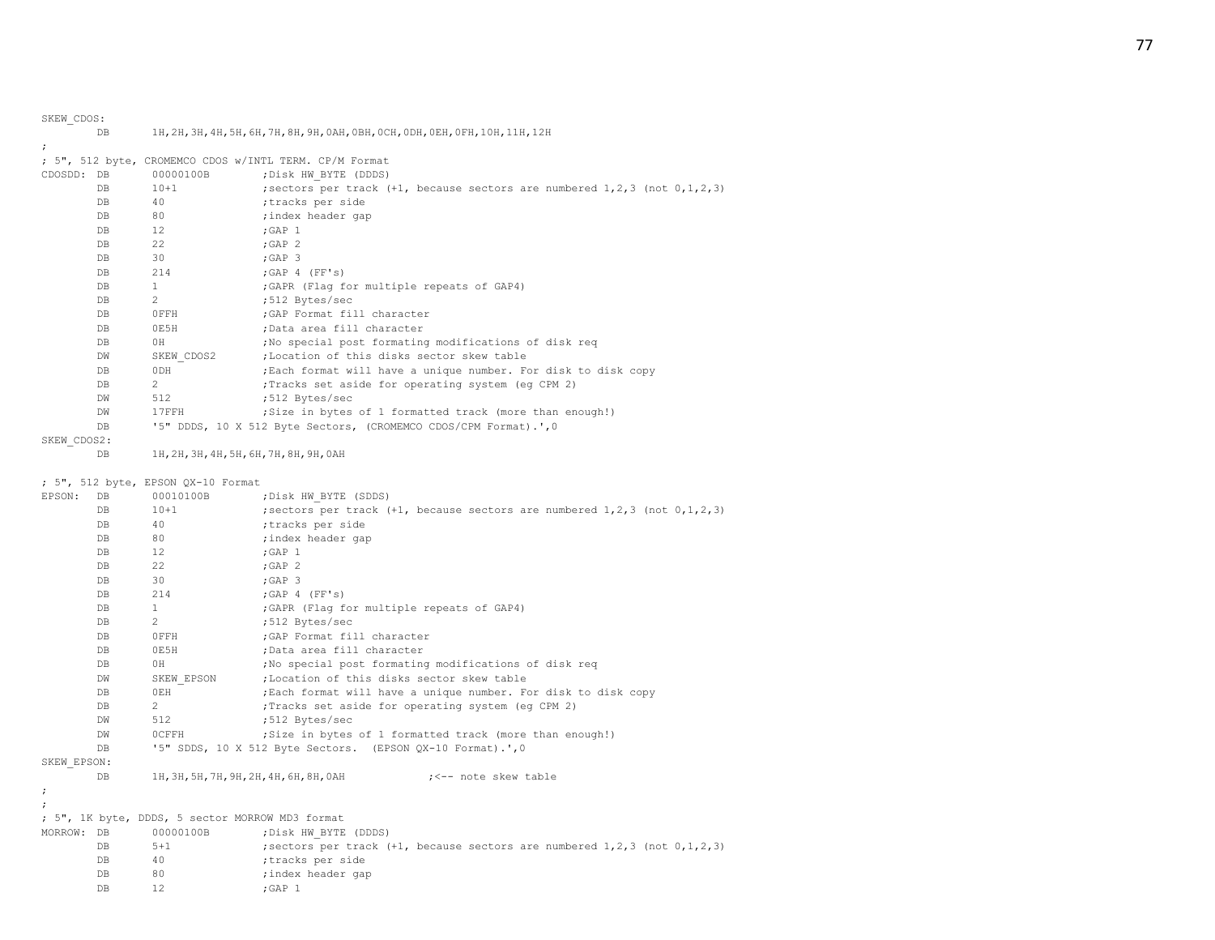```
SKEW_CDOS:
        DB      1H,2H,3H,4H,5H,6H,7H,8H,9H,0AH,0BH,0CH,0DH,0EH,0FH,10H,11H,12H
;
; 5", 512 byte, CROMEMCO CDOS w/INTL TERM. CP/M Format
CDOSDD: DB      00000100B       ;Disk HW_BYTE (DDDS)
        DB      10+1            ;sectors per track (+1, because sectors are numbered 1,2,3 (not 0,1,2,3)
        DB      40              ;tracks per side
        DB      80              ;index header gap
        DB      12              ;GAP 1
        DB      22              ;GAP 2
        DB      30              ;GAP 3
        DB      214             ;GAP 4 (FF's)
        DB      1               ;GAPR (Flag for multiple repeats of GAP4)
        DB      2               ;512 Bytes/sec
        DB      0FFH            ;GAP Format fill character
        DB      0E5H            ;Data area fill character
        DB      0H              ;No special post formating modifications of disk req
        DW      SKEW_CDOS2      ;Location of this disks sector skew table
        DB      0DH             ;Each format will have a unique number. For disk to disk copy
        DB      2               ;Tracks set aside for operating system (eg CPM 2)
        DW      512             ;512 Bytes/sec
        DW      17FFH           ;Size in bytes of 1 formatted track (more than enough!)
        DB      '5" DDDS, 10 X 512 Byte Sectors, (CROMEMCO CDOS/CPM Format).',0
SKEW_CDOS2:
        DB      1H,2H,3H,4H,5H,6H,7H,8H,9H,0AH

; 5", 512 byte, EPSON QX-10 Format
EPSON:  DB      00010100B       ;Disk HW_BYTE (SDDS)
        DB      10+1            ;sectors per track (+1, because sectors are numbered 1,2,3 (not 0,1,2,3)
        DB      40              ;tracks per side
        DB      80              ;index header gap
        DB      12              ;GAP 1
        DB      22              ;GAP 2
        DB      30              ;GAP 3
        DB      214             ;GAP 4 (FF's)
        DB      1               ;GAPR (Flag for multiple repeats of GAP4)
        DB      2               ;512 Bytes/sec
        DB      0FFH            ;GAP Format fill character
        DB      0E5H            ;Data area fill character
        DB      0H              ;No special post formating modifications of disk req
        DW      SKEW_EPSON      ;Location of this disks sector skew table
        DB      0EH             ;Each format will have a unique number. For disk to disk copy
        DB      2               ;Tracks set aside for operating system (eg CPM 2)
        DW      512             ;512 Bytes/sec
        DW      0CFFH           ;Size in bytes of 1 formatted track (more than enough!)
        DB      '5" SDDS, 10 X 512 Byte Sectors.  (EPSON QX-10 Format).',0
SKEW_EPSON:
        DB      1H,3H,5H,7H,9H,2H,4H,6H,8H,0AH              ;<-- note skew table
;
;
; 5", 1K byte, DDDS, 5 sector MORROW MD3 format
MORROW: DB      00000100B       ;Disk HW_BYTE (DDDS)
        DB      5+1             ;sectors per track (+1, because sectors are numbered 1,2,3 (not 0,1,2,3)
        DB      40              ;tracks per side
        DB      80              ;index header gap
        DB      12              ;GAP 1
```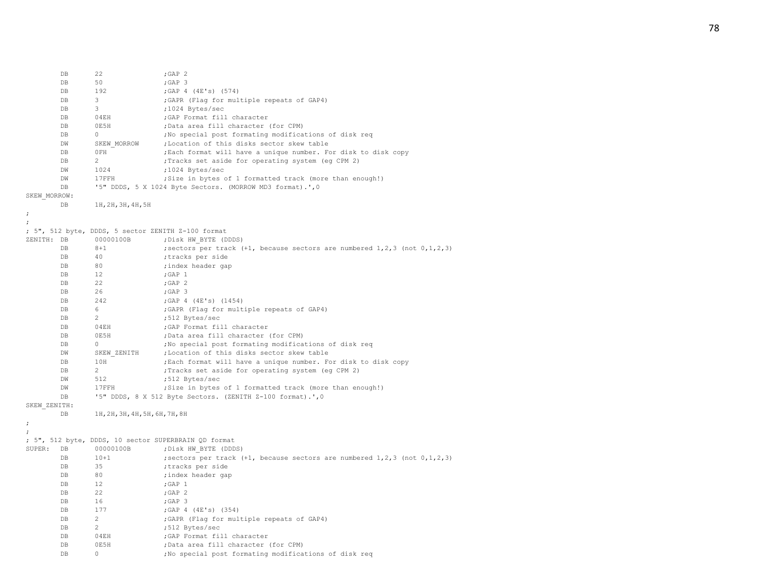```
        DB      22              ;GAP 2
        DB      50              ;GAP 3
        DB      192             ;GAP 4 (4E's) (574)
        DB      3               ;GAPR (Flag for multiple repeats of GAP4)
        DB      3               ;1024 Bytes/sec
        DB      04EH            ;GAP Format fill character
        DB      0E5H            ;Data area fill character (for CPM)
        DB      0               ;No special post formating modifications of disk req
        DW      SKEW_MORROW     ;Location of this disks sector skew table
        DB      0FH             ;Each format will have a unique number. For disk to disk copy
        DB      2               ;Tracks set aside for operating system (eg CPM 2)
        DW      1024            ;1024 Bytes/sec
        DW      17FFH           ;Size in bytes of 1 formatted track (more than enough!)
        DB      '5" DDDS, 5 X 1024 Byte Sectors. (MORROW MD3 format).',0
SKEW_MORROW:
        DB      1H,2H,3H,4H,5H
;
;
; 5", 512 byte, DDDS, 5 sector ZENITH Z-100 format
ZENITH: DB      00000100B       ;Disk HW_BYTE (DDDS)
        DB      8+1             ;sectors per track (+1, because sectors are numbered 1,2,3 (not 0,1,2,3)
        DB      40              ;tracks per side
        DB      80              ;index header gap
        DB      12              ;GAP 1
        DB      22              ;GAP 2
        DB      26              ;GAP 3
        DB      242             ;GAP 4 (4E's) (1454)
        DB      6               ;GAPR (Flag for multiple repeats of GAP4)
        DB      2               ;512 Bytes/sec
        DB      04EH            ;GAP Format fill character
        DB      0E5H            ;Data area fill character (for CPM)
        DB      0               ;No special post formating modifications of disk req
        DW      SKEW_ZENITH     ;Location of this disks sector skew table
        DB      10H             ;Each format will have a unique number. For disk to disk copy
        DB      2               ;Tracks set aside for operating system (eg CPM 2)
        DW      512             ;512 Bytes/sec
        DW      17FFH           ;Size in bytes of 1 formatted track (more than enough!)
        DB      '5" DDDS, 8 X 512 Byte Sectors. (ZENITH Z-100 format).',0
SKEW_ZENITH:
        DB      1H,2H,3H,4H,5H,6H,7H,8H
;
;
; 5", 512 byte, DDDS, 10 sector SUPERBRAIN QD format
SUPER:  DB      00000100B       ;Disk HW_BYTE (DDDS)
        DB      10+1            ;sectors per track (+1, because sectors are numbered 1,2,3 (not 0,1,2,3)
        DB      35              ;tracks per side
        DB      80              ;index header gap
        DB      12              ;GAP 1
        DB      22              ;GAP 2
        DB      16              ;GAP 3
        DB      177             ;GAP 4 (4E's) (354)
        DB      2               ;GAPR (Flag for multiple repeats of GAP4)
        DB      2               ;512 Bytes/sec
        DB      04EH            ;GAP Format fill character
        DB      0E5H            ;Data area fill character (for CPM)
        DB      0               ;No special post formating modifications of disk req
```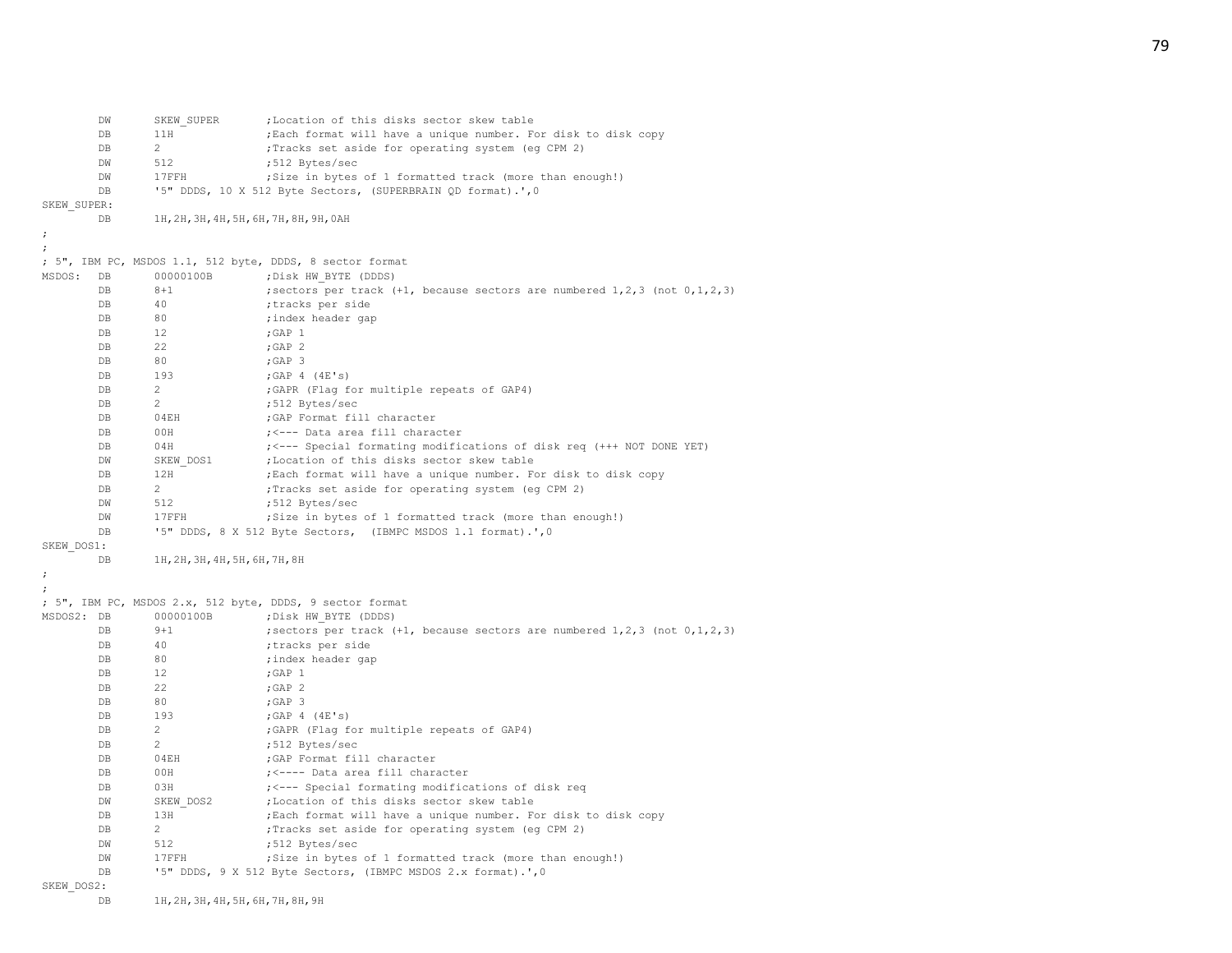```
        DW      SKEW_SUPER      ;Location of this disks sector skew table
        DB      11H             ;Each format will have a unique number. For disk to disk copy
        DB      2               ;Tracks set aside for operating system (eg CPM 2)
        DW      512             ;512 Bytes/sec
        DW      17FFH           ;Size in bytes of 1 formatted track (more than enough!)
        DB      '5" DDDS, 10 X 512 Byte Sectors, (SUPERBRAIN QD format).',0
SKEW_SUPER:
        DB      1H,2H,3H,4H,5H,6H,7H,8H,9H,0AH
;
;
; 5", IBM PC, MSDOS 1.1, 512 byte, DDDS, 8 sector format
MSDOS:  DB      00000100B       ;Disk HW_BYTE (DDDS)
        DB      8+1             ;sectors per track (+1, because sectors are numbered 1,2,3 (not 0,1,2,3)
        DB      40              ;tracks per side
        DB      80              ;index header gap
        DB      12              ;GAP 1
        DB      22              ;GAP 2
        DB      80              ;GAP 3
        DB      193             ;GAP 4 (4E's)
        DB      2               ;GAPR (Flag for multiple repeats of GAP4)
        DB      2               ;512 Bytes/sec
        DB      04EH            ;GAP Format fill character
        DB      00H             ;<--- Data area fill character
        DB      04H             ;<--- Special formating modifications of disk req (+++ NOT DONE YET)
        DW      SKEW_DOS1       ;Location of this disks sector skew table
        DB      12H             ;Each format will have a unique number. For disk to disk copy
        DB      2               ;Tracks set aside for operating system (eg CPM 2)
        DW      512             ;512 Bytes/sec
        DW      17FFH           ;Size in bytes of 1 formatted track (more than enough!)
        DB      '5" DDDS, 8 X 512 Byte Sectors,  (IBMPC MSDOS 1.1 format).',0
SKEW_DOS1:
        DB      1H,2H,3H,4H,5H,6H,7H,8H
;
;
; 5", IBM PC, MSDOS 2.x, 512 byte, DDDS, 9 sector format
MSDOS2: DB      00000100B       ;Disk HW_BYTE (DDDS)
        DB      9+1             ;sectors per track (+1, because sectors are numbered 1,2,3 (not 0,1,2,3)
        DB      40              ;tracks per side
        DB      80              ;index header gap
        DB      12              ;GAP 1
        DB      22              ;GAP 2
        DB      80              ;GAP 3
        DB      193             ;GAP 4 (4E's)
        DB      2               ;GAPR (Flag for multiple repeats of GAP4)
        DB      2               ;512 Bytes/sec
        DB      04EH            ;GAP Format fill character
        DB      00H             ;<---- Data area fill character
        DB      03H             ;<--- Special formating modifications of disk req
        DW      SKEW_DOS2       ;Location of this disks sector skew table
        DB      13H             ;Each format will have a unique number. For disk to disk copy
        DB      2               ;Tracks set aside for operating system (eg CPM 2)
        DW      512             ;512 Bytes/sec
        DW      17FFH           ;Size in bytes of 1 formatted track (more than enough!)
        DB      '5" DDDS, 9 X 512 Byte Sectors, (IBMPC MSDOS 2.x format).',0
SKEW_DOS2:
        DB      1H,2H,3H,4H,5H,6H,7H,8H,9H
```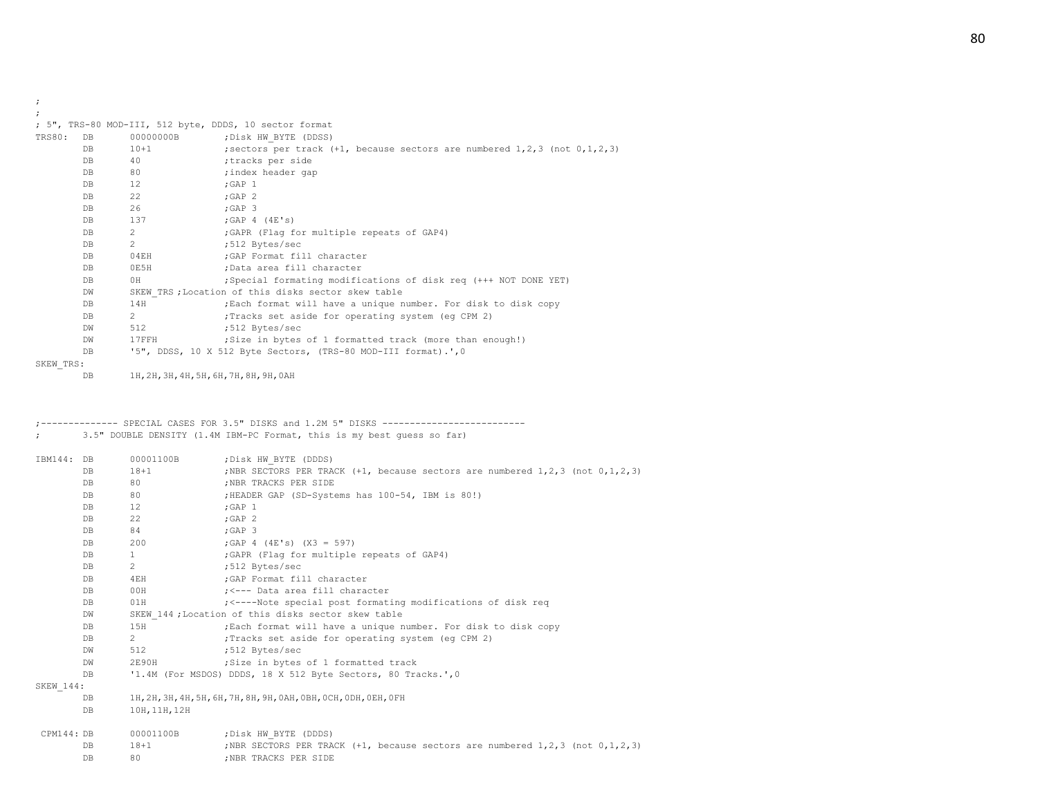```
;
;
; 5", TRS-80 MOD-III, 512 byte, DDDS, 10 sector format
TRS80:  DB      00000000B        ;Disk HW_BYTE (DDSS)
        DB      10+1             ;sectors per track (+1, because sectors are numbered 1,2,3 (not 0,1,2,3)
        DB      40               ;tracks per side
        DB      80               ;index header gap
        DB      12               ;GAP 1
        DB      22               ;GAP 2
        DB      26               ;GAP 3
        DB      137              ;GAP 4 (4E's)
        DB      2                ;GAPR (Flag for multiple repeats of GAP4)
        DB      2                ;512 Bytes/sec
        DB      04EH             ;GAP Format fill character
        DB      0E5H             ;Data area fill character
        DB      0H               ;Special formating modifications of disk req (+++ NOT DONE YET)
        DW      SKEW_TRS ;Location of this disks sector skew table
        DB      14H              ;Each format will have a unique number. For disk to disk copy
        DB      2                ;Tracks set aside for operating system (eg CPM 2)
        DW      512              ;512 Bytes/sec
        DW      17FFH            ;Size in bytes of 1 formatted track (more than enough!)
        DB      '5", DDSS, 10 X 512 Byte Sectors, (TRS-80 MOD-III format).',0
SKEW_TRS:
        DB      1H,2H,3H,4H,5H,6H,7H,8H,9H,0AH



;-------------- SPECIAL CASES FOR 3.5" DISKS and 1.2M 5" DISKS --------------------------
;       3.5" DOUBLE DENSITY (1.4M IBM-PC Format, this is my best guess so far)

IBM144: DB      00001100B        ;Disk HW_BYTE (DDDS)
        DB      18+1             ;NBR SECTORS PER TRACK (+1, because sectors are numbered 1,2,3 (not 0,1,2,3)
        DB      80               ;NBR TRACKS PER SIDE
        DB      80               ;HEADER GAP (SD-Systems has 100-54, IBM is 80!)
        DB      12               ;GAP 1
        DB      22               ;GAP 2
        DB      84               ;GAP 3
        DB      200              ;GAP 4 (4E's) (X3 = 597)
        DB      1                ;GAPR (Flag for multiple repeats of GAP4)
        DB      2                ;512 Bytes/sec
        DB      4EH              ;GAP Format fill character
        DB      00H              ;<--- Data area fill character
        DB      01H              ;<----Note special post formating modifications of disk req
        DW      SKEW_144 ;Location of this disks sector skew table
        DB      15H              ;Each format will have a unique number. For disk to disk copy
        DB      2                ;Tracks set aside for operating system (eg CPM 2)
        DW      512              ;512 Bytes/sec
        DW      2E90H            ;Size in bytes of 1 formatted track
        DB      '1.4M (For MSDOS) DDDS, 18 X 512 Byte Sectors, 80 Tracks.',0
SKEW_144:
        DB      1H,2H,3H,4H,5H,6H,7H,8H,9H,0AH,0BH,0CH,0DH,0EH,0FH
        DB      10H,11H,12H

 CPM144: DB     00001100B        ;Disk HW_BYTE (DDDS)
        DB      18+1             ;NBR SECTORS PER TRACK (+1, because sectors are numbered 1,2,3 (not 0,1,2,3)
        DB      80               ;NBR TRACKS PER SIDE
```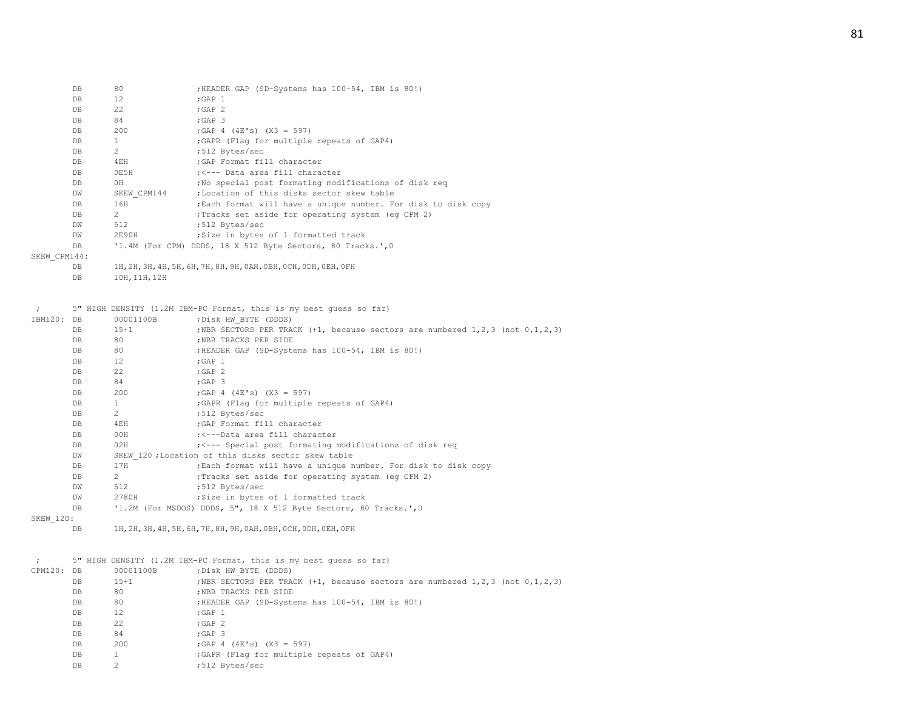```
        DB      80              ;HEADER GAP (SD-Systems has 100-54, IBM is 80!)
        DB      12              ;GAP 1
        DB      22              ;GAP 2
        DB      84              ;GAP 3
        DB      200             ;GAP 4 (4E's) (X3 = 597)
        DB      1               ;GAPR (Flag for multiple repeats of GAP4)
        DB      2               ;512 Bytes/sec
        DB      4EH             ;GAP Format fill character
        DB      0E5H            ;<--- Data area fill character
        DB      0H              ;No special post formating modifications of disk req
        DW      SKEW_CPM144     ;Location of this disks sector skew table
        DB      16H             ;Each format will have a unique number. For disk to disk copy
        DB      2               ;Tracks set aside for operating system (eg CPM 2)
        DW      512             ;512 Bytes/sec
        DW      2E90H           ;Size in bytes of 1 formatted track
        DB      '1.4M (For CPM) DDDS, 18 X 512 Byte Sectors, 80 Tracks.',0
SKEW_CPM144:
        DB      1H,2H,3H,4H,5H,6H,7H,8H,9H,0AH,0BH,0CH,0DH,0EH,0FH
        DB      10H,11H,12H


 ;      5" HIGH DENSITY (1.2M IBM-PC Format, this is my best guess so far)
IBM120: DB      00001100B       ;Disk HW_BYTE (DDDS)
        DB      15+1            ;NBR SECTORS PER TRACK (+1, because sectors are numbered 1,2,3 (not 0,1,2,3)
        DB      80              ;NBR TRACKS PER SIDE
        DB      80              ;HEADER GAP (SD-Systems has 100-54, IBM is 80!)
        DB      12              ;GAP 1
        DB      22              ;GAP 2
        DB      84              ;GAP 3
        DB      200             ;GAP 4 (4E's) (X3 = 597)
        DB      1               ;GAPR (Flag for multiple repeats of GAP4)
        DB      2               ;512 Bytes/sec
        DB      4EH             ;GAP Format fill character
        DB      00H             ;<---Data area fill character
        DB      02H             ;<--- Special post formating modifications of disk req
        DW      SKEW_120 ;Location of this disks sector skew table
        DB      17H             ;Each format will have a unique number. For disk to disk copy
        DB      2               ;Tracks set aside for operating system (eg CPM 2)
        DW      512             ;512 Bytes/sec
        DW      2780H           ;Size in bytes of 1 formatted track
        DB      '1.2M (For MSDOS) DDDS, 5", 18 X 512 Byte Sectors, 80 Tracks.',0
SKEW_120:
        DB      1H,2H,3H,4H,5H,6H,7H,8H,9H,0AH,0BH,0CH,0DH,0EH,0FH


 ;      5" HIGH DENSITY (1.2M IBM-PC Format, this is my best guess so far)
CPM120: DB      00001100B       ;Disk HW_BYTE (DDDS)
        DB      15+1            ;NBR SECTORS PER TRACK (+1, because sectors are numbered 1,2,3 (not 0,1,2,3)
        DB      80              ;NBR TRACKS PER SIDE
        DB      80              ;HEADER GAP (SD-Systems has 100-54, IBM is 80!)
        DB      12              ;GAP 1
        DB      22              ;GAP 2
        DB      84              ;GAP 3
        DB      200             ;GAP 4 (4E's) (X3 = 597)
        DB      1               ;GAPR (Flag for multiple repeats of GAP4)
        DB      2               ;512 Bytes/sec
```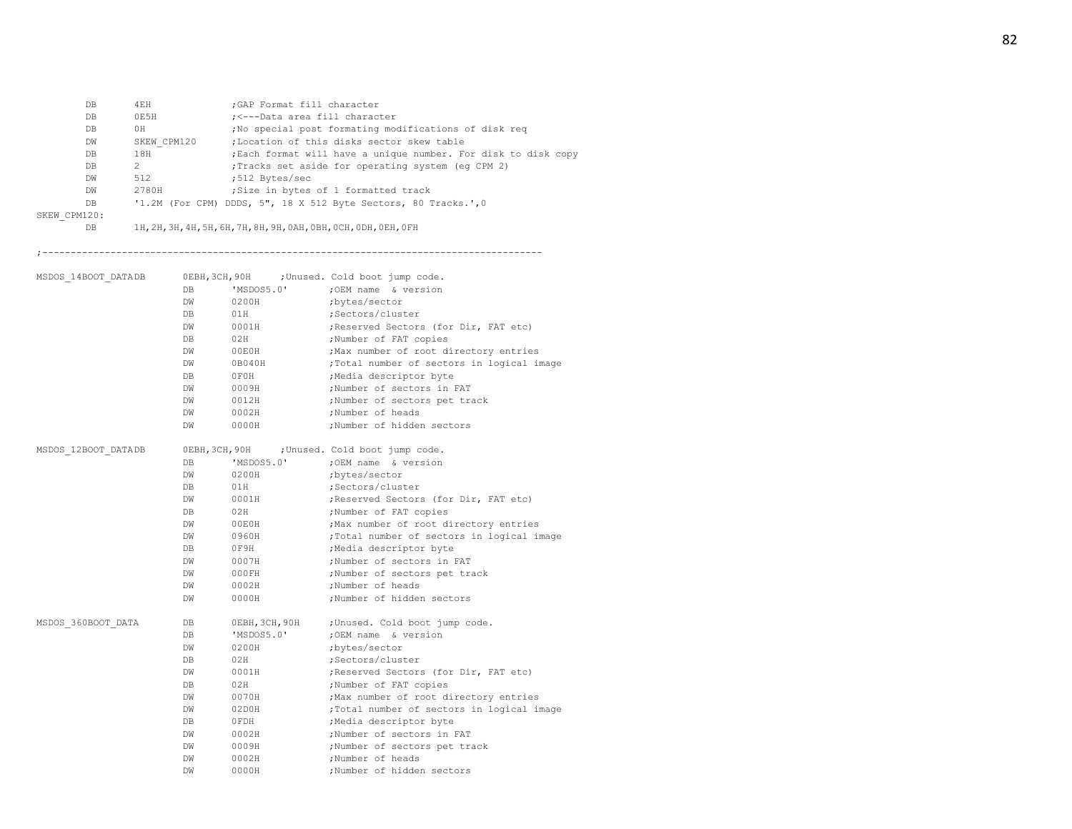```
        DB      4EH             ;GAP Format fill character
        DB      0E5H            ;<---Data area fill character
        DB      0H              ;No special post formating modifications of disk req
        DW      SKEW_CPM120     ;Location of this disks sector skew table
        DB      18H             ;Each format will have a unique number. For disk to disk copy
        DB      2               ;Tracks set aside for operating system (eg CPM 2)
        DW      512             ;512 Bytes/sec
        DW      2780H           ;Size in bytes of 1 formatted track
        DB      '1.2M (For CPM) DDDS, 5", 18 X 512 Byte Sectors, 80 Tracks.',0
SKEW_CPM120:
        DB      1H,2H,3H,4H,5H,6H,7H,8H,9H,0AH,0BH,0CH,0DH,0EH,0FH

;-----------------------------------------------------------------------------------------

MSDOS_14BOOT_DATADB     0EBH,3CH,90H    ;Unused. Cold boot jump code.
                DB      'MSDOS5.0'      ;OEM name & version
                DW      0200H           ;bytes/sector
                DB      01H             ;Sectors/cluster
                DW      0001H           ;Reserved Sectors (for Dir, FAT etc)
                DB      02H             ;Number of FAT copies
                DW      00E0H           ;Max number of root directory entries
                DW      0B040H          ;Total number of sectors in logical image
                DB      0F0H            ;Media descriptor byte
                DW      0009H           ;Number of sectors in FAT
                DW      0012H           ;Number of sectors pet track
                DW      0002H           ;Number of heads
                DW      0000H           ;Number of hidden sectors

MSDOS_12BOOT_DATADB     0EBH,3CH,90H    ;Unused. Cold boot jump code.
                DB      'MSDOS5.0'      ;OEM name & version
                DW      0200H           ;bytes/sector
                DB      01H             ;Sectors/cluster
                DW      0001H           ;Reserved Sectors (for Dir, FAT etc)
                DB      02H             ;Number of FAT copies
                DW      00E0H           ;Max number of root directory entries
                DW      0960H           ;Total number of sectors in logical image
                DB      0F9H            ;Media descriptor byte
                DW      0007H           ;Number of sectors in FAT
                DW      000FH           ;Number of sectors pet track
                DW      0002H           ;Number of heads
                DW      0000H           ;Number of hidden sectors

MSDOS_360BOOT_DATA      DB      0EBH,3CH,90H    ;Unused. Cold boot jump code.
                DB      'MSDOS5.0'      ;OEM name & version
                DW      0200H           ;bytes/sector
                DB      02H             ;Sectors/cluster
                DW      0001H           ;Reserved Sectors (for Dir, FAT etc)
                DB      02H             ;Number of FAT copies
                DW      0070H           ;Max number of root directory entries
                DW      02D0H           ;Total number of sectors in logical image
                DB      0FDH            ;Media descriptor byte
                DW      0002H           ;Number of sectors in FAT
                DW      0009H           ;Number of sectors pet track
                DW      0002H           ;Number of heads
                DW      0000H           ;Number of hidden sectors
```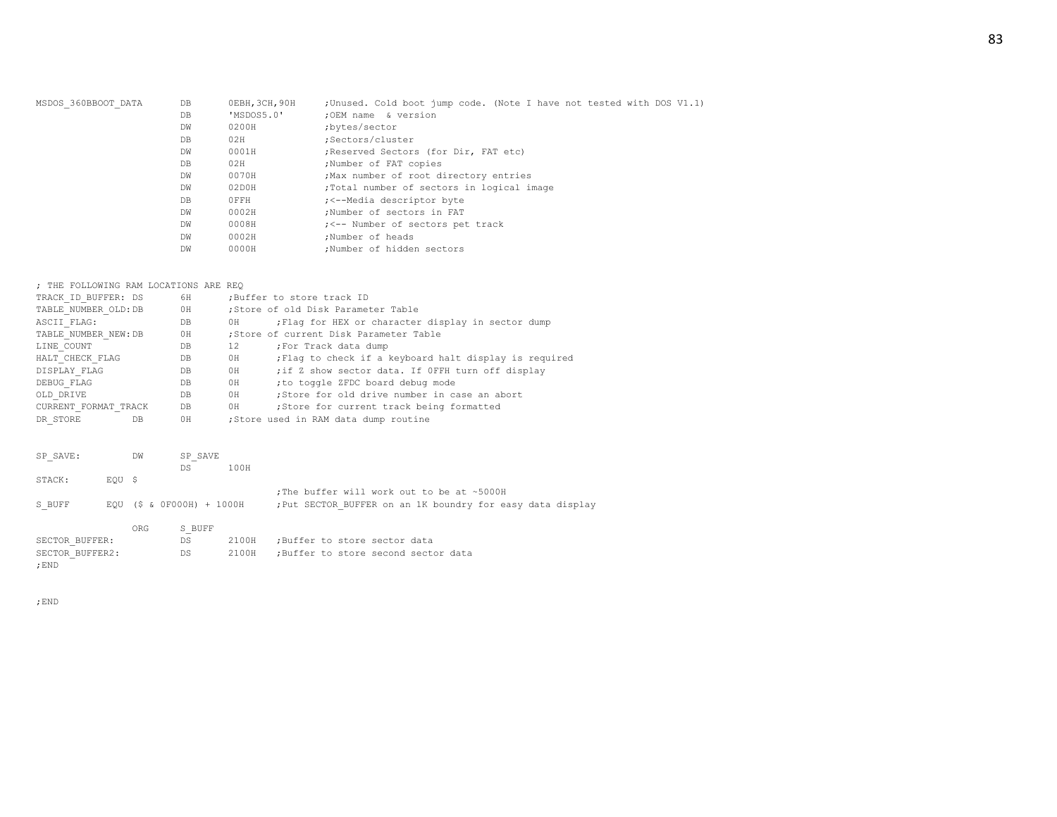```
MSDOS_360BBOOT_DATA      DB      0EBH,3CH,90H    ;Unused. Cold boot jump code. (Note I have not tested with DOS V1.1)
                         DB      'MSDOS5.0'      ;OEM name  & version
                         DW      0200H           ;bytes/sector
                         DB      02H             ;Sectors/cluster
                         DW      0001H           ;Reserved Sectors (for Dir, FAT etc)
                         DB      02H             ;Number of FAT copies
                         DW      0070H           ;Max number of root directory entries
                         DW      02D0H           ;Total number of sectors in logical image
                         DB      0FFH            ;<--Media descriptor byte
                         DW      0002H           ;Number of sectors in FAT
                         DW      0008H           ;<-- Number of sectors pet track
                         DW      0002H           ;Number of heads
                         DW      0000H           ;Number of hidden sectors


; THE FOLLOWING RAM LOCATIONS ARE REQ
TRACK_ID_BUFFER: DS      6H      ;Buffer to store track ID
TABLE_NUMBER_OLD:DB      0H      ;Store of old Disk Parameter Table
ASCII_FLAG:              DB      0H      ;Flag for HEX or character display in sector dump
TABLE_NUMBER_NEW:DB      0H      ;Store of current Disk Parameter Table
LINE_COUNT               DB      12      ;For Track data dump
HALT_CHECK_FLAG          DB      0H      ;Flag to check if a keyboard halt display is required
DISPLAY_FLAG             DB      0H      ;if Z show sector data. If 0FFH turn off display
DEBUG_FLAG               DB      0H      ;to toggle ZFDC board debug mode
OLD_DRIVE                DB      0H      ;Store for old drive number in case an abort
CURRENT_FORMAT_TRACK     DB      0H      ;Store for current track being formatted
DR_STORE        DB      0H      ;Store used in RAM data dump routine


SP_SAVE:        DW      SP_SAVE
                        DS      100H
STACK:      EQU $
                                        ;The buffer will work out to be at ~5000H
S_BUFF      EQU ($ & 0F000H) + 1000H    ;Put SECTOR_BUFFER on an 1K boundry for easy data display

                ORG     S_BUFF
SECTOR_BUFFER:          DS      2100H   ;Buffer to store sector data
SECTOR_BUFFER2:         DS      2100H   ;Buffer to store second sector data
;END


;END
```